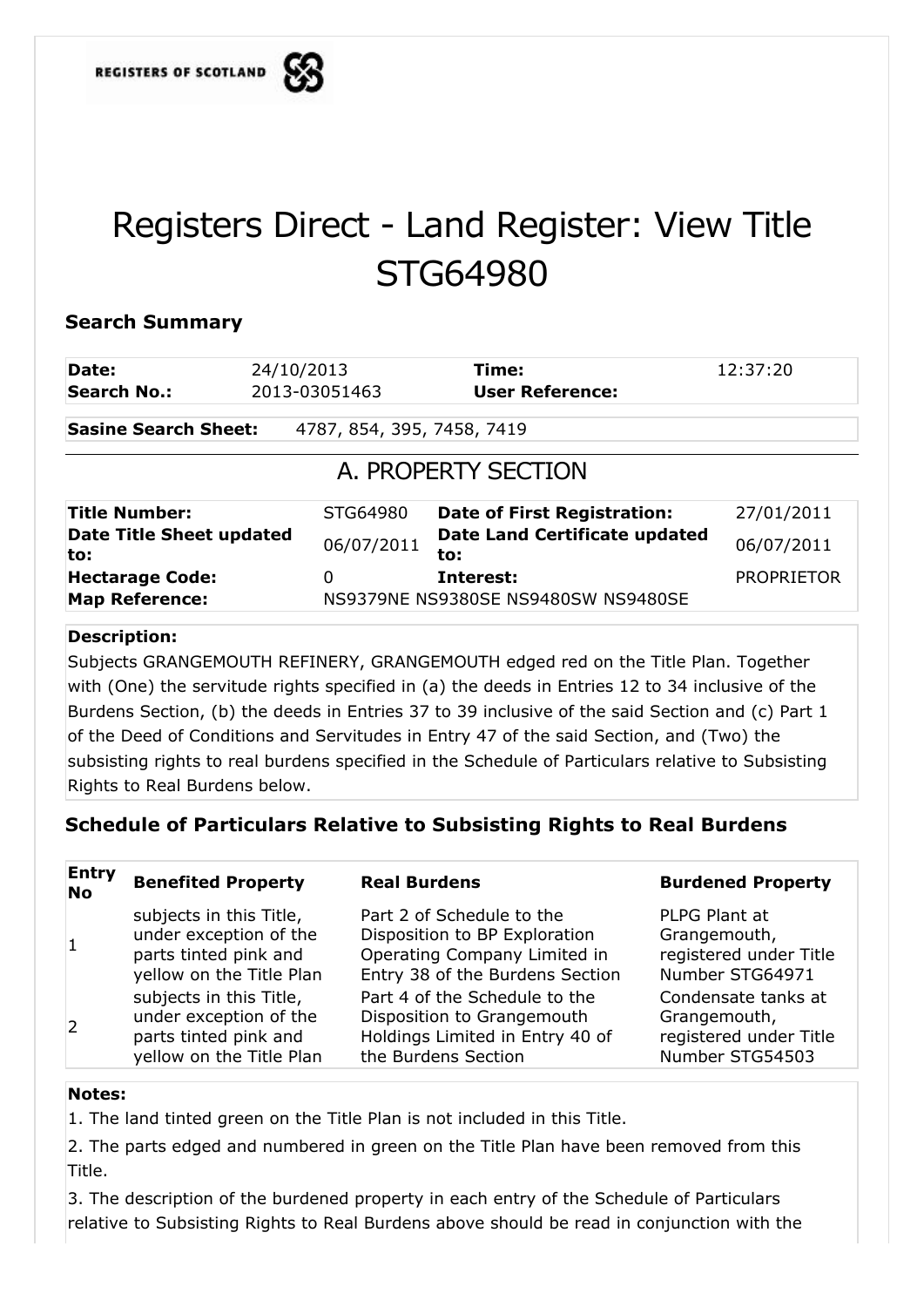REGISTERS OF SCOTLAND

# Registers Direct - Land Register: View Title STG64980

## Search Summary

| | | | |
|---|---|---|---|
| **Date:** | 24/10/2013 | **Time:** | 12:37:20 |
| **Search No.:** | 2013-03051463 | **User Reference:** | |

**Sasine Search Sheet:** 4787, 854, 395, 7458, 7419

## A. PROPERTY SECTION

| | | | |
|---|---|---|---|
| **Title Number:** | STG64980 | **Date of First Registration:** | 27/01/2011 |
| **Date Title Sheet updated to:** | 06/07/2011 | **Date Land Certificate updated to:** | 06/07/2011 |
| **Hectarage Code:** | 0 | **Interest:** | PROPRIETOR |
| **Map Reference:** | NS9379NE NS9380SE NS9480SW NS9480SE | | |

**Description:**

Subjects GRANGEMOUTH REFINERY, GRANGEMOUTH edged red on the Title Plan. Together with (One) the servitude rights specified in (a) the deeds in Entries 12 to 34 inclusive of the Burdens Section, (b) the deeds in Entries 37 to 39 inclusive of the said Section and (c) Part 1 of the Deed of Conditions and Servitudes in Entry 47 of the said Section, and (Two) the subsisting rights to real burdens specified in the Schedule of Particulars relative to Subsisting Rights to Real Burdens below.

### Schedule of Particulars Relative to Subsisting Rights to Real Burdens

| Entry No | Benefited Property | Real Burdens | Burdened Property |
|---|---|---|---|
| 1 | subjects in this Title, under exception of the parts tinted pink and yellow on the Title Plan | Part 2 of Schedule to the Disposition to BP Exploration Operating Company Limited in Entry 38 of the Burdens Section | PLPG Plant at Grangemouth, registered under Title Number STG64971 |
| 2 | subjects in this Title, under exception of the parts tinted pink and yellow on the Title Plan | Part 4 of the Schedule to the Disposition to Grangemouth Holdings Limited in Entry 40 of the Burdens Section | Condensate tanks at Grangemouth, registered under Title Number STG54503 |

**Notes:**

1. The land tinted green on the Title Plan is not included in this Title.

2. The parts edged and numbered in green on the Title Plan have been removed from this Title.

3. The description of the burdened property in each entry of the Schedule of Particulars relative to Subsisting Rights to Real Burdens above should be read in conjunction with the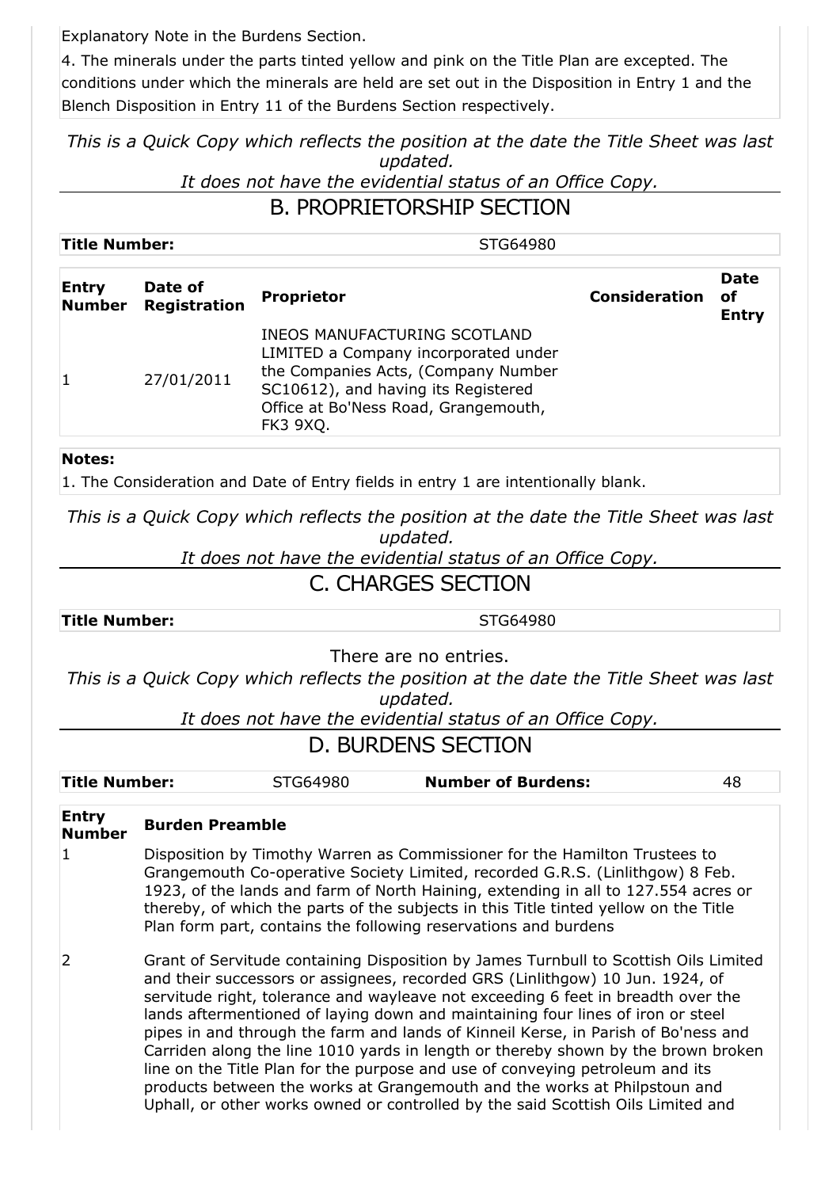Explanatory Note in the Burdens Section.

4. The minerals under the parts tinted yellow and pink on the Title Plan are excepted. The conditions under which the minerals are held are set out in the Disposition in Entry 1 and the Blench Disposition in Entry 11 of the Burdens Section respectively.

*This is a Quick Copy which reflects the position at the date the Title Sheet was last updated.*
*It does not have the evidential status of an Office Copy.*

## B. PROPRIETORSHIP SECTION

| **Title Number:** | STG64980 |
|---|---|

| Entry Number | Date of Registration | Proprietor | Consideration | Date of Entry |
|---|---|---|---|---|
| 1 | 27/01/2011 | INEOS MANUFACTURING SCOTLAND LIMITED a Company incorporated under the Companies Acts, (Company Number SC10612), and having its Registered Office at Bo'Ness Road, Grangemouth, FK3 9XQ. | | |

**Notes:**

1. The Consideration and Date of Entry fields in entry 1 are intentionally blank.

*This is a Quick Copy which reflects the position at the date the Title Sheet was last updated.*
*It does not have the evidential status of an Office Copy.*

## C. CHARGES SECTION

| **Title Number:** | STG64980 |
|---|---|

There are no entries.

*This is a Quick Copy which reflects the position at the date the Title Sheet was last updated.*
*It does not have the evidential status of an Office Copy.*

## D. BURDENS SECTION

| **Title Number:** | STG64980 | **Number of Burdens:** | 48 |
|---|---|---|---|

| Entry Number | Burden Preamble |
|---|---|
| 1 | Disposition by Timothy Warren as Commissioner for the Hamilton Trustees to Grangemouth Co-operative Society Limited, recorded G.R.S. (Linlithgow) 8 Feb. 1923, of the lands and farm of North Haining, extending in all to 127.554 acres or thereby, of which the parts of the subjects in this Title tinted yellow on the Title Plan form part, contains the following reservations and burdens |
| 2 | Grant of Servitude containing Disposition by James Turnbull to Scottish Oils Limited and their successors or assignees, recorded GRS (Linlithgow) 10 Jun. 1924, of servitude right, tolerance and wayleave not exceeding 6 feet in breadth over the lands aftermentioned of laying down and maintaining four lines of iron or steel pipes in and through the farm and lands of Kinneil Kerse, in Parish of Bo'ness and Carriden along the line 1010 yards in length or thereby shown by the brown broken line on the Title Plan for the purpose and use of conveying petroleum and its products between the works at Grangemouth and the works at Philpstoun and Uphall, or other works owned or controlled by the said Scottish Oils Limited and |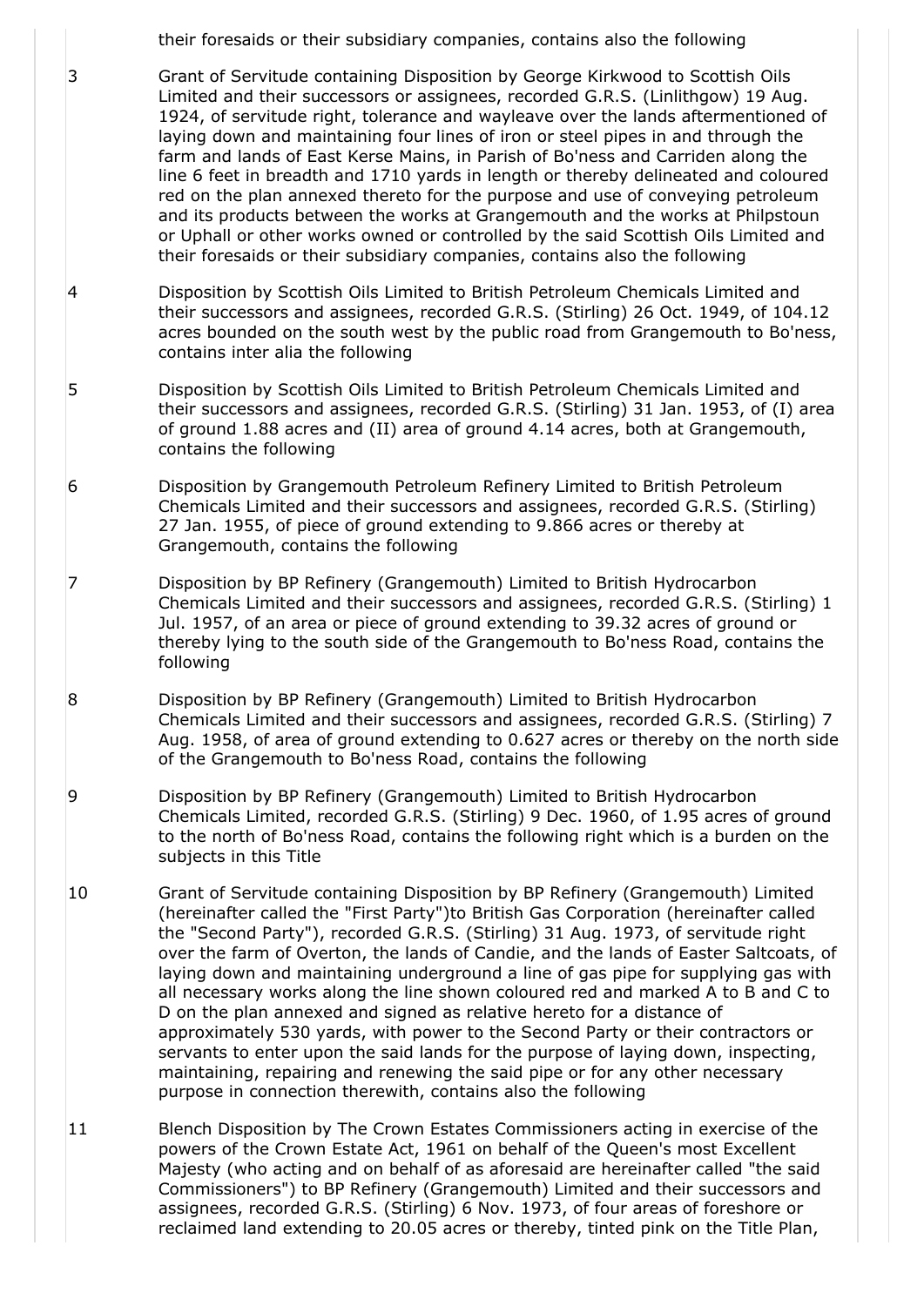their foresaids or their subsidiary companies, contains also the following

| | |
|---|---|
| 3 | Grant of Servitude containing Disposition by George Kirkwood to Scottish Oils Limited and their successors or assignees, recorded G.R.S. (Linlithgow) 19 Aug. 1924, of servitude right, tolerance and wayleave over the lands aftermentioned of laying down and maintaining four lines of iron or steel pipes in and through the farm and lands of East Kerse Mains, in Parish of Bo'ness and Carriden along the line 6 feet in breadth and 1710 yards in length or thereby delineated and coloured red on the plan annexed thereto for the purpose and use of conveying petroleum and its products between the works at Grangemouth and the works at Philpstoun or Uphall or other works owned or controlled by the said Scottish Oils Limited and their foresaids or their subsidiary companies, contains also the following |
| 4 | Disposition by Scottish Oils Limited to British Petroleum Chemicals Limited and their successors and assignees, recorded G.R.S. (Stirling) 26 Oct. 1949, of 104.12 acres bounded on the south west by the public road from Grangemouth to Bo'ness, contains inter alia the following |
| 5 | Disposition by Scottish Oils Limited to British Petroleum Chemicals Limited and their successors and assignees, recorded G.R.S. (Stirling) 31 Jan. 1953, of (I) area of ground 1.88 acres and (II) area of ground 4.14 acres, both at Grangemouth, contains the following |
| 6 | Disposition by Grangemouth Petroleum Refinery Limited to British Petroleum Chemicals Limited and their successors and assignees, recorded G.R.S. (Stirling) 27 Jan. 1955, of piece of ground extending to 9.866 acres or thereby at Grangemouth, contains the following |
| 7 | Disposition by BP Refinery (Grangemouth) Limited to British Hydrocarbon Chemicals Limited and their successors and assignees, recorded G.R.S. (Stirling) 1 Jul. 1957, of an area or piece of ground extending to 39.32 acres of ground or thereby lying to the south side of the Grangemouth to Bo'ness Road, contains the following |
| 8 | Disposition by BP Refinery (Grangemouth) Limited to British Hydrocarbon Chemicals Limited and their successors and assignees, recorded G.R.S. (Stirling) 7 Aug. 1958, of area of ground extending to 0.627 acres or thereby on the north side of the Grangemouth to Bo'ness Road, contains the following |
| 9 | Disposition by BP Refinery (Grangemouth) Limited to British Hydrocarbon Chemicals Limited, recorded G.R.S. (Stirling) 9 Dec. 1960, of 1.95 acres of ground to the north of Bo'ness Road, contains the following right which is a burden on the subjects in this Title |
| 10 | Grant of Servitude containing Disposition by BP Refinery (Grangemouth) Limited (hereinafter called the "First Party")to British Gas Corporation (hereinafter called the "Second Party"), recorded G.R.S. (Stirling) 31 Aug. 1973, of servitude right over the farm of Overton, the lands of Candie, and the lands of Easter Saltcoats, of laying down and maintaining underground a line of gas pipe for supplying gas with all necessary works along the line shown coloured red and marked A to B and C to D on the plan annexed and signed as relative hereto for a distance of approximately 530 yards, with power to the Second Party or their contractors or servants to enter upon the said lands for the purpose of laying down, inspecting, maintaining, repairing and renewing the said pipe or for any other necessary purpose in connection therewith, contains also the following |
| 11 | Blench Disposition by The Crown Estates Commissioners acting in exercise of the powers of the Crown Estate Act, 1961 on behalf of the Queen's most Excellent Majesty (who acting and on behalf of as aforesaid are hereinafter called "the said Commissioners") to BP Refinery (Grangemouth) Limited and their successors and assignees, recorded G.R.S. (Stirling) 6 Nov. 1973, of four areas of foreshore or reclaimed land extending to 20.05 acres or thereby, tinted pink on the Title Plan, |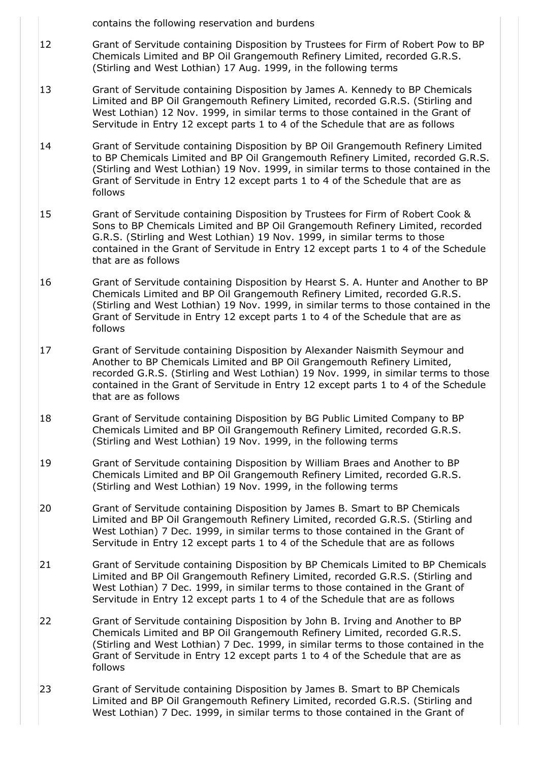contains the following reservation and burdens

| | |
|---|---|
| 12 | Grant of Servitude containing Disposition by Trustees for Firm of Robert Pow to BP Chemicals Limited and BP Oil Grangemouth Refinery Limited, recorded G.R.S. (Stirling and West Lothian) 17 Aug. 1999, in the following terms |
| 13 | Grant of Servitude containing Disposition by James A. Kennedy to BP Chemicals Limited and BP Oil Grangemouth Refinery Limited, recorded G.R.S. (Stirling and West Lothian) 12 Nov. 1999, in similar terms to those contained in the Grant of Servitude in Entry 12 except parts 1 to 4 of the Schedule that are as follows |
| 14 | Grant of Servitude containing Disposition by BP Oil Grangemouth Refinery Limited to BP Chemicals Limited and BP Oil Grangemouth Refinery Limited, recorded G.R.S. (Stirling and West Lothian) 19 Nov. 1999, in similar terms to those contained in the Grant of Servitude in Entry 12 except parts 1 to 4 of the Schedule that are as follows |
| 15 | Grant of Servitude containing Disposition by Trustees for Firm of Robert Cook & Sons to BP Chemicals Limited and BP Oil Grangemouth Refinery Limited, recorded G.R.S. (Stirling and West Lothian) 19 Nov. 1999, in similar terms to those contained in the Grant of Servitude in Entry 12 except parts 1 to 4 of the Schedule that are as follows |
| 16 | Grant of Servitude containing Disposition by Hearst S. A. Hunter and Another to BP Chemicals Limited and BP Oil Grangemouth Refinery Limited, recorded G.R.S. (Stirling and West Lothian) 19 Nov. 1999, in similar terms to those contained in the Grant of Servitude in Entry 12 except parts 1 to 4 of the Schedule that are as follows |
| 17 | Grant of Servitude containing Disposition by Alexander Naismith Seymour and Another to BP Chemicals Limited and BP Oil Grangemouth Refinery Limited, recorded G.R.S. (Stirling and West Lothian) 19 Nov. 1999, in similar terms to those contained in the Grant of Servitude in Entry 12 except parts 1 to 4 of the Schedule that are as follows |
| 18 | Grant of Servitude containing Disposition by BG Public Limited Company to BP Chemicals Limited and BP Oil Grangemouth Refinery Limited, recorded G.R.S. (Stirling and West Lothian) 19 Nov. 1999, in the following terms |
| 19 | Grant of Servitude containing Disposition by William Braes and Another to BP Chemicals Limited and BP Oil Grangemouth Refinery Limited, recorded G.R.S. (Stirling and West Lothian) 19 Nov. 1999, in the following terms |
| 20 | Grant of Servitude containing Disposition by James B. Smart to BP Chemicals Limited and BP Oil Grangemouth Refinery Limited, recorded G.R.S. (Stirling and West Lothian) 7 Dec. 1999, in similar terms to those contained in the Grant of Servitude in Entry 12 except parts 1 to 4 of the Schedule that are as follows |
| 21 | Grant of Servitude containing Disposition by BP Chemicals Limited to BP Chemicals Limited and BP Oil Grangemouth Refinery Limited, recorded G.R.S. (Stirling and West Lothian) 7 Dec. 1999, in similar terms to those contained in the Grant of Servitude in Entry 12 except parts 1 to 4 of the Schedule that are as follows |
| 22 | Grant of Servitude containing Disposition by John B. Irving and Another to BP Chemicals Limited and BP Oil Grangemouth Refinery Limited, recorded G.R.S. (Stirling and West Lothian) 7 Dec. 1999, in similar terms to those contained in the Grant of Servitude in Entry 12 except parts 1 to 4 of the Schedule that are as follows |
| 23 | Grant of Servitude containing Disposition by James B. Smart to BP Chemicals Limited and BP Oil Grangemouth Refinery Limited, recorded G.R.S. (Stirling and West Lothian) 7 Dec. 1999, in similar terms to those contained in the Grant of |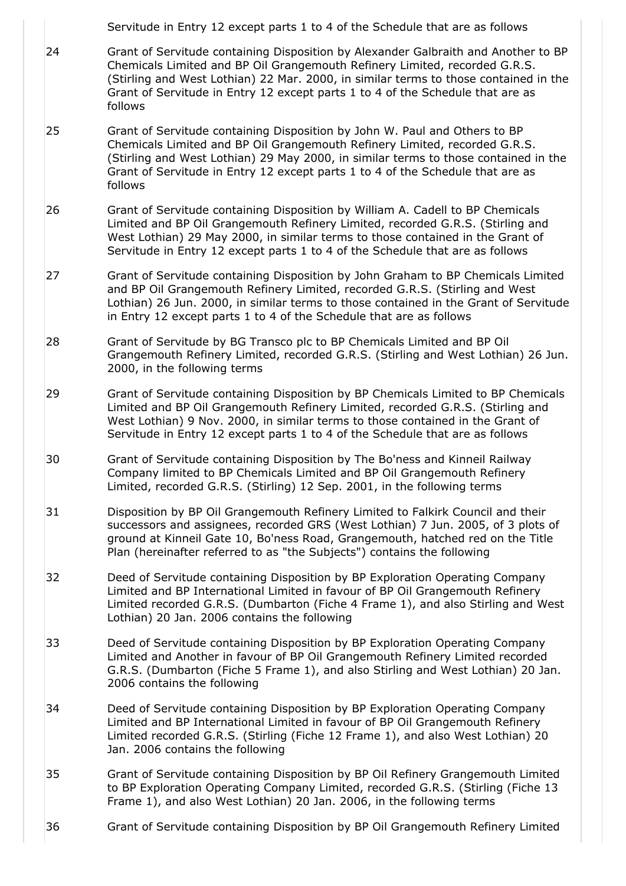Servitude in Entry 12 except parts 1 to 4 of the Schedule that are as follows

24 Grant of Servitude containing Disposition by Alexander Galbraith and Another to BP Chemicals Limited and BP Oil Grangemouth Refinery Limited, recorded G.R.S. (Stirling and West Lothian) 22 Mar. 2000, in similar terms to those contained in the Grant of Servitude in Entry 12 except parts 1 to 4 of the Schedule that are as follows

25 Grant of Servitude containing Disposition by John W. Paul and Others to BP Chemicals Limited and BP Oil Grangemouth Refinery Limited, recorded G.R.S. (Stirling and West Lothian) 29 May 2000, in similar terms to those contained in the Grant of Servitude in Entry 12 except parts 1 to 4 of the Schedule that are as follows

26 Grant of Servitude containing Disposition by William A. Cadell to BP Chemicals Limited and BP Oil Grangemouth Refinery Limited, recorded G.R.S. (Stirling and West Lothian) 29 May 2000, in similar terms to those contained in the Grant of Servitude in Entry 12 except parts 1 to 4 of the Schedule that are as follows

27 Grant of Servitude containing Disposition by John Graham to BP Chemicals Limited and BP Oil Grangemouth Refinery Limited, recorded G.R.S. (Stirling and West Lothian) 26 Jun. 2000, in similar terms to those contained in the Grant of Servitude in Entry 12 except parts 1 to 4 of the Schedule that are as follows

28 Grant of Servitude by BG Transco plc to BP Chemicals Limited and BP Oil Grangemouth Refinery Limited, recorded G.R.S. (Stirling and West Lothian) 26 Jun. 2000, in the following terms

29 Grant of Servitude containing Disposition by BP Chemicals Limited to BP Chemicals Limited and BP Oil Grangemouth Refinery Limited, recorded G.R.S. (Stirling and West Lothian) 9 Nov. 2000, in similar terms to those contained in the Grant of Servitude in Entry 12 except parts 1 to 4 of the Schedule that are as follows

30 Grant of Servitude containing Disposition by The Bo'ness and Kinneil Railway Company limited to BP Chemicals Limited and BP Oil Grangemouth Refinery Limited, recorded G.R.S. (Stirling) 12 Sep. 2001, in the following terms

31 Disposition by BP Oil Grangemouth Refinery Limited to Falkirk Council and their successors and assignees, recorded GRS (West Lothian) 7 Jun. 2005, of 3 plots of ground at Kinneil Gate 10, Bo'ness Road, Grangemouth, hatched red on the Title Plan (hereinafter referred to as "the Subjects") contains the following

32 Deed of Servitude containing Disposition by BP Exploration Operating Company Limited and BP International Limited in favour of BP Oil Grangemouth Refinery Limited recorded G.R.S. (Dumbarton (Fiche 4 Frame 1), and also Stirling and West Lothian) 20 Jan. 2006 contains the following

33 Deed of Servitude containing Disposition by BP Exploration Operating Company Limited and Another in favour of BP Oil Grangemouth Refinery Limited recorded G.R.S. (Dumbarton (Fiche 5 Frame 1), and also Stirling and West Lothian) 20 Jan. 2006 contains the following

34 Deed of Servitude containing Disposition by BP Exploration Operating Company Limited and BP International Limited in favour of BP Oil Grangemouth Refinery Limited recorded G.R.S. (Stirling (Fiche 12 Frame 1), and also West Lothian) 20 Jan. 2006 contains the following

35 Grant of Servitude containing Disposition by BP Oil Refinery Grangemouth Limited to BP Exploration Operating Company Limited, recorded G.R.S. (Stirling (Fiche 13 Frame 1), and also West Lothian) 20 Jan. 2006, in the following terms

36 Grant of Servitude containing Disposition by BP Oil Grangemouth Refinery Limited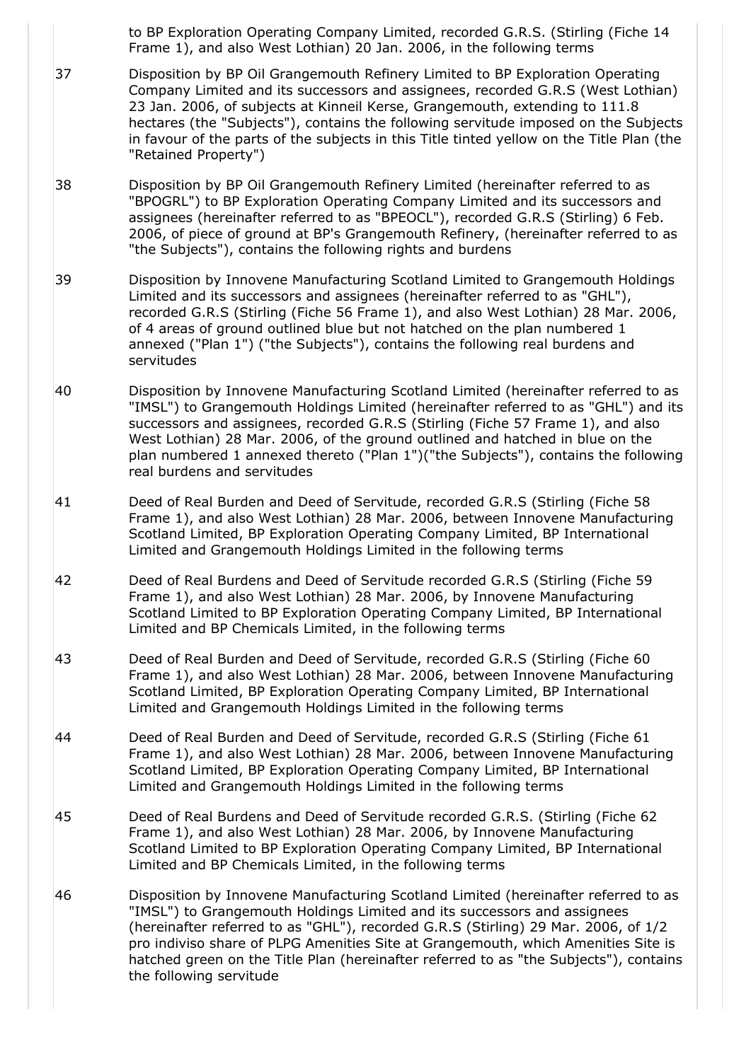to BP Exploration Operating Company Limited, recorded G.R.S. (Stirling (Fiche 14 Frame 1), and also West Lothian) 20 Jan. 2006, in the following terms

| | |
|---|---|
| 37 | Disposition by BP Oil Grangemouth Refinery Limited to BP Exploration Operating Company Limited and its successors and assignees, recorded G.R.S (West Lothian) 23 Jan. 2006, of subjects at Kinneil Kerse, Grangemouth, extending to 111.8 hectares (the "Subjects"), contains the following servitude imposed on the Subjects in favour of the parts of the subjects in this Title tinted yellow on the Title Plan (the "Retained Property") |
| 38 | Disposition by BP Oil Grangemouth Refinery Limited (hereinafter referred to as "BPOGRL") to BP Exploration Operating Company Limited and its successors and assignees (hereinafter referred to as "BPEOCL"), recorded G.R.S (Stirling) 6 Feb. 2006, of piece of ground at BP's Grangemouth Refinery, (hereinafter referred to as "the Subjects"), contains the following rights and burdens |
| 39 | Disposition by Innovene Manufacturing Scotland Limited to Grangemouth Holdings Limited and its successors and assignees (hereinafter referred to as "GHL"), recorded G.R.S (Stirling (Fiche 56 Frame 1), and also West Lothian) 28 Mar. 2006, of 4 areas of ground outlined blue but not hatched on the plan numbered 1 annexed ("Plan 1") ("the Subjects"), contains the following real burdens and servitudes |
| 40 | Disposition by Innovene Manufacturing Scotland Limited (hereinafter referred to as "IMSL") to Grangemouth Holdings Limited (hereinafter referred to as "GHL") and its successors and assignees, recorded G.R.S (Stirling (Fiche 57 Frame 1), and also West Lothian) 28 Mar. 2006, of the ground outlined and hatched in blue on the plan numbered 1 annexed thereto ("Plan 1")("the Subjects"), contains the following real burdens and servitudes |
| 41 | Deed of Real Burden and Deed of Servitude, recorded G.R.S (Stirling (Fiche 58 Frame 1), and also West Lothian) 28 Mar. 2006, between Innovene Manufacturing Scotland Limited, BP Exploration Operating Company Limited, BP International Limited and Grangemouth Holdings Limited in the following terms |
| 42 | Deed of Real Burdens and Deed of Servitude recorded G.R.S (Stirling (Fiche 59 Frame 1), and also West Lothian) 28 Mar. 2006, by Innovene Manufacturing Scotland Limited to BP Exploration Operating Company Limited, BP International Limited and BP Chemicals Limited, in the following terms |
| 43 | Deed of Real Burden and Deed of Servitude, recorded G.R.S (Stirling (Fiche 60 Frame 1), and also West Lothian) 28 Mar. 2006, between Innovene Manufacturing Scotland Limited, BP Exploration Operating Company Limited, BP International Limited and Grangemouth Holdings Limited in the following terms |
| 44 | Deed of Real Burden and Deed of Servitude, recorded G.R.S (Stirling (Fiche 61 Frame 1), and also West Lothian) 28 Mar. 2006, between Innovene Manufacturing Scotland Limited, BP Exploration Operating Company Limited, BP International Limited and Grangemouth Holdings Limited in the following terms |
| 45 | Deed of Real Burdens and Deed of Servitude recorded G.R.S. (Stirling (Fiche 62 Frame 1), and also West Lothian) 28 Mar. 2006, by Innovene Manufacturing Scotland Limited to BP Exploration Operating Company Limited, BP International Limited and BP Chemicals Limited, in the following terms |
| 46 | Disposition by Innovene Manufacturing Scotland Limited (hereinafter referred to as "IMSL") to Grangemouth Holdings Limited and its successors and assignees (hereinafter referred to as "GHL"), recorded G.R.S (Stirling) 29 Mar. 2006, of 1/2 pro indiviso share of PLPG Amenities Site at Grangemouth, which Amenities Site is hatched green on the Title Plan (hereinafter referred to as "the Subjects"), contains the following servitude |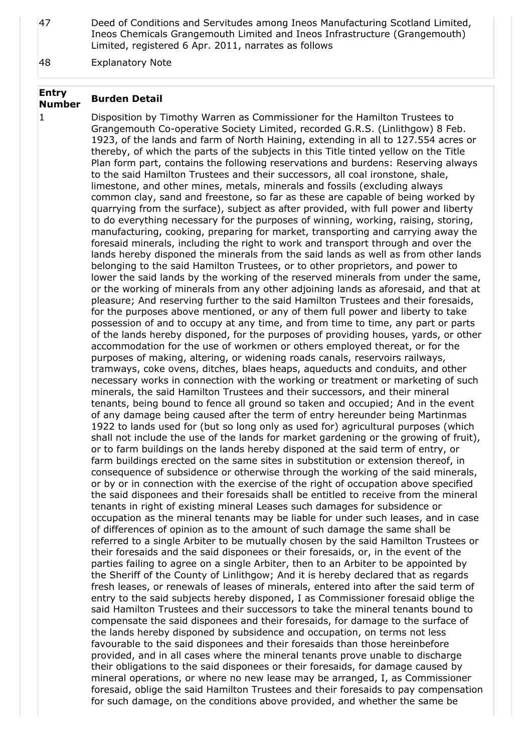| | |
|---|---|
| 47 | Deed of Conditions and Servitudes among Ineos Manufacturing Scotland Limited, Ineos Chemicals Grangemouth Limited and Ineos Infrastructure (Grangemouth) Limited, registered 6 Apr. 2011, narrates as follows |
| 48 | Explanatory Note |

| Entry Number | Burden Detail |
|---|---|
| 1 | Disposition by Timothy Warren as Commissioner for the Hamilton Trustees to Grangemouth Co-operative Society Limited, recorded G.R.S. (Linlithgow) 8 Feb. 1923, of the lands and farm of North Haining, extending in all to 127.554 acres or thereby, of which the parts of the subjects in this Title tinted yellow on the Title Plan form part, contains the following reservations and burdens: Reserving always to the said Hamilton Trustees and their successors, all coal ironstone, shale, limestone, and other mines, metals, minerals and fossils (excluding always common clay, sand and freestone, so far as these are capable of being worked by quarrying from the surface), subject as after provided, with full power and liberty to do everything necessary for the purposes of winning, working, raising, storing, manufacturing, cooking, preparing for market, transporting and carrying away the foresaid minerals, including the right to work and transport through and over the lands hereby disponed the minerals from the said lands as well as from other lands belonging to the said Hamilton Trustees, or to other proprietors, and power to lower the said lands by the working of the reserved minerals from under the same, or the working of minerals from any other adjoining lands as aforesaid, and that at pleasure; And reserving further to the said Hamilton Trustees and their foresaids, for the purposes above mentioned, or any of them full power and liberty to take possession of and to occupy at any time, and from time to time, any part or parts of the lands hereby disponed, for the purposes of providing houses, yards, or other accommodation for the use of workmen or others employed thereat, or for the purposes of making, altering, or widening roads canals, reservoirs railways, tramways, coke ovens, ditches, blaes heaps, aqueducts and conduits, and other necessary works in connection with the working or treatment or marketing of such minerals, the said Hamilton Trustees and their successors, and their mineral tenants, being bound to fence all ground so taken and occupied; And in the event of any damage being caused after the term of entry hereunder being Martinmas 1922 to lands used for (but so long only as used for) agricultural purposes (which shall not include the use of the lands for market gardening or the growing of fruit), or to farm buildings on the lands hereby disponed at the said term of entry, or farm buildings erected on the same sites in substitution or extension thereof, in consequence of subsidence or otherwise through the working of the said minerals, or by or in connection with the exercise of the right of occupation above specified the said disponees and their foresaids shall be entitled to receive from the mineral tenants in right of existing mineral Leases such damages for subsidence or occupation as the mineral tenants may be liable for under such leases, and in case of differences of opinion as to the amount of such damage the same shall be referred to a single Arbiter to be mutually chosen by the said Hamilton Trustees or their foresaids and the said disponees or their foresaids, or, in the event of the parties failing to agree on a single Arbiter, then to an Arbiter to be appointed by the Sheriff of the County of Linlithgow; And it is hereby declared that as regards fresh leases, or renewals of leases of minerals, entered into after the said term of entry to the said subjects hereby disponed, I as Commissioner foresaid oblige the said Hamilton Trustees and their successors to take the mineral tenants bound to compensate the said disponees and their foresaids, for damage to the surface of the lands hereby disponed by subsidence and occupation, on terms not less favourable to the said disponees and their foresaids than those hereinbefore provided, and in all cases where the mineral tenants prove unable to discharge their obligations to the said disponees or their foresaids, for damage caused by mineral operations, or where no new lease may be arranged, I, as Commissioner foresaid, oblige the said Hamilton Trustees and their foresaids to pay compensation for such damage, on the conditions above provided, and whether the same be |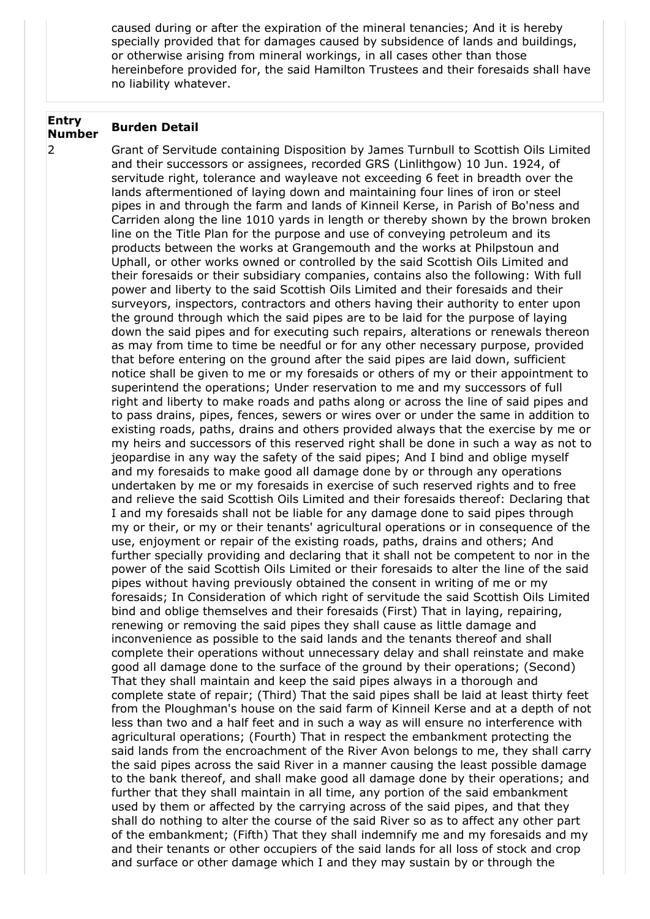caused during or after the expiration of the mineral tenancies; And it is hereby specially provided that for damages caused by subsidence of lands and buildings, or otherwise arising from mineral workings, in all cases other than those hereinbefore provided for, the said Hamilton Trustees and their foresaids shall have no liability whatever.

| Entry Number | Burden Detail |
|---|---|
| 2 | Grant of Servitude containing Disposition by James Turnbull to Scottish Oils Limited and their successors or assignees, recorded GRS (Linlithgow) 10 Jun. 1924, of servitude right, tolerance and wayleave not exceeding 6 feet in breadth over the lands aftermentioned of laying down and maintaining four lines of iron or steel pipes in and through the farm and lands of Kinneil Kerse, in Parish of Bo'ness and Carriden along the line 1010 yards in length or thereby shown by the brown broken line on the Title Plan for the purpose and use of conveying petroleum and its products between the works at Grangemouth and the works at Philpstoun and Uphall, or other works owned or controlled by the said Scottish Oils Limited and their foresaids or their subsidiary companies, contains also the following: With full power and liberty to the said Scottish Oils Limited and their foresaids and their surveyors, inspectors, contractors and others having their authority to enter upon the ground through which the said pipes are to be laid for the purpose of laying down the said pipes and for executing such repairs, alterations or renewals thereon as may from time to time be needful or for any other necessary purpose, provided that before entering on the ground after the said pipes are laid down, sufficient notice shall be given to me or my foresaids or others of my or their appointment to superintend the operations; Under reservation to me and my successors of full right and liberty to make roads and paths along or across the line of said pipes and to pass drains, pipes, fences, sewers or wires over or under the same in addition to existing roads, paths, drains and others provided always that the exercise by me or my heirs and successors of this reserved right shall be done in such a way as not to jeopardise in any way the safety of the said pipes; And I bind and oblige myself and my foresaids to make good all damage done by or through any operations undertaken by me or my foresaids in exercise of such reserved rights and to free and relieve the said Scottish Oils Limited and their foresaids thereof: Declaring that I and my foresaids shall not be liable for any damage done to said pipes through my or their, or my or their tenants' agricultural operations or in consequence of the use, enjoyment or repair of the existing roads, paths, drains and others; And further specially providing and declaring that it shall not be competent to nor in the power of the said Scottish Oils Limited or their foresaids to alter the line of the said pipes without having previously obtained the consent in writing of me or my foresaids; In Consideration of which right of servitude the said Scottish Oils Limited bind and oblige themselves and their foresaids (First) That in laying, repairing, renewing or removing the said pipes they shall cause as little damage and inconvenience as possible to the said lands and the tenants thereof and shall complete their operations without unnecessary delay and shall reinstate and make good all damage done to the surface of the ground by their operations; (Second) That they shall maintain and keep the said pipes always in a thorough and complete state of repair; (Third) That the said pipes shall be laid at least thirty feet from the Ploughman's house on the said farm of Kinneil Kerse and at a depth of not less than two and a half feet and in such a way as will ensure no interference with agricultural operations; (Fourth) That in respect the embankment protecting the said lands from the encroachment of the River Avon belongs to me, they shall carry the said pipes across the said River in a manner causing the least possible damage to the bank thereof, and shall make good all damage done by their operations; and further that they shall maintain in all time, any portion of the said embankment used by them or affected by the carrying across of the said pipes, and that they shall do nothing to alter the course of the said River so as to affect any other part of the embankment; (Fifth) That they shall indemnify me and my foresaids and my and their tenants or other occupiers of the said lands for all loss of stock and crop and surface or other damage which I and they may sustain by or through the |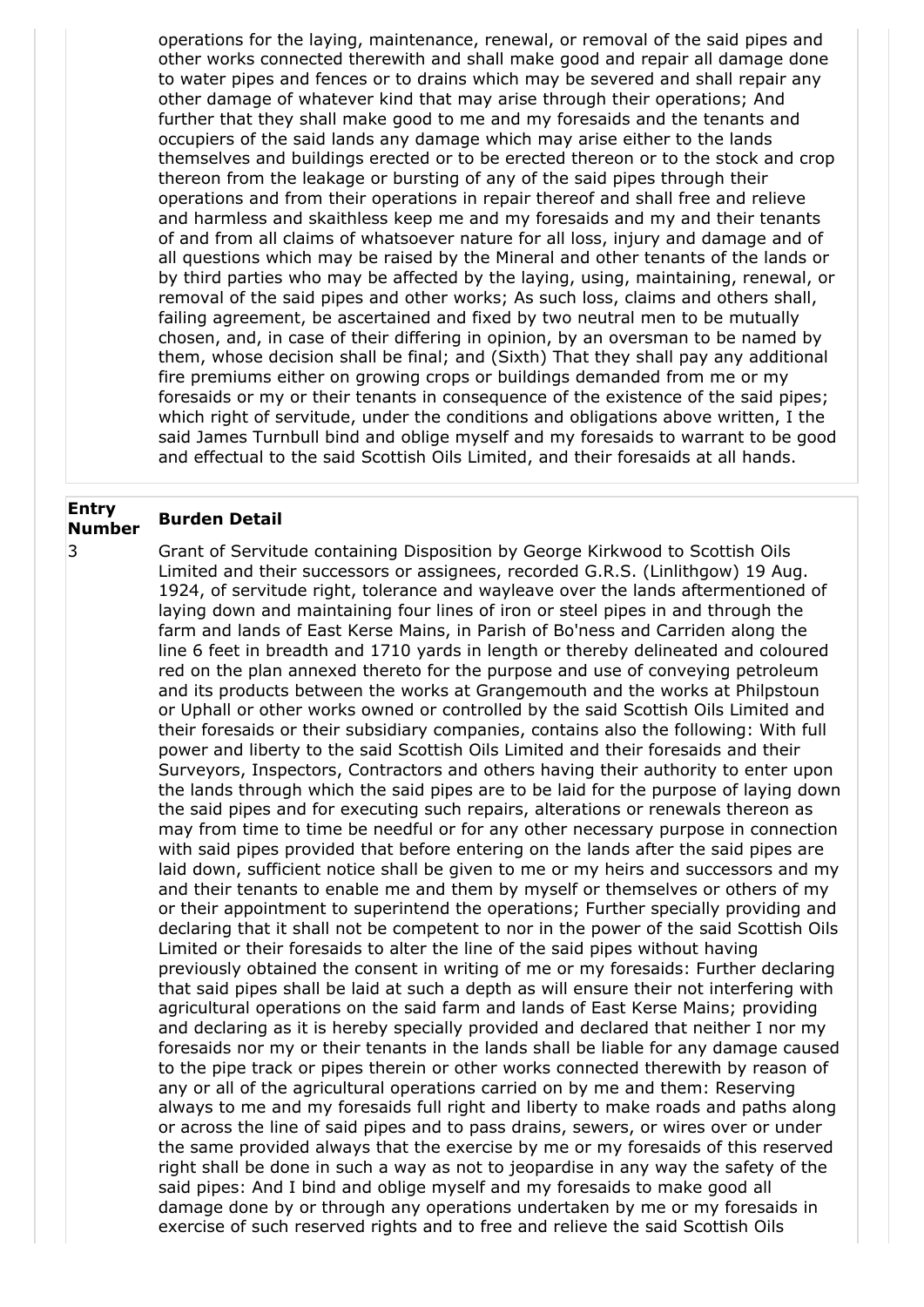operations for the laying, maintenance, renewal, or removal of the said pipes and other works connected therewith and shall make good and repair all damage done to water pipes and fences or to drains which may be severed and shall repair any other damage of whatever kind that may arise through their operations; And further that they shall make good to me and my foresaids and the tenants and occupiers of the said lands any damage which may arise either to the lands themselves and buildings erected or to be erected thereon or to the stock and crop thereon from the leakage or bursting of any of the said pipes through their operations and from their operations in repair thereof and shall free and relieve and harmless and skaithless keep me and my foresaids and my and their tenants of and from all claims of whatsoever nature for all loss, injury and damage and of all questions which may be raised by the Mineral and other tenants of the lands or by third parties who may be affected by the laying, using, maintaining, renewal, or removal of the said pipes and other works; As such loss, claims and others shall, failing agreement, be ascertained and fixed by two neutral men to be mutually chosen, and, in case of their differing in opinion, by an oversman to be named by them, whose decision shall be final; and (Sixth) That they shall pay any additional fire premiums either on growing crops or buildings demanded from me or my foresaids or my or their tenants in consequence of the existence of the said pipes; which right of servitude, under the conditions and obligations above written, I the said James Turnbull bind and oblige myself and my foresaids to warrant to be good and effectual to the said Scottish Oils Limited, and their foresaids at all hands.

| Entry Number | Burden Detail |
|---|---|
| 3 | Grant of Servitude containing Disposition by George Kirkwood to Scottish Oils Limited and their successors or assignees, recorded G.R.S. (Linlithgow) 19 Aug. 1924, of servitude right, tolerance and wayleave over the lands aftermentioned of laying down and maintaining four lines of iron or steel pipes in and through the farm and lands of East Kerse Mains, in Parish of Bo'ness and Carriden along the line 6 feet in breadth and 1710 yards in length or thereby delineated and coloured red on the plan annexed thereto for the purpose and use of conveying petroleum and its products between the works at Grangemouth and the works at Philpstoun or Uphall or other works owned or controlled by the said Scottish Oils Limited and their foresaids or their subsidiary companies, contains also the following: With full power and liberty to the said Scottish Oils Limited and their foresaids and their Surveyors, Inspectors, Contractors and others having their authority to enter upon the lands through which the said pipes are to be laid for the purpose of laying down the said pipes and for executing such repairs, alterations or renewals thereon as may from time to time be needful or for any other necessary purpose in connection with said pipes provided that before entering on the lands after the said pipes are laid down, sufficient notice shall be given to me or my heirs and successors and my and their tenants to enable me and them by myself or themselves or others of my or their appointment to superintend the operations; Further specially providing and declaring that it shall not be competent to nor in the power of the said Scottish Oils Limited or their foresaids to alter the line of the said pipes without having previously obtained the consent in writing of me or my foresaids: Further declaring that said pipes shall be laid at such a depth as will ensure their not interfering with agricultural operations on the said farm and lands of East Kerse Mains; providing and declaring as it is hereby specially provided and declared that neither I nor my foresaids nor my or their tenants in the lands shall be liable for any damage caused to the pipe track or pipes therein or other works connected therewith by reason of any or all of the agricultural operations carried on by me and them: Reserving always to me and my foresaids full right and liberty to make roads and paths along or across the line of said pipes and to pass drains, sewers, or wires over or under the same provided always that the exercise by me or my foresaids of this reserved right shall be done in such a way as not to jeopardise in any way the safety of the said pipes: And I bind and oblige myself and my foresaids to make good all damage done by or through any operations undertaken by me or my foresaids in exercise of such reserved rights and to free and relieve the said Scottish Oils |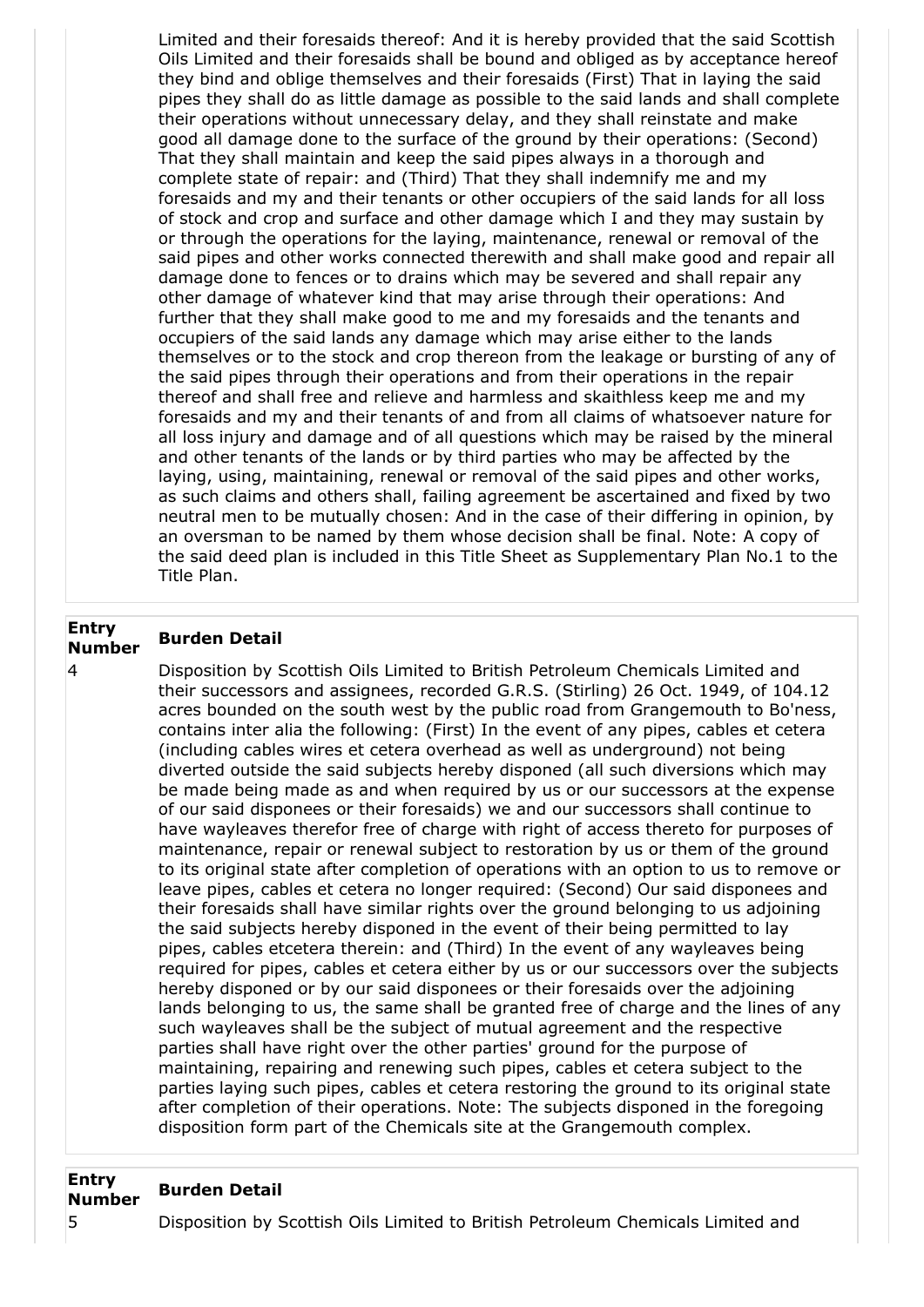Limited and their foresaids thereof: And it is hereby provided that the said Scottish Oils Limited and their foresaids shall be bound and obliged as by acceptance hereof they bind and oblige themselves and their foresaids (First) That in laying the said pipes they shall do as little damage as possible to the said lands and shall complete their operations without unnecessary delay, and they shall reinstate and make good all damage done to the surface of the ground by their operations: (Second) That they shall maintain and keep the said pipes always in a thorough and complete state of repair: and (Third) That they shall indemnify me and my foresaids and my and their tenants or other occupiers of the said lands for all loss of stock and crop and surface and other damage which I and they may sustain by or through the operations for the laying, maintenance, renewal or removal of the said pipes and other works connected therewith and shall make good and repair all damage done to fences or to drains which may be severed and shall repair any other damage of whatever kind that may arise through their operations: And further that they shall make good to me and my foresaids and the tenants and occupiers of the said lands any damage which may arise either to the lands themselves or to the stock and crop thereon from the leakage or bursting of any of the said pipes through their operations and from their operations in the repair thereof and shall free and relieve and harmless and skaithless keep me and my foresaids and my and their tenants of and from all claims of whatsoever nature for all loss injury and damage and of all questions which may be raised by the mineral and other tenants of the lands or by third parties who may be affected by the laying, using, maintaining, renewal or removal of the said pipes and other works, as such claims and others shall, failing agreement be ascertained and fixed by two neutral men to be mutually chosen: And in the case of their differing in opinion, by an oversman to be named by them whose decision shall be final. Note: A copy of the said deed plan is included in this Title Sheet as Supplementary Plan No.1 to the Title Plan.

| Entry Number | Burden Detail |
|---|---|
| 4 | Disposition by Scottish Oils Limited to British Petroleum Chemicals Limited and their successors and assignees, recorded G.R.S. (Stirling) 26 Oct. 1949, of 104.12 acres bounded on the south west by the public road from Grangemouth to Bo'ness, contains inter alia the following: (First) In the event of any pipes, cables et cetera (including cables wires et cetera overhead as well as underground) not being diverted outside the said subjects hereby disponed (all such diversions which may be made being made as and when required by us or our successors at the expense of our said disponees or their foresaids) we and our successors shall continue to have wayleaves therefor free of charge with right of access thereto for purposes of maintenance, repair or renewal subject to restoration by us or them of the ground to its original state after completion of operations with an option to us to remove or leave pipes, cables et cetera no longer required: (Second) Our said disponees and their foresaids shall have similar rights over the ground belonging to us adjoining the said subjects hereby disponed in the event of their being permitted to lay pipes, cables etcetera therein: and (Third) In the event of any wayleaves being required for pipes, cables et cetera either by us or our successors over the subjects hereby disponed or by our said disponees or their foresaids over the adjoining lands belonging to us, the same shall be granted free of charge and the lines of any such wayleaves shall be the subject of mutual agreement and the respective parties shall have right over the other parties' ground for the purpose of maintaining, repairing and renewing such pipes, cables et cetera subject to the parties laying such pipes, cables et cetera restoring the ground to its original state after completion of their operations. Note: The subjects disponed in the foregoing disposition form part of the Chemicals site at the Grangemouth complex. |

| Entry Number | Burden Detail |
|---|---|
| 5 | Disposition by Scottish Oils Limited to British Petroleum Chemicals Limited and |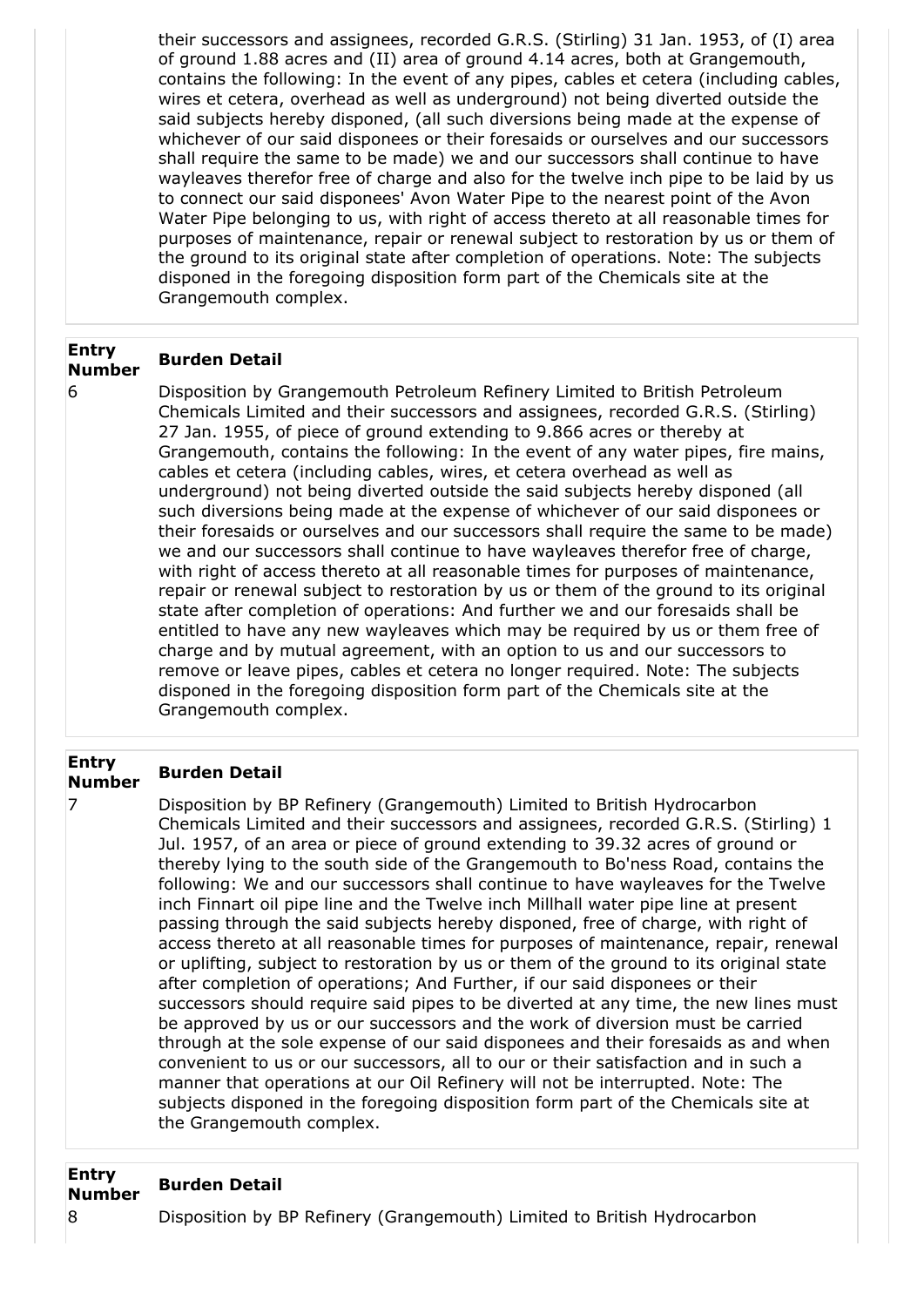their successors and assignees, recorded G.R.S. (Stirling) 31 Jan. 1953, of (I) area of ground 1.88 acres and (II) area of ground 4.14 acres, both at Grangemouth, contains the following: In the event of any pipes, cables et cetera (including cables, wires et cetera, overhead as well as underground) not being diverted outside the said subjects hereby disponed, (all such diversions being made at the expense of whichever of our said disponees or their foresaids or ourselves and our successors shall require the same to be made) we and our successors shall continue to have wayleaves therefor free of charge and also for the twelve inch pipe to be laid by us to connect our said disponees' Avon Water Pipe to the nearest point of the Avon Water Pipe belonging to us, with right of access thereto at all reasonable times for purposes of maintenance, repair or renewal subject to restoration by us or them of the ground to its original state after completion of operations. Note: The subjects disponed in the foregoing disposition form part of the Chemicals site at the Grangemouth complex.

| Entry Number | Burden Detail |
|---|---|
| 6 | Disposition by Grangemouth Petroleum Refinery Limited to British Petroleum Chemicals Limited and their successors and assignees, recorded G.R.S. (Stirling) 27 Jan. 1955, of piece of ground extending to 9.866 acres or thereby at Grangemouth, contains the following: In the event of any water pipes, fire mains, cables et cetera (including cables, wires, et cetera overhead as well as underground) not being diverted outside the said subjects hereby disponed (all such diversions being made at the expense of whichever of our said disponees or their foresaids or ourselves and our successors shall require the same to be made) we and our successors shall continue to have wayleaves therefor free of charge, with right of access thereto at all reasonable times for purposes of maintenance, repair or renewal subject to restoration by us or them of the ground to its original state after completion of operations: And further we and our foresaids shall be entitled to have any new wayleaves which may be required by us or them free of charge and by mutual agreement, with an option to us and our successors to remove or leave pipes, cables et cetera no longer required. Note: The subjects disponed in the foregoing disposition form part of the Chemicals site at the Grangemouth complex. |

| Entry Number | Burden Detail |
|---|---|
| 7 | Disposition by BP Refinery (Grangemouth) Limited to British Hydrocarbon Chemicals Limited and their successors and assignees, recorded G.R.S. (Stirling) 1 Jul. 1957, of an area or piece of ground extending to 39.32 acres of ground or thereby lying to the south side of the Grangemouth to Bo'ness Road, contains the following: We and our successors shall continue to have wayleaves for the Twelve inch Finnart oil pipe line and the Twelve inch Millhall water pipe line at present passing through the said subjects hereby disponed, free of charge, with right of access thereto at all reasonable times for purposes of maintenance, repair, renewal or uplifting, subject to restoration by us or them of the ground to its original state after completion of operations; And Further, if our said disponees or their successors should require said pipes to be diverted at any time, the new lines must be approved by us or our successors and the work of diversion must be carried through at the sole expense of our said disponees and their foresaids as and when convenient to us or our successors, all to our or their satisfaction and in such a manner that operations at our Oil Refinery will not be interrupted. Note: The subjects disponed in the foregoing disposition form part of the Chemicals site at the Grangemouth complex. |

| Entry Number | Burden Detail |
|---|---|
| 8 | Disposition by BP Refinery (Grangemouth) Limited to British Hydrocarbon |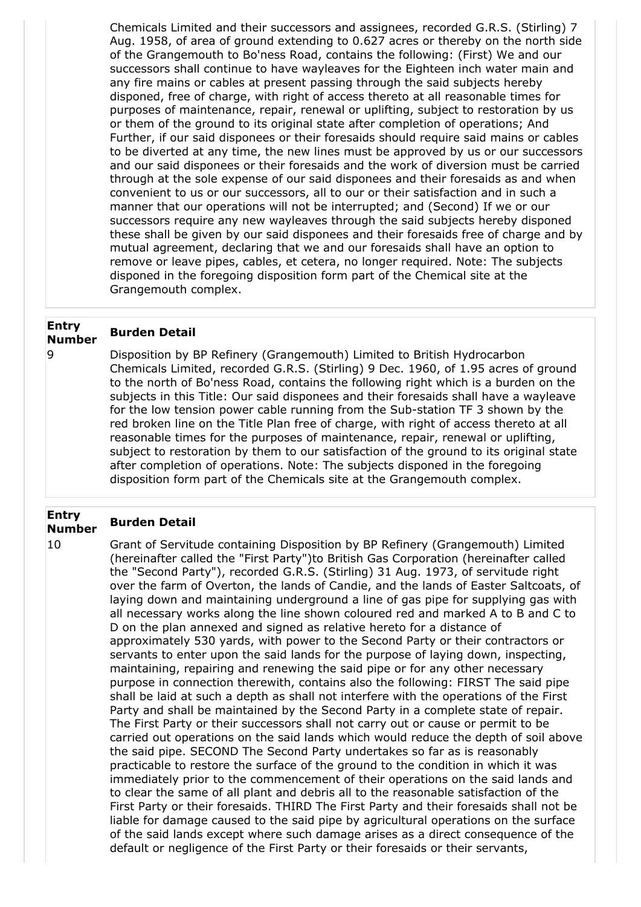Chemicals Limited and their successors and assignees, recorded G.R.S. (Stirling) 7 Aug. 1958, of area of ground extending to 0.627 acres or thereby on the north side of the Grangemouth to Bo'ness Road, contains the following: (First) We and our successors shall continue to have wayleaves for the Eighteen inch water main and any fire mains or cables at present passing through the said subjects hereby disponed, free of charge, with right of access thereto at all reasonable times for purposes of maintenance, repair, renewal or uplifting, subject to restoration by us or them of the ground to its original state after completion of operations; And Further, if our said disponees or their foresaids should require said mains or cables to be diverted at any time, the new lines must be approved by us or our successors and our said disponees or their foresaids and the work of diversion must be carried through at the sole expense of our said disponees and their foresaids as and when convenient to us or our successors, all to our or their satisfaction and in such a manner that our operations will not be interrupted; and (Second) If we or our successors require any new wayleaves through the said subjects hereby disponed these shall be given by our said disponees and their foresaids free of charge and by mutual agreement, declaring that we and our foresaids shall have an option to remove or leave pipes, cables, et cetera, no longer required. Note: The subjects disponed in the foregoing disposition form part of the Chemical site at the Grangemouth complex.

| Entry Number | Burden Detail |
|---|---|
| 9 | Disposition by BP Refinery (Grangemouth) Limited to British Hydrocarbon Chemicals Limited, recorded G.R.S. (Stirling) 9 Dec. 1960, of 1.95 acres of ground to the north of Bo'ness Road, contains the following right which is a burden on the subjects in this Title: Our said disponees and their foresaids shall have a wayleave for the low tension power cable running from the Sub-station TF 3 shown by the red broken line on the Title Plan free of charge, with right of access thereto at all reasonable times for the purposes of maintenance, repair, renewal or uplifting, subject to restoration by them to our satisfaction of the ground to its original state after completion of operations. Note: The subjects disponed in the foregoing disposition form part of the Chemicals site at the Grangemouth complex. |

| Entry Number | Burden Detail |
|---|---|
| 10 | Grant of Servitude containing Disposition by BP Refinery (Grangemouth) Limited (hereinafter called the "First Party")to British Gas Corporation (hereinafter called the "Second Party"), recorded G.R.S. (Stirling) 31 Aug. 1973, of servitude right over the farm of Overton, the lands of Candie, and the lands of Easter Saltcoats, of laying down and maintaining underground a line of gas pipe for supplying gas with all necessary works along the line shown coloured red and marked A to B and C to D on the plan annexed and signed as relative hereto for a distance of approximately 530 yards, with power to the Second Party or their contractors or servants to enter upon the said lands for the purpose of laying down, inspecting, maintaining, repairing and renewing the said pipe or for any other necessary purpose in connection therewith, contains also the following: FIRST The said pipe shall be laid at such a depth as shall not interfere with the operations of the First Party and shall be maintained by the Second Party in a complete state of repair. The First Party or their successors shall not carry out or cause or permit to be carried out operations on the said lands which would reduce the depth of soil above the said pipe. SECOND The Second Party undertakes so far as is reasonably practicable to restore the surface of the ground to the condition in which it was immediately prior to the commencement of their operations on the said lands and to clear the same of all plant and debris all to the reasonable satisfaction of the First Party or their foresaids. THIRD The First Party and their foresaids shall not be liable for damage caused to the said pipe by agricultural operations on the surface of the said lands except where such damage arises as a direct consequence of the default or negligence of the First Party or their foresaids or their servants, |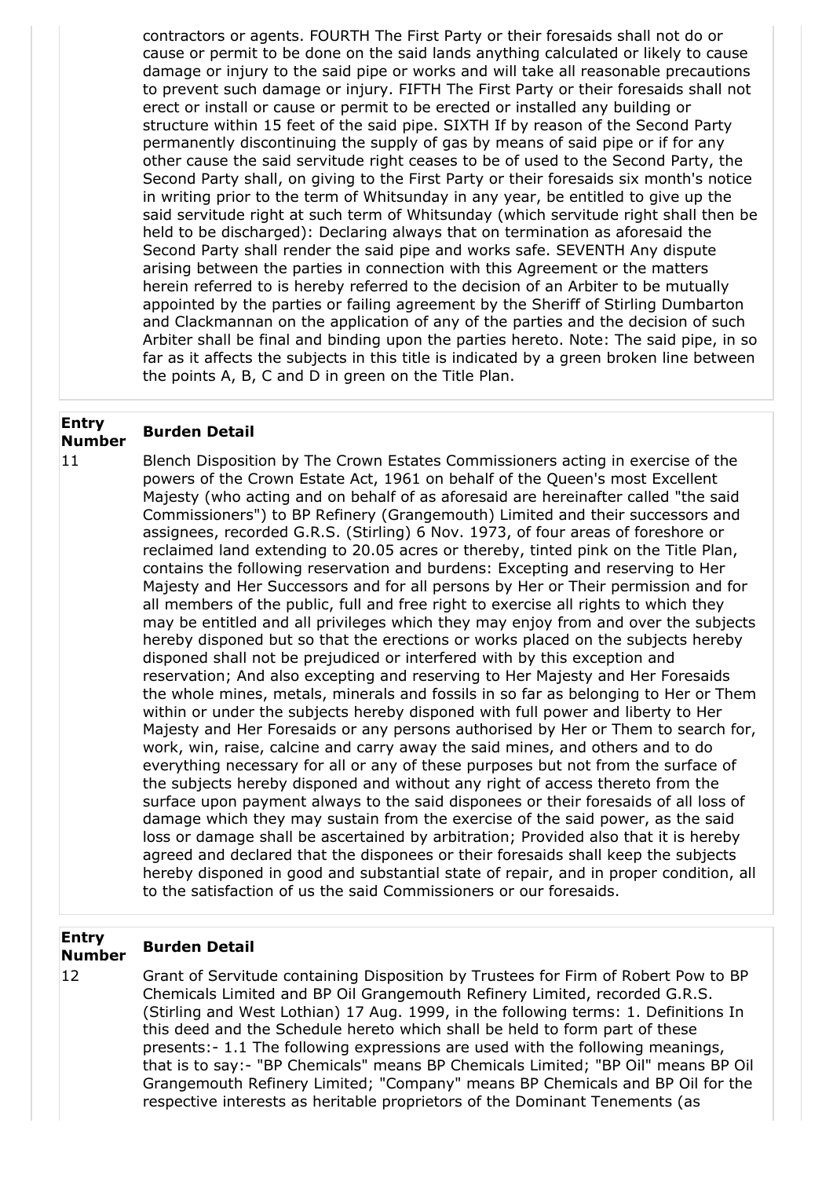contractors or agents. FOURTH The First Party or their foresaids shall not do or cause or permit to be done on the said lands anything calculated or likely to cause damage or injury to the said pipe or works and will take all reasonable precautions to prevent such damage or injury. FIFTH The First Party or their foresaids shall not erect or install or cause or permit to be erected or installed any building or structure within 15 feet of the said pipe. SIXTH If by reason of the Second Party permanently discontinuing the supply of gas by means of said pipe or if for any other cause the said servitude right ceases to be of used to the Second Party, the Second Party shall, on giving to the First Party or their foresaids six month's notice in writing prior to the term of Whitsunday in any year, be entitled to give up the said servitude right at such term of Whitsunday (which servitude right shall then be held to be discharged): Declaring always that on termination as aforesaid the Second Party shall render the said pipe and works safe. SEVENTH Any dispute arising between the parties in connection with this Agreement or the matters herein referred to is hereby referred to the decision of an Arbiter to be mutually appointed by the parties or failing agreement by the Sheriff of Stirling Dumbarton and Clackmannan on the application of any of the parties and the decision of such Arbiter shall be final and binding upon the parties hereto. Note: The said pipe, in so far as it affects the subjects in this title is indicated by a green broken line between the points A, B, C and D in green on the Title Plan.

| Entry Number | Burden Detail |
|---|---|
| 11 | Blench Disposition by The Crown Estates Commissioners acting in exercise of the powers of the Crown Estate Act, 1961 on behalf of the Queen's most Excellent Majesty (who acting and on behalf of as aforesaid are hereinafter called "the said Commissioners") to BP Refinery (Grangemouth) Limited and their successors and assignees, recorded G.R.S. (Stirling) 6 Nov. 1973, of four areas of foreshore or reclaimed land extending to 20.05 acres or thereby, tinted pink on the Title Plan, contains the following reservation and burdens: Excepting and reserving to Her Majesty and Her Successors and for all persons by Her or Their permission and for all members of the public, full and free right to exercise all rights to which they may be entitled and all privileges which they may enjoy from and over the subjects hereby disponed but so that the erections or works placed on the subjects hereby disponed shall not be prejudiced or interfered with by this exception and reservation; And also excepting and reserving to Her Majesty and Her Foresaids the whole mines, metals, minerals and fossils in so far as belonging to Her or Them within or under the subjects hereby disponed with full power and liberty to Her Majesty and Her Foresaids or any persons authorised by Her or Them to search for, work, win, raise, calcine and carry away the said mines, and others and to do everything necessary for all or any of these purposes but not from the surface of the subjects hereby disponed and without any right of access thereto from the surface upon payment always to the said disponees or their foresaids of all loss of damage which they may sustain from the exercise of the said power, as the said loss or damage shall be ascertained by arbitration; Provided also that it is hereby agreed and declared that the disponees or their foresaids shall keep the subjects hereby disponed in good and substantial state of repair, and in proper condition, all to the satisfaction of us the said Commissioners or our foresaids. |

| Entry Number | Burden Detail |
|---|---|
| 12 | Grant of Servitude containing Disposition by Trustees for Firm of Robert Pow to BP Chemicals Limited and BP Oil Grangemouth Refinery Limited, recorded G.R.S. (Stirling and West Lothian) 17 Aug. 1999, in the following terms: 1. Definitions In this deed and the Schedule hereto which shall be held to form part of these presents:- 1.1 The following expressions are used with the following meanings, that is to say:- "BP Chemicals" means BP Chemicals Limited; "BP Oil" means BP Oil Grangemouth Refinery Limited; "Company" means BP Chemicals and BP Oil for the respective interests as heritable proprietors of the Dominant Tenements (as |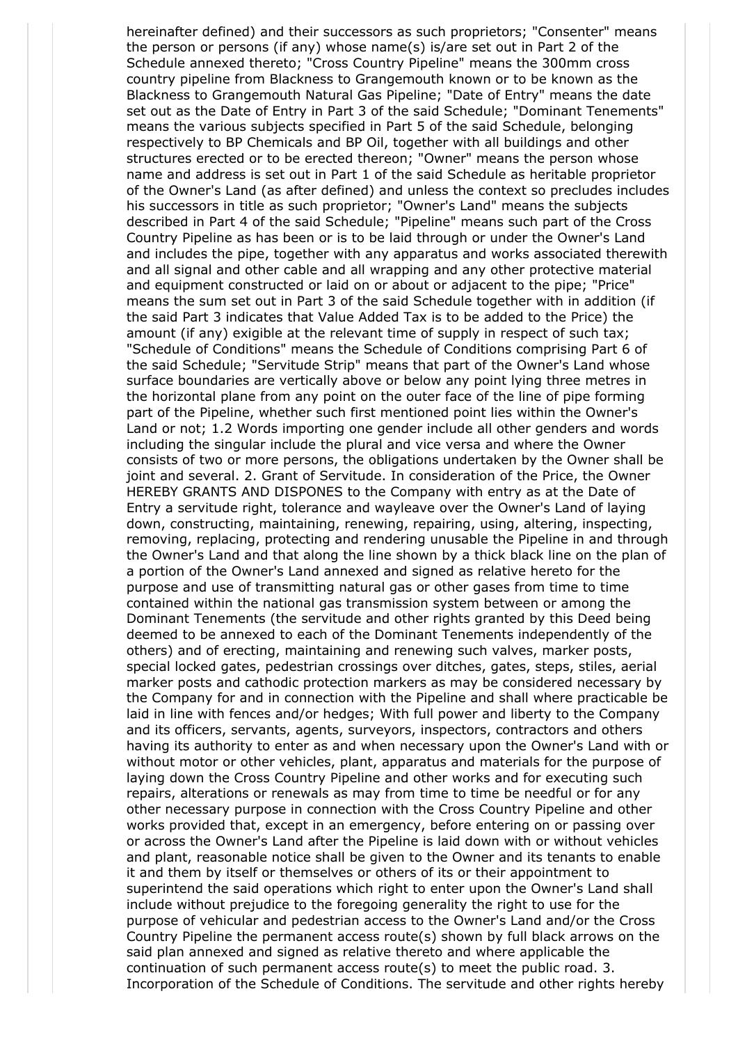hereinafter defined) and their successors as such proprietors; "Consenter" means the person or persons (if any) whose name(s) is/are set out in Part 2 of the Schedule annexed thereto; "Cross Country Pipeline" means the 300mm cross country pipeline from Blackness to Grangemouth known or to be known as the Blackness to Grangemouth Natural Gas Pipeline; "Date of Entry" means the date set out as the Date of Entry in Part 3 of the said Schedule; "Dominant Tenements" means the various subjects specified in Part 5 of the said Schedule, belonging respectively to BP Chemicals and BP Oil, together with all buildings and other structures erected or to be erected thereon; "Owner" means the person whose name and address is set out in Part 1 of the said Schedule as heritable proprietor of the Owner's Land (as after defined) and unless the context so precludes includes his successors in title as such proprietor; "Owner's Land" means the subjects described in Part 4 of the said Schedule; "Pipeline" means such part of the Cross Country Pipeline as has been or is to be laid through or under the Owner's Land and includes the pipe, together with any apparatus and works associated therewith and all signal and other cable and all wrapping and any other protective material and equipment constructed or laid on or about or adjacent to the pipe; "Price" means the sum set out in Part 3 of the said Schedule together with in addition (if the said Part 3 indicates that Value Added Tax is to be added to the Price) the amount (if any) exigible at the relevant time of supply in respect of such tax; "Schedule of Conditions" means the Schedule of Conditions comprising Part 6 of the said Schedule; "Servitude Strip" means that part of the Owner's Land whose surface boundaries are vertically above or below any point lying three metres in the horizontal plane from any point on the outer face of the line of pipe forming part of the Pipeline, whether such first mentioned point lies within the Owner's Land or not; 1.2 Words importing one gender include all other genders and words including the singular include the plural and vice versa and where the Owner consists of two or more persons, the obligations undertaken by the Owner shall be joint and several. 2. Grant of Servitude. In consideration of the Price, the Owner HEREBY GRANTS AND DISPONES to the Company with entry as at the Date of Entry a servitude right, tolerance and wayleave over the Owner's Land of laying down, constructing, maintaining, renewing, repairing, using, altering, inspecting, removing, replacing, protecting and rendering unusable the Pipeline in and through the Owner's Land and that along the line shown by a thick black line on the plan of a portion of the Owner's Land annexed and signed as relative hereto for the purpose and use of transmitting natural gas or other gases from time to time contained within the national gas transmission system between or among the Dominant Tenements (the servitude and other rights granted by this Deed being deemed to be annexed to each of the Dominant Tenements independently of the others) and of erecting, maintaining and renewing such valves, marker posts, special locked gates, pedestrian crossings over ditches, gates, steps, stiles, aerial marker posts and cathodic protection markers as may be considered necessary by the Company for and in connection with the Pipeline and shall where practicable be laid in line with fences and/or hedges; With full power and liberty to the Company and its officers, servants, agents, surveyors, inspectors, contractors and others having its authority to enter as and when necessary upon the Owner's Land with or without motor or other vehicles, plant, apparatus and materials for the purpose of laying down the Cross Country Pipeline and other works and for executing such repairs, alterations or renewals as may from time to time be needful or for any other necessary purpose in connection with the Cross Country Pipeline and other works provided that, except in an emergency, before entering on or passing over or across the Owner's Land after the Pipeline is laid down with or without vehicles and plant, reasonable notice shall be given to the Owner and its tenants to enable it and them by itself or themselves or others of its or their appointment to superintend the said operations which right to enter upon the Owner's Land shall include without prejudice to the foregoing generality the right to use for the purpose of vehicular and pedestrian access to the Owner's Land and/or the Cross Country Pipeline the permanent access route(s) shown by full black arrows on the said plan annexed and signed as relative thereto and where applicable the continuation of such permanent access route(s) to meet the public road. 3. Incorporation of the Schedule of Conditions. The servitude and other rights hereby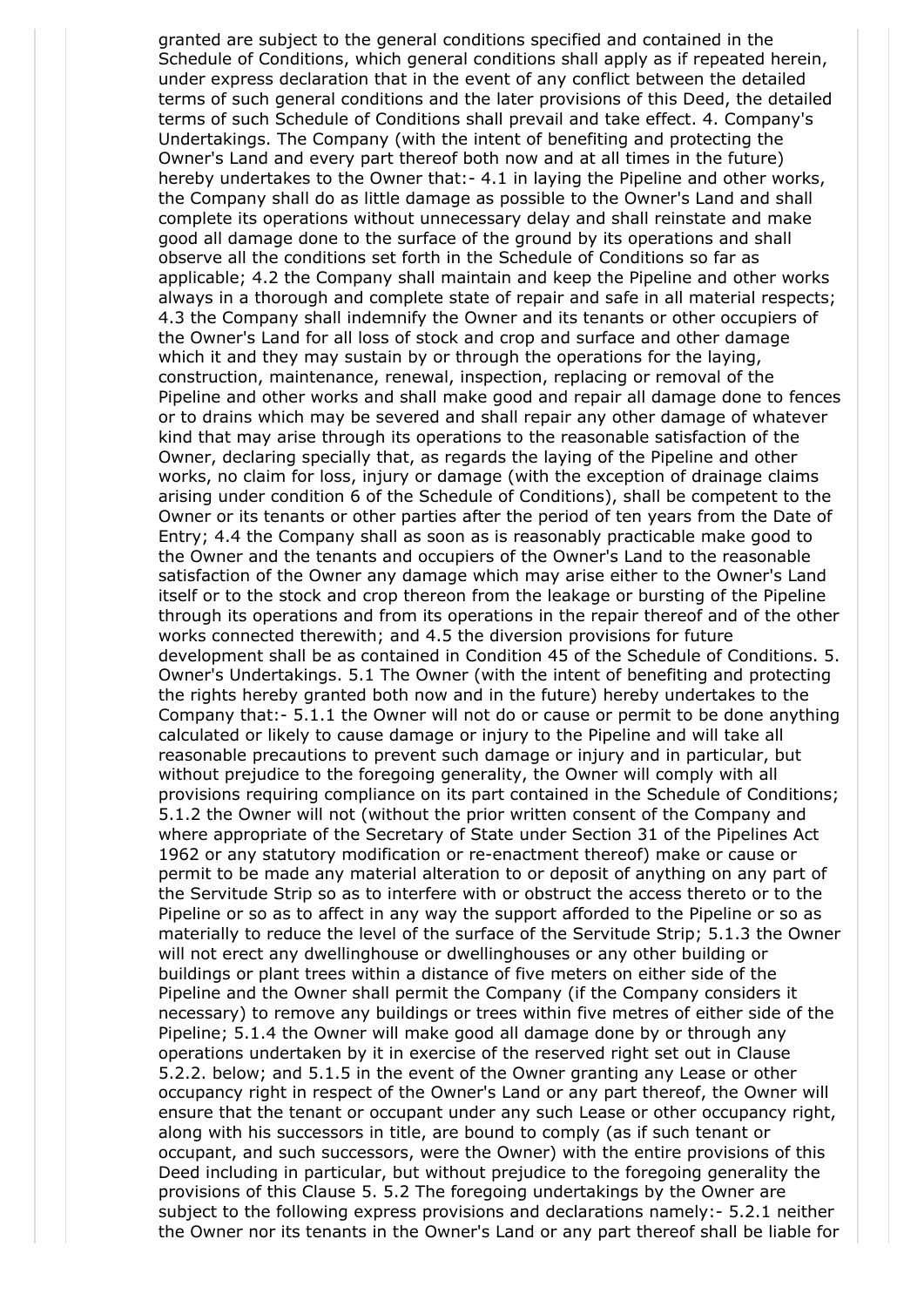granted are subject to the general conditions specified and contained in the Schedule of Conditions, which general conditions shall apply as if repeated herein, under express declaration that in the event of any conflict between the detailed terms of such general conditions and the later provisions of this Deed, the detailed terms of such Schedule of Conditions shall prevail and take effect. 4. Company's Undertakings. The Company (with the intent of benefiting and protecting the Owner's Land and every part thereof both now and at all times in the future) hereby undertakes to the Owner that:- 4.1 in laying the Pipeline and other works, the Company shall do as little damage as possible to the Owner's Land and shall complete its operations without unnecessary delay and shall reinstate and make good all damage done to the surface of the ground by its operations and shall observe all the conditions set forth in the Schedule of Conditions so far as applicable; 4.2 the Company shall maintain and keep the Pipeline and other works always in a thorough and complete state of repair and safe in all material respects; 4.3 the Company shall indemnify the Owner and its tenants or other occupiers of the Owner's Land for all loss of stock and crop and surface and other damage which it and they may sustain by or through the operations for the laying, construction, maintenance, renewal, inspection, replacing or removal of the Pipeline and other works and shall make good and repair all damage done to fences or to drains which may be severed and shall repair any other damage of whatever kind that may arise through its operations to the reasonable satisfaction of the Owner, declaring specially that, as regards the laying of the Pipeline and other works, no claim for loss, injury or damage (with the exception of drainage claims arising under condition 6 of the Schedule of Conditions), shall be competent to the Owner or its tenants or other parties after the period of ten years from the Date of Entry; 4.4 the Company shall as soon as is reasonably practicable make good to the Owner and the tenants and occupiers of the Owner's Land to the reasonable satisfaction of the Owner any damage which may arise either to the Owner's Land itself or to the stock and crop thereon from the leakage or bursting of the Pipeline through its operations and from its operations in the repair thereof and of the other works connected therewith; and 4.5 the diversion provisions for future development shall be as contained in Condition 45 of the Schedule of Conditions. 5. Owner's Undertakings. 5.1 The Owner (with the intent of benefiting and protecting the rights hereby granted both now and in the future) hereby undertakes to the Company that:- 5.1.1 the Owner will not do or cause or permit to be done anything calculated or likely to cause damage or injury to the Pipeline and will take all reasonable precautions to prevent such damage or injury and in particular, but without prejudice to the foregoing generality, the Owner will comply with all provisions requiring compliance on its part contained in the Schedule of Conditions; 5.1.2 the Owner will not (without the prior written consent of the Company and where appropriate of the Secretary of State under Section 31 of the Pipelines Act 1962 or any statutory modification or re-enactment thereof) make or cause or permit to be made any material alteration to or deposit of anything on any part of the Servitude Strip so as to interfere with or obstruct the access thereto or to the Pipeline or so as to affect in any way the support afforded to the Pipeline or so as materially to reduce the level of the surface of the Servitude Strip; 5.1.3 the Owner will not erect any dwellinghouse or dwellinghouses or any other building or buildings or plant trees within a distance of five meters on either side of the Pipeline and the Owner shall permit the Company (if the Company considers it necessary) to remove any buildings or trees within five metres of either side of the Pipeline; 5.1.4 the Owner will make good all damage done by or through any operations undertaken by it in exercise of the reserved right set out in Clause 5.2.2. below; and 5.1.5 in the event of the Owner granting any Lease or other occupancy right in respect of the Owner's Land or any part thereof, the Owner will ensure that the tenant or occupant under any such Lease or other occupancy right, along with his successors in title, are bound to comply (as if such tenant or occupant, and such successors, were the Owner) with the entire provisions of this Deed including in particular, but without prejudice to the foregoing generality the provisions of this Clause 5. 5.2 The foregoing undertakings by the Owner are subject to the following express provisions and declarations namely:- 5.2.1 neither the Owner nor its tenants in the Owner's Land or any part thereof shall be liable for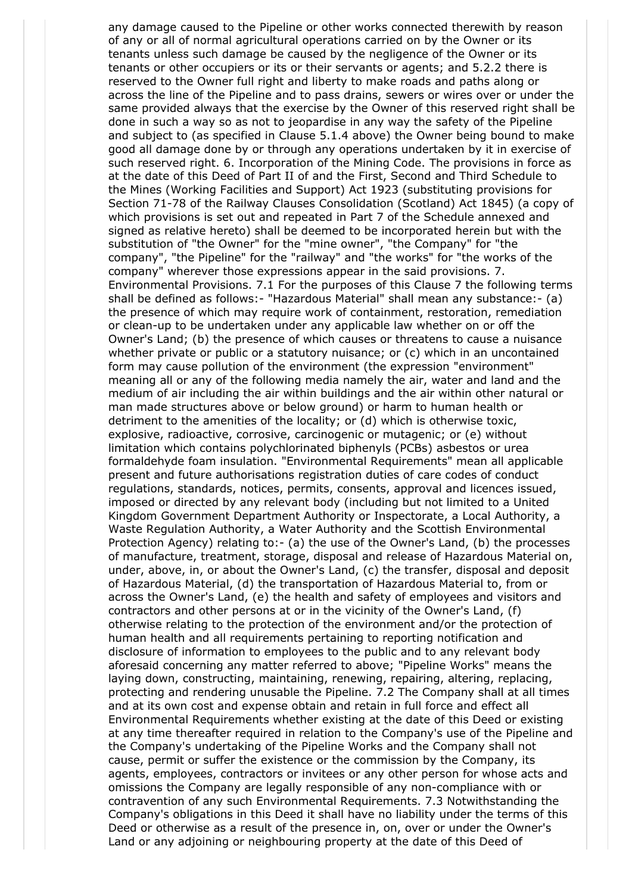any damage caused to the Pipeline or other works connected therewith by reason of any or all of normal agricultural operations carried on by the Owner or its tenants unless such damage be caused by the negligence of the Owner or its tenants or other occupiers or its or their servants or agents; and 5.2.2 there is reserved to the Owner full right and liberty to make roads and paths along or across the line of the Pipeline and to pass drains, sewers or wires over or under the same provided always that the exercise by the Owner of this reserved right shall be done in such a way so as not to jeopardise in any way the safety of the Pipeline and subject to (as specified in Clause 5.1.4 above) the Owner being bound to make good all damage done by or through any operations undertaken by it in exercise of such reserved right. 6. Incorporation of the Mining Code. The provisions in force as at the date of this Deed of Part II of and the First, Second and Third Schedule to the Mines (Working Facilities and Support) Act 1923 (substituting provisions for Section 71-78 of the Railway Clauses Consolidation (Scotland) Act 1845) (a copy of which provisions is set out and repeated in Part 7 of the Schedule annexed and signed as relative hereto) shall be deemed to be incorporated herein but with the substitution of "the Owner" for the "mine owner", "the Company" for "the company", "the Pipeline" for the "railway" and "the works" for "the works of the company" wherever those expressions appear in the said provisions. 7. Environmental Provisions. 7.1 For the purposes of this Clause 7 the following terms shall be defined as follows:- "Hazardous Material" shall mean any substance:- (a) the presence of which may require work of containment, restoration, remediation or clean-up to be undertaken under any applicable law whether on or off the Owner's Land; (b) the presence of which causes or threatens to cause a nuisance whether private or public or a statutory nuisance; or (c) which in an uncontained form may cause pollution of the environment (the expression "environment" meaning all or any of the following media namely the air, water and land and the medium of air including the air within buildings and the air within other natural or man made structures above or below ground) or harm to human health or detriment to the amenities of the locality; or (d) which is otherwise toxic, explosive, radioactive, corrosive, carcinogenic or mutagenic; or (e) without limitation which contains polychlorinated biphenyls (PCBs) asbestos or urea formaldehyde foam insulation. "Environmental Requirements" mean all applicable present and future authorisations registration duties of care codes of conduct regulations, standards, notices, permits, consents, approval and licences issued, imposed or directed by any relevant body (including but not limited to a United Kingdom Government Department Authority or Inspectorate, a Local Authority, a Waste Regulation Authority, a Water Authority and the Scottish Environmental Protection Agency) relating to:- (a) the use of the Owner's Land, (b) the processes of manufacture, treatment, storage, disposal and release of Hazardous Material on, under, above, in, or about the Owner's Land, (c) the transfer, disposal and deposit of Hazardous Material, (d) the transportation of Hazardous Material to, from or across the Owner's Land, (e) the health and safety of employees and visitors and contractors and other persons at or in the vicinity of the Owner's Land, (f) otherwise relating to the protection of the environment and/or the protection of human health and all requirements pertaining to reporting notification and disclosure of information to employees to the public and to any relevant body aforesaid concerning any matter referred to above; "Pipeline Works" means the laying down, constructing, maintaining, renewing, repairing, altering, replacing, protecting and rendering unusable the Pipeline. 7.2 The Company shall at all times and at its own cost and expense obtain and retain in full force and effect all Environmental Requirements whether existing at the date of this Deed or existing at any time thereafter required in relation to the Company's use of the Pipeline and the Company's undertaking of the Pipeline Works and the Company shall not cause, permit or suffer the existence or the commission by the Company, its agents, employees, contractors or invitees or any other person for whose acts and omissions the Company are legally responsible of any non-compliance with or contravention of any such Environmental Requirements. 7.3 Notwithstanding the Company's obligations in this Deed it shall have no liability under the terms of this Deed or otherwise as a result of the presence in, on, over or under the Owner's Land or any adjoining or neighbouring property at the date of this Deed of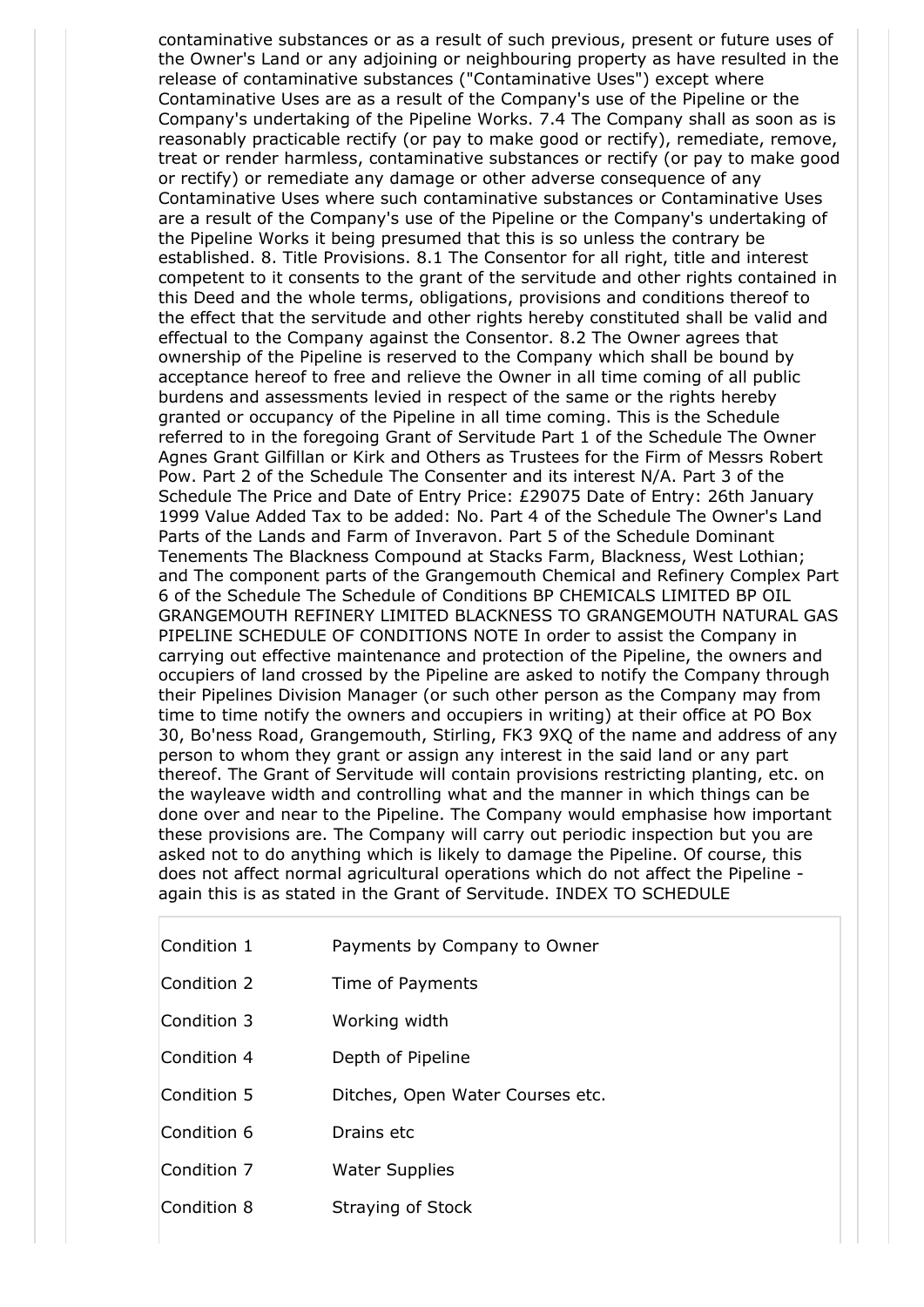contaminative substances or as a result of such previous, present or future uses of the Owner's Land or any adjoining or neighbouring property as have resulted in the release of contaminative substances ("Contaminative Uses") except where Contaminative Uses are as a result of the Company's use of the Pipeline or the Company's undertaking of the Pipeline Works. 7.4 The Company shall as soon as is reasonably practicable rectify (or pay to make good or rectify), remediate, remove, treat or render harmless, contaminative substances or rectify (or pay to make good or rectify) or remediate any damage or other adverse consequence of any Contaminative Uses where such contaminative substances or Contaminative Uses are a result of the Company's use of the Pipeline or the Company's undertaking of the Pipeline Works it being presumed that this is so unless the contrary be established. 8. Title Provisions. 8.1 The Consentor for all right, title and interest competent to it consents to the grant of the servitude and other rights contained in this Deed and the whole terms, obligations, provisions and conditions thereof to the effect that the servitude and other rights hereby constituted shall be valid and effectual to the Company against the Consentor. 8.2 The Owner agrees that ownership of the Pipeline is reserved to the Company which shall be bound by acceptance hereof to free and relieve the Owner in all time coming of all public burdens and assessments levied in respect of the same or the rights hereby granted or occupancy of the Pipeline in all time coming. This is the Schedule referred to in the foregoing Grant of Servitude Part 1 of the Schedule The Owner Agnes Grant Gilfillan or Kirk and Others as Trustees for the Firm of Messrs Robert Pow. Part 2 of the Schedule The Consenter and its interest N/A. Part 3 of the Schedule The Price and Date of Entry Price: £29075 Date of Entry: 26th January 1999 Value Added Tax to be added: No. Part 4 of the Schedule The Owner's Land Parts of the Lands and Farm of Inveravon. Part 5 of the Schedule Dominant Tenements The Blackness Compound at Stacks Farm, Blackness, West Lothian; and The component parts of the Grangemouth Chemical and Refinery Complex Part 6 of the Schedule The Schedule of Conditions BP CHEMICALS LIMITED BP OIL GRANGEMOUTH REFINERY LIMITED BLACKNESS TO GRANGEMOUTH NATURAL GAS PIPELINE SCHEDULE OF CONDITIONS NOTE In order to assist the Company in carrying out effective maintenance and protection of the Pipeline, the owners and occupiers of land crossed by the Pipeline are asked to notify the Company through their Pipelines Division Manager (or such other person as the Company may from time to time notify the owners and occupiers in writing) at their office at PO Box 30, Bo'ness Road, Grangemouth, Stirling, FK3 9XQ of the name and address of any person to whom they grant or assign any interest in the said land or any part thereof. The Grant of Servitude will contain provisions restricting planting, etc. on the wayleave width and controlling what and the manner in which things can be done over and near to the Pipeline. The Company would emphasise how important these provisions are. The Company will carry out periodic inspection but you are asked not to do anything which is likely to damage the Pipeline. Of course, this does not affect normal agricultural operations which do not affect the Pipeline - again this is as stated in the Grant of Servitude. INDEX TO SCHEDULE

| | |
|---|---|
| Condition 1 | Payments by Company to Owner |
| Condition 2 | Time of Payments |
| Condition 3 | Working width |
| Condition 4 | Depth of Pipeline |
| Condition 5 | Ditches, Open Water Courses etc. |
| Condition 6 | Drains etc |
| Condition 7 | Water Supplies |
| Condition 8 | Straying of Stock |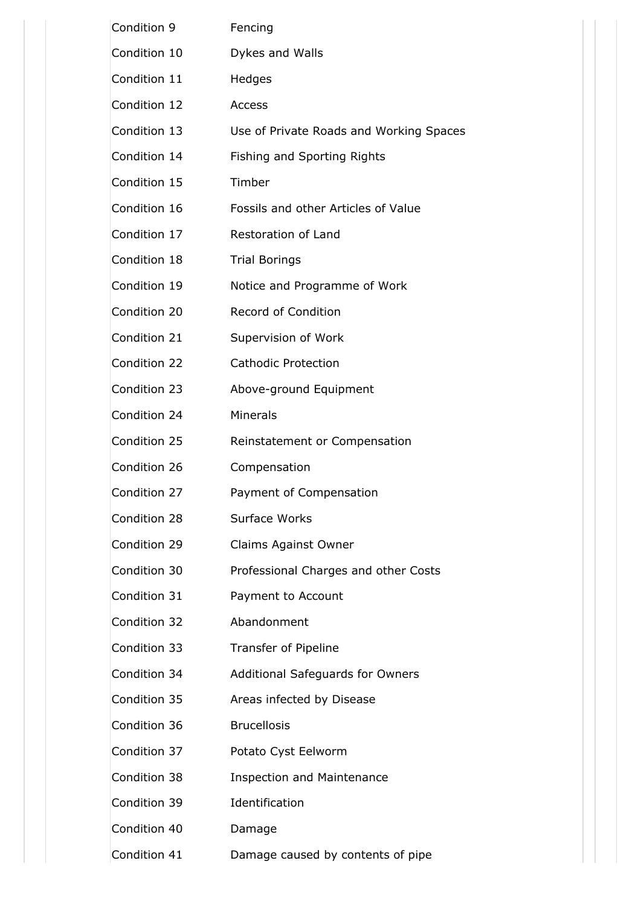| | |
|---|---|
| Condition 9 | Fencing |
| Condition 10 | Dykes and Walls |
| Condition 11 | Hedges |
| Condition 12 | Access |
| Condition 13 | Use of Private Roads and Working Spaces |
| Condition 14 | Fishing and Sporting Rights |
| Condition 15 | Timber |
| Condition 16 | Fossils and other Articles of Value |
| Condition 17 | Restoration of Land |
| Condition 18 | Trial Borings |
| Condition 19 | Notice and Programme of Work |
| Condition 20 | Record of Condition |
| Condition 21 | Supervision of Work |
| Condition 22 | Cathodic Protection |
| Condition 23 | Above-ground Equipment |
| Condition 24 | Minerals |
| Condition 25 | Reinstatement or Compensation |
| Condition 26 | Compensation |
| Condition 27 | Payment of Compensation |
| Condition 28 | Surface Works |
| Condition 29 | Claims Against Owner |
| Condition 30 | Professional Charges and other Costs |
| Condition 31 | Payment to Account |
| Condition 32 | Abandonment |
| Condition 33 | Transfer of Pipeline |
| Condition 34 | Additional Safeguards for Owners |
| Condition 35 | Areas infected by Disease |
| Condition 36 | Brucellosis |
| Condition 37 | Potato Cyst Eelworm |
| Condition 38 | Inspection and Maintenance |
| Condition 39 | Identification |
| Condition 40 | Damage |
| Condition 41 | Damage caused by contents of pipe |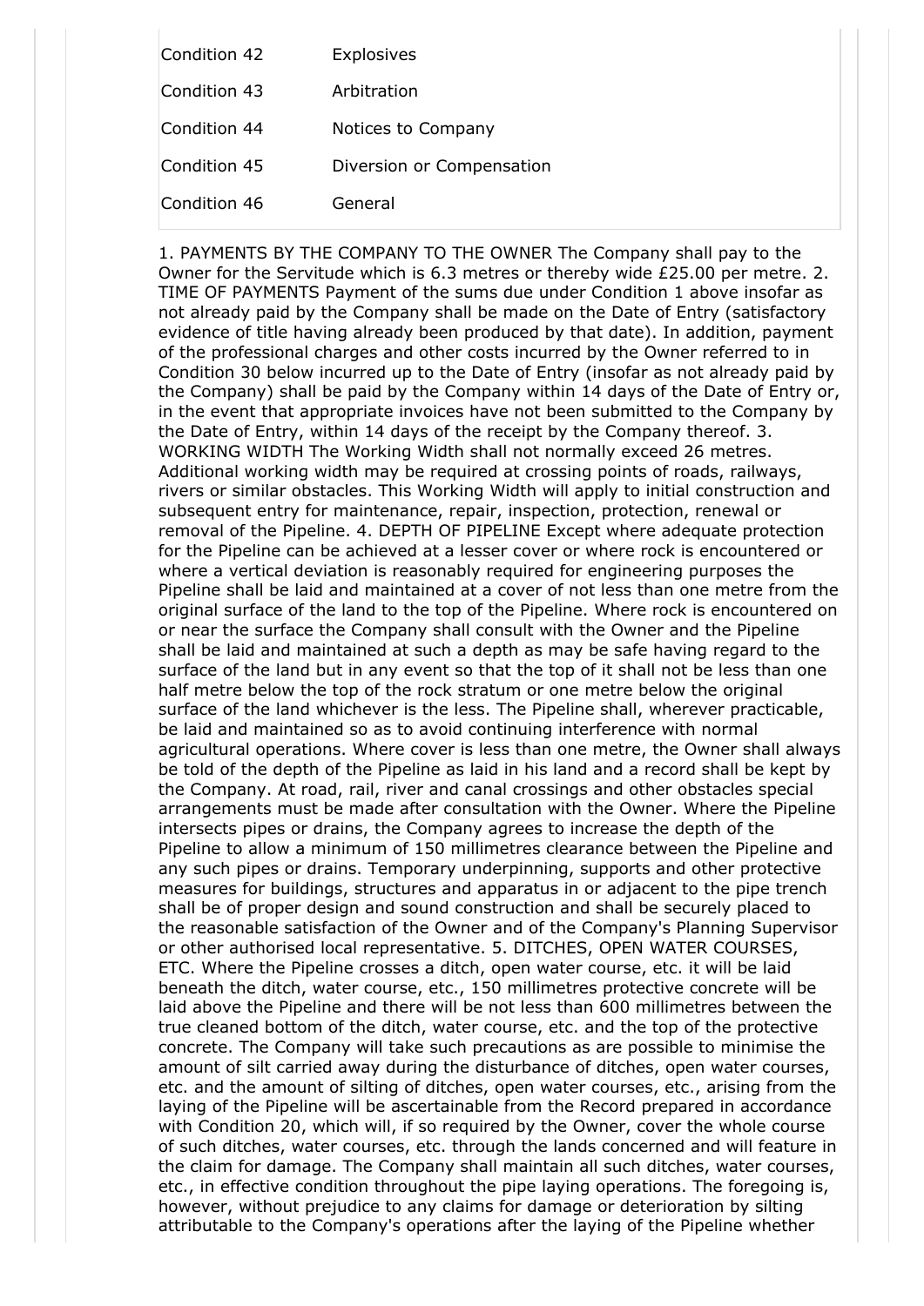| Condition 42 | Explosives |
|---|---|
| Condition 43 | Arbitration |
| Condition 44 | Notices to Company |
| Condition 45 | Diversion or Compensation |
| Condition 46 | General |

1. PAYMENTS BY THE COMPANY TO THE OWNER The Company shall pay to the Owner for the Servitude which is 6.3 metres or thereby wide £25.00 per metre. 2. TIME OF PAYMENTS Payment of the sums due under Condition 1 above insofar as not already paid by the Company shall be made on the Date of Entry (satisfactory evidence of title having already been produced by that date). In addition, payment of the professional charges and other costs incurred by the Owner referred to in Condition 30 below incurred up to the Date of Entry (insofar as not already paid by the Company) shall be paid by the Company within 14 days of the Date of Entry or, in the event that appropriate invoices have not been submitted to the Company by the Date of Entry, within 14 days of the receipt by the Company thereof. 3. WORKING WIDTH The Working Width shall not normally exceed 26 metres. Additional working width may be required at crossing points of roads, railways, rivers or similar obstacles. This Working Width will apply to initial construction and subsequent entry for maintenance, repair, inspection, protection, renewal or removal of the Pipeline. 4. DEPTH OF PIPELINE Except where adequate protection for the Pipeline can be achieved at a lesser cover or where rock is encountered or where a vertical deviation is reasonably required for engineering purposes the Pipeline shall be laid and maintained at a cover of not less than one metre from the original surface of the land to the top of the Pipeline. Where rock is encountered on or near the surface the Company shall consult with the Owner and the Pipeline shall be laid and maintained at such a depth as may be safe having regard to the surface of the land but in any event so that the top of it shall not be less than one half metre below the top of the rock stratum or one metre below the original surface of the land whichever is the less. The Pipeline shall, wherever practicable, be laid and maintained so as to avoid continuing interference with normal agricultural operations. Where cover is less than one metre, the Owner shall always be told of the depth of the Pipeline as laid in his land and a record shall be kept by the Company. At road, rail, river and canal crossings and other obstacles special arrangements must be made after consultation with the Owner. Where the Pipeline intersects pipes or drains, the Company agrees to increase the depth of the Pipeline to allow a minimum of 150 millimetres clearance between the Pipeline and any such pipes or drains. Temporary underpinning, supports and other protective measures for buildings, structures and apparatus in or adjacent to the pipe trench shall be of proper design and sound construction and shall be securely placed to the reasonable satisfaction of the Owner and of the Company's Planning Supervisor or other authorised local representative. 5. DITCHES, OPEN WATER COURSES, ETC. Where the Pipeline crosses a ditch, open water course, etc. it will be laid beneath the ditch, water course, etc., 150 millimetres protective concrete will be laid above the Pipeline and there will be not less than 600 millimetres between the true cleaned bottom of the ditch, water course, etc. and the top of the protective concrete. The Company will take such precautions as are possible to minimise the amount of silt carried away during the disturbance of ditches, open water courses, etc. and the amount of silting of ditches, open water courses, etc., arising from the laying of the Pipeline will be ascertainable from the Record prepared in accordance with Condition 20, which will, if so required by the Owner, cover the whole course of such ditches, water courses, etc. through the lands concerned and will feature in the claim for damage. The Company shall maintain all such ditches, water courses, etc., in effective condition throughout the pipe laying operations. The foregoing is, however, without prejudice to any claims for damage or deterioration by silting attributable to the Company's operations after the laying of the Pipeline whether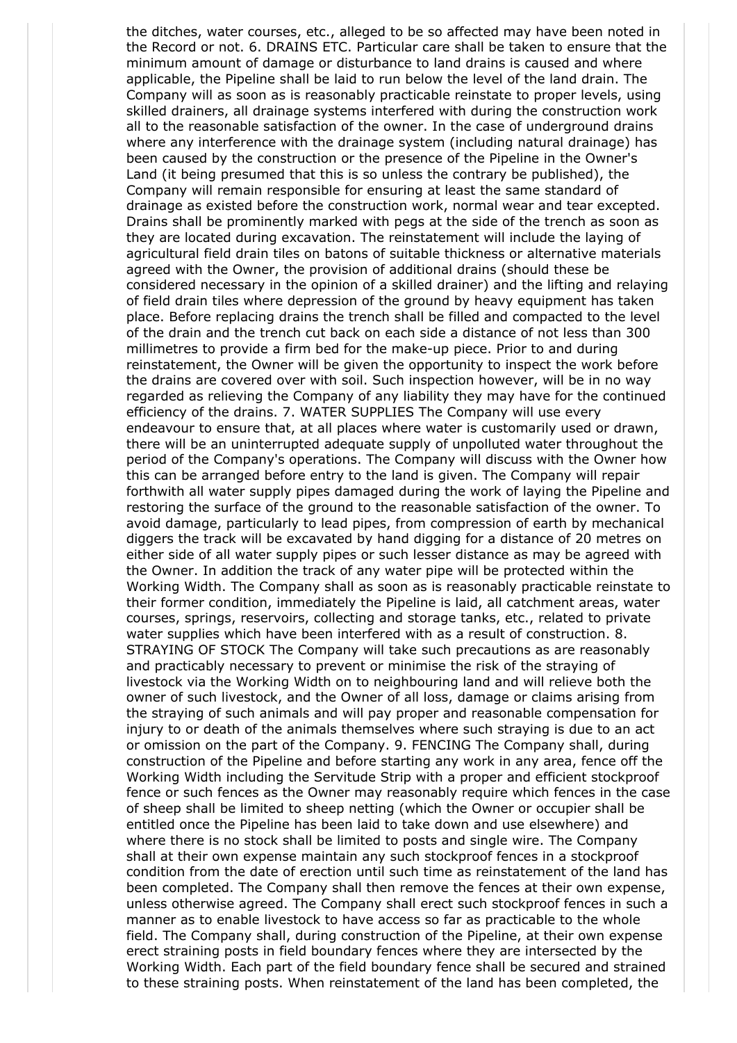the ditches, water courses, etc., alleged to be so affected may have been noted in the Record or not. 6. DRAINS ETC. Particular care shall be taken to ensure that the minimum amount of damage or disturbance to land drains is caused and where applicable, the Pipeline shall be laid to run below the level of the land drain. The Company will as soon as is reasonably practicable reinstate to proper levels, using skilled drainers, all drainage systems interfered with during the construction work all to the reasonable satisfaction of the owner. In the case of underground drains where any interference with the drainage system (including natural drainage) has been caused by the construction or the presence of the Pipeline in the Owner's Land (it being presumed that this is so unless the contrary be published), the Company will remain responsible for ensuring at least the same standard of drainage as existed before the construction work, normal wear and tear excepted. Drains shall be prominently marked with pegs at the side of the trench as soon as they are located during excavation. The reinstatement will include the laying of agricultural field drain tiles on batons of suitable thickness or alternative materials agreed with the Owner, the provision of additional drains (should these be considered necessary in the opinion of a skilled drainer) and the lifting and relaying of field drain tiles where depression of the ground by heavy equipment has taken place. Before replacing drains the trench shall be filled and compacted to the level of the drain and the trench cut back on each side a distance of not less than 300 millimetres to provide a firm bed for the make-up piece. Prior to and during reinstatement, the Owner will be given the opportunity to inspect the work before the drains are covered over with soil. Such inspection however, will be in no way regarded as relieving the Company of any liability they may have for the continued efficiency of the drains. 7. WATER SUPPLIES The Company will use every endeavour to ensure that, at all places where water is customarily used or drawn, there will be an uninterrupted adequate supply of unpolluted water throughout the period of the Company's operations. The Company will discuss with the Owner how this can be arranged before entry to the land is given. The Company will repair forthwith all water supply pipes damaged during the work of laying the Pipeline and restoring the surface of the ground to the reasonable satisfaction of the owner. To avoid damage, particularly to lead pipes, from compression of earth by mechanical diggers the track will be excavated by hand digging for a distance of 20 metres on either side of all water supply pipes or such lesser distance as may be agreed with the Owner. In addition the track of any water pipe will be protected within the Working Width. The Company shall as soon as is reasonably practicable reinstate to their former condition, immediately the Pipeline is laid, all catchment areas, water courses, springs, reservoirs, collecting and storage tanks, etc., related to private water supplies which have been interfered with as a result of construction. 8. STRAYING OF STOCK The Company will take such precautions as are reasonably and practicably necessary to prevent or minimise the risk of the straying of livestock via the Working Width on to neighbouring land and will relieve both the owner of such livestock, and the Owner of all loss, damage or claims arising from the straying of such animals and will pay proper and reasonable compensation for injury to or death of the animals themselves where such straying is due to an act or omission on the part of the Company. 9. FENCING The Company shall, during construction of the Pipeline and before starting any work in any area, fence off the Working Width including the Servitude Strip with a proper and efficient stockproof fence or such fences as the Owner may reasonably require which fences in the case of sheep shall be limited to sheep netting (which the Owner or occupier shall be entitled once the Pipeline has been laid to take down and use elsewhere) and where there is no stock shall be limited to posts and single wire. The Company shall at their own expense maintain any such stockproof fences in a stockproof condition from the date of erection until such time as reinstatement of the land has been completed. The Company shall then remove the fences at their own expense, unless otherwise agreed. The Company shall erect such stockproof fences in such a manner as to enable livestock to have access so far as practicable to the whole field. The Company shall, during construction of the Pipeline, at their own expense erect straining posts in field boundary fences where they are intersected by the Working Width. Each part of the field boundary fence shall be secured and strained to these straining posts. When reinstatement of the land has been completed, the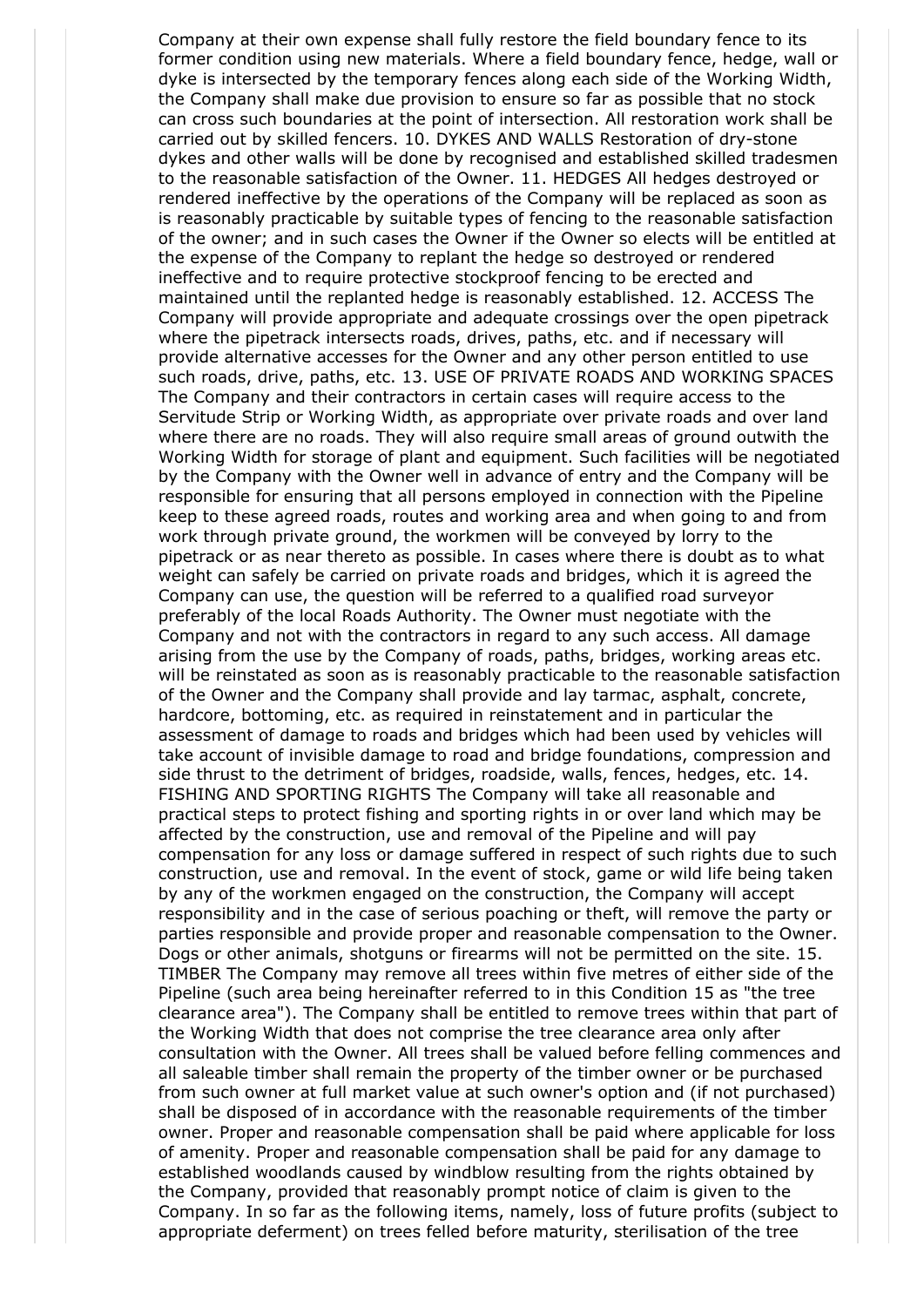Company at their own expense shall fully restore the field boundary fence to its former condition using new materials. Where a field boundary fence, hedge, wall or dyke is intersected by the temporary fences along each side of the Working Width, the Company shall make due provision to ensure so far as possible that no stock can cross such boundaries at the point of intersection. All restoration work shall be carried out by skilled fencers. 10. DYKES AND WALLS Restoration of dry-stone dykes and other walls will be done by recognised and established skilled tradesmen to the reasonable satisfaction of the Owner. 11. HEDGES All hedges destroyed or rendered ineffective by the operations of the Company will be replaced as soon as is reasonably practicable by suitable types of fencing to the reasonable satisfaction of the owner; and in such cases the Owner if the Owner so elects will be entitled at the expense of the Company to replant the hedge so destroyed or rendered ineffective and to require protective stockproof fencing to be erected and maintained until the replanted hedge is reasonably established. 12. ACCESS The Company will provide appropriate and adequate crossings over the open pipetrack where the pipetrack intersects roads, drives, paths, etc. and if necessary will provide alternative accesses for the Owner and any other person entitled to use such roads, drive, paths, etc. 13. USE OF PRIVATE ROADS AND WORKING SPACES The Company and their contractors in certain cases will require access to the Servitude Strip or Working Width, as appropriate over private roads and over land where there are no roads. They will also require small areas of ground outwith the Working Width for storage of plant and equipment. Such facilities will be negotiated by the Company with the Owner well in advance of entry and the Company will be responsible for ensuring that all persons employed in connection with the Pipeline keep to these agreed roads, routes and working area and when going to and from work through private ground, the workmen will be conveyed by lorry to the pipetrack or as near thereto as possible. In cases where there is doubt as to what weight can safely be carried on private roads and bridges, which it is agreed the Company can use, the question will be referred to a qualified road surveyor preferably of the local Roads Authority. The Owner must negotiate with the Company and not with the contractors in regard to any such access. All damage arising from the use by the Company of roads, paths, bridges, working areas etc. will be reinstated as soon as is reasonably practicable to the reasonable satisfaction of the Owner and the Company shall provide and lay tarmac, asphalt, concrete, hardcore, bottoming, etc. as required in reinstatement and in particular the assessment of damage to roads and bridges which had been used by vehicles will take account of invisible damage to road and bridge foundations, compression and side thrust to the detriment of bridges, roadside, walls, fences, hedges, etc. 14. FISHING AND SPORTING RIGHTS The Company will take all reasonable and practical steps to protect fishing and sporting rights in or over land which may be affected by the construction, use and removal of the Pipeline and will pay compensation for any loss or damage suffered in respect of such rights due to such construction, use and removal. In the event of stock, game or wild life being taken by any of the workmen engaged on the construction, the Company will accept responsibility and in the case of serious poaching or theft, will remove the party or parties responsible and provide proper and reasonable compensation to the Owner. Dogs or other animals, shotguns or firearms will not be permitted on the site. 15. TIMBER The Company may remove all trees within five metres of either side of the Pipeline (such area being hereinafter referred to in this Condition 15 as "the tree clearance area"). The Company shall be entitled to remove trees within that part of the Working Width that does not comprise the tree clearance area only after consultation with the Owner. All trees shall be valued before felling commences and all saleable timber shall remain the property of the timber owner or be purchased from such owner at full market value at such owner's option and (if not purchased) shall be disposed of in accordance with the reasonable requirements of the timber owner. Proper and reasonable compensation shall be paid where applicable for loss of amenity. Proper and reasonable compensation shall be paid for any damage to established woodlands caused by windblow resulting from the rights obtained by the Company, provided that reasonably prompt notice of claim is given to the Company. In so far as the following items, namely, loss of future profits (subject to appropriate deferment) on trees felled before maturity, sterilisation of the tree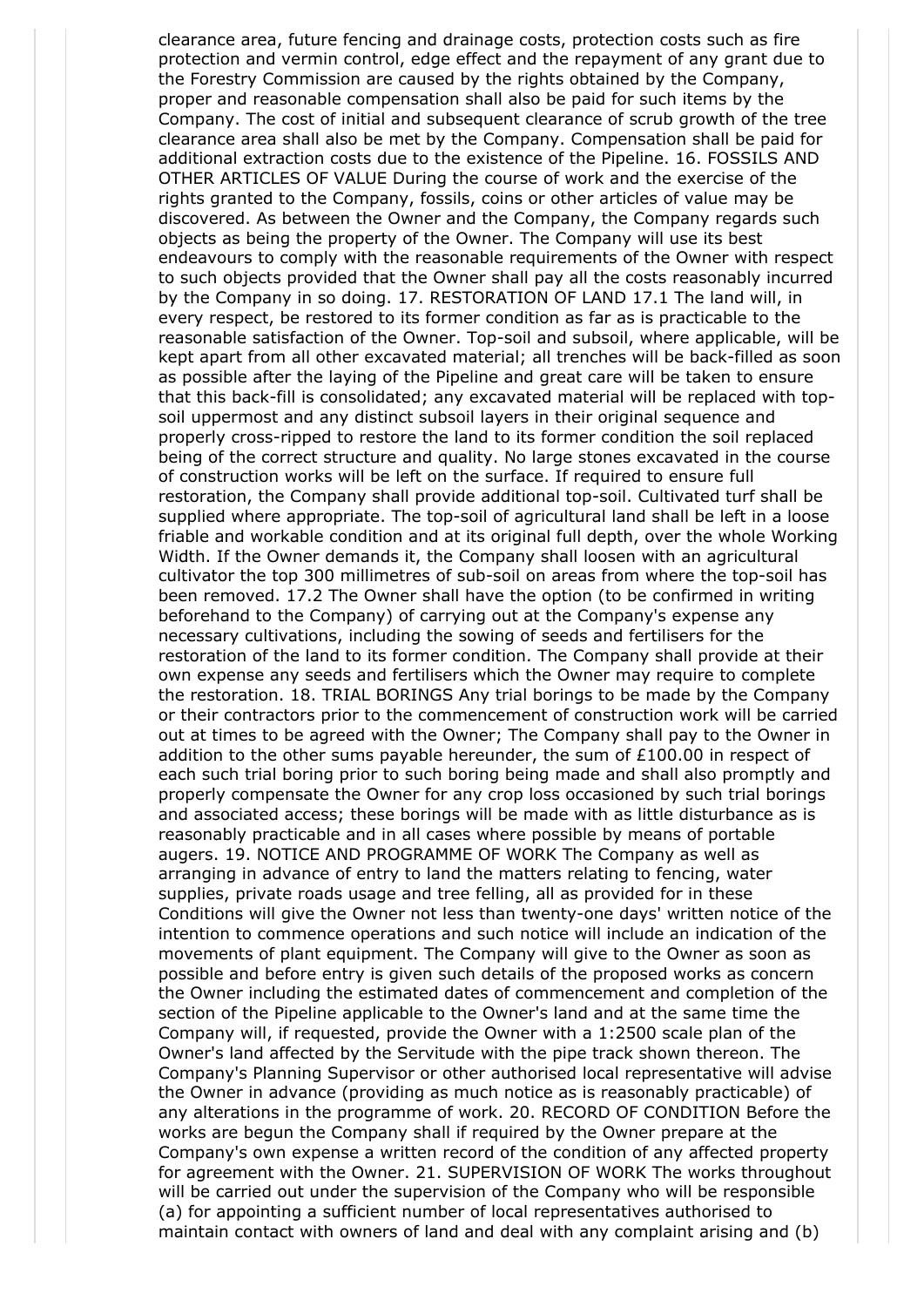clearance area, future fencing and drainage costs, protection costs such as fire protection and vermin control, edge effect and the repayment of any grant due to the Forestry Commission are caused by the rights obtained by the Company, proper and reasonable compensation shall also be paid for such items by the Company. The cost of initial and subsequent clearance of scrub growth of the tree clearance area shall also be met by the Company. Compensation shall be paid for additional extraction costs due to the existence of the Pipeline. 16. FOSSILS AND OTHER ARTICLES OF VALUE During the course of work and the exercise of the rights granted to the Company, fossils, coins or other articles of value may be discovered. As between the Owner and the Company, the Company regards such objects as being the property of the Owner. The Company will use its best endeavours to comply with the reasonable requirements of the Owner with respect to such objects provided that the Owner shall pay all the costs reasonably incurred by the Company in so doing. 17. RESTORATION OF LAND 17.1 The land will, in every respect, be restored to its former condition as far as is practicable to the reasonable satisfaction of the Owner. Top-soil and subsoil, where applicable, will be kept apart from all other excavated material; all trenches will be back-filled as soon as possible after the laying of the Pipeline and great care will be taken to ensure that this back-fill is consolidated; any excavated material will be replaced with top-soil uppermost and any distinct subsoil layers in their original sequence and properly cross-ripped to restore the land to its former condition the soil replaced being of the correct structure and quality. No large stones excavated in the course of construction works will be left on the surface. If required to ensure full restoration, the Company shall provide additional top-soil. Cultivated turf shall be supplied where appropriate. The top-soil of agricultural land shall be left in a loose friable and workable condition and at its original full depth, over the whole Working Width. If the Owner demands it, the Company shall loosen with an agricultural cultivator the top 300 millimetres of sub-soil on areas from where the top-soil has been removed. 17.2 The Owner shall have the option (to be confirmed in writing beforehand to the Company) of carrying out at the Company's expense any necessary cultivations, including the sowing of seeds and fertilisers for the restoration of the land to its former condition. The Company shall provide at their own expense any seeds and fertilisers which the Owner may require to complete the restoration. 18. TRIAL BORINGS Any trial borings to be made by the Company or their contractors prior to the commencement of construction work will be carried out at times to be agreed with the Owner; The Company shall pay to the Owner in addition to the other sums payable hereunder, the sum of £100.00 in respect of each such trial boring prior to such boring being made and shall also promptly and properly compensate the Owner for any crop loss occasioned by such trial borings and associated access; these borings will be made with as little disturbance as is reasonably practicable and in all cases where possible by means of portable augers. 19. NOTICE AND PROGRAMME OF WORK The Company as well as arranging in advance of entry to land the matters relating to fencing, water supplies, private roads usage and tree felling, all as provided for in these Conditions will give the Owner not less than twenty-one days' written notice of the intention to commence operations and such notice will include an indication of the movements of plant equipment. The Company will give to the Owner as soon as possible and before entry is given such details of the proposed works as concern the Owner including the estimated dates of commencement and completion of the section of the Pipeline applicable to the Owner's land and at the same time the Company will, if requested, provide the Owner with a 1:2500 scale plan of the Owner's land affected by the Servitude with the pipe track shown thereon. The Company's Planning Supervisor or other authorised local representative will advise the Owner in advance (providing as much notice as is reasonably practicable) of any alterations in the programme of work. 20. RECORD OF CONDITION Before the works are begun the Company shall if required by the Owner prepare at the Company's own expense a written record of the condition of any affected property for agreement with the Owner. 21. SUPERVISION OF WORK The works throughout will be carried out under the supervision of the Company who will be responsible (a) for appointing a sufficient number of local representatives authorised to maintain contact with owners of land and deal with any complaint arising and (b)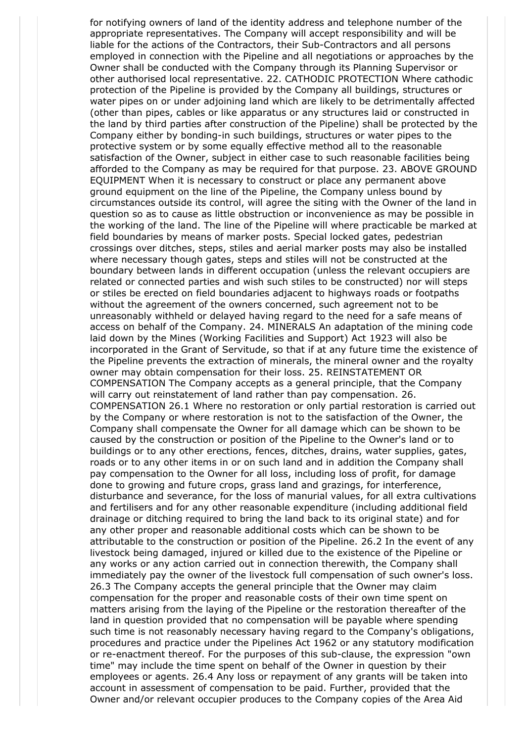for notifying owners of land of the identity address and telephone number of the appropriate representatives. The Company will accept responsibility and will be liable for the actions of the Contractors, their Sub-Contractors and all persons employed in connection with the Pipeline and all negotiations or approaches by the Owner shall be conducted with the Company through its Planning Supervisor or other authorised local representative. 22. CATHODIC PROTECTION Where cathodic protection of the Pipeline is provided by the Company all buildings, structures or water pipes on or under adjoining land which are likely to be detrimentally affected (other than pipes, cables or like apparatus or any structures laid or constructed in the land by third parties after construction of the Pipeline) shall be protected by the Company either by bonding-in such buildings, structures or water pipes to the protective system or by some equally effective method all to the reasonable satisfaction of the Owner, subject in either case to such reasonable facilities being afforded to the Company as may be required for that purpose. 23. ABOVE GROUND EQUIPMENT When it is necessary to construct or place any permanent above ground equipment on the line of the Pipeline, the Company unless bound by circumstances outside its control, will agree the siting with the Owner of the land in question so as to cause as little obstruction or inconvenience as may be possible in the working of the land. The line of the Pipeline will where practicable be marked at field boundaries by means of marker posts. Special locked gates, pedestrian crossings over ditches, steps, stiles and aerial marker posts may also be installed where necessary though gates, steps and stiles will not be constructed at the boundary between lands in different occupation (unless the relevant occupiers are related or connected parties and wish such stiles to be constructed) nor will steps or stiles be erected on field boundaries adjacent to highways roads or footpaths without the agreement of the owners concerned, such agreement not to be unreasonably withheld or delayed having regard to the need for a safe means of access on behalf of the Company. 24. MINERALS An adaptation of the mining code laid down by the Mines (Working Facilities and Support) Act 1923 will also be incorporated in the Grant of Servitude, so that if at any future time the existence of the Pipeline prevents the extraction of minerals, the mineral owner and the royalty owner may obtain compensation for their loss. 25. REINSTATEMENT OR COMPENSATION The Company accepts as a general principle, that the Company will carry out reinstatement of land rather than pay compensation. 26. COMPENSATION 26.1 Where no restoration or only partial restoration is carried out by the Company or where restoration is not to the satisfaction of the Owner, the Company shall compensate the Owner for all damage which can be shown to be caused by the construction or position of the Pipeline to the Owner's land or to buildings or to any other erections, fences, ditches, drains, water supplies, gates, roads or to any other items in or on such land and in addition the Company shall pay compensation to the Owner for all loss, including loss of profit, for damage done to growing and future crops, grass land and grazings, for interference, disturbance and severance, for the loss of manurial values, for all extra cultivations and fertilisers and for any other reasonable expenditure (including additional field drainage or ditching required to bring the land back to its original state) and for any other proper and reasonable additional costs which can be shown to be attributable to the construction or position of the Pipeline. 26.2 In the event of any livestock being damaged, injured or killed due to the existence of the Pipeline or any works or any action carried out in connection therewith, the Company shall immediately pay the owner of the livestock full compensation of such owner's loss. 26.3 The Company accepts the general principle that the Owner may claim compensation for the proper and reasonable costs of their own time spent on matters arising from the laying of the Pipeline or the restoration thereafter of the land in question provided that no compensation will be payable where spending such time is not reasonably necessary having regard to the Company's obligations, procedures and practice under the Pipelines Act 1962 or any statutory modification or re-enactment thereof. For the purposes of this sub-clause, the expression "own time" may include the time spent on behalf of the Owner in question by their employees or agents. 26.4 Any loss or repayment of any grants will be taken into account in assessment of compensation to be paid. Further, provided that the Owner and/or relevant occupier produces to the Company copies of the Area Aid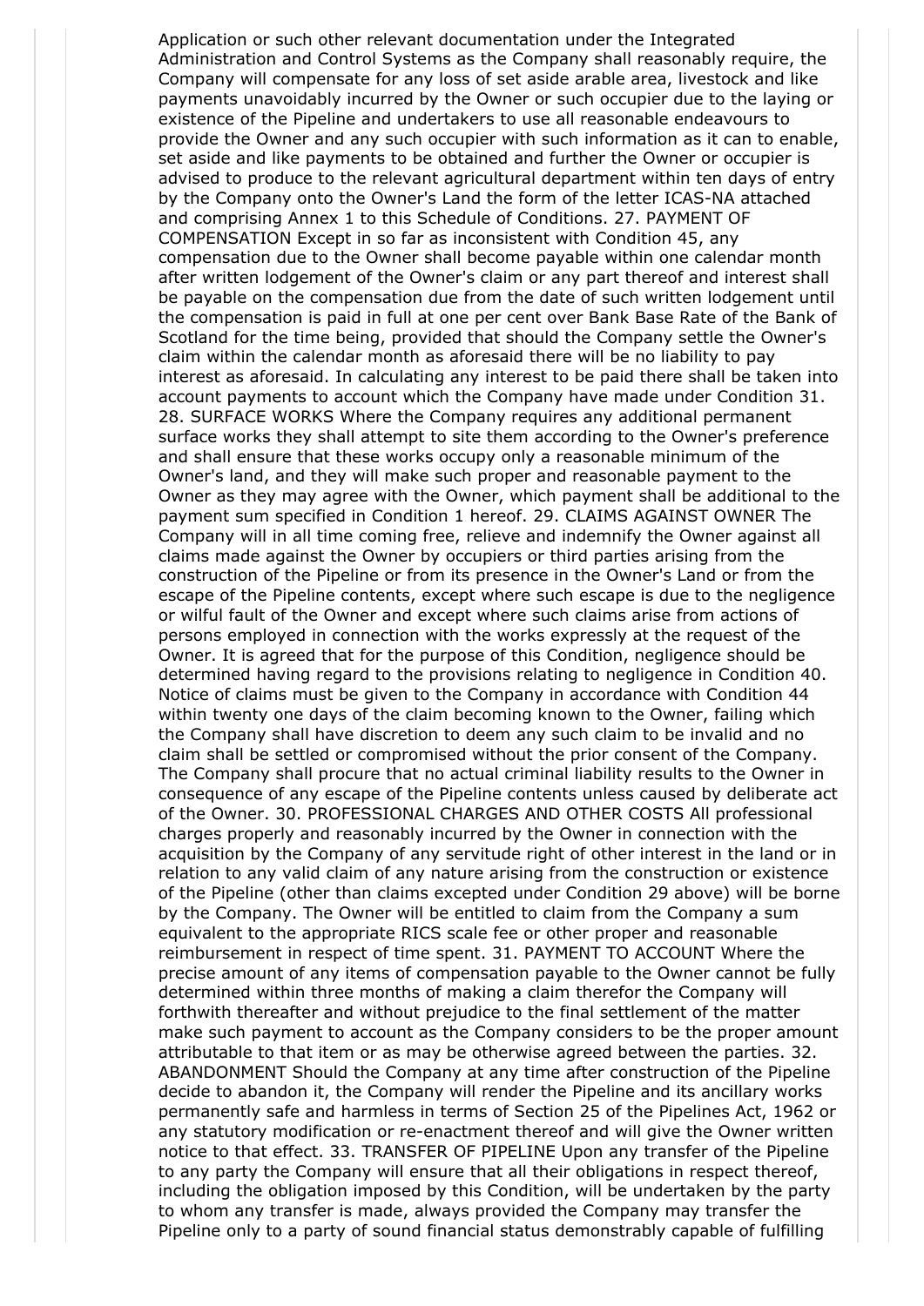Application or such other relevant documentation under the Integrated Administration and Control Systems as the Company shall reasonably require, the Company will compensate for any loss of set aside arable area, livestock and like payments unavoidably incurred by the Owner or such occupier due to the laying or existence of the Pipeline and undertakers to use all reasonable endeavours to provide the Owner and any such occupier with such information as it can to enable, set aside and like payments to be obtained and further the Owner or occupier is advised to produce to the relevant agricultural department within ten days of entry by the Company onto the Owner's Land the form of the letter ICAS-NA attached and comprising Annex 1 to this Schedule of Conditions. 27. PAYMENT OF COMPENSATION Except in so far as inconsistent with Condition 45, any compensation due to the Owner shall become payable within one calendar month after written lodgement of the Owner's claim or any part thereof and interest shall be payable on the compensation due from the date of such written lodgement until the compensation is paid in full at one per cent over Bank Base Rate of the Bank of Scotland for the time being, provided that should the Company settle the Owner's claim within the calendar month as aforesaid there will be no liability to pay interest as aforesaid. In calculating any interest to be paid there shall be taken into account payments to account which the Company have made under Condition 31. 28. SURFACE WORKS Where the Company requires any additional permanent surface works they shall attempt to site them according to the Owner's preference and shall ensure that these works occupy only a reasonable minimum of the Owner's land, and they will make such proper and reasonable payment to the Owner as they may agree with the Owner, which payment shall be additional to the payment sum specified in Condition 1 hereof. 29. CLAIMS AGAINST OWNER The Company will in all time coming free, relieve and indemnify the Owner against all claims made against the Owner by occupiers or third parties arising from the construction of the Pipeline or from its presence in the Owner's Land or from the escape of the Pipeline contents, except where such escape is due to the negligence or wilful fault of the Owner and except where such claims arise from actions of persons employed in connection with the works expressly at the request of the Owner. It is agreed that for the purpose of this Condition, negligence should be determined having regard to the provisions relating to negligence in Condition 40. Notice of claims must be given to the Company in accordance with Condition 44 within twenty one days of the claim becoming known to the Owner, failing which the Company shall have discretion to deem any such claim to be invalid and no claim shall be settled or compromised without the prior consent of the Company. The Company shall procure that no actual criminal liability results to the Owner in consequence of any escape of the Pipeline contents unless caused by deliberate act of the Owner. 30. PROFESSIONAL CHARGES AND OTHER COSTS All professional charges properly and reasonably incurred by the Owner in connection with the acquisition by the Company of any servitude right of other interest in the land or in relation to any valid claim of any nature arising from the construction or existence of the Pipeline (other than claims excepted under Condition 29 above) will be borne by the Company. The Owner will be entitled to claim from the Company a sum equivalent to the appropriate RICS scale fee or other proper and reasonable reimbursement in respect of time spent. 31. PAYMENT TO ACCOUNT Where the precise amount of any items of compensation payable to the Owner cannot be fully determined within three months of making a claim therefor the Company will forthwith thereafter and without prejudice to the final settlement of the matter make such payment to account as the Company considers to be the proper amount attributable to that item or as may be otherwise agreed between the parties. 32. ABANDONMENT Should the Company at any time after construction of the Pipeline decide to abandon it, the Company will render the Pipeline and its ancillary works permanently safe and harmless in terms of Section 25 of the Pipelines Act, 1962 or any statutory modification or re-enactment thereof and will give the Owner written notice to that effect. 33. TRANSFER OF PIPELINE Upon any transfer of the Pipeline to any party the Company will ensure that all their obligations in respect thereof, including the obligation imposed by this Condition, will be undertaken by the party to whom any transfer is made, always provided the Company may transfer the Pipeline only to a party of sound financial status demonstrably capable of fulfilling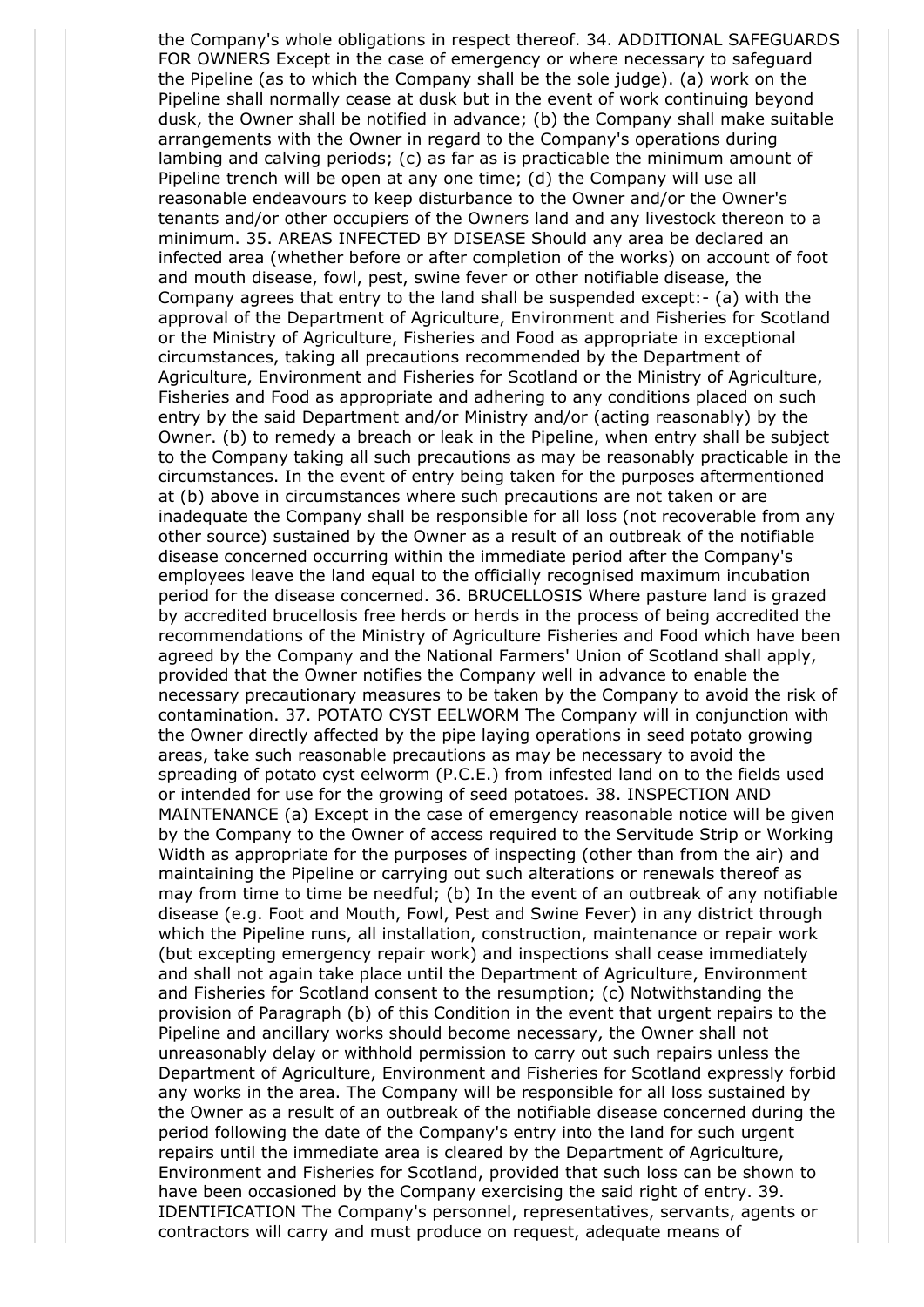the Company's whole obligations in respect thereof. 34. ADDITIONAL SAFEGUARDS FOR OWNERS Except in the case of emergency or where necessary to safeguard the Pipeline (as to which the Company shall be the sole judge). (a) work on the Pipeline shall normally cease at dusk but in the event of work continuing beyond dusk, the Owner shall be notified in advance; (b) the Company shall make suitable arrangements with the Owner in regard to the Company's operations during lambing and calving periods; (c) as far as is practicable the minimum amount of Pipeline trench will be open at any one time; (d) the Company will use all reasonable endeavours to keep disturbance to the Owner and/or the Owner's tenants and/or other occupiers of the Owners land and any livestock thereon to a minimum. 35. AREAS INFECTED BY DISEASE Should any area be declared an infected area (whether before or after completion of the works) on account of foot and mouth disease, fowl, pest, swine fever or other notifiable disease, the Company agrees that entry to the land shall be suspended except:- (a) with the approval of the Department of Agriculture, Environment and Fisheries for Scotland or the Ministry of Agriculture, Fisheries and Food as appropriate in exceptional circumstances, taking all precautions recommended by the Department of Agriculture, Environment and Fisheries for Scotland or the Ministry of Agriculture, Fisheries and Food as appropriate and adhering to any conditions placed on such entry by the said Department and/or Ministry and/or (acting reasonably) by the Owner. (b) to remedy a breach or leak in the Pipeline, when entry shall be subject to the Company taking all such precautions as may be reasonably practicable in the circumstances. In the event of entry being taken for the purposes aftermentioned at (b) above in circumstances where such precautions are not taken or are inadequate the Company shall be responsible for all loss (not recoverable from any other source) sustained by the Owner as a result of an outbreak of the notifiable disease concerned occurring within the immediate period after the Company's employees leave the land equal to the officially recognised maximum incubation period for the disease concerned. 36. BRUCELLOSIS Where pasture land is grazed by accredited brucellosis free herds or herds in the process of being accredited the recommendations of the Ministry of Agriculture Fisheries and Food which have been agreed by the Company and the National Farmers' Union of Scotland shall apply, provided that the Owner notifies the Company well in advance to enable the necessary precautionary measures to be taken by the Company to avoid the risk of contamination. 37. POTATO CYST EELWORM The Company will in conjunction with the Owner directly affected by the pipe laying operations in seed potato growing areas, take such reasonable precautions as may be necessary to avoid the spreading of potato cyst eelworm (P.C.E.) from infested land on to the fields used or intended for use for the growing of seed potatoes. 38. INSPECTION AND MAINTENANCE (a) Except in the case of emergency reasonable notice will be given by the Company to the Owner of access required to the Servitude Strip or Working Width as appropriate for the purposes of inspecting (other than from the air) and maintaining the Pipeline or carrying out such alterations or renewals thereof as may from time to time be needful; (b) In the event of an outbreak of any notifiable disease (e.g. Foot and Mouth, Fowl, Pest and Swine Fever) in any district through which the Pipeline runs, all installation, construction, maintenance or repair work (but excepting emergency repair work) and inspections shall cease immediately and shall not again take place until the Department of Agriculture, Environment and Fisheries for Scotland consent to the resumption; (c) Notwithstanding the provision of Paragraph (b) of this Condition in the event that urgent repairs to the Pipeline and ancillary works should become necessary, the Owner shall not unreasonably delay or withhold permission to carry out such repairs unless the Department of Agriculture, Environment and Fisheries for Scotland expressly forbid any works in the area. The Company will be responsible for all loss sustained by the Owner as a result of an outbreak of the notifiable disease concerned during the period following the date of the Company's entry into the land for such urgent repairs until the immediate area is cleared by the Department of Agriculture, Environment and Fisheries for Scotland, provided that such loss can be shown to have been occasioned by the Company exercising the said right of entry. 39. IDENTIFICATION The Company's personnel, representatives, servants, agents or contractors will carry and must produce on request, adequate means of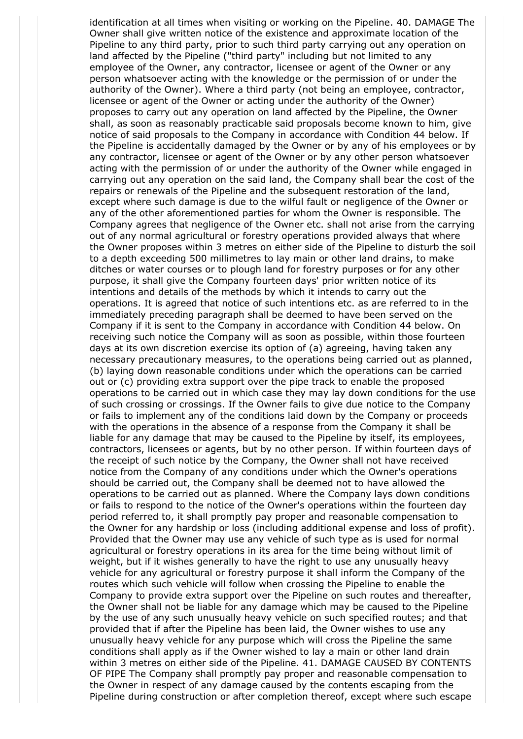identification at all times when visiting or working on the Pipeline. 40. DAMAGE The Owner shall give written notice of the existence and approximate location of the Pipeline to any third party, prior to such third party carrying out any operation on land affected by the Pipeline ("third party" including but not limited to any employee of the Owner, any contractor, licensee or agent of the Owner or any person whatsoever acting with the knowledge or the permission of or under the authority of the Owner). Where a third party (not being an employee, contractor, licensee or agent of the Owner or acting under the authority of the Owner) proposes to carry out any operation on land affected by the Pipeline, the Owner shall, as soon as reasonably practicable said proposals become known to him, give notice of said proposals to the Company in accordance with Condition 44 below. If the Pipeline is accidentally damaged by the Owner or by any of his employees or by any contractor, licensee or agent of the Owner or by any other person whatsoever acting with the permission of or under the authority of the Owner while engaged in carrying out any operation on the said land, the Company shall bear the cost of the repairs or renewals of the Pipeline and the subsequent restoration of the land, except where such damage is due to the wilful fault or negligence of the Owner or any of the other aforementioned parties for whom the Owner is responsible. The Company agrees that negligence of the Owner etc. shall not arise from the carrying out of any normal agricultural or forestry operations provided always that where the Owner proposes within 3 metres on either side of the Pipeline to disturb the soil to a depth exceeding 500 millimetres to lay main or other land drains, to make ditches or water courses or to plough land for forestry purposes or for any other purpose, it shall give the Company fourteen days' prior written notice of its intentions and details of the methods by which it intends to carry out the operations. It is agreed that notice of such intentions etc. as are referred to in the immediately preceding paragraph shall be deemed to have been served on the Company if it is sent to the Company in accordance with Condition 44 below. On receiving such notice the Company will as soon as possible, within those fourteen days at its own discretion exercise its option of (a) agreeing, having taken any necessary precautionary measures, to the operations being carried out as planned, (b) laying down reasonable conditions under which the operations can be carried out or (c) providing extra support over the pipe track to enable the proposed operations to be carried out in which case they may lay down conditions for the use of such crossing or crossings. If the Owner fails to give due notice to the Company or fails to implement any of the conditions laid down by the Company or proceeds with the operations in the absence of a response from the Company it shall be liable for any damage that may be caused to the Pipeline by itself, its employees, contractors, licensees or agents, but by no other person. If within fourteen days of the receipt of such notice by the Company, the Owner shall not have received notice from the Company of any conditions under which the Owner's operations should be carried out, the Company shall be deemed not to have allowed the operations to be carried out as planned. Where the Company lays down conditions or fails to respond to the notice of the Owner's operations within the fourteen day period referred to, it shall promptly pay proper and reasonable compensation to the Owner for any hardship or loss (including additional expense and loss of profit). Provided that the Owner may use any vehicle of such type as is used for normal agricultural or forestry operations in its area for the time being without limit of weight, but if it wishes generally to have the right to use any unusually heavy vehicle for any agricultural or forestry purpose it shall inform the Company of the routes which such vehicle will follow when crossing the Pipeline to enable the Company to provide extra support over the Pipeline on such routes and thereafter, the Owner shall not be liable for any damage which may be caused to the Pipeline by the use of any such unusually heavy vehicle on such specified routes; and that provided that if after the Pipeline has been laid, the Owner wishes to use any unusually heavy vehicle for any purpose which will cross the Pipeline the same conditions shall apply as if the Owner wished to lay a main or other land drain within 3 metres on either side of the Pipeline. 41. DAMAGE CAUSED BY CONTENTS OF PIPE The Company shall promptly pay proper and reasonable compensation to the Owner in respect of any damage caused by the contents escaping from the Pipeline during construction or after completion thereof, except where such escape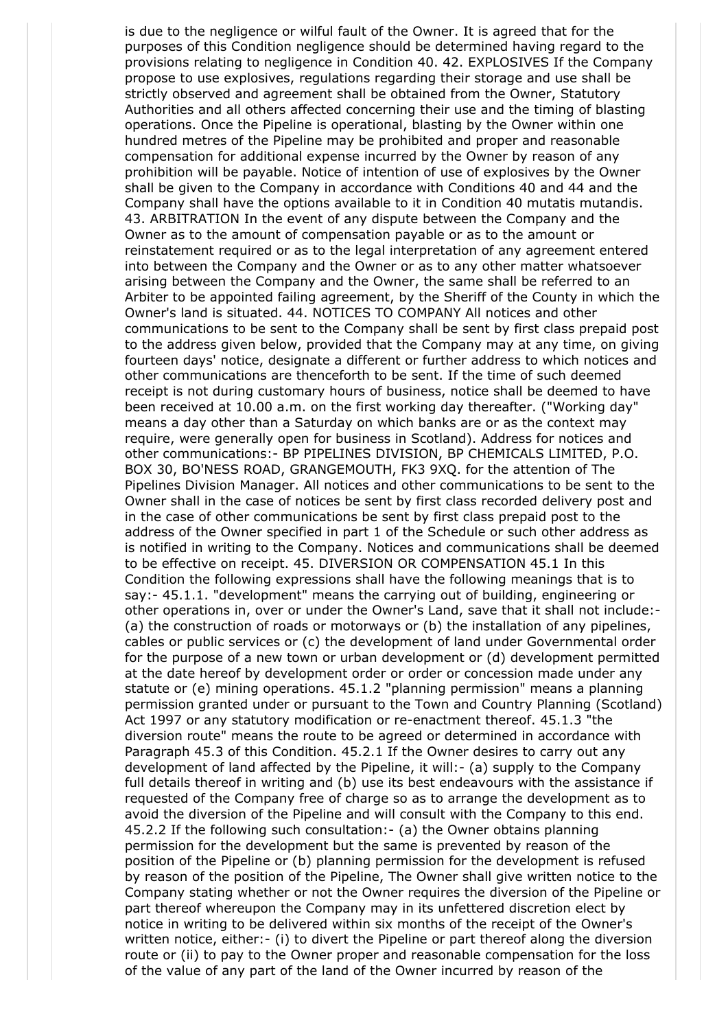is due to the negligence or wilful fault of the Owner. It is agreed that for the purposes of this Condition negligence should be determined having regard to the provisions relating to negligence in Condition 40. 42. EXPLOSIVES If the Company propose to use explosives, regulations regarding their storage and use shall be strictly observed and agreement shall be obtained from the Owner, Statutory Authorities and all others affected concerning their use and the timing of blasting operations. Once the Pipeline is operational, blasting by the Owner within one hundred metres of the Pipeline may be prohibited and proper and reasonable compensation for additional expense incurred by the Owner by reason of any prohibition will be payable. Notice of intention of use of explosives by the Owner shall be given to the Company in accordance with Conditions 40 and 44 and the Company shall have the options available to it in Condition 40 mutatis mutandis. 43. ARBITRATION In the event of any dispute between the Company and the Owner as to the amount of compensation payable or as to the amount or reinstatement required or as to the legal interpretation of any agreement entered into between the Company and the Owner or as to any other matter whatsoever arising between the Company and the Owner, the same shall be referred to an Arbiter to be appointed failing agreement, by the Sheriff of the County in which the Owner's land is situated. 44. NOTICES TO COMPANY All notices and other communications to be sent to the Company shall be sent by first class prepaid post to the address given below, provided that the Company may at any time, on giving fourteen days' notice, designate a different or further address to which notices and other communications are thenceforth to be sent. If the time of such deemed receipt is not during customary hours of business, notice shall be deemed to have been received at 10.00 a.m. on the first working day thereafter. ("Working day" means a day other than a Saturday on which banks are or as the context may require, were generally open for business in Scotland). Address for notices and other communications:- BP PIPELINES DIVISION, BP CHEMICALS LIMITED, P.O. BOX 30, BO'NESS ROAD, GRANGEMOUTH, FK3 9XQ. for the attention of The Pipelines Division Manager. All notices and other communications to be sent to the Owner shall in the case of notices be sent by first class recorded delivery post and in the case of other communications be sent by first class prepaid post to the address of the Owner specified in part 1 of the Schedule or such other address as is notified in writing to the Company. Notices and communications shall be deemed to be effective on receipt. 45. DIVERSION OR COMPENSATION 45.1 In this Condition the following expressions shall have the following meanings that is to say:- 45.1.1. "development" means the carrying out of building, engineering or other operations in, over or under the Owner's Land, save that it shall not include:- (a) the construction of roads or motorways or (b) the installation of any pipelines, cables or public services or (c) the development of land under Governmental order for the purpose of a new town or urban development or (d) development permitted at the date hereof by development order or order or concession made under any statute or (e) mining operations. 45.1.2 "planning permission" means a planning permission granted under or pursuant to the Town and Country Planning (Scotland) Act 1997 or any statutory modification or re-enactment thereof. 45.1.3 "the diversion route" means the route to be agreed or determined in accordance with Paragraph 45.3 of this Condition. 45.2.1 If the Owner desires to carry out any development of land affected by the Pipeline, it will:- (a) supply to the Company full details thereof in writing and (b) use its best endeavours with the assistance if requested of the Company free of charge so as to arrange the development as to avoid the diversion of the Pipeline and will consult with the Company to this end. 45.2.2 If the following such consultation:- (a) the Owner obtains planning permission for the development but the same is prevented by reason of the position of the Pipeline or (b) planning permission for the development is refused by reason of the position of the Pipeline, The Owner shall give written notice to the Company stating whether or not the Owner requires the diversion of the Pipeline or part thereof whereupon the Company may in its unfettered discretion elect by notice in writing to be delivered within six months of the receipt of the Owner's written notice, either:- (i) to divert the Pipeline or part thereof along the diversion route or (ii) to pay to the Owner proper and reasonable compensation for the loss of the value of any part of the land of the Owner incurred by reason of the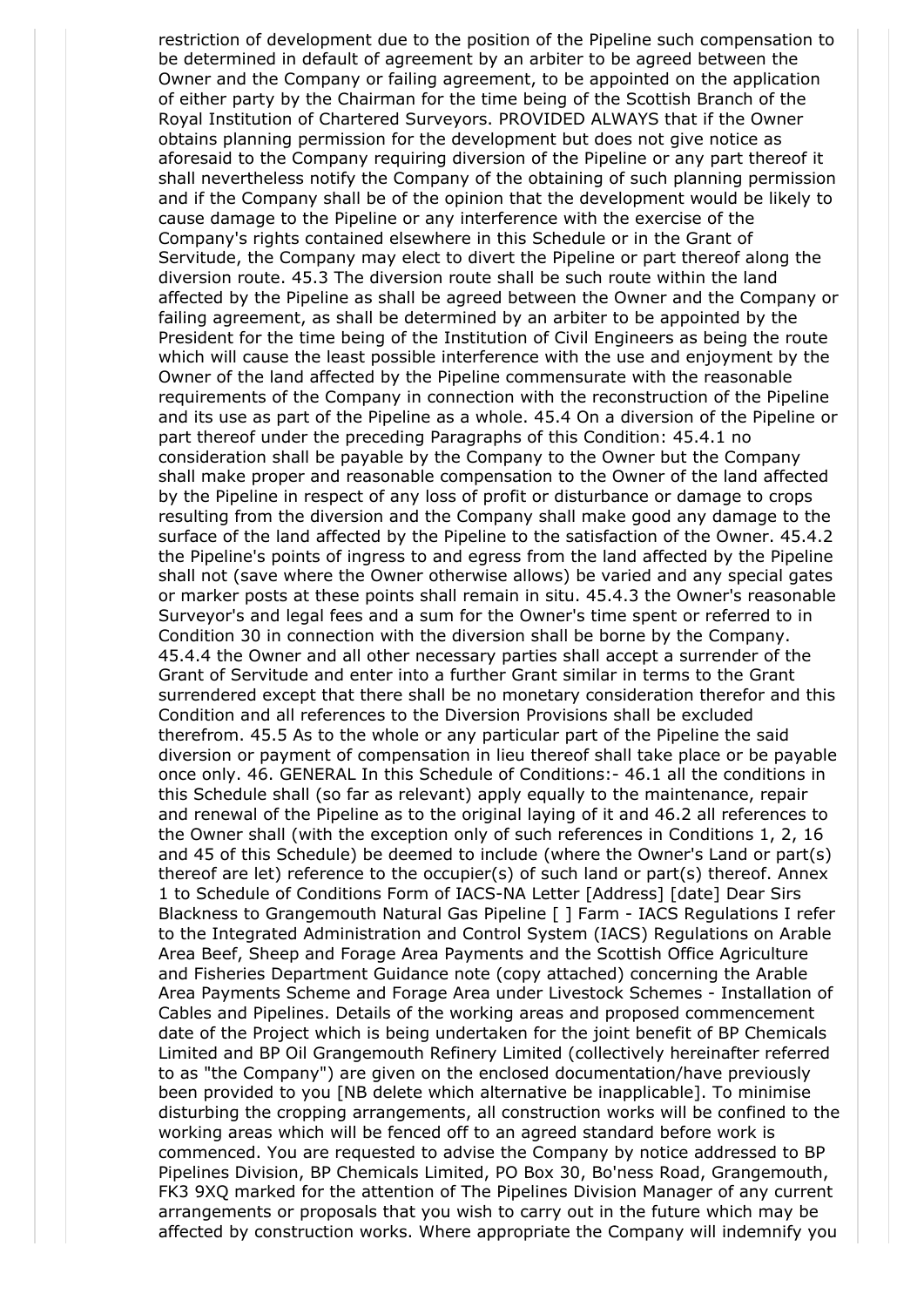restriction of development due to the position of the Pipeline such compensation to be determined in default of agreement by an arbiter to be agreed between the Owner and the Company or failing agreement, to be appointed on the application of either party by the Chairman for the time being of the Scottish Branch of the Royal Institution of Chartered Surveyors. PROVIDED ALWAYS that if the Owner obtains planning permission for the development but does not give notice as aforesaid to the Company requiring diversion of the Pipeline or any part thereof it shall nevertheless notify the Company of the obtaining of such planning permission and if the Company shall be of the opinion that the development would be likely to cause damage to the Pipeline or any interference with the exercise of the Company's rights contained elsewhere in this Schedule or in the Grant of Servitude, the Company may elect to divert the Pipeline or part thereof along the diversion route. 45.3 The diversion route shall be such route within the land affected by the Pipeline as shall be agreed between the Owner and the Company or failing agreement, as shall be determined by an arbiter to be appointed by the President for the time being of the Institution of Civil Engineers as being the route which will cause the least possible interference with the use and enjoyment by the Owner of the land affected by the Pipeline commensurate with the reasonable requirements of the Company in connection with the reconstruction of the Pipeline and its use as part of the Pipeline as a whole. 45.4 On a diversion of the Pipeline or part thereof under the preceding Paragraphs of this Condition: 45.4.1 no consideration shall be payable by the Company to the Owner but the Company shall make proper and reasonable compensation to the Owner of the land affected by the Pipeline in respect of any loss of profit or disturbance or damage to crops resulting from the diversion and the Company shall make good any damage to the surface of the land affected by the Pipeline to the satisfaction of the Owner. 45.4.2 the Pipeline's points of ingress to and egress from the land affected by the Pipeline shall not (save where the Owner otherwise allows) be varied and any special gates or marker posts at these points shall remain in situ. 45.4.3 the Owner's reasonable Surveyor's and legal fees and a sum for the Owner's time spent or referred to in Condition 30 in connection with the diversion shall be borne by the Company. 45.4.4 the Owner and all other necessary parties shall accept a surrender of the Grant of Servitude and enter into a further Grant similar in terms to the Grant surrendered except that there shall be no monetary consideration therefor and this Condition and all references to the Diversion Provisions shall be excluded therefrom. 45.5 As to the whole or any particular part of the Pipeline the said diversion or payment of compensation in lieu thereof shall take place or be payable once only. 46. GENERAL In this Schedule of Conditions:- 46.1 all the conditions in this Schedule shall (so far as relevant) apply equally to the maintenance, repair and renewal of the Pipeline as to the original laying of it and 46.2 all references to the Owner shall (with the exception only of such references in Conditions 1, 2, 16 and 45 of this Schedule) be deemed to include (where the Owner's Land or part(s) thereof are let) reference to the occupier(s) of such land or part(s) thereof. Annex 1 to Schedule of Conditions Form of IACS-NA Letter [Address] [date] Dear Sirs Blackness to Grangemouth Natural Gas Pipeline [ ] Farm - IACS Regulations I refer to the Integrated Administration and Control System (IACS) Regulations on Arable Area Beef, Sheep and Forage Area Payments and the Scottish Office Agriculture and Fisheries Department Guidance note (copy attached) concerning the Arable Area Payments Scheme and Forage Area under Livestock Schemes - Installation of Cables and Pipelines. Details of the working areas and proposed commencement date of the Project which is being undertaken for the joint benefit of BP Chemicals Limited and BP Oil Grangemouth Refinery Limited (collectively hereinafter referred to as "the Company") are given on the enclosed documentation/have previously been provided to you [NB delete which alternative be inapplicable]. To minimise disturbing the cropping arrangements, all construction works will be confined to the working areas which will be fenced off to an agreed standard before work is commenced. You are requested to advise the Company by notice addressed to BP Pipelines Division, BP Chemicals Limited, PO Box 30, Bo'ness Road, Grangemouth, FK3 9XQ marked for the attention of The Pipelines Division Manager of any current arrangements or proposals that you wish to carry out in the future which may be affected by construction works. Where appropriate the Company will indemnify you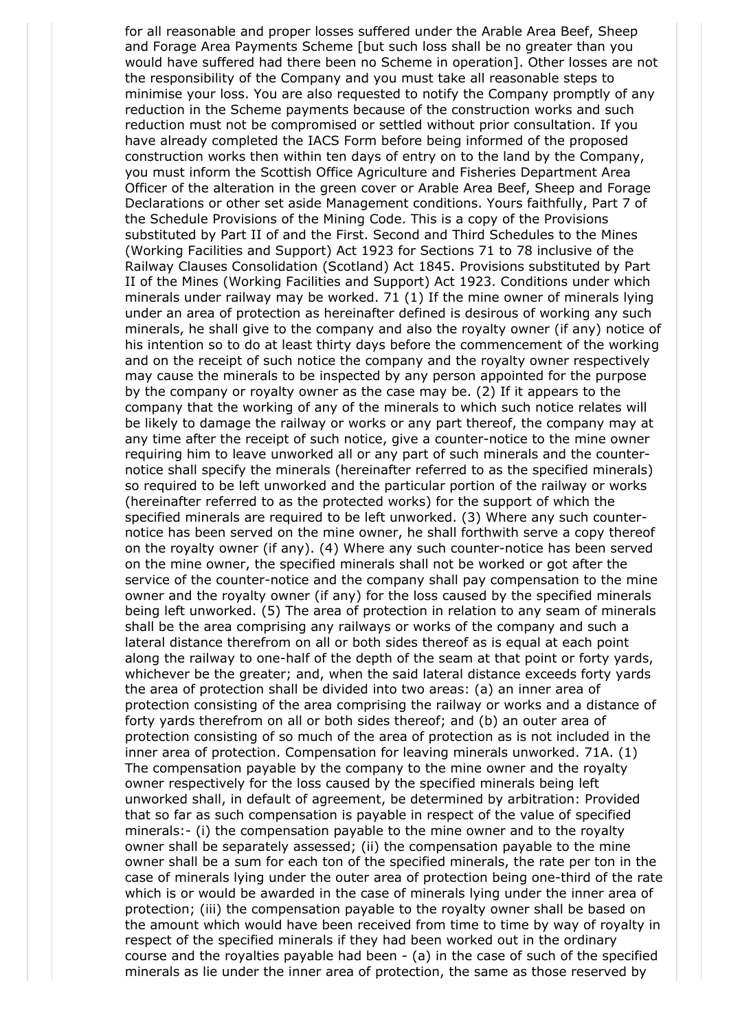for all reasonable and proper losses suffered under the Arable Area Beef, Sheep and Forage Area Payments Scheme [but such loss shall be no greater than you would have suffered had there been no Scheme in operation]. Other losses are not the responsibility of the Company and you must take all reasonable steps to minimise your loss. You are also requested to notify the Company promptly of any reduction in the Scheme payments because of the construction works and such reduction must not be compromised or settled without prior consultation. If you have already completed the IACS Form before being informed of the proposed construction works then within ten days of entry on to the land by the Company, you must inform the Scottish Office Agriculture and Fisheries Department Area Officer of the alteration in the green cover or Arable Area Beef, Sheep and Forage Declarations or other set aside Management conditions. Yours faithfully, Part 7 of the Schedule Provisions of the Mining Code. This is a copy of the Provisions substituted by Part II of and the First. Second and Third Schedules to the Mines (Working Facilities and Support) Act 1923 for Sections 71 to 78 inclusive of the Railway Clauses Consolidation (Scotland) Act 1845. Provisions substituted by Part II of the Mines (Working Facilities and Support) Act 1923. Conditions under which minerals under railway may be worked. 71 (1) If the mine owner of minerals lying under an area of protection as hereinafter defined is desirous of working any such minerals, he shall give to the company and also the royalty owner (if any) notice of his intention so to do at least thirty days before the commencement of the working and on the receipt of such notice the company and the royalty owner respectively may cause the minerals to be inspected by any person appointed for the purpose by the company or royalty owner as the case may be. (2) If it appears to the company that the working of any of the minerals to which such notice relates will be likely to damage the railway or works or any part thereof, the company may at any time after the receipt of such notice, give a counter-notice to the mine owner requiring him to leave unworked all or any part of such minerals and the counter-notice shall specify the minerals (hereinafter referred to as the specified minerals) so required to be left unworked and the particular portion of the railway or works (hereinafter referred to as the protected works) for the support of which the specified minerals are required to be left unworked. (3) Where any such counter-notice has been served on the mine owner, he shall forthwith serve a copy thereof on the royalty owner (if any). (4) Where any such counter-notice has been served on the mine owner, the specified minerals shall not be worked or got after the service of the counter-notice and the company shall pay compensation to the mine owner and the royalty owner (if any) for the loss caused by the specified minerals being left unworked. (5) The area of protection in relation to any seam of minerals shall be the area comprising any railways or works of the company and such a lateral distance therefrom on all or both sides thereof as is equal at each point along the railway to one-half of the depth of the seam at that point or forty yards, whichever be the greater; and, when the said lateral distance exceeds forty yards the area of protection shall be divided into two areas: (a) an inner area of protection consisting of the area comprising the railway or works and a distance of forty yards therefrom on all or both sides thereof; and (b) an outer area of protection consisting of so much of the area of protection as is not included in the inner area of protection. Compensation for leaving minerals unworked. 71A. (1) The compensation payable by the company to the mine owner and the royalty owner respectively for the loss caused by the specified minerals being left unworked shall, in default of agreement, be determined by arbitration: Provided that so far as such compensation is payable in respect of the value of specified minerals:- (i) the compensation payable to the mine owner and to the royalty owner shall be separately assessed; (ii) the compensation payable to the mine owner shall be a sum for each ton of the specified minerals, the rate per ton in the case of minerals lying under the outer area of protection being one-third of the rate which is or would be awarded in the case of minerals lying under the inner area of protection; (iii) the compensation payable to the royalty owner shall be based on the amount which would have been received from time to time by way of royalty in respect of the specified minerals if they had been worked out in the ordinary course and the royalties payable had been - (a) in the case of such of the specified minerals as lie under the inner area of protection, the same as those reserved by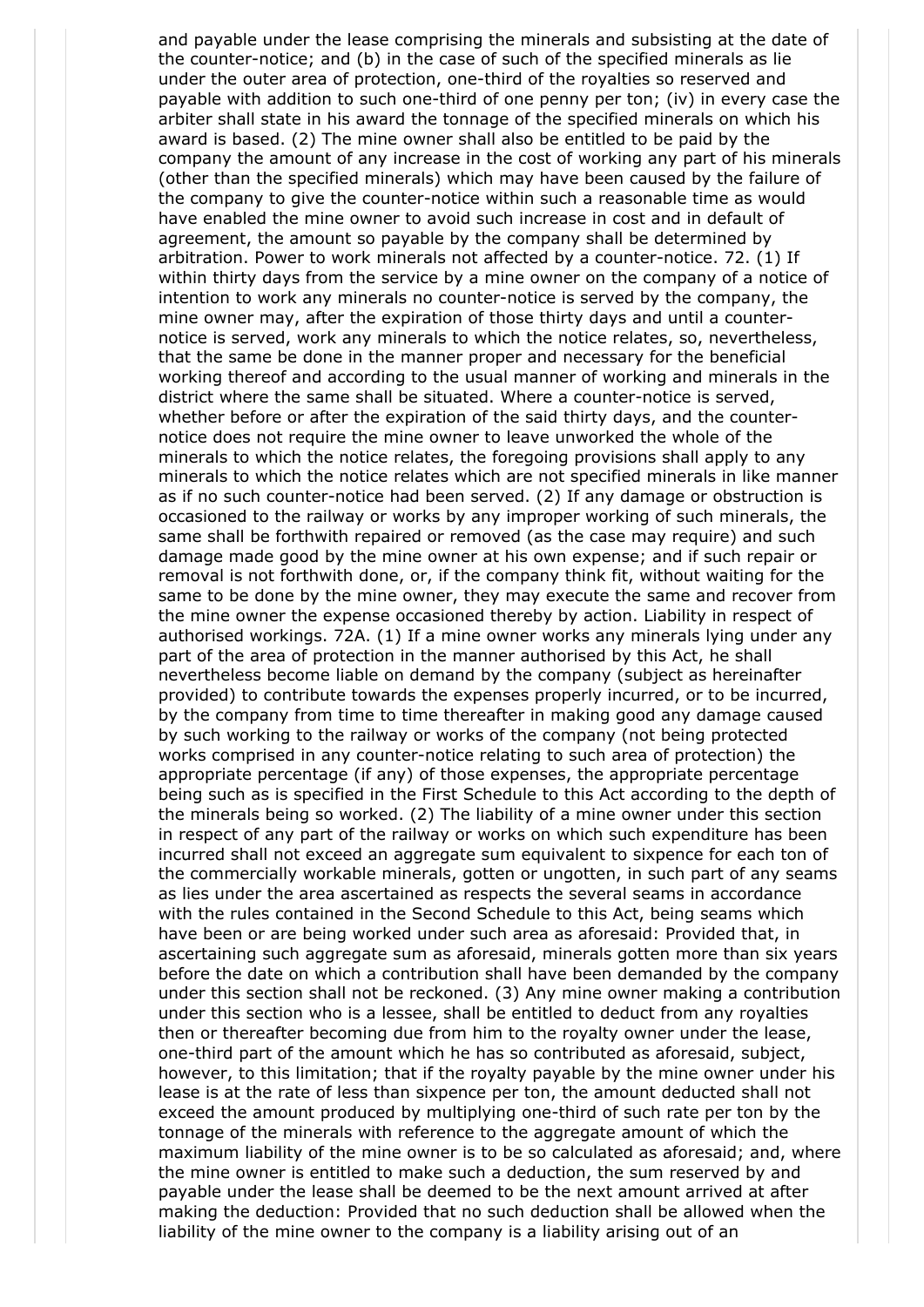and payable under the lease comprising the minerals and subsisting at the date of the counter-notice; and (b) in the case of such of the specified minerals as lie under the outer area of protection, one-third of the royalties so reserved and payable with addition to such one-third of one penny per ton; (iv) in every case the arbiter shall state in his award the tonnage of the specified minerals on which his award is based. (2) The mine owner shall also be entitled to be paid by the company the amount of any increase in the cost of working any part of his minerals (other than the specified minerals) which may have been caused by the failure of the company to give the counter-notice within such a reasonable time as would have enabled the mine owner to avoid such increase in cost and in default of agreement, the amount so payable by the company shall be determined by arbitration. Power to work minerals not affected by a counter-notice. 72. (1) If within thirty days from the service by a mine owner on the company of a notice of intention to work any minerals no counter-notice is served by the company, the mine owner may, after the expiration of those thirty days and until a counter-notice is served, work any minerals to which the notice relates, so, nevertheless, that the same be done in the manner proper and necessary for the beneficial working thereof and according to the usual manner of working and minerals in the district where the same shall be situated. Where a counter-notice is served, whether before or after the expiration of the said thirty days, and the counter-notice does not require the mine owner to leave unworked the whole of the minerals to which the notice relates, the foregoing provisions shall apply to any minerals to which the notice relates which are not specified minerals in like manner as if no such counter-notice had been served. (2) If any damage or obstruction is occasioned to the railway or works by any improper working of such minerals, the same shall be forthwith repaired or removed (as the case may require) and such damage made good by the mine owner at his own expense; and if such repair or removal is not forthwith done, or, if the company think fit, without waiting for the same to be done by the mine owner, they may execute the same and recover from the mine owner the expense occasioned thereby by action. Liability in respect of authorised workings. 72A. (1) If a mine owner works any minerals lying under any part of the area of protection in the manner authorised by this Act, he shall nevertheless become liable on demand by the company (subject as hereinafter provided) to contribute towards the expenses properly incurred, or to be incurred, by the company from time to time thereafter in making good any damage caused by such working to the railway or works of the company (not being protected works comprised in any counter-notice relating to such area of protection) the appropriate percentage (if any) of those expenses, the appropriate percentage being such as is specified in the First Schedule to this Act according to the depth of the minerals being so worked. (2) The liability of a mine owner under this section in respect of any part of the railway or works on which such expenditure has been incurred shall not exceed an aggregate sum equivalent to sixpence for each ton of the commercially workable minerals, gotten or ungotten, in such part of any seams as lies under the area ascertained as respects the several seams in accordance with the rules contained in the Second Schedule to this Act, being seams which have been or are being worked under such area as aforesaid: Provided that, in ascertaining such aggregate sum as aforesaid, minerals gotten more than six years before the date on which a contribution shall have been demanded by the company under this section shall not be reckoned. (3) Any mine owner making a contribution under this section who is a lessee, shall be entitled to deduct from any royalties then or thereafter becoming due from him to the royalty owner under the lease, one-third part of the amount which he has so contributed as aforesaid, subject, however, to this limitation; that if the royalty payable by the mine owner under his lease is at the rate of less than sixpence per ton, the amount deducted shall not exceed the amount produced by multiplying one-third of such rate per ton by the tonnage of the minerals with reference to the aggregate amount of which the maximum liability of the mine owner is to be so calculated as aforesaid; and, where the mine owner is entitled to make such a deduction, the sum reserved by and payable under the lease shall be deemed to be the next amount arrived at after making the deduction: Provided that no such deduction shall be allowed when the liability of the mine owner to the company is a liability arising out of an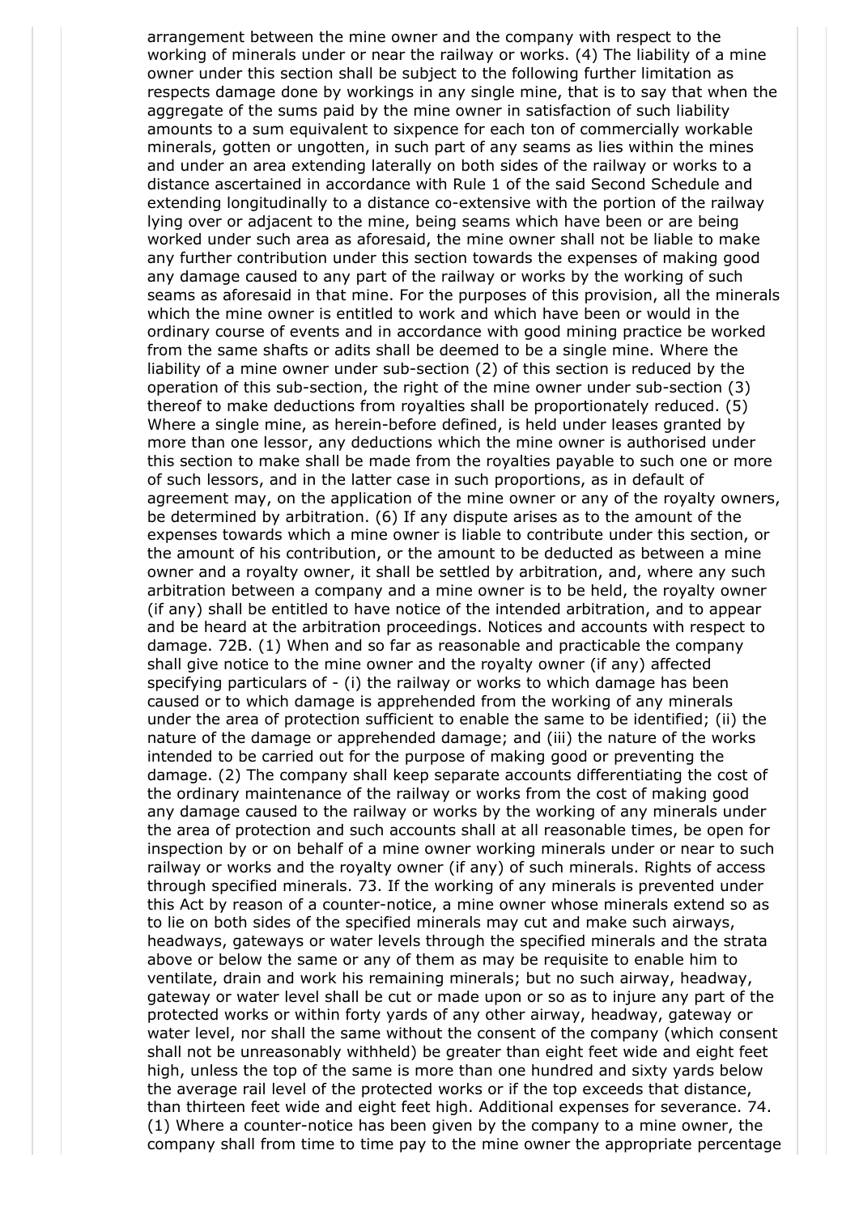arrangement between the mine owner and the company with respect to the working of minerals under or near the railway or works. (4) The liability of a mine owner under this section shall be subject to the following further limitation as respects damage done by workings in any single mine, that is to say that when the aggregate of the sums paid by the mine owner in satisfaction of such liability amounts to a sum equivalent to sixpence for each ton of commercially workable minerals, gotten or ungotten, in such part of any seams as lies within the mines and under an area extending laterally on both sides of the railway or works to a distance ascertained in accordance with Rule 1 of the said Second Schedule and extending longitudinally to a distance co-extensive with the portion of the railway lying over or adjacent to the mine, being seams which have been or are being worked under such area as aforesaid, the mine owner shall not be liable to make any further contribution under this section towards the expenses of making good any damage caused to any part of the railway or works by the working of such seams as aforesaid in that mine. For the purposes of this provision, all the minerals which the mine owner is entitled to work and which have been or would in the ordinary course of events and in accordance with good mining practice be worked from the same shafts or adits shall be deemed to be a single mine. Where the liability of a mine owner under sub-section (2) of this section is reduced by the operation of this sub-section, the right of the mine owner under sub-section (3) thereof to make deductions from royalties shall be proportionately reduced. (5) Where a single mine, as herein-before defined, is held under leases granted by more than one lessor, any deductions which the mine owner is authorised under this section to make shall be made from the royalties payable to such one or more of such lessors, and in the latter case in such proportions, as in default of agreement may, on the application of the mine owner or any of the royalty owners, be determined by arbitration. (6) If any dispute arises as to the amount of the expenses towards which a mine owner is liable to contribute under this section, or the amount of his contribution, or the amount to be deducted as between a mine owner and a royalty owner, it shall be settled by arbitration, and, where any such arbitration between a company and a mine owner is to be held, the royalty owner (if any) shall be entitled to have notice of the intended arbitration, and to appear and be heard at the arbitration proceedings. Notices and accounts with respect to damage. 72B. (1) When and so far as reasonable and practicable the company shall give notice to the mine owner and the royalty owner (if any) affected specifying particulars of - (i) the railway or works to which damage has been caused or to which damage is apprehended from the working of any minerals under the area of protection sufficient to enable the same to be identified; (ii) the nature of the damage or apprehended damage; and (iii) the nature of the works intended to be carried out for the purpose of making good or preventing the damage. (2) The company shall keep separate accounts differentiating the cost of the ordinary maintenance of the railway or works from the cost of making good any damage caused to the railway or works by the working of any minerals under the area of protection and such accounts shall at all reasonable times, be open for inspection by or on behalf of a mine owner working minerals under or near to such railway or works and the royalty owner (if any) of such minerals. Rights of access through specified minerals. 73. If the working of any minerals is prevented under this Act by reason of a counter-notice, a mine owner whose minerals extend so as to lie on both sides of the specified minerals may cut and make such airways, headways, gateways or water levels through the specified minerals and the strata above or below the same or any of them as may be requisite to enable him to ventilate, drain and work his remaining minerals; but no such airway, headway, gateway or water level shall be cut or made upon or so as to injure any part of the protected works or within forty yards of any other airway, headway, gateway or water level, nor shall the same without the consent of the company (which consent shall not be unreasonably withheld) be greater than eight feet wide and eight feet high, unless the top of the same is more than one hundred and sixty yards below the average rail level of the protected works or if the top exceeds that distance, than thirteen feet wide and eight feet high. Additional expenses for severance. 74. (1) Where a counter-notice has been given by the company to a mine owner, the company shall from time to time pay to the mine owner the appropriate percentage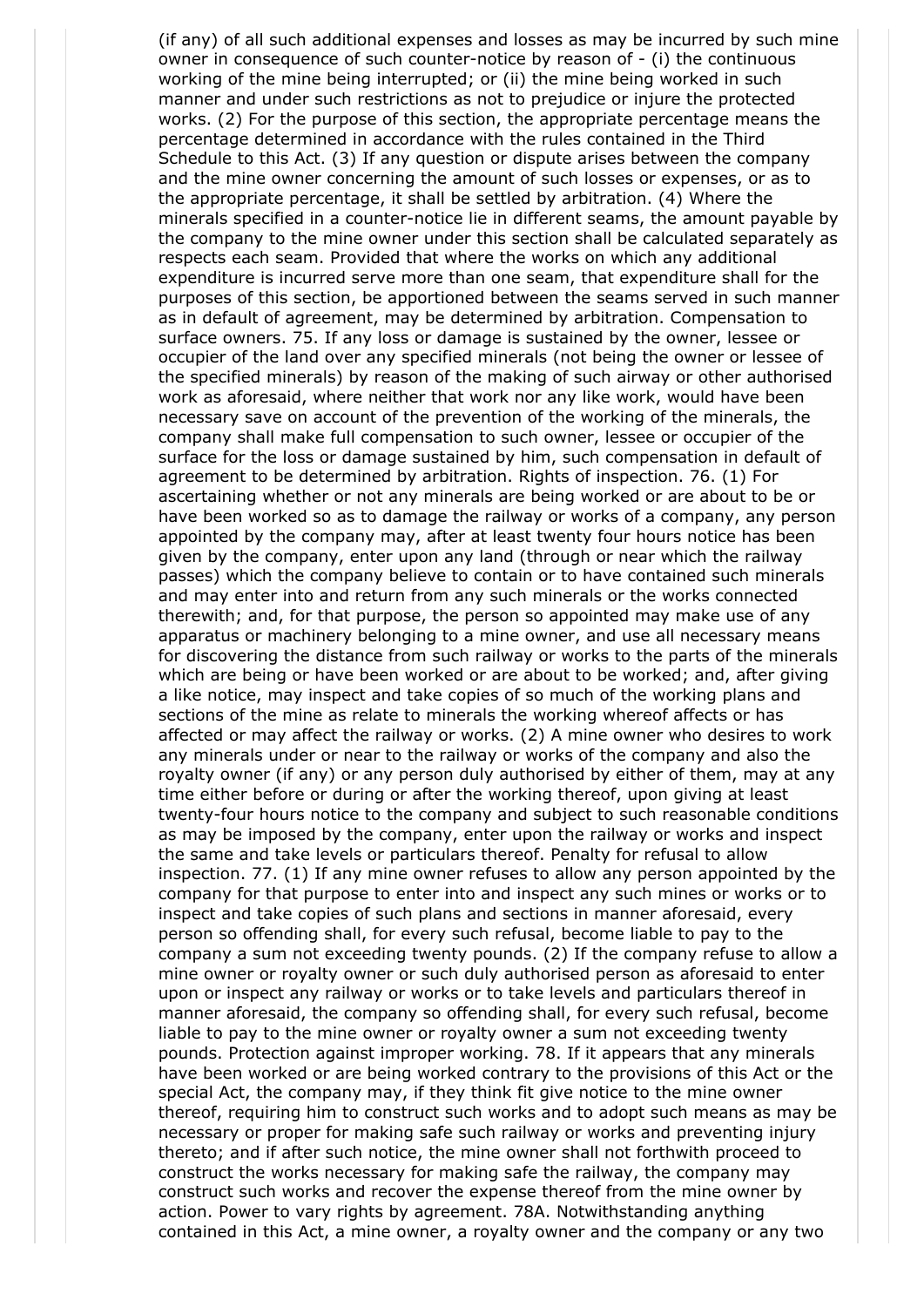(if any) of all such additional expenses and losses as may be incurred by such mine owner in consequence of such counter-notice by reason of - (i) the continuous working of the mine being interrupted; or (ii) the mine being worked in such manner and under such restrictions as not to prejudice or injure the protected works. (2) For the purpose of this section, the appropriate percentage means the percentage determined in accordance with the rules contained in the Third Schedule to this Act. (3) If any question or dispute arises between the company and the mine owner concerning the amount of such losses or expenses, or as to the appropriate percentage, it shall be settled by arbitration. (4) Where the minerals specified in a counter-notice lie in different seams, the amount payable by the company to the mine owner under this section shall be calculated separately as respects each seam. Provided that where the works on which any additional expenditure is incurred serve more than one seam, that expenditure shall for the purposes of this section, be apportioned between the seams served in such manner as in default of agreement, may be determined by arbitration. Compensation to surface owners. 75. If any loss or damage is sustained by the owner, lessee or occupier of the land over any specified minerals (not being the owner or lessee of the specified minerals) by reason of the making of such airway or other authorised work as aforesaid, where neither that work nor any like work, would have been necessary save on account of the prevention of the working of the minerals, the company shall make full compensation to such owner, lessee or occupier of the surface for the loss or damage sustained by him, such compensation in default of agreement to be determined by arbitration. Rights of inspection. 76. (1) For ascertaining whether or not any minerals are being worked or are about to be or have been worked so as to damage the railway or works of a company, any person appointed by the company may, after at least twenty four hours notice has been given by the company, enter upon any land (through or near which the railway passes) which the company believe to contain or to have contained such minerals and may enter into and return from any such minerals or the works connected therewith; and, for that purpose, the person so appointed may make use of any apparatus or machinery belonging to a mine owner, and use all necessary means for discovering the distance from such railway or works to the parts of the minerals which are being or have been worked or are about to be worked; and, after giving a like notice, may inspect and take copies of so much of the working plans and sections of the mine as relate to minerals the working whereof affects or has affected or may affect the railway or works. (2) A mine owner who desires to work any minerals under or near to the railway or works of the company and also the royalty owner (if any) or any person duly authorised by either of them, may at any time either before or during or after the working thereof, upon giving at least twenty-four hours notice to the company and subject to such reasonable conditions as may be imposed by the company, enter upon the railway or works and inspect the same and take levels or particulars thereof. Penalty for refusal to allow inspection. 77. (1) If any mine owner refuses to allow any person appointed by the company for that purpose to enter into and inspect any such mines or works or to inspect and take copies of such plans and sections in manner aforesaid, every person so offending shall, for every such refusal, become liable to pay to the company a sum not exceeding twenty pounds. (2) If the company refuse to allow a mine owner or royalty owner or such duly authorised person as aforesaid to enter upon or inspect any railway or works or to take levels and particulars thereof in manner aforesaid, the company so offending shall, for every such refusal, become liable to pay to the mine owner or royalty owner a sum not exceeding twenty pounds. Protection against improper working. 78. If it appears that any minerals have been worked or are being worked contrary to the provisions of this Act or the special Act, the company may, if they think fit give notice to the mine owner thereof, requiring him to construct such works and to adopt such means as may be necessary or proper for making safe such railway or works and preventing injury thereto; and if after such notice, the mine owner shall not forthwith proceed to construct the works necessary for making safe the railway, the company may construct such works and recover the expense thereof from the mine owner by action. Power to vary rights by agreement. 78A. Notwithstanding anything contained in this Act, a mine owner, a royalty owner and the company or any two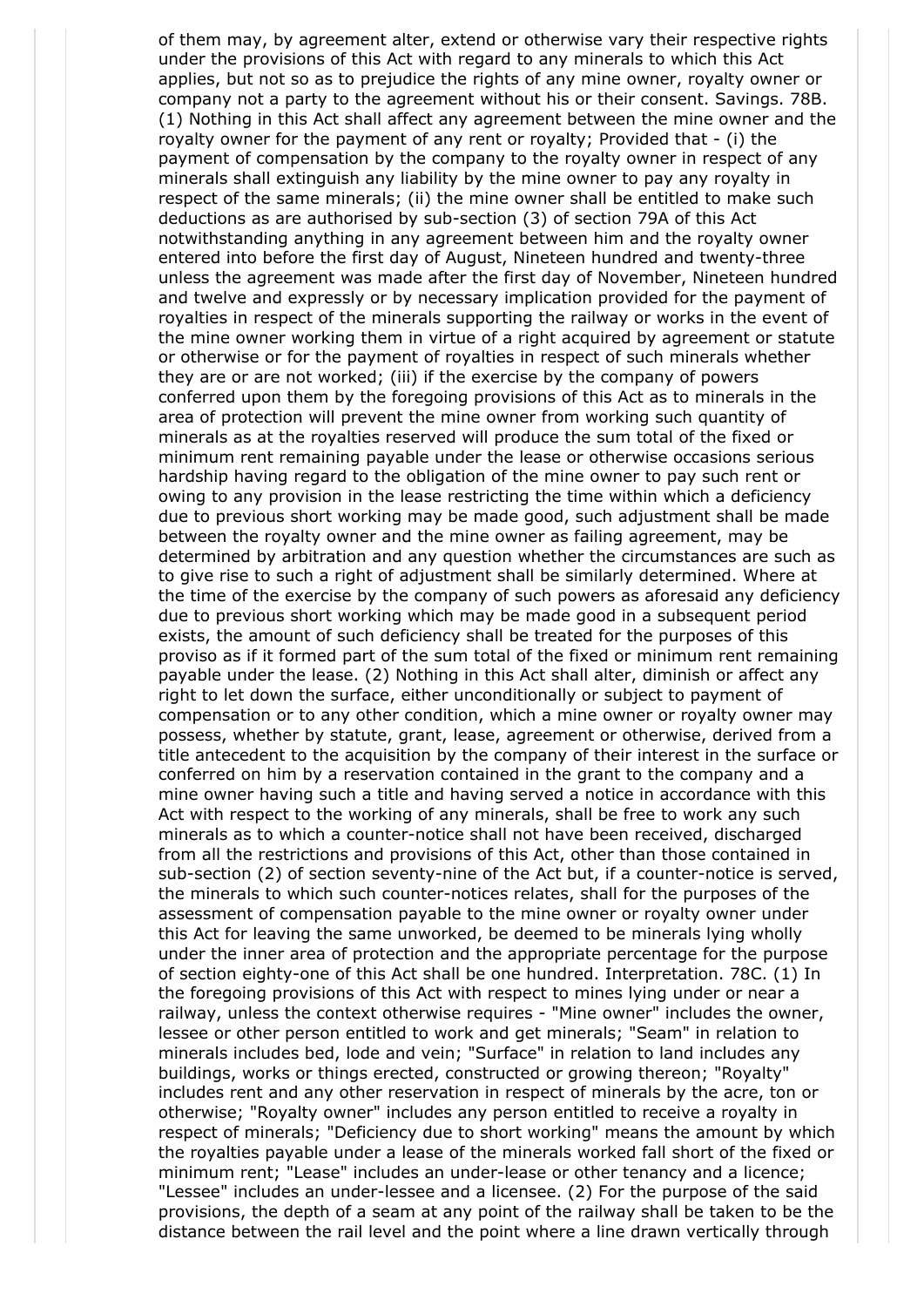of them may, by agreement alter, extend or otherwise vary their respective rights under the provisions of this Act with regard to any minerals to which this Act applies, but not so as to prejudice the rights of any mine owner, royalty owner or company not a party to the agreement without his or their consent. Savings. 78B. (1) Nothing in this Act shall affect any agreement between the mine owner and the royalty owner for the payment of any rent or royalty; Provided that - (i) the payment of compensation by the company to the royalty owner in respect of any minerals shall extinguish any liability by the mine owner to pay any royalty in respect of the same minerals; (ii) the mine owner shall be entitled to make such deductions as are authorised by sub-section (3) of section 79A of this Act notwithstanding anything in any agreement between him and the royalty owner entered into before the first day of August, Nineteen hundred and twenty-three unless the agreement was made after the first day of November, Nineteen hundred and twelve and expressly or by necessary implication provided for the payment of royalties in respect of the minerals supporting the railway or works in the event of the mine owner working them in virtue of a right acquired by agreement or statute or otherwise or for the payment of royalties in respect of such minerals whether they are or are not worked; (iii) if the exercise by the company of powers conferred upon them by the foregoing provisions of this Act as to minerals in the area of protection will prevent the mine owner from working such quantity of minerals as at the royalties reserved will produce the sum total of the fixed or minimum rent remaining payable under the lease or otherwise occasions serious hardship having regard to the obligation of the mine owner to pay such rent or owing to any provision in the lease restricting the time within which a deficiency due to previous short working may be made good, such adjustment shall be made between the royalty owner and the mine owner as failing agreement, may be determined by arbitration and any question whether the circumstances are such as to give rise to such a right of adjustment shall be similarly determined. Where at the time of the exercise by the company of such powers as aforesaid any deficiency due to previous short working which may be made good in a subsequent period exists, the amount of such deficiency shall be treated for the purposes of this proviso as if it formed part of the sum total of the fixed or minimum rent remaining payable under the lease. (2) Nothing in this Act shall alter, diminish or affect any right to let down the surface, either unconditionally or subject to payment of compensation or to any other condition, which a mine owner or royalty owner may possess, whether by statute, grant, lease, agreement or otherwise, derived from a title antecedent to the acquisition by the company of their interest in the surface or conferred on him by a reservation contained in the grant to the company and a mine owner having such a title and having served a notice in accordance with this Act with respect to the working of any minerals, shall be free to work any such minerals as to which a counter-notice shall not have been received, discharged from all the restrictions and provisions of this Act, other than those contained in sub-section (2) of section seventy-nine of the Act but, if a counter-notice is served, the minerals to which such counter-notices relates, shall for the purposes of the assessment of compensation payable to the mine owner or royalty owner under this Act for leaving the same unworked, be deemed to be minerals lying wholly under the inner area of protection and the appropriate percentage for the purpose of section eighty-one of this Act shall be one hundred. Interpretation. 78C. (1) In the foregoing provisions of this Act with respect to mines lying under or near a railway, unless the context otherwise requires - "Mine owner" includes the owner, lessee or other person entitled to work and get minerals; "Seam" in relation to minerals includes bed, lode and vein; "Surface" in relation to land includes any buildings, works or things erected, constructed or growing thereon; "Royalty" includes rent and any other reservation in respect of minerals by the acre, ton or otherwise; "Royalty owner" includes any person entitled to receive a royalty in respect of minerals; "Deficiency due to short working" means the amount by which the royalties payable under a lease of the minerals worked fall short of the fixed or minimum rent; "Lease" includes an under-lease or other tenancy and a licence; "Lessee" includes an under-lessee and a licensee. (2) For the purpose of the said provisions, the depth of a seam at any point of the railway shall be taken to be the distance between the rail level and the point where a line drawn vertically through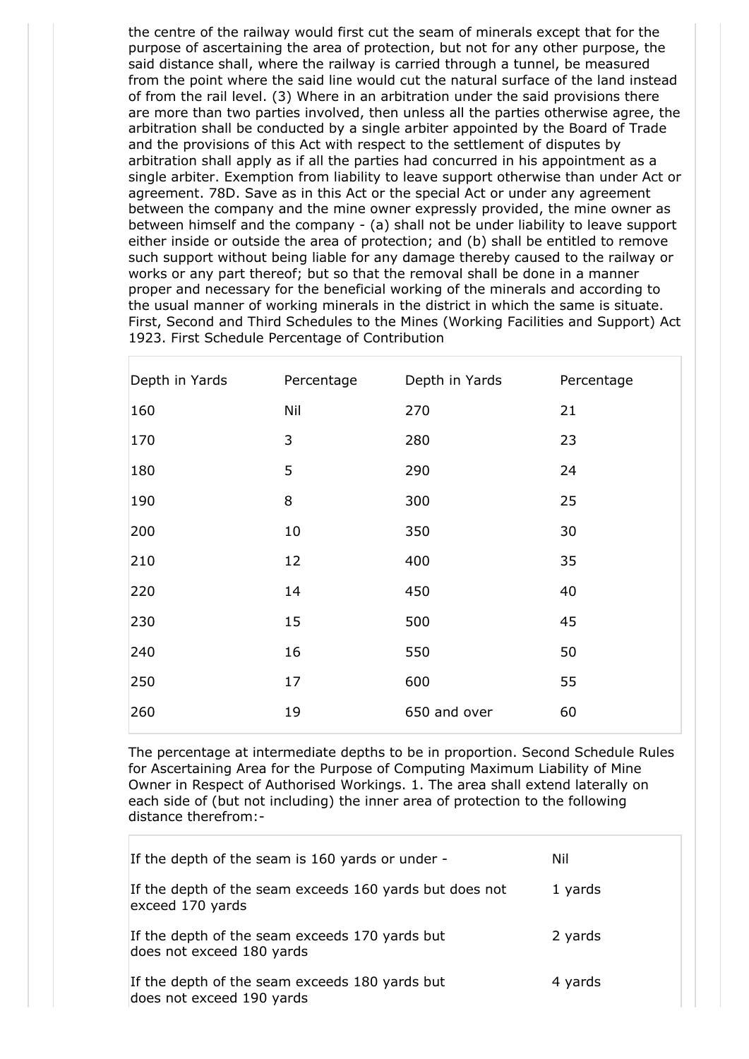the centre of the railway would first cut the seam of minerals except that for the purpose of ascertaining the area of protection, but not for any other purpose, the said distance shall, where the railway is carried through a tunnel, be measured from the point where the said line would cut the natural surface of the land instead of from the rail level. (3) Where in an arbitration under the said provisions there are more than two parties involved, then unless all the parties otherwise agree, the arbitration shall be conducted by a single arbiter appointed by the Board of Trade and the provisions of this Act with respect to the settlement of disputes by arbitration shall apply as if all the parties had concurred in his appointment as a single arbiter. Exemption from liability to leave support otherwise than under Act or agreement. 78D. Save as in this Act or the special Act or under any agreement between the company and the mine owner expressly provided, the mine owner as between himself and the company - (a) shall not be under liability to leave support either inside or outside the area of protection; and (b) shall be entitled to remove such support without being liable for any damage thereby caused to the railway or works or any part thereof; but so that the removal shall be done in a manner proper and necessary for the beneficial working of the minerals and according to the usual manner of working minerals in the district in which the same is situate. First, Second and Third Schedules to the Mines (Working Facilities and Support) Act 1923. First Schedule Percentage of Contribution

| Depth in Yards | Percentage | Depth in Yards | Percentage |
|---|---|---|---|
| 160 | Nil | 270 | 21 |
| 170 | 3 | 280 | 23 |
| 180 | 5 | 290 | 24 |
| 190 | 8 | 300 | 25 |
| 200 | 10 | 350 | 30 |
| 210 | 12 | 400 | 35 |
| 220 | 14 | 450 | 40 |
| 230 | 15 | 500 | 45 |
| 240 | 16 | 550 | 50 |
| 250 | 17 | 600 | 55 |
| 260 | 19 | 650 and over | 60 |

The percentage at intermediate depths to be in proportion. Second Schedule Rules for Ascertaining Area for the Purpose of Computing Maximum Liability of Mine Owner in Respect of Authorised Workings. 1. The area shall extend laterally on each side of (but not including) the inner area of protection to the following distance therefrom:-

| | |
|---|---|
| If the depth of the seam is 160 yards or under - | Nil |
| If the depth of the seam exceeds 160 yards but does not exceed 170 yards | 1 yards |
| If the depth of the seam exceeds 170 yards but does not exceed 180 yards | 2 yards |
| If the depth of the seam exceeds 180 yards but does not exceed 190 yards | 4 yards |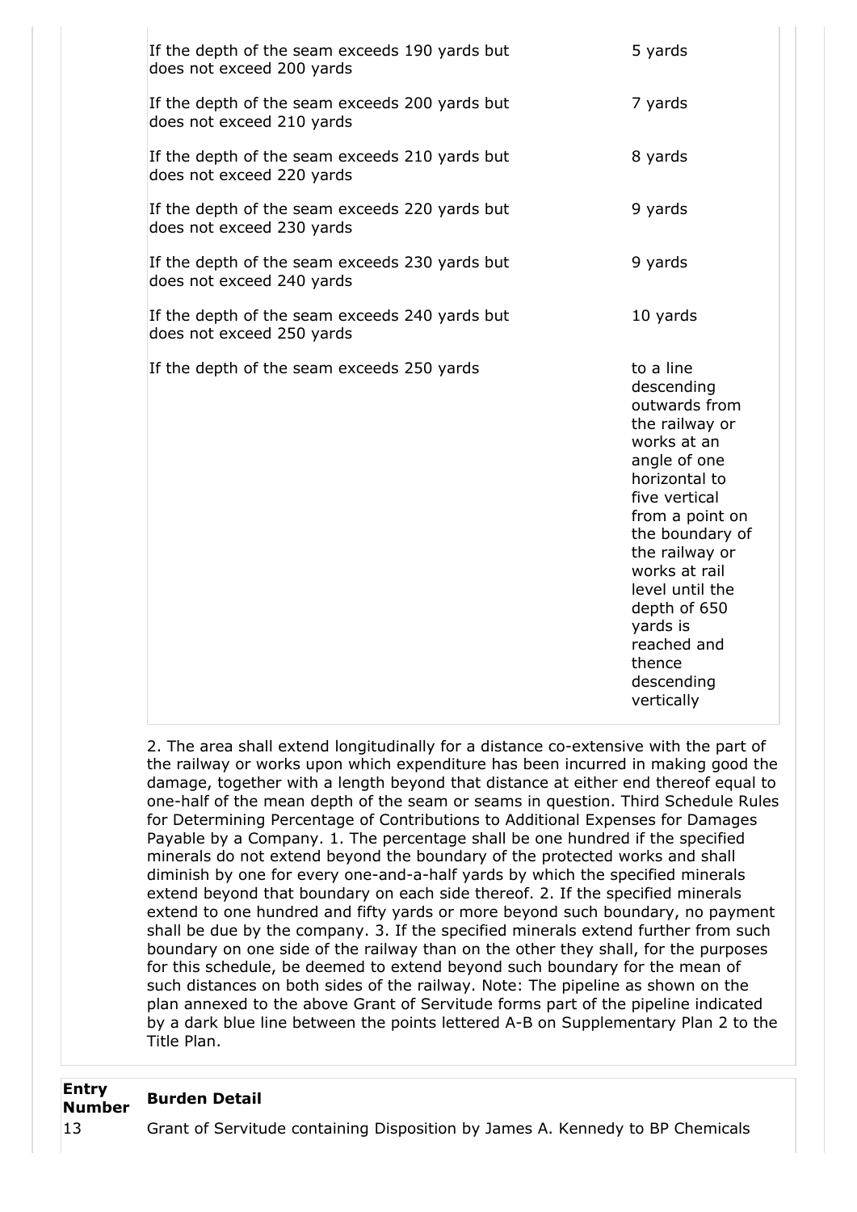| | |
|---|---|
| If the depth of the seam exceeds 190 yards but does not exceed 200 yards | 5 yards |
| If the depth of the seam exceeds 200 yards but does not exceed 210 yards | 7 yards |
| If the depth of the seam exceeds 210 yards but does not exceed 220 yards | 8 yards |
| If the depth of the seam exceeds 220 yards but does not exceed 230 yards | 9 yards |
| If the depth of the seam exceeds 230 yards but does not exceed 240 yards | 9 yards |
| If the depth of the seam exceeds 240 yards but does not exceed 250 yards | 10 yards |
| If the depth of the seam exceeds 250 yards | to a line descending outwards from the railway or works at an angle of one horizontal to five vertical from a point on the boundary of the railway or works at rail level until the depth of 650 yards is reached and thence descending vertically |

2. The area shall extend longitudinally for a distance co-extensive with the part of the railway or works upon which expenditure has been incurred in making good the damage, together with a length beyond that distance at either end thereof equal to one-half of the mean depth of the seam or seams in question. Third Schedule Rules for Determining Percentage of Contributions to Additional Expenses for Damages Payable by a Company. 1. The percentage shall be one hundred if the specified minerals do not extend beyond the boundary of the protected works and shall diminish by one for every one-and-a-half yards by which the specified minerals extend beyond that boundary on each side thereof. 2. If the specified minerals extend to one hundred and fifty yards or more beyond such boundary, no payment shall be due by the company. 3. If the specified minerals extend further from such boundary on one side of the railway than on the other they shall, for the purposes for this schedule, be deemed to extend beyond such boundary for the mean of such distances on both sides of the railway. Note: The pipeline as shown on the plan annexed to the above Grant of Servitude forms part of the pipeline indicated by a dark blue line between the points lettered A-B on Supplementary Plan 2 to the Title Plan.

| Entry Number | Burden Detail |
|---|---|
| 13 | Grant of Servitude containing Disposition by James A. Kennedy to BP Chemicals |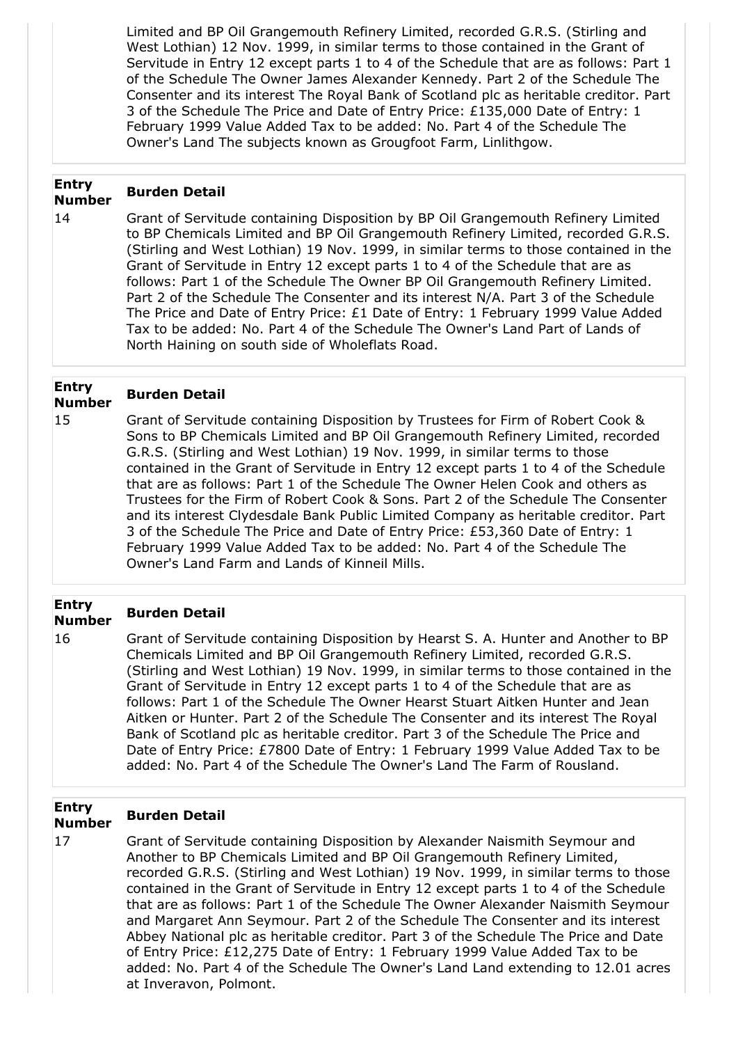Limited and BP Oil Grangemouth Refinery Limited, recorded G.R.S. (Stirling and West Lothian) 12 Nov. 1999, in similar terms to those contained in the Grant of Servitude in Entry 12 except parts 1 to 4 of the Schedule that are as follows: Part 1 of the Schedule The Owner James Alexander Kennedy. Part 2 of the Schedule The Consenter and its interest The Royal Bank of Scotland plc as heritable creditor. Part 3 of the Schedule The Price and Date of Entry Price: £135,000 Date of Entry: 1 February 1999 Value Added Tax to be added: No. Part 4 of the Schedule The Owner's Land The subjects known as Grougfoot Farm, Linlithgow.

| Entry Number | Burden Detail |
| --- | --- |
| 14 | Grant of Servitude containing Disposition by BP Oil Grangemouth Refinery Limited to BP Chemicals Limited and BP Oil Grangemouth Refinery Limited, recorded G.R.S. (Stirling and West Lothian) 19 Nov. 1999, in similar terms to those contained in the Grant of Servitude in Entry 12 except parts 1 to 4 of the Schedule that are as follows: Part 1 of the Schedule The Owner BP Oil Grangemouth Refinery Limited. Part 2 of the Schedule The Consenter and its interest N/A. Part 3 of the Schedule The Price and Date of Entry Price: £1 Date of Entry: 1 February 1999 Value Added Tax to be added: No. Part 4 of the Schedule The Owner's Land Part of Lands of North Haining on south side of Wholeflats Road. |

| Entry Number | Burden Detail |
| --- | --- |
| 15 | Grant of Servitude containing Disposition by Trustees for Firm of Robert Cook & Sons to BP Chemicals Limited and BP Oil Grangemouth Refinery Limited, recorded G.R.S. (Stirling and West Lothian) 19 Nov. 1999, in similar terms to those contained in the Grant of Servitude in Entry 12 except parts 1 to 4 of the Schedule that are as follows: Part 1 of the Schedule The Owner Helen Cook and others as Trustees for the Firm of Robert Cook & Sons. Part 2 of the Schedule The Consenter and its interest Clydesdale Bank Public Limited Company as heritable creditor. Part 3 of the Schedule The Price and Date of Entry Price: £53,360 Date of Entry: 1 February 1999 Value Added Tax to be added: No. Part 4 of the Schedule The Owner's Land Farm and Lands of Kinneil Mills. |

| Entry Number | Burden Detail |
| --- | --- |
| 16 | Grant of Servitude containing Disposition by Hearst S. A. Hunter and Another to BP Chemicals Limited and BP Oil Grangemouth Refinery Limited, recorded G.R.S. (Stirling and West Lothian) 19 Nov. 1999, in similar terms to those contained in the Grant of Servitude in Entry 12 except parts 1 to 4 of the Schedule that are as follows: Part 1 of the Schedule The Owner Hearst Stuart Aitken Hunter and Jean Aitken or Hunter. Part 2 of the Schedule The Consenter and its interest The Royal Bank of Scotland plc as heritable creditor. Part 3 of the Schedule The Price and Date of Entry Price: £7800 Date of Entry: 1 February 1999 Value Added Tax to be added: No. Part 4 of the Schedule The Owner's Land The Farm of Rousland. |

| Entry Number | Burden Detail |
| --- | --- |
| 17 | Grant of Servitude containing Disposition by Alexander Naismith Seymour and Another to BP Chemicals Limited and BP Oil Grangemouth Refinery Limited, recorded G.R.S. (Stirling and West Lothian) 19 Nov. 1999, in similar terms to those contained in the Grant of Servitude in Entry 12 except parts 1 to 4 of the Schedule that are as follows: Part 1 of the Schedule The Owner Alexander Naismith Seymour and Margaret Ann Seymour. Part 2 of the Schedule The Consenter and its interest Abbey National plc as heritable creditor. Part 3 of the Schedule The Price and Date of Entry Price: £12,275 Date of Entry: 1 February 1999 Value Added Tax to be added: No. Part 4 of the Schedule The Owner's Land Land extending to 12.01 acres at Inveravon, Polmont. |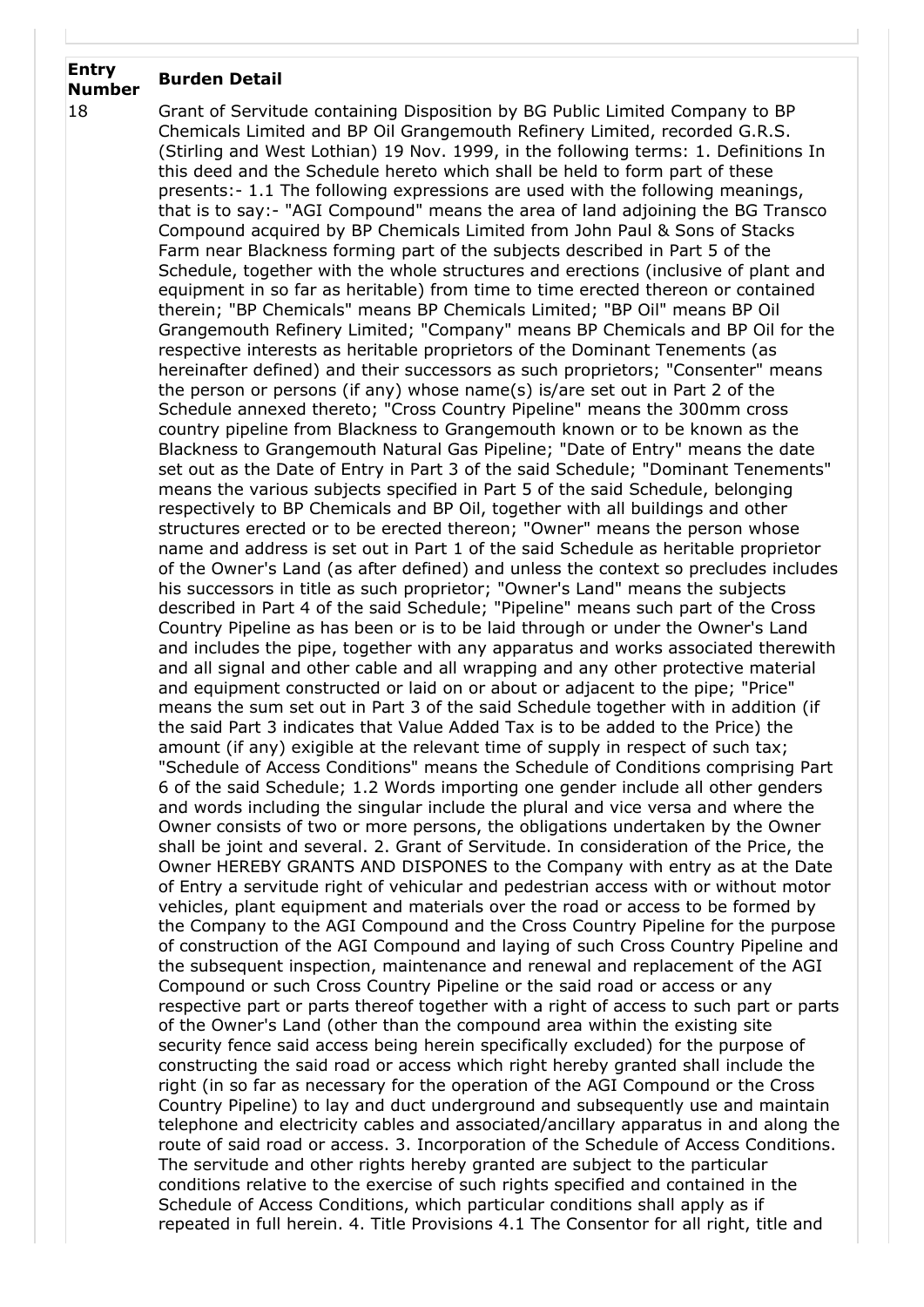| Entry Number | Burden Detail |
|---|---|
| 18 | Grant of Servitude containing Disposition by BG Public Limited Company to BP Chemicals Limited and BP Oil Grangemouth Refinery Limited, recorded G.R.S. (Stirling and West Lothian) 19 Nov. 1999, in the following terms: 1. Definitions In this deed and the Schedule hereto which shall be held to form part of these presents:- 1.1 The following expressions are used with the following meanings, that is to say:- "AGI Compound" means the area of land adjoining the BG Transco Compound acquired by BP Chemicals Limited from John Paul & Sons of Stacks Farm near Blackness forming part of the subjects described in Part 5 of the Schedule, together with the whole structures and erections (inclusive of plant and equipment in so far as heritable) from time to time erected thereon or contained therein; "BP Chemicals" means BP Chemicals Limited; "BP Oil" means BP Oil Grangemouth Refinery Limited; "Company" means BP Chemicals and BP Oil for the respective interests as heritable proprietors of the Dominant Tenements (as hereinafter defined) and their successors as such proprietors; "Consenter" means the person or persons (if any) whose name(s) is/are set out in Part 2 of the Schedule annexed thereto; "Cross Country Pipeline" means the 300mm cross country pipeline from Blackness to Grangemouth known or to be known as the Blackness to Grangemouth Natural Gas Pipeline; "Date of Entry" means the date set out as the Date of Entry in Part 3 of the said Schedule; "Dominant Tenements" means the various subjects specified in Part 5 of the said Schedule, belonging respectively to BP Chemicals and BP Oil, together with all buildings and other structures erected or to be erected thereon; "Owner" means the person whose name and address is set out in Part 1 of the said Schedule as heritable proprietor of the Owner's Land (as after defined) and unless the context so precludes includes his successors in title as such proprietor; "Owner's Land" means the subjects described in Part 4 of the said Schedule; "Pipeline" means such part of the Cross Country Pipeline as has been or is to be laid through or under the Owner's Land and includes the pipe, together with any apparatus and works associated therewith and all signal and other cable and all wrapping and any other protective material and equipment constructed or laid on or about or adjacent to the pipe; "Price" means the sum set out in Part 3 of the said Schedule together with in addition (if the said Part 3 indicates that Value Added Tax is to be added to the Price) the amount (if any) exigible at the relevant time of supply in respect of such tax; "Schedule of Access Conditions" means the Schedule of Conditions comprising Part 6 of the said Schedule; 1.2 Words importing one gender include all other genders and words including the singular include the plural and vice versa and where the Owner consists of two or more persons, the obligations undertaken by the Owner shall be joint and several. 2. Grant of Servitude. In consideration of the Price, the Owner HEREBY GRANTS AND DISPONES to the Company with entry as at the Date of Entry a servitude right of vehicular and pedestrian access with or without motor vehicles, plant equipment and materials over the road or access to be formed by the Company to the AGI Compound and the Cross Country Pipeline for the purpose of construction of the AGI Compound and laying of such Cross Country Pipeline and the subsequent inspection, maintenance and renewal and replacement of the AGI Compound or such Cross Country Pipeline or the said road or access or any respective part or parts thereof together with a right of access to such part or parts of the Owner's Land (other than the compound area within the existing site security fence said access being herein specifically excluded) for the purpose of constructing the said road or access which right hereby granted shall include the right (in so far as necessary for the operation of the AGI Compound or the Cross Country Pipeline) to lay and duct underground and subsequently use and maintain telephone and electricity cables and associated/ancillary apparatus in and along the route of said road or access. 3. Incorporation of the Schedule of Access Conditions. The servitude and other rights hereby granted are subject to the particular conditions relative to the exercise of such rights specified and contained in the Schedule of Access Conditions, which particular conditions shall apply as if repeated in full herein. 4. Title Provisions 4.1 The Consentor for all right, title and |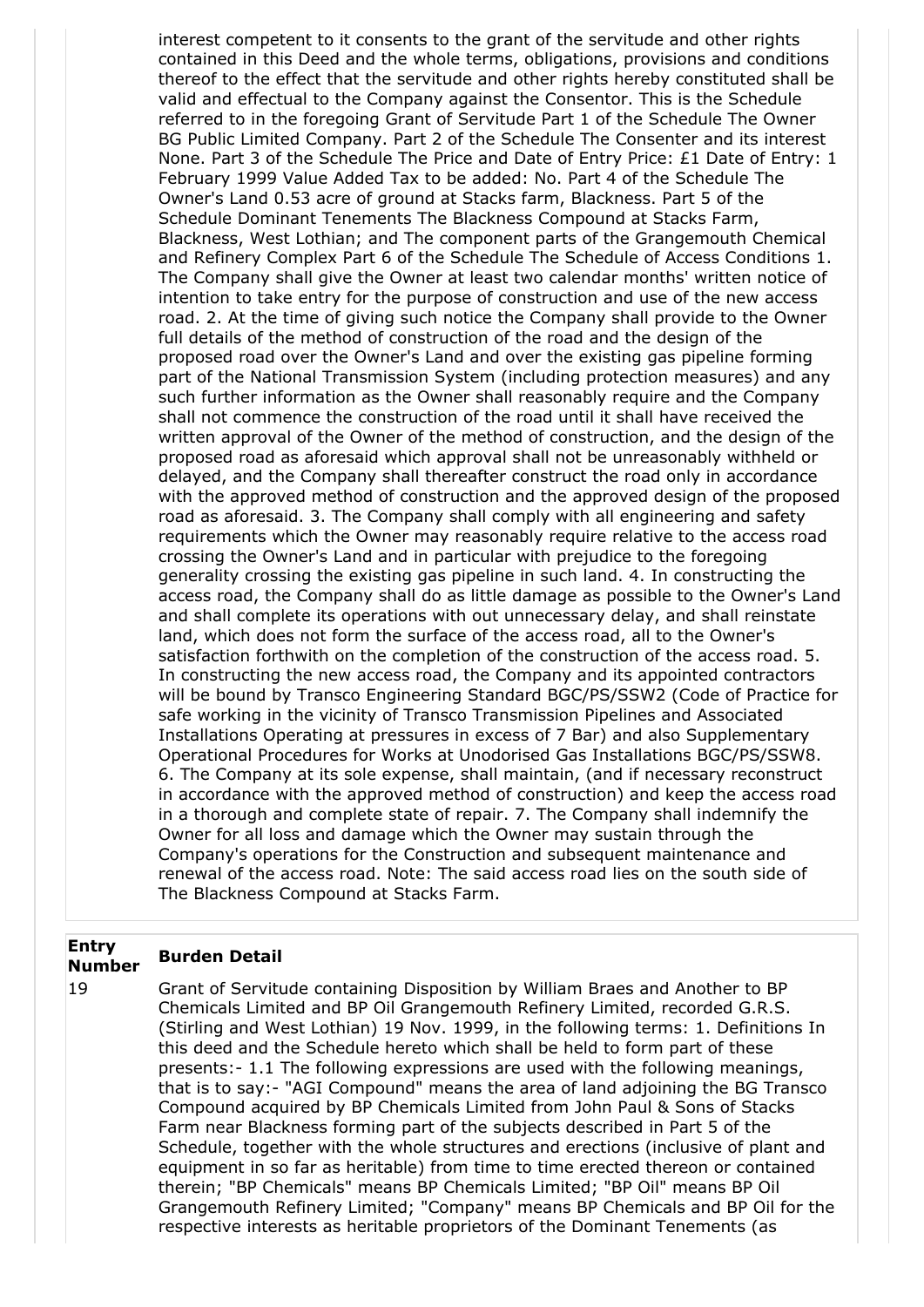interest competent to it consents to the grant of the servitude and other rights contained in this Deed and the whole terms, obligations, provisions and conditions thereof to the effect that the servitude and other rights hereby constituted shall be valid and effectual to the Company against the Consentor. This is the Schedule referred to in the foregoing Grant of Servitude Part 1 of the Schedule The Owner BG Public Limited Company. Part 2 of the Schedule The Consenter and its interest None. Part 3 of the Schedule The Price and Date of Entry Price: £1 Date of Entry: 1 February 1999 Value Added Tax to be added: No. Part 4 of the Schedule The Owner's Land 0.53 acre of ground at Stacks farm, Blackness. Part 5 of the Schedule Dominant Tenements The Blackness Compound at Stacks Farm, Blackness, West Lothian; and The component parts of the Grangemouth Chemical and Refinery Complex Part 6 of the Schedule The Schedule of Access Conditions 1. The Company shall give the Owner at least two calendar months' written notice of intention to take entry for the purpose of construction and use of the new access road. 2. At the time of giving such notice the Company shall provide to the Owner full details of the method of construction of the road and the design of the proposed road over the Owner's Land and over the existing gas pipeline forming part of the National Transmission System (including protection measures) and any such further information as the Owner shall reasonably require and the Company shall not commence the construction of the road until it shall have received the written approval of the Owner of the method of construction, and the design of the proposed road as aforesaid which approval shall not be unreasonably withheld or delayed, and the Company shall thereafter construct the road only in accordance with the approved method of construction and the approved design of the proposed road as aforesaid. 3. The Company shall comply with all engineering and safety requirements which the Owner may reasonably require relative to the access road crossing the Owner's Land and in particular with prejudice to the foregoing generality crossing the existing gas pipeline in such land. 4. In constructing the access road, the Company shall do as little damage as possible to the Owner's Land and shall complete its operations with out unnecessary delay, and shall reinstate land, which does not form the surface of the access road, all to the Owner's satisfaction forthwith on the completion of the construction of the access road. 5. In constructing the new access road, the Company and its appointed contractors will be bound by Transco Engineering Standard BGC/PS/SSW2 (Code of Practice for safe working in the vicinity of Transco Transmission Pipelines and Associated Installations Operating at pressures in excess of 7 Bar) and also Supplementary Operational Procedures for Works at Unodorised Gas Installations BGC/PS/SSW8. 6. The Company at its sole expense, shall maintain, (and if necessary reconstruct in accordance with the approved method of construction) and keep the access road in a thorough and complete state of repair. 7. The Company shall indemnify the Owner for all loss and damage which the Owner may sustain through the Company's operations for the Construction and subsequent maintenance and renewal of the access road. Note: The said access road lies on the south side of The Blackness Compound at Stacks Farm.

| Entry Number | Burden Detail |
|---|---|
| 19 | Grant of Servitude containing Disposition by William Braes and Another to BP Chemicals Limited and BP Oil Grangemouth Refinery Limited, recorded G.R.S. (Stirling and West Lothian) 19 Nov. 1999, in the following terms: 1. Definitions In this deed and the Schedule hereto which shall be held to form part of these presents:- 1.1 The following expressions are used with the following meanings, that is to say:- "AGI Compound" means the area of land adjoining the BG Transco Compound acquired by BP Chemicals Limited from John Paul & Sons of Stacks Farm near Blackness forming part of the subjects described in Part 5 of the Schedule, together with the whole structures and erections (inclusive of plant and equipment in so far as heritable) from time to time erected thereon or contained therein; "BP Chemicals" means BP Chemicals Limited; "BP Oil" means BP Oil Grangemouth Refinery Limited; "Company" means BP Chemicals and BP Oil for the respective interests as heritable proprietors of the Dominant Tenements (as |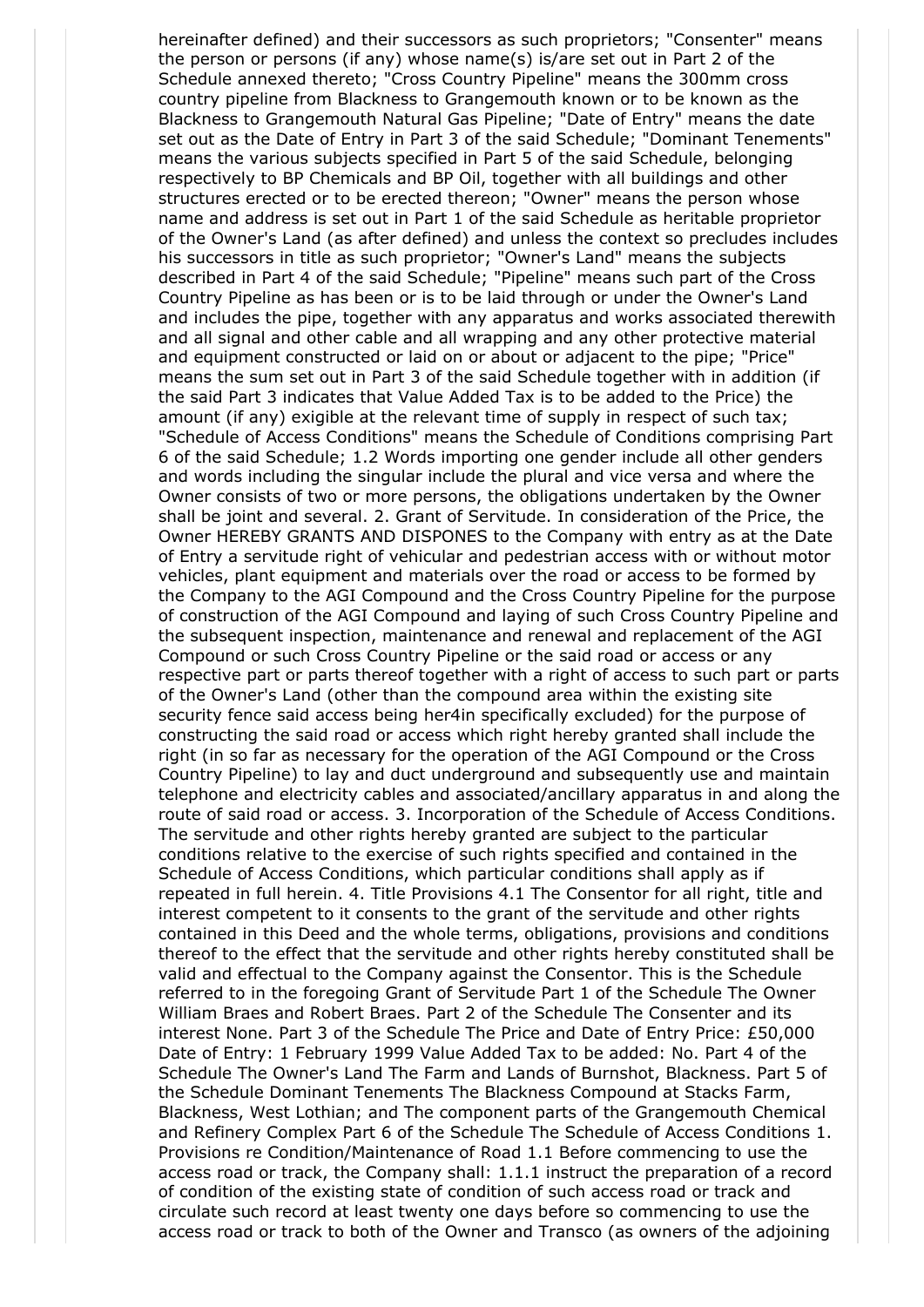hereinafter defined) and their successors as such proprietors; "Consenter" means the person or persons (if any) whose name(s) is/are set out in Part 2 of the Schedule annexed thereto; "Cross Country Pipeline" means the 300mm cross country pipeline from Blackness to Grangemouth known or to be known as the Blackness to Grangemouth Natural Gas Pipeline; "Date of Entry" means the date set out as the Date of Entry in Part 3 of the said Schedule; "Dominant Tenements" means the various subjects specified in Part 5 of the said Schedule, belonging respectively to BP Chemicals and BP Oil, together with all buildings and other structures erected or to be erected thereon; "Owner" means the person whose name and address is set out in Part 1 of the said Schedule as heritable proprietor of the Owner's Land (as after defined) and unless the context so precludes includes his successors in title as such proprietor; "Owner's Land" means the subjects described in Part 4 of the said Schedule; "Pipeline" means such part of the Cross Country Pipeline as has been or is to be laid through or under the Owner's Land and includes the pipe, together with any apparatus and works associated therewith and all signal and other cable and all wrapping and any other protective material and equipment constructed or laid on or about or adjacent to the pipe; "Price" means the sum set out in Part 3 of the said Schedule together with in addition (if the said Part 3 indicates that Value Added Tax is to be added to the Price) the amount (if any) exigible at the relevant time of supply in respect of such tax; "Schedule of Access Conditions" means the Schedule of Conditions comprising Part 6 of the said Schedule; 1.2 Words importing one gender include all other genders and words including the singular include the plural and vice versa and where the Owner consists of two or more persons, the obligations undertaken by the Owner shall be joint and several. 2. Grant of Servitude. In consideration of the Price, the Owner HEREBY GRANTS AND DISPONES to the Company with entry as at the Date of Entry a servitude right of vehicular and pedestrian access with or without motor vehicles, plant equipment and materials over the road or access to be formed by the Company to the AGI Compound and the Cross Country Pipeline for the purpose of construction of the AGI Compound and laying of such Cross Country Pipeline and the subsequent inspection, maintenance and renewal and replacement of the AGI Compound or such Cross Country Pipeline or the said road or access or any respective part or parts thereof together with a right of access to such part or parts of the Owner's Land (other than the compound area within the existing site security fence said access being her4in specifically excluded) for the purpose of constructing the said road or access which right hereby granted shall include the right (in so far as necessary for the operation of the AGI Compound or the Cross Country Pipeline) to lay and duct underground and subsequently use and maintain telephone and electricity cables and associated/ancillary apparatus in and along the route of said road or access. 3. Incorporation of the Schedule of Access Conditions. The servitude and other rights hereby granted are subject to the particular conditions relative to the exercise of such rights specified and contained in the Schedule of Access Conditions, which particular conditions shall apply as if repeated in full herein. 4. Title Provisions 4.1 The Consentor for all right, title and interest competent to it consents to the grant of the servitude and other rights contained in this Deed and the whole terms, obligations, provisions and conditions thereof to the effect that the servitude and other rights hereby constituted shall be valid and effectual to the Company against the Consentor. This is the Schedule referred to in the foregoing Grant of Servitude Part 1 of the Schedule The Owner William Braes and Robert Braes. Part 2 of the Schedule The Consenter and its interest None. Part 3 of the Schedule The Price and Date of Entry Price: £50,000 Date of Entry: 1 February 1999 Value Added Tax to be added: No. Part 4 of the Schedule The Owner's Land The Farm and Lands of Burnshot, Blackness. Part 5 of the Schedule Dominant Tenements The Blackness Compound at Stacks Farm, Blackness, West Lothian; and The component parts of the Grangemouth Chemical and Refinery Complex Part 6 of the Schedule The Schedule of Access Conditions 1. Provisions re Condition/Maintenance of Road 1.1 Before commencing to use the access road or track, the Company shall: 1.1.1 instruct the preparation of a record of condition of the existing state of condition of such access road or track and circulate such record at least twenty one days before so commencing to use the access road or track to both of the Owner and Transco (as owners of the adjoining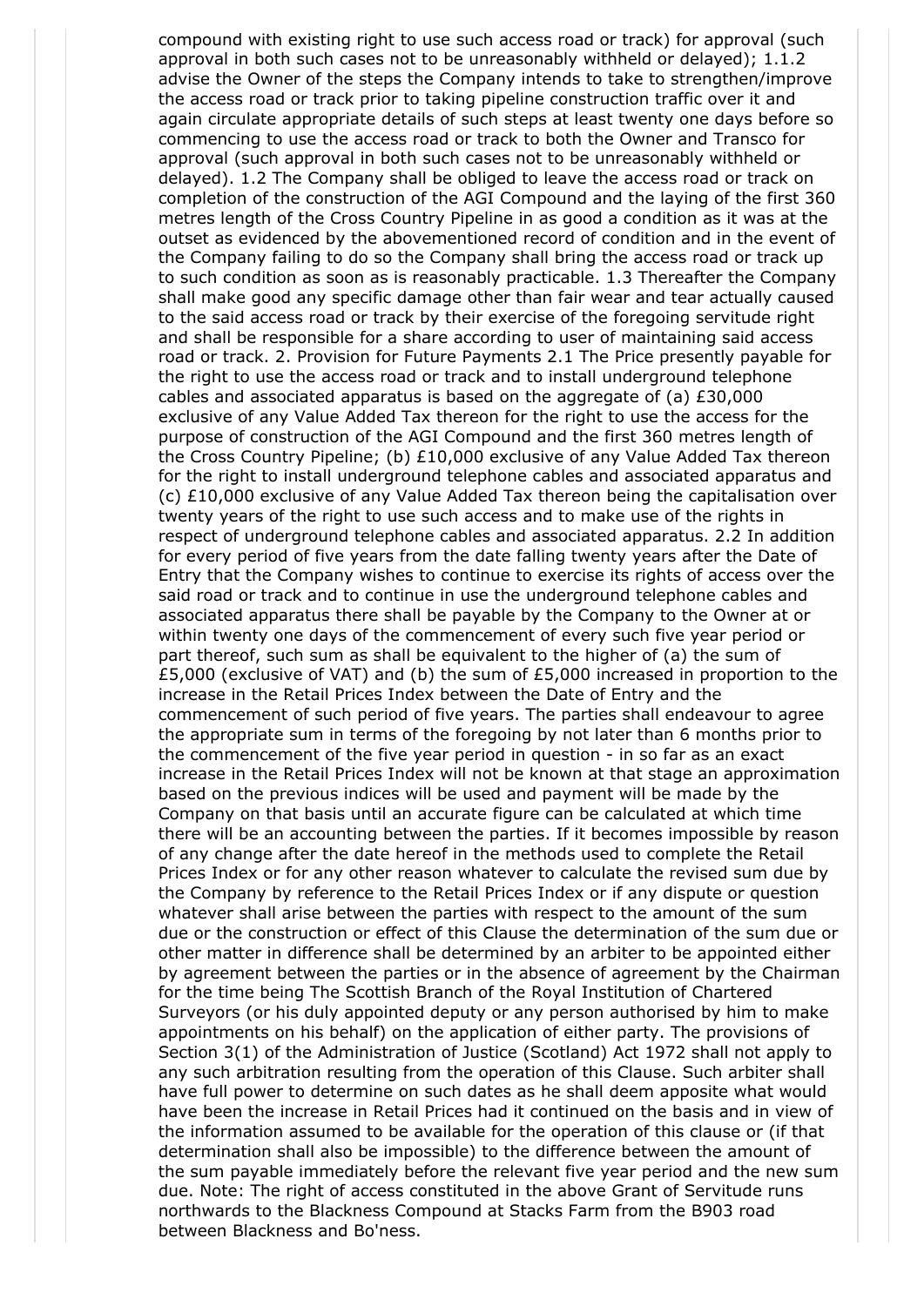compound with existing right to use such access road or track) for approval (such approval in both such cases not to be unreasonably withheld or delayed); 1.1.2 advise the Owner of the steps the Company intends to take to strengthen/improve the access road or track prior to taking pipeline construction traffic over it and again circulate appropriate details of such steps at least twenty one days before so commencing to use the access road or track to both the Owner and Transco for approval (such approval in both such cases not to be unreasonably withheld or delayed). 1.2 The Company shall be obliged to leave the access road or track on completion of the construction of the AGI Compound and the laying of the first 360 metres length of the Cross Country Pipeline in as good a condition as it was at the outset as evidenced by the abovementioned record of condition and in the event of the Company failing to do so the Company shall bring the access road or track up to such condition as soon as is reasonably practicable. 1.3 Thereafter the Company shall make good any specific damage other than fair wear and tear actually caused to the said access road or track by their exercise of the foregoing servitude right and shall be responsible for a share according to user of maintaining said access road or track. 2. Provision for Future Payments 2.1 The Price presently payable for the right to use the access road or track and to install underground telephone cables and associated apparatus is based on the aggregate of (a) £30,000 exclusive of any Value Added Tax thereon for the right to use the access for the purpose of construction of the AGI Compound and the first 360 metres length of the Cross Country Pipeline; (b) £10,000 exclusive of any Value Added Tax thereon for the right to install underground telephone cables and associated apparatus and (c) £10,000 exclusive of any Value Added Tax thereon being the capitalisation over twenty years of the right to use such access and to make use of the rights in respect of underground telephone cables and associated apparatus. 2.2 In addition for every period of five years from the date falling twenty years after the Date of Entry that the Company wishes to continue to exercise its rights of access over the said road or track and to continue in use the underground telephone cables and associated apparatus there shall be payable by the Company to the Owner at or within twenty one days of the commencement of every such five year period or part thereof, such sum as shall be equivalent to the higher of (a) the sum of £5,000 (exclusive of VAT) and (b) the sum of £5,000 increased in proportion to the increase in the Retail Prices Index between the Date of Entry and the commencement of such period of five years. The parties shall endeavour to agree the appropriate sum in terms of the foregoing by not later than 6 months prior to the commencement of the five year period in question - in so far as an exact increase in the Retail Prices Index will not be known at that stage an approximation based on the previous indices will be used and payment will be made by the Company on that basis until an accurate figure can be calculated at which time there will be an accounting between the parties. If it becomes impossible by reason of any change after the date hereof in the methods used to complete the Retail Prices Index or for any other reason whatever to calculate the revised sum due by the Company by reference to the Retail Prices Index or if any dispute or question whatever shall arise between the parties with respect to the amount of the sum due or the construction or effect of this Clause the determination of the sum due or other matter in difference shall be determined by an arbiter to be appointed either by agreement between the parties or in the absence of agreement by the Chairman for the time being The Scottish Branch of the Royal Institution of Chartered Surveyors (or his duly appointed deputy or any person authorised by him to make appointments on his behalf) on the application of either party. The provisions of Section 3(1) of the Administration of Justice (Scotland) Act 1972 shall not apply to any such arbitration resulting from the operation of this Clause. Such arbiter shall have full power to determine on such dates as he shall deem apposite what would have been the increase in Retail Prices had it continued on the basis and in view of the information assumed to be available for the operation of this clause or (if that determination shall also be impossible) to the difference between the amount of the sum payable immediately before the relevant five year period and the new sum due. Note: The right of access constituted in the above Grant of Servitude runs northwards to the Blackness Compound at Stacks Farm from the B903 road between Blackness and Bo'ness.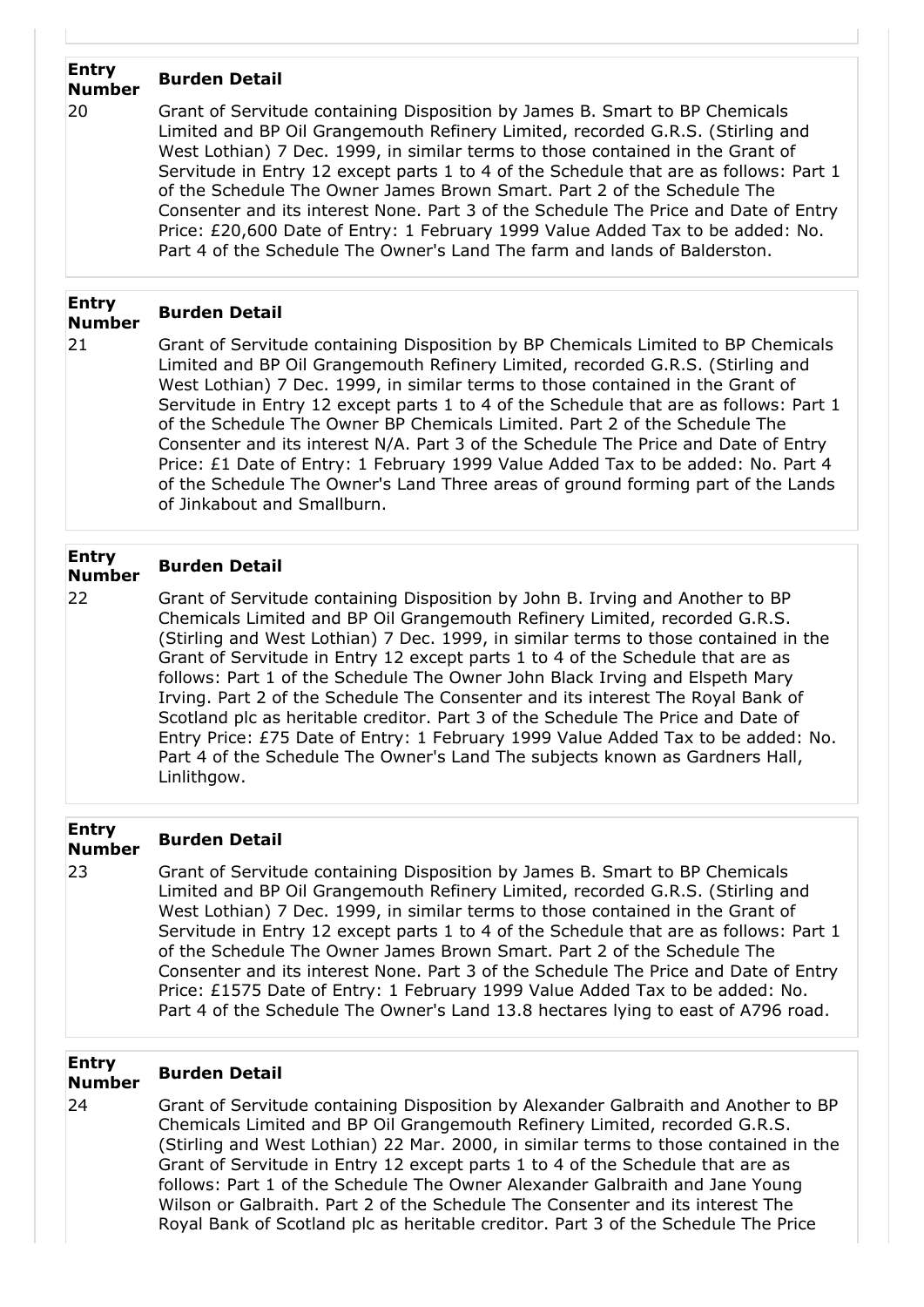| Entry Number | Burden Detail |
|---|---|
| 20 | Grant of Servitude containing Disposition by James B. Smart to BP Chemicals Limited and BP Oil Grangemouth Refinery Limited, recorded G.R.S. (Stirling and West Lothian) 7 Dec. 1999, in similar terms to those contained in the Grant of Servitude in Entry 12 except parts 1 to 4 of the Schedule that are as follows: Part 1 of the Schedule The Owner James Brown Smart. Part 2 of the Schedule The Consenter and its interest None. Part 3 of the Schedule The Price and Date of Entry Price: £20,600 Date of Entry: 1 February 1999 Value Added Tax to be added: No. Part 4 of the Schedule The Owner's Land The farm and lands of Balderston. |

| Entry Number | Burden Detail |
|---|---|
| 21 | Grant of Servitude containing Disposition by BP Chemicals Limited to BP Chemicals Limited and BP Oil Grangemouth Refinery Limited, recorded G.R.S. (Stirling and West Lothian) 7 Dec. 1999, in similar terms to those contained in the Grant of Servitude in Entry 12 except parts 1 to 4 of the Schedule that are as follows: Part 1 of the Schedule The Owner BP Chemicals Limited. Part 2 of the Schedule The Consenter and its interest N/A. Part 3 of the Schedule The Price and Date of Entry Price: £1 Date of Entry: 1 February 1999 Value Added Tax to be added: No. Part 4 of the Schedule The Owner's Land Three areas of ground forming part of the Lands of Jinkabout and Smallburn. |

| Entry Number | Burden Detail |
|---|---|
| 22 | Grant of Servitude containing Disposition by John B. Irving and Another to BP Chemicals Limited and BP Oil Grangemouth Refinery Limited, recorded G.R.S. (Stirling and West Lothian) 7 Dec. 1999, in similar terms to those contained in the Grant of Servitude in Entry 12 except parts 1 to 4 of the Schedule that are as follows: Part 1 of the Schedule The Owner John Black Irving and Elspeth Mary Irving. Part 2 of the Schedule The Consenter and its interest The Royal Bank of Scotland plc as heritable creditor. Part 3 of the Schedule The Price and Date of Entry Price: £75 Date of Entry: 1 February 1999 Value Added Tax to be added: No. Part 4 of the Schedule The Owner's Land The subjects known as Gardners Hall, Linlithgow. |

| Entry Number | Burden Detail |
|---|---|
| 23 | Grant of Servitude containing Disposition by James B. Smart to BP Chemicals Limited and BP Oil Grangemouth Refinery Limited, recorded G.R.S. (Stirling and West Lothian) 7 Dec. 1999, in similar terms to those contained in the Grant of Servitude in Entry 12 except parts 1 to 4 of the Schedule that are as follows: Part 1 of the Schedule The Owner James Brown Smart. Part 2 of the Schedule The Consenter and its interest None. Part 3 of the Schedule The Price and Date of Entry Price: £1575 Date of Entry: 1 February 1999 Value Added Tax to be added: No. Part 4 of the Schedule The Owner's Land 13.8 hectares lying to east of A796 road. |

| Entry Number | Burden Detail |
|---|---|
| 24 | Grant of Servitude containing Disposition by Alexander Galbraith and Another to BP Chemicals Limited and BP Oil Grangemouth Refinery Limited, recorded G.R.S. (Stirling and West Lothian) 22 Mar. 2000, in similar terms to those contained in the Grant of Servitude in Entry 12 except parts 1 to 4 of the Schedule that are as follows: Part 1 of the Schedule The Owner Alexander Galbraith and Jane Young Wilson or Galbraith. Part 2 of the Schedule The Consenter and its interest The Royal Bank of Scotland plc as heritable creditor. Part 3 of the Schedule The Price |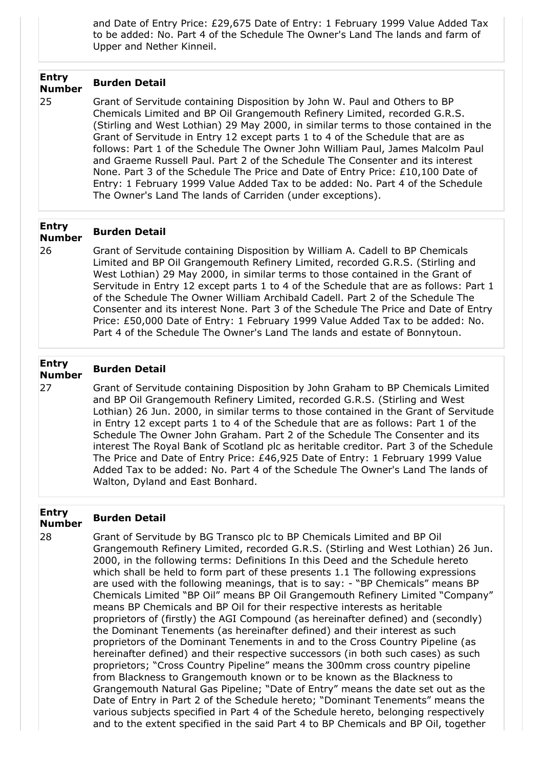and Date of Entry Price: £29,675 Date of Entry: 1 February 1999 Value Added Tax to be added: No. Part 4 of the Schedule The Owner's Land The lands and farm of Upper and Nether Kinneil.

| Entry Number | Burden Detail |
| --- | --- |
| 25 | Grant of Servitude containing Disposition by John W. Paul and Others to BP Chemicals Limited and BP Oil Grangemouth Refinery Limited, recorded G.R.S. (Stirling and West Lothian) 29 May 2000, in similar terms to those contained in the Grant of Servitude in Entry 12 except parts 1 to 4 of the Schedule that are as follows: Part 1 of the Schedule The Owner John William Paul, James Malcolm Paul and Graeme Russell Paul. Part 2 of the Schedule The Consenter and its interest None. Part 3 of the Schedule The Price and Date of Entry Price: £10,100 Date of Entry: 1 February 1999 Value Added Tax to be added: No. Part 4 of the Schedule The Owner's Land The lands of Carriden (under exceptions). |

| Entry Number | Burden Detail |
| --- | --- |
| 26 | Grant of Servitude containing Disposition by William A. Cadell to BP Chemicals Limited and BP Oil Grangemouth Refinery Limited, recorded G.R.S. (Stirling and West Lothian) 29 May 2000, in similar terms to those contained in the Grant of Servitude in Entry 12 except parts 1 to 4 of the Schedule that are as follows: Part 1 of the Schedule The Owner William Archibald Cadell. Part 2 of the Schedule The Consenter and its interest None. Part 3 of the Schedule The Price and Date of Entry Price: £50,000 Date of Entry: 1 February 1999 Value Added Tax to be added: No. Part 4 of the Schedule The Owner's Land The lands and estate of Bonnytoun. |

| Entry Number | Burden Detail |
| --- | --- |
| 27 | Grant of Servitude containing Disposition by John Graham to BP Chemicals Limited and BP Oil Grangemouth Refinery Limited, recorded G.R.S. (Stirling and West Lothian) 26 Jun. 2000, in similar terms to those contained in the Grant of Servitude in Entry 12 except parts 1 to 4 of the Schedule that are as follows: Part 1 of the Schedule The Owner John Graham. Part 2 of the Schedule The Consenter and its interest The Royal Bank of Scotland plc as heritable creditor. Part 3 of the Schedule The Price and Date of Entry Price: £46,925 Date of Entry: 1 February 1999 Value Added Tax to be added: No. Part 4 of the Schedule The Owner's Land The lands of Walton, Dyland and East Bonhard. |

| Entry Number | Burden Detail |
| --- | --- |
| 28 | Grant of Servitude by BG Transco plc to BP Chemicals Limited and BP Oil Grangemouth Refinery Limited, recorded G.R.S. (Stirling and West Lothian) 26 Jun. 2000, in the following terms: Definitions In this Deed and the Schedule hereto which shall be held to form part of these presents 1.1 The following expressions are used with the following meanings, that is to say: - "BP Chemicals" means BP Chemicals Limited "BP Oil" means BP Oil Grangemouth Refinery Limited "Company" means BP Chemicals and BP Oil for their respective interests as heritable proprietors of (firstly) the AGI Compound (as hereinafter defined) and (secondly) the Dominant Tenements (as hereinafter defined) and their interest as such proprietors of the Dominant Tenements in and to the Cross Country Pipeline (as hereinafter defined) and their respective successors (in both such cases) as such proprietors; "Cross Country Pipeline" means the 300mm cross country pipeline from Blackness to Grangemouth known or to be known as the Blackness to Grangemouth Natural Gas Pipeline; "Date of Entry" means the date set out as the Date of Entry in Part 2 of the Schedule hereto; "Dominant Tenements" means the various subjects specified in Part 4 of the Schedule hereto, belonging respectively and to the extent specified in the said Part 4 to BP Chemicals and BP Oil, together |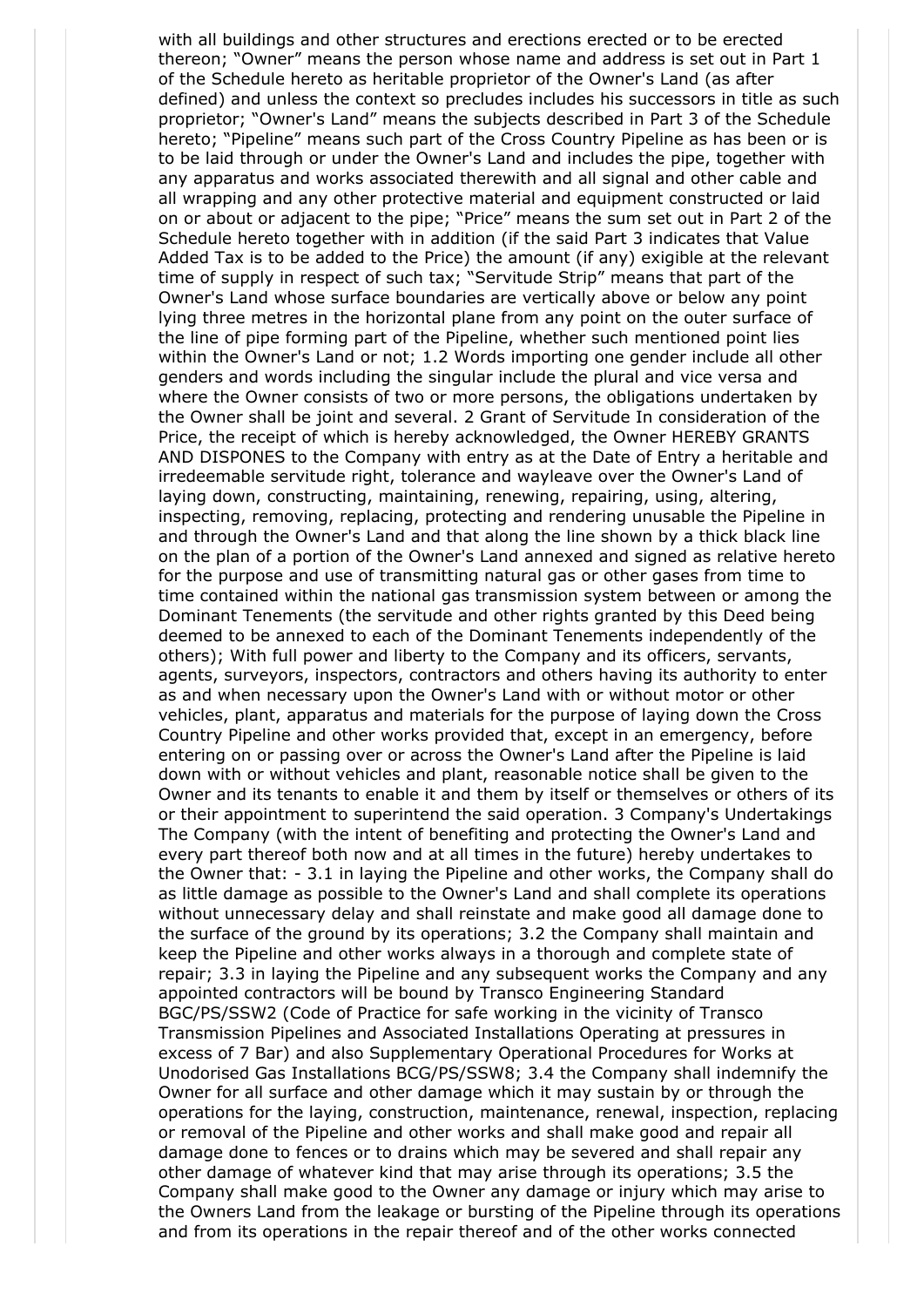with all buildings and other structures and erections erected or to be erected thereon; "Owner" means the person whose name and address is set out in Part 1 of the Schedule hereto as heritable proprietor of the Owner's Land (as after defined) and unless the context so precludes includes his successors in title as such proprietor; "Owner's Land" means the subjects described in Part 3 of the Schedule hereto; "Pipeline" means such part of the Cross Country Pipeline as has been or is to be laid through or under the Owner's Land and includes the pipe, together with any apparatus and works associated therewith and all signal and other cable and all wrapping and any other protective material and equipment constructed or laid on or about or adjacent to the pipe; "Price" means the sum set out in Part 2 of the Schedule hereto together with in addition (if the said Part 3 indicates that Value Added Tax is to be added to the Price) the amount (if any) exigible at the relevant time of supply in respect of such tax; "Servitude Strip" means that part of the Owner's Land whose surface boundaries are vertically above or below any point lying three metres in the horizontal plane from any point on the outer surface of the line of pipe forming part of the Pipeline, whether such mentioned point lies within the Owner's Land or not; 1.2 Words importing one gender include all other genders and words including the singular include the plural and vice versa and where the Owner consists of two or more persons, the obligations undertaken by the Owner shall be joint and several. 2 Grant of Servitude In consideration of the Price, the receipt of which is hereby acknowledged, the Owner HEREBY GRANTS AND DISPONES to the Company with entry as at the Date of Entry a heritable and irredeemable servitude right, tolerance and wayleave over the Owner's Land of laying down, constructing, maintaining, renewing, repairing, using, altering, inspecting, removing, replacing, protecting and rendering unusable the Pipeline in and through the Owner's Land and that along the line shown by a thick black line on the plan of a portion of the Owner's Land annexed and signed as relative hereto for the purpose and use of transmitting natural gas or other gases from time to time contained within the national gas transmission system between or among the Dominant Tenements (the servitude and other rights granted by this Deed being deemed to be annexed to each of the Dominant Tenements independently of the others); With full power and liberty to the Company and its officers, servants, agents, surveyors, inspectors, contractors and others having its authority to enter as and when necessary upon the Owner's Land with or without motor or other vehicles, plant, apparatus and materials for the purpose of laying down the Cross Country Pipeline and other works provided that, except in an emergency, before entering on or passing over or across the Owner's Land after the Pipeline is laid down with or without vehicles and plant, reasonable notice shall be given to the Owner and its tenants to enable it and them by itself or themselves or others of its or their appointment to superintend the said operation. 3 Company's Undertakings The Company (with the intent of benefiting and protecting the Owner's Land and every part thereof both now and at all times in the future) hereby undertakes to the Owner that: - 3.1 in laying the Pipeline and other works, the Company shall do as little damage as possible to the Owner's Land and shall complete its operations without unnecessary delay and shall reinstate and make good all damage done to the surface of the ground by its operations; 3.2 the Company shall maintain and keep the Pipeline and other works always in a thorough and complete state of repair; 3.3 in laying the Pipeline and any subsequent works the Company and any appointed contractors will be bound by Transco Engineering Standard BGC/PS/SSW2 (Code of Practice for safe working in the vicinity of Transco Transmission Pipelines and Associated Installations Operating at pressures in excess of 7 Bar) and also Supplementary Operational Procedures for Works at Unodorised Gas Installations BCG/PS/SSW8; 3.4 the Company shall indemnify the Owner for all surface and other damage which it may sustain by or through the operations for the laying, construction, maintenance, renewal, inspection, replacing or removal of the Pipeline and other works and shall make good and repair all damage done to fences or to drains which may be severed and shall repair any other damage of whatever kind that may arise through its operations; 3.5 the Company shall make good to the Owner any damage or injury which may arise to the Owners Land from the leakage or bursting of the Pipeline through its operations and from its operations in the repair thereof and of the other works connected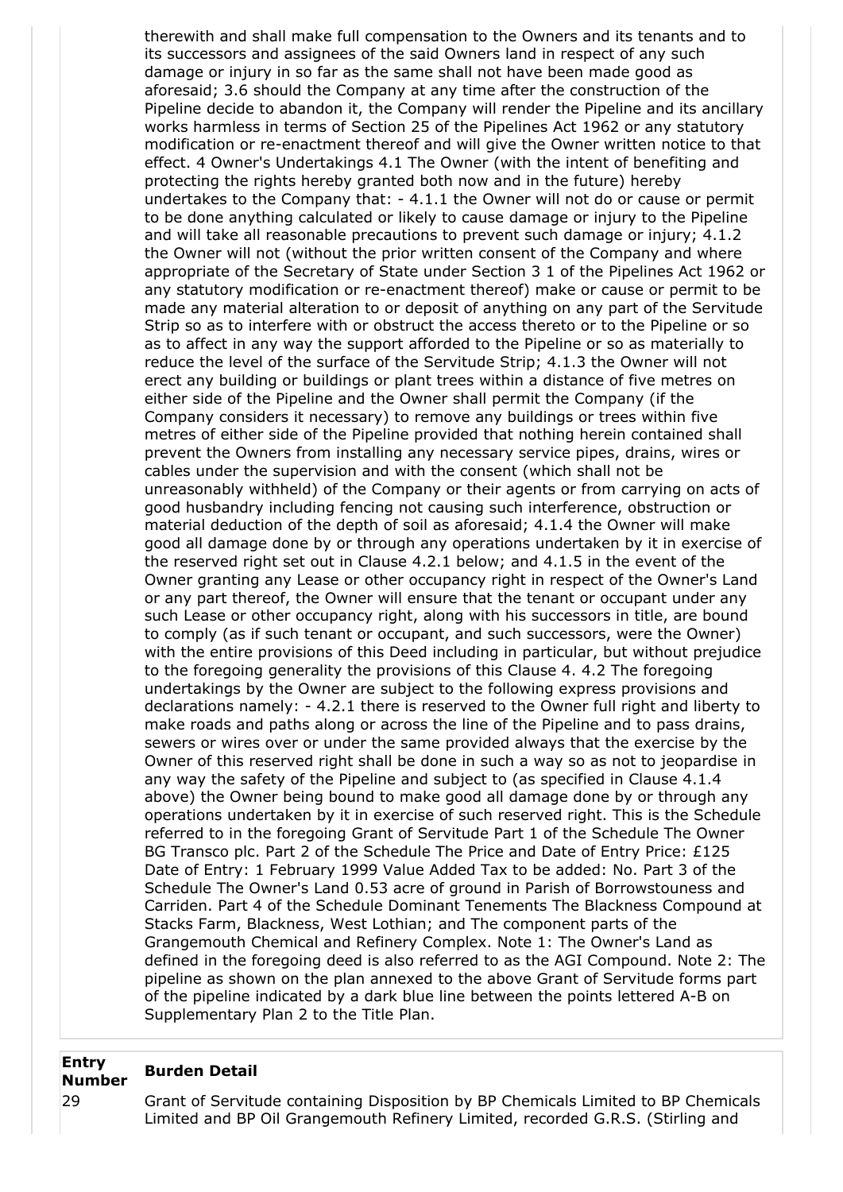therewith and shall make full compensation to the Owners and its tenants and to its successors and assignees of the said Owners land in respect of any such damage or injury in so far as the same shall not have been made good as aforesaid; 3.6 should the Company at any time after the construction of the Pipeline decide to abandon it, the Company will render the Pipeline and its ancillary works harmless in terms of Section 25 of the Pipelines Act 1962 or any statutory modification or re-enactment thereof and will give the Owner written notice to that effect. 4 Owner's Undertakings 4.1 The Owner (with the intent of benefiting and protecting the rights hereby granted both now and in the future) hereby undertakes to the Company that: - 4.1.1 the Owner will not do or cause or permit to be done anything calculated or likely to cause damage or injury to the Pipeline and will take all reasonable precautions to prevent such damage or injury; 4.1.2 the Owner will not (without the prior written consent of the Company and where appropriate of the Secretary of State under Section 3 1 of the Pipelines Act 1962 or any statutory modification or re-enactment thereof) make or cause or permit to be made any material alteration to or deposit of anything on any part of the Servitude Strip so as to interfere with or obstruct the access thereto or to the Pipeline or so as to affect in any way the support afforded to the Pipeline or so as materially to reduce the level of the surface of the Servitude Strip; 4.1.3 the Owner will not erect any building or buildings or plant trees within a distance of five metres on either side of the Pipeline and the Owner shall permit the Company (if the Company considers it necessary) to remove any buildings or trees within five metres of either side of the Pipeline provided that nothing herein contained shall prevent the Owners from installing any necessary service pipes, drains, wires or cables under the supervision and with the consent (which shall not be unreasonably withheld) of the Company or their agents or from carrying on acts of good husbandry including fencing not causing such interference, obstruction or material deduction of the depth of soil as aforesaid; 4.1.4 the Owner will make good all damage done by or through any operations undertaken by it in exercise of the reserved right set out in Clause 4.2.1 below; and 4.1.5 in the event of the Owner granting any Lease or other occupancy right in respect of the Owner's Land or any part thereof, the Owner will ensure that the tenant or occupant under any such Lease or other occupancy right, along with his successors in title, are bound to comply (as if such tenant or occupant, and such successors, were the Owner) with the entire provisions of this Deed including in particular, but without prejudice to the foregoing generality the provisions of this Clause 4. 4.2 The foregoing undertakings by the Owner are subject to the following express provisions and declarations namely: - 4.2.1 there is reserved to the Owner full right and liberty to make roads and paths along or across the line of the Pipeline and to pass drains, sewers or wires over or under the same provided always that the exercise by the Owner of this reserved right shall be done in such a way so as not to jeopardise in any way the safety of the Pipeline and subject to (as specified in Clause 4.1.4 above) the Owner being bound to make good all damage done by or through any operations undertaken by it in exercise of such reserved right. This is the Schedule referred to in the foregoing Grant of Servitude Part 1 of the Schedule The Owner BG Transco plc. Part 2 of the Schedule The Price and Date of Entry Price: £125 Date of Entry: 1 February 1999 Value Added Tax to be added: No. Part 3 of the Schedule The Owner's Land 0.53 acre of ground in Parish of Borrowstouness and Carriden. Part 4 of the Schedule Dominant Tenements The Blackness Compound at Stacks Farm, Blackness, West Lothian; and The component parts of the Grangemouth Chemical and Refinery Complex. Note 1: The Owner's Land as defined in the foregoing deed is also referred to as the AGI Compound. Note 2: The pipeline as shown on the plan annexed to the above Grant of Servitude forms part of the pipeline indicated by a dark blue line between the points lettered A-B on Supplementary Plan 2 to the Title Plan.

| Entry Number | Burden Detail |
|---|---|
| 29 | Grant of Servitude containing Disposition by BP Chemicals Limited to BP Chemicals Limited and BP Oil Grangemouth Refinery Limited, recorded G.R.S. (Stirling and |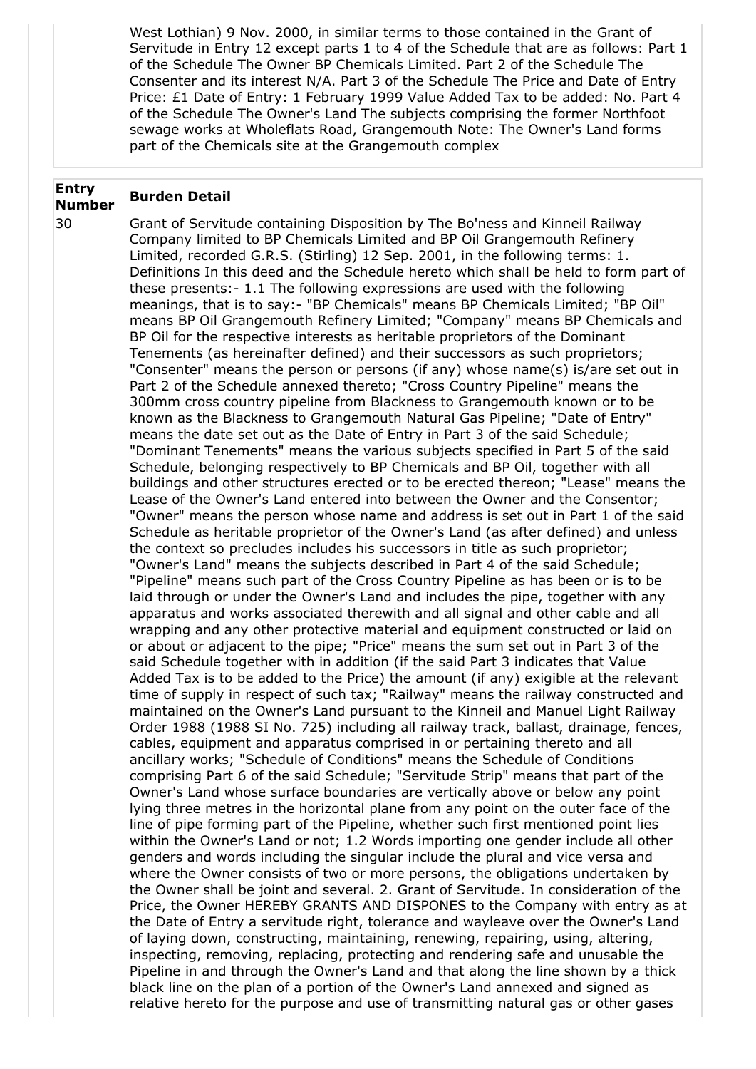West Lothian) 9 Nov. 2000, in similar terms to those contained in the Grant of Servitude in Entry 12 except parts 1 to 4 of the Schedule that are as follows: Part 1 of the Schedule The Owner BP Chemicals Limited. Part 2 of the Schedule The Consenter and its interest N/A. Part 3 of the Schedule The Price and Date of Entry Price: £1 Date of Entry: 1 February 1999 Value Added Tax to be added: No. Part 4 of the Schedule The Owner's Land The subjects comprising the former Northfoot sewage works at Wholeflats Road, Grangemouth Note: The Owner's Land forms part of the Chemicals site at the Grangemouth complex

| Entry Number | Burden Detail |
|---|---|
| 30 | Grant of Servitude containing Disposition by The Bo'ness and Kinneil Railway Company limited to BP Chemicals Limited and BP Oil Grangemouth Refinery Limited, recorded G.R.S. (Stirling) 12 Sep. 2001, in the following terms: 1. Definitions In this deed and the Schedule hereto which shall be held to form part of these presents:- 1.1 The following expressions are used with the following meanings, that is to say:- "BP Chemicals" means BP Chemicals Limited; "BP Oil" means BP Oil Grangemouth Refinery Limited; "Company" means BP Chemicals and BP Oil for the respective interests as heritable proprietors of the Dominant Tenements (as hereinafter defined) and their successors as such proprietors; "Consenter" means the person or persons (if any) whose name(s) is/are set out in Part 2 of the Schedule annexed thereto; "Cross Country Pipeline" means the 300mm cross country pipeline from Blackness to Grangemouth known or to be known as the Blackness to Grangemouth Natural Gas Pipeline; "Date of Entry" means the date set out as the Date of Entry in Part 3 of the said Schedule; "Dominant Tenements" means the various subjects specified in Part 5 of the said Schedule, belonging respectively to BP Chemicals and BP Oil, together with all buildings and other structures erected or to be erected thereon; "Lease" means the Lease of the Owner's Land entered into between the Owner and the Consentor; "Owner" means the person whose name and address is set out in Part 1 of the said Schedule as heritable proprietor of the Owner's Land (as after defined) and unless the context so precludes includes his successors in title as such proprietor; "Owner's Land" means the subjects described in Part 4 of the said Schedule; "Pipeline" means such part of the Cross Country Pipeline as has been or is to be laid through or under the Owner's Land and includes the pipe, together with any apparatus and works associated therewith and all signal and other cable and all wrapping and any other protective material and equipment constructed or laid on or about or adjacent to the pipe; "Price" means the sum set out in Part 3 of the said Schedule together with in addition (if the said Part 3 indicates that Value Added Tax is to be added to the Price) the amount (if any) exigible at the relevant time of supply in respect of such tax; "Railway" means the railway constructed and maintained on the Owner's Land pursuant to the Kinneil and Manuel Light Railway Order 1988 (1988 SI No. 725) including all railway track, ballast, drainage, fences, cables, equipment and apparatus comprised in or pertaining thereto and all ancillary works; "Schedule of Conditions" means the Schedule of Conditions comprising Part 6 of the said Schedule; "Servitude Strip" means that part of the Owner's Land whose surface boundaries are vertically above or below any point lying three metres in the horizontal plane from any point on the outer face of the line of pipe forming part of the Pipeline, whether such first mentioned point lies within the Owner's Land or not; 1.2 Words importing one gender include all other genders and words including the singular include the plural and vice versa and where the Owner consists of two or more persons, the obligations undertaken by the Owner shall be joint and several. 2. Grant of Servitude. In consideration of the Price, the Owner HEREBY GRANTS AND DISPONES to the Company with entry as at the Date of Entry a servitude right, tolerance and wayleave over the Owner's Land of laying down, constructing, maintaining, renewing, repairing, using, altering, inspecting, removing, replacing, protecting and rendering safe and unusable the Pipeline in and through the Owner's Land and that along the line shown by a thick black line on the plan of a portion of the Owner's Land annexed and signed as relative hereto for the purpose and use of transmitting natural gas or other gases |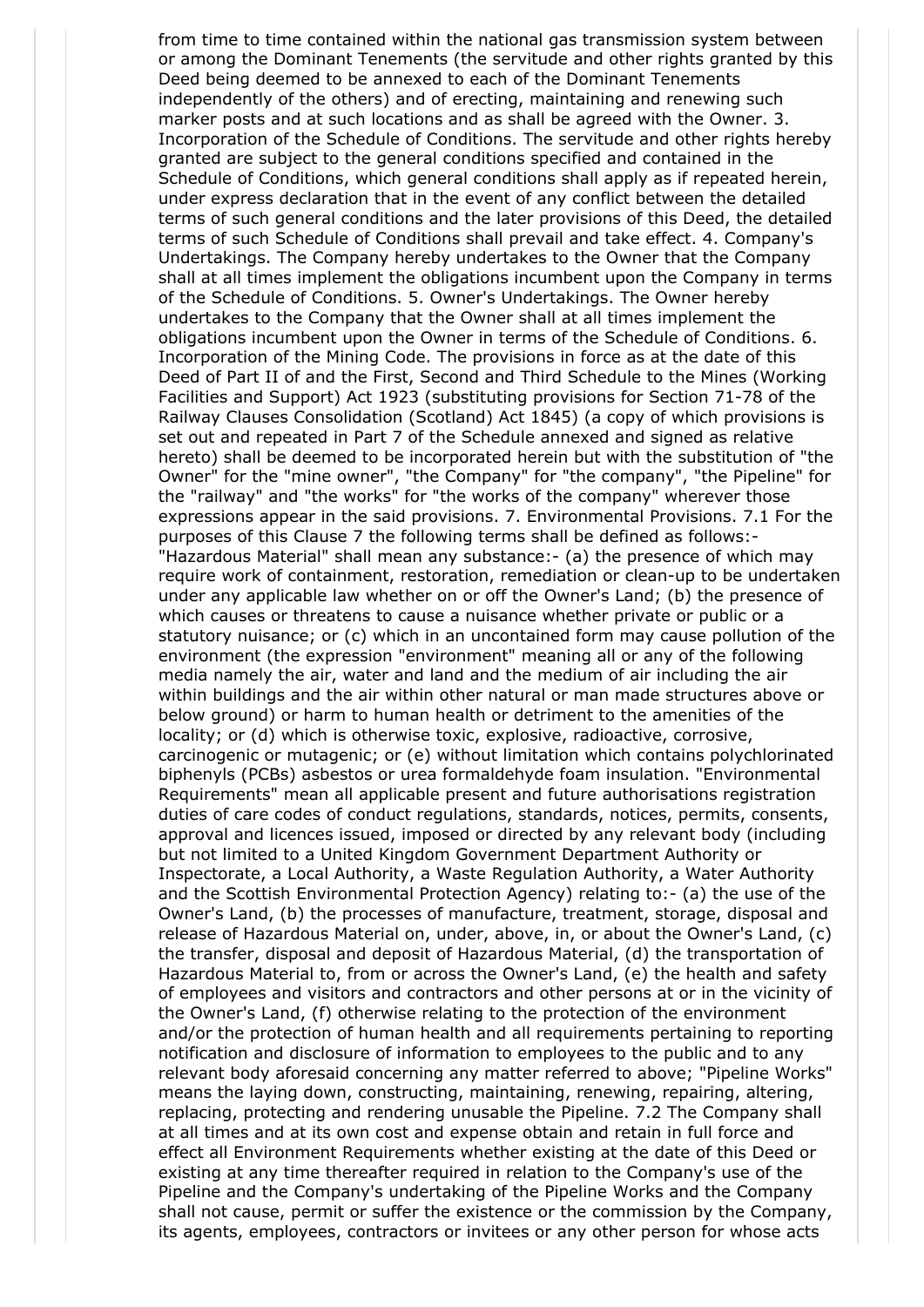from time to time contained within the national gas transmission system between or among the Dominant Tenements (the servitude and other rights granted by this Deed being deemed to be annexed to each of the Dominant Tenements independently of the others) and of erecting, maintaining and renewing such marker posts and at such locations and as shall be agreed with the Owner. 3. Incorporation of the Schedule of Conditions. The servitude and other rights hereby granted are subject to the general conditions specified and contained in the Schedule of Conditions, which general conditions shall apply as if repeated herein, under express declaration that in the event of any conflict between the detailed terms of such general conditions and the later provisions of this Deed, the detailed terms of such Schedule of Conditions shall prevail and take effect. 4. Company's Undertakings. The Company hereby undertakes to the Owner that the Company shall at all times implement the obligations incumbent upon the Company in terms of the Schedule of Conditions. 5. Owner's Undertakings. The Owner hereby undertakes to the Company that the Owner shall at all times implement the obligations incumbent upon the Owner in terms of the Schedule of Conditions. 6. Incorporation of the Mining Code. The provisions in force as at the date of this Deed of Part II of and the First, Second and Third Schedule to the Mines (Working Facilities and Support) Act 1923 (substituting provisions for Section 71-78 of the Railway Clauses Consolidation (Scotland) Act 1845) (a copy of which provisions is set out and repeated in Part 7 of the Schedule annexed and signed as relative hereto) shall be deemed to be incorporated herein but with the substitution of "the Owner" for the "mine owner", "the Company" for "the company", "the Pipeline" for the "railway" and "the works" for "the works of the company" wherever those expressions appear in the said provisions. 7. Environmental Provisions. 7.1 For the purposes of this Clause 7 the following terms shall be defined as follows:- "Hazardous Material" shall mean any substance:- (a) the presence of which may require work of containment, restoration, remediation or clean-up to be undertaken under any applicable law whether on or off the Owner's Land; (b) the presence of which causes or threatens to cause a nuisance whether private or public or a statutory nuisance; or (c) which in an uncontained form may cause pollution of the environment (the expression "environment" meaning all or any of the following media namely the air, water and land and the medium of air including the air within buildings and the air within other natural or man made structures above or below ground) or harm to human health or detriment to the amenities of the locality; or (d) which is otherwise toxic, explosive, radioactive, corrosive, carcinogenic or mutagenic; or (e) without limitation which contains polychlorinated biphenyls (PCBs) asbestos or urea formaldehyde foam insulation. "Environmental Requirements" mean all applicable present and future authorisations registration duties of care codes of conduct regulations, standards, notices, permits, consents, approval and licences issued, imposed or directed by any relevant body (including but not limited to a United Kingdom Government Department Authority or Inspectorate, a Local Authority, a Waste Regulation Authority, a Water Authority and the Scottish Environmental Protection Agency) relating to:- (a) the use of the Owner's Land, (b) the processes of manufacture, treatment, storage, disposal and release of Hazardous Material on, under, above, in, or about the Owner's Land, (c) the transfer, disposal and deposit of Hazardous Material, (d) the transportation of Hazardous Material to, from or across the Owner's Land, (e) the health and safety of employees and visitors and contractors and other persons at or in the vicinity of the Owner's Land, (f) otherwise relating to the protection of the environment and/or the protection of human health and all requirements pertaining to reporting notification and disclosure of information to employees to the public and to any relevant body aforesaid concerning any matter referred to above; "Pipeline Works" means the laying down, constructing, maintaining, renewing, repairing, altering, replacing, protecting and rendering unusable the Pipeline. 7.2 The Company shall at all times and at its own cost and expense obtain and retain in full force and effect all Environment Requirements whether existing at the date of this Deed or existing at any time thereafter required in relation to the Company's use of the Pipeline and the Company's undertaking of the Pipeline Works and the Company shall not cause, permit or suffer the existence or the commission by the Company, its agents, employees, contractors or invitees or any other person for whose acts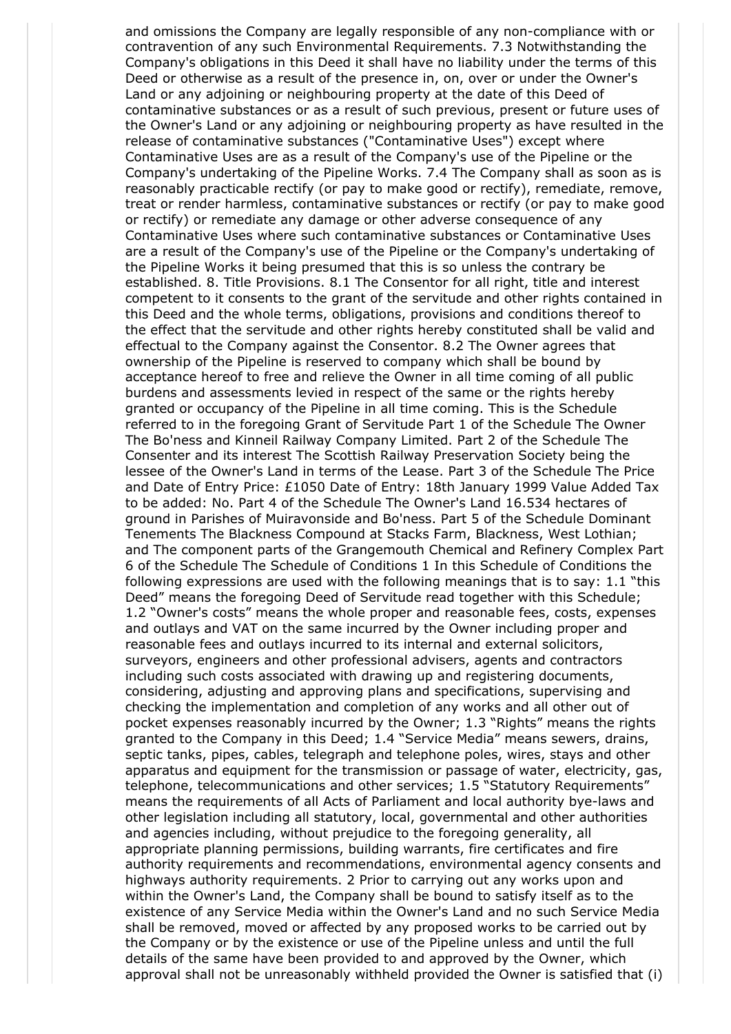and omissions the Company are legally responsible of any non-compliance with or contravention of any such Environmental Requirements. 7.3 Notwithstanding the Company's obligations in this Deed it shall have no liability under the terms of this Deed or otherwise as a result of the presence in, on, over or under the Owner's Land or any adjoining or neighbouring property at the date of this Deed of contaminative substances or as a result of such previous, present or future uses of the Owner's Land or any adjoining or neighbouring property as have resulted in the release of contaminative substances ("Contaminative Uses") except where Contaminative Uses are as a result of the Company's use of the Pipeline or the Company's undertaking of the Pipeline Works. 7.4 The Company shall as soon as is reasonably practicable rectify (or pay to make good or rectify), remediate, remove, treat or render harmless, contaminative substances or rectify (or pay to make good or rectify) or remediate any damage or other adverse consequence of any Contaminative Uses where such contaminative substances or Contaminative Uses are a result of the Company's use of the Pipeline or the Company's undertaking of the Pipeline Works it being presumed that this is so unless the contrary be established. 8. Title Provisions. 8.1 The Consentor for all right, title and interest competent to it consents to the grant of the servitude and other rights contained in this Deed and the whole terms, obligations, provisions and conditions thereof to the effect that the servitude and other rights hereby constituted shall be valid and effectual to the Company against the Consentor. 8.2 The Owner agrees that ownership of the Pipeline is reserved to company which shall be bound by acceptance hereof to free and relieve the Owner in all time coming of all public burdens and assessments levied in respect of the same or the rights hereby granted or occupancy of the Pipeline in all time coming. This is the Schedule referred to in the foregoing Grant of Servitude Part 1 of the Schedule The Owner The Bo'ness and Kinneil Railway Company Limited. Part 2 of the Schedule The Consenter and its interest The Scottish Railway Preservation Society being the lessee of the Owner's Land in terms of the Lease. Part 3 of the Schedule The Price and Date of Entry Price: £1050 Date of Entry: 18th January 1999 Value Added Tax to be added: No. Part 4 of the Schedule The Owner's Land 16.534 hectares of ground in Parishes of Muiravonside and Bo'ness. Part 5 of the Schedule Dominant Tenements The Blackness Compound at Stacks Farm, Blackness, West Lothian; and The component parts of the Grangemouth Chemical and Refinery Complex Part 6 of the Schedule The Schedule of Conditions 1 In this Schedule of Conditions the following expressions are used with the following meanings that is to say: 1.1 "this Deed" means the foregoing Deed of Servitude read together with this Schedule; 1.2 "Owner's costs" means the whole proper and reasonable fees, costs, expenses and outlays and VAT on the same incurred by the Owner including proper and reasonable fees and outlays incurred to its internal and external solicitors, surveyors, engineers and other professional advisers, agents and contractors including such costs associated with drawing up and registering documents, considering, adjusting and approving plans and specifications, supervising and checking the implementation and completion of any works and all other out of pocket expenses reasonably incurred by the Owner; 1.3 "Rights" means the rights granted to the Company in this Deed; 1.4 "Service Media" means sewers, drains, septic tanks, pipes, cables, telegraph and telephone poles, wires, stays and other apparatus and equipment for the transmission or passage of water, electricity, gas, telephone, telecommunications and other services; 1.5 "Statutory Requirements" means the requirements of all Acts of Parliament and local authority bye-laws and other legislation including all statutory, local, governmental and other authorities and agencies including, without prejudice to the foregoing generality, all appropriate planning permissions, building warrants, fire certificates and fire authority requirements and recommendations, environmental agency consents and highways authority requirements. 2 Prior to carrying out any works upon and within the Owner's Land, the Company shall be bound to satisfy itself as to the existence of any Service Media within the Owner's Land and no such Service Media shall be removed, moved or affected by any proposed works to be carried out by the Company or by the existence or use of the Pipeline unless and until the full details of the same have been provided to and approved by the Owner, which approval shall not be unreasonably withheld provided the Owner is satisfied that (i)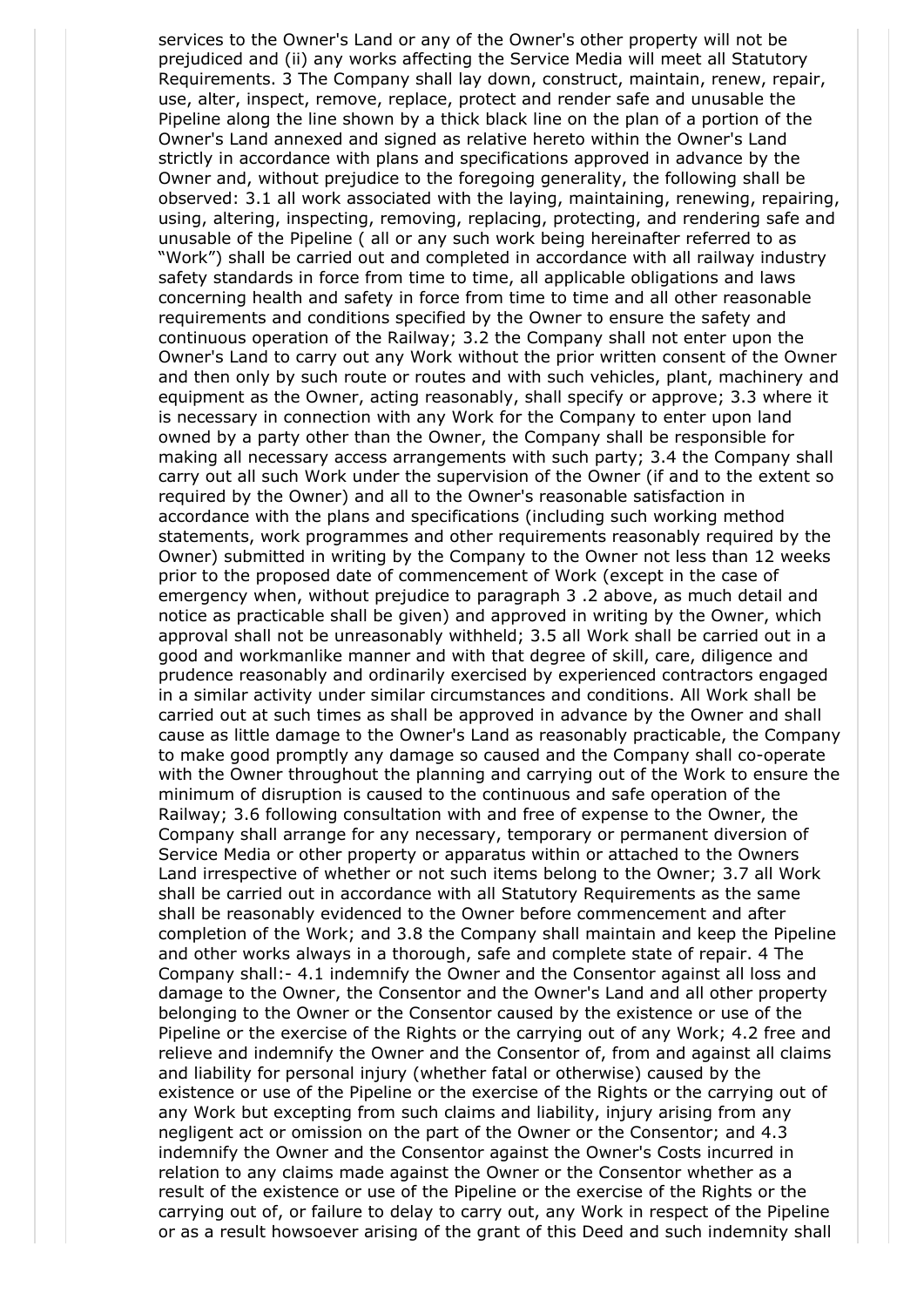services to the Owner's Land or any of the Owner's other property will not be prejudiced and (ii) any works affecting the Service Media will meet all Statutory Requirements. 3 The Company shall lay down, construct, maintain, renew, repair, use, alter, inspect, remove, replace, protect and render safe and unusable the Pipeline along the line shown by a thick black line on the plan of a portion of the Owner's Land annexed and signed as relative hereto within the Owner's Land strictly in accordance with plans and specifications approved in advance by the Owner and, without prejudice to the foregoing generality, the following shall be observed: 3.1 all work associated with the laying, maintaining, renewing, repairing, using, altering, inspecting, removing, replacing, protecting, and rendering safe and unusable of the Pipeline ( all or any such work being hereinafter referred to as "Work") shall be carried out and completed in accordance with all railway industry safety standards in force from time to time, all applicable obligations and laws concerning health and safety in force from time to time and all other reasonable requirements and conditions specified by the Owner to ensure the safety and continuous operation of the Railway; 3.2 the Company shall not enter upon the Owner's Land to carry out any Work without the prior written consent of the Owner and then only by such route or routes and with such vehicles, plant, machinery and equipment as the Owner, acting reasonably, shall specify or approve; 3.3 where it is necessary in connection with any Work for the Company to enter upon land owned by a party other than the Owner, the Company shall be responsible for making all necessary access arrangements with such party; 3.4 the Company shall carry out all such Work under the supervision of the Owner (if and to the extent so required by the Owner) and all to the Owner's reasonable satisfaction in accordance with the plans and specifications (including such working method statements, work programmes and other requirements reasonably required by the Owner) submitted in writing by the Company to the Owner not less than 12 weeks prior to the proposed date of commencement of Work (except in the case of emergency when, without prejudice to paragraph 3 .2 above, as much detail and notice as practicable shall be given) and approved in writing by the Owner, which approval shall not be unreasonably withheld; 3.5 all Work shall be carried out in a good and workmanlike manner and with that degree of skill, care, diligence and prudence reasonably and ordinarily exercised by experienced contractors engaged in a similar activity under similar circumstances and conditions. All Work shall be carried out at such times as shall be approved in advance by the Owner and shall cause as little damage to the Owner's Land as reasonably practicable, the Company to make good promptly any damage so caused and the Company shall co-operate with the Owner throughout the planning and carrying out of the Work to ensure the minimum of disruption is caused to the continuous and safe operation of the Railway; 3.6 following consultation with and free of expense to the Owner, the Company shall arrange for any necessary, temporary or permanent diversion of Service Media or other property or apparatus within or attached to the Owners Land irrespective of whether or not such items belong to the Owner; 3.7 all Work shall be carried out in accordance with all Statutory Requirements as the same shall be reasonably evidenced to the Owner before commencement and after completion of the Work; and 3.8 the Company shall maintain and keep the Pipeline and other works always in a thorough, safe and complete state of repair. 4 The Company shall:- 4.1 indemnify the Owner and the Consentor against all loss and damage to the Owner, the Consentor and the Owner's Land and all other property belonging to the Owner or the Consentor caused by the existence or use of the Pipeline or the exercise of the Rights or the carrying out of any Work; 4.2 free and relieve and indemnify the Owner and the Consentor of, from and against all claims and liability for personal injury (whether fatal or otherwise) caused by the existence or use of the Pipeline or the exercise of the Rights or the carrying out of any Work but excepting from such claims and liability, injury arising from any negligent act or omission on the part of the Owner or the Consentor; and 4.3 indemnify the Owner and the Consentor against the Owner's Costs incurred in relation to any claims made against the Owner or the Consentor whether as a result of the existence or use of the Pipeline or the exercise of the Rights or the carrying out of, or failure to delay to carry out, any Work in respect of the Pipeline or as a result howsoever arising of the grant of this Deed and such indemnity shall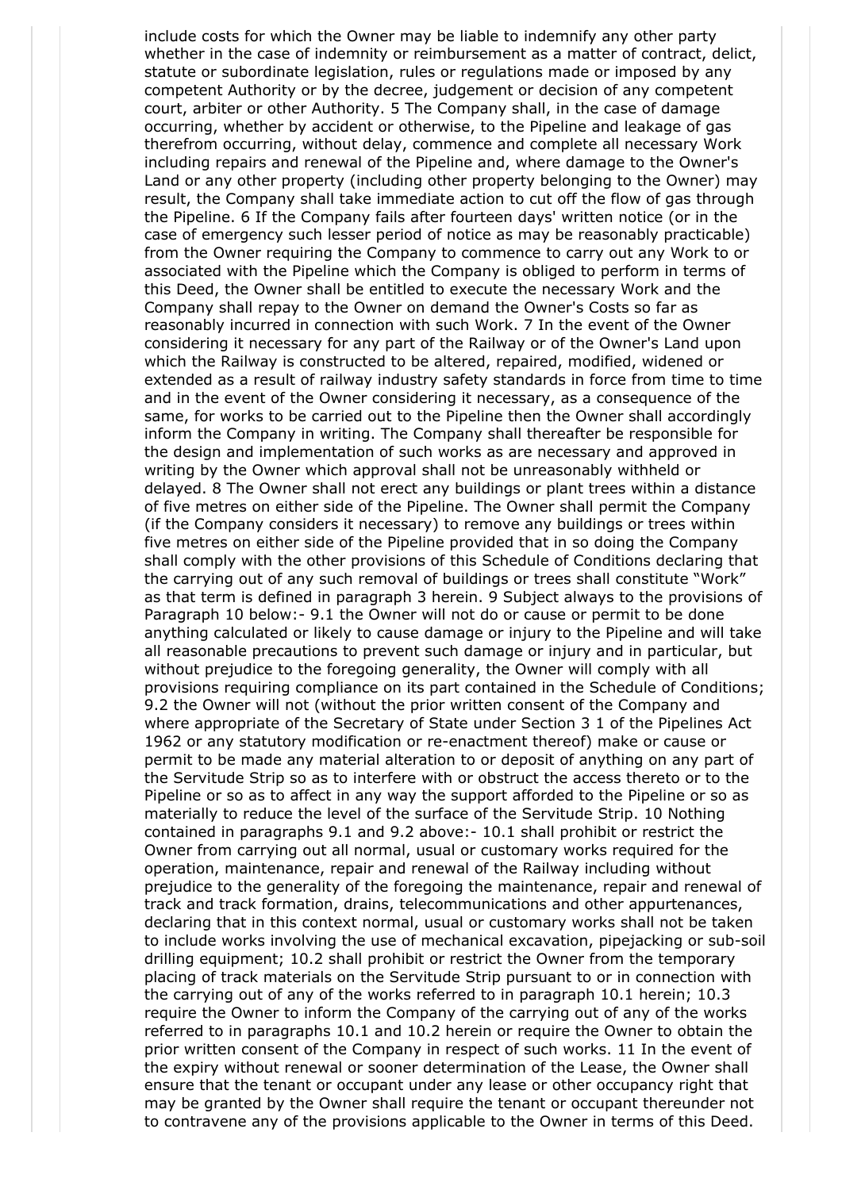include costs for which the Owner may be liable to indemnify any other party whether in the case of indemnity or reimbursement as a matter of contract, delict, statute or subordinate legislation, rules or regulations made or imposed by any competent Authority or by the decree, judgement or decision of any competent court, arbiter or other Authority. 5 The Company shall, in the case of damage occurring, whether by accident or otherwise, to the Pipeline and leakage of gas therefrom occurring, without delay, commence and complete all necessary Work including repairs and renewal of the Pipeline and, where damage to the Owner's Land or any other property (including other property belonging to the Owner) may result, the Company shall take immediate action to cut off the flow of gas through the Pipeline. 6 If the Company fails after fourteen days' written notice (or in the case of emergency such lesser period of notice as may be reasonably practicable) from the Owner requiring the Company to commence to carry out any Work to or associated with the Pipeline which the Company is obliged to perform in terms of this Deed, the Owner shall be entitled to execute the necessary Work and the Company shall repay to the Owner on demand the Owner's Costs so far as reasonably incurred in connection with such Work. 7 In the event of the Owner considering it necessary for any part of the Railway or of the Owner's Land upon which the Railway is constructed to be altered, repaired, modified, widened or extended as a result of railway industry safety standards in force from time to time and in the event of the Owner considering it necessary, as a consequence of the same, for works to be carried out to the Pipeline then the Owner shall accordingly inform the Company in writing. The Company shall thereafter be responsible for the design and implementation of such works as are necessary and approved in writing by the Owner which approval shall not be unreasonably withheld or delayed. 8 The Owner shall not erect any buildings or plant trees within a distance of five metres on either side of the Pipeline. The Owner shall permit the Company (if the Company considers it necessary) to remove any buildings or trees within five metres on either side of the Pipeline provided that in so doing the Company shall comply with the other provisions of this Schedule of Conditions declaring that the carrying out of any such removal of buildings or trees shall constitute "Work" as that term is defined in paragraph 3 herein. 9 Subject always to the provisions of Paragraph 10 below:- 9.1 the Owner will not do or cause or permit to be done anything calculated or likely to cause damage or injury to the Pipeline and will take all reasonable precautions to prevent such damage or injury and in particular, but without prejudice to the foregoing generality, the Owner will comply with all provisions requiring compliance on its part contained in the Schedule of Conditions; 9.2 the Owner will not (without the prior written consent of the Company and where appropriate of the Secretary of State under Section 3 1 of the Pipelines Act 1962 or any statutory modification or re-enactment thereof) make or cause or permit to be made any material alteration to or deposit of anything on any part of the Servitude Strip so as to interfere with or obstruct the access thereto or to the Pipeline or so as to affect in any way the support afforded to the Pipeline or so as materially to reduce the level of the surface of the Servitude Strip. 10 Nothing contained in paragraphs 9.1 and 9.2 above:- 10.1 shall prohibit or restrict the Owner from carrying out all normal, usual or customary works required for the operation, maintenance, repair and renewal of the Railway including without prejudice to the generality of the foregoing the maintenance, repair and renewal of track and track formation, drains, telecommunications and other appurtenances, declaring that in this context normal, usual or customary works shall not be taken to include works involving the use of mechanical excavation, pipejacking or sub-soil drilling equipment; 10.2 shall prohibit or restrict the Owner from the temporary placing of track materials on the Servitude Strip pursuant to or in connection with the carrying out of any of the works referred to in paragraph 10.1 herein; 10.3 require the Owner to inform the Company of the carrying out of any of the works referred to in paragraphs 10.1 and 10.2 herein or require the Owner to obtain the prior written consent of the Company in respect of such works. 11 In the event of the expiry without renewal or sooner determination of the Lease, the Owner shall ensure that the tenant or occupant under any lease or other occupancy right that may be granted by the Owner shall require the tenant or occupant thereunder not to contravene any of the provisions applicable to the Owner in terms of this Deed.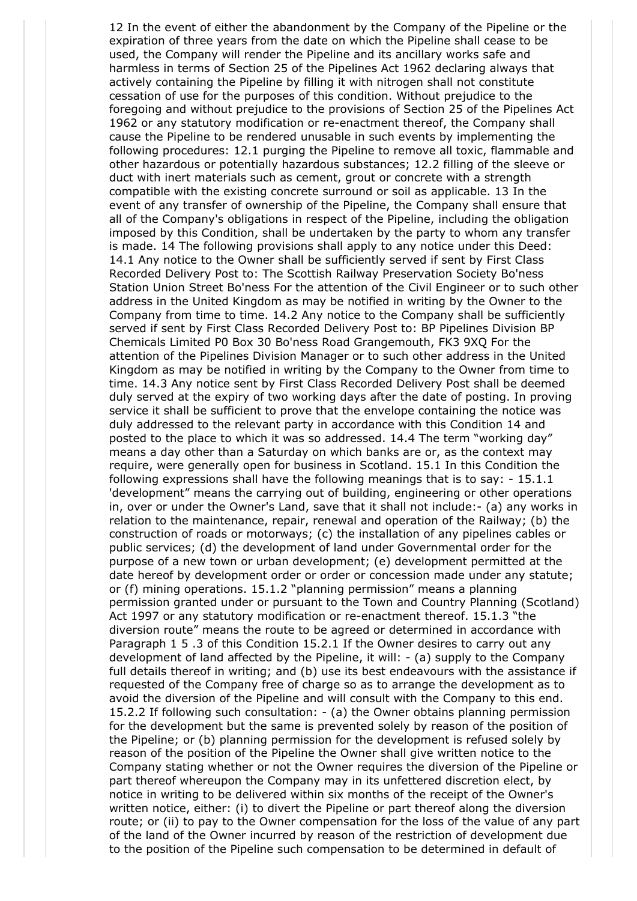12 In the event of either the abandonment by the Company of the Pipeline or the expiration of three years from the date on which the Pipeline shall cease to be used, the Company will render the Pipeline and its ancillary works safe and harmless in terms of Section 25 of the Pipelines Act 1962 declaring always that actively containing the Pipeline by filling it with nitrogen shall not constitute cessation of use for the purposes of this condition. Without prejudice to the foregoing and without prejudice to the provisions of Section 25 of the Pipelines Act 1962 or any statutory modification or re-enactment thereof, the Company shall cause the Pipeline to be rendered unusable in such events by implementing the following procedures: 12.1 purging the Pipeline to remove all toxic, flammable and other hazardous or potentially hazardous substances; 12.2 filling of the sleeve or duct with inert materials such as cement, grout or concrete with a strength compatible with the existing concrete surround or soil as applicable. 13 In the event of any transfer of ownership of the Pipeline, the Company shall ensure that all of the Company's obligations in respect of the Pipeline, including the obligation imposed by this Condition, shall be undertaken by the party to whom any transfer is made. 14 The following provisions shall apply to any notice under this Deed: 14.1 Any notice to the Owner shall be sufficiently served if sent by First Class Recorded Delivery Post to: The Scottish Railway Preservation Society Bo'ness Station Union Street Bo'ness For the attention of the Civil Engineer or to such other address in the United Kingdom as may be notified in writing by the Owner to the Company from time to time. 14.2 Any notice to the Company shall be sufficiently served if sent by First Class Recorded Delivery Post to: BP Pipelines Division BP Chemicals Limited P0 Box 30 Bo'ness Road Grangemouth, FK3 9XQ For the attention of the Pipelines Division Manager or to such other address in the United Kingdom as may be notified in writing by the Company to the Owner from time to time. 14.3 Any notice sent by First Class Recorded Delivery Post shall be deemed duly served at the expiry of two working days after the date of posting. In proving service it shall be sufficient to prove that the envelope containing the notice was duly addressed to the relevant party in accordance with this Condition 14 and posted to the place to which it was so addressed. 14.4 The term "working day" means a day other than a Saturday on which banks are or, as the context may require, were generally open for business in Scotland. 15.1 In this Condition the following expressions shall have the following meanings that is to say: - 15.1.1 'development" means the carrying out of building, engineering or other operations in, over or under the Owner's Land, save that it shall not include:- (a) any works in relation to the maintenance, repair, renewal and operation of the Railway; (b) the construction of roads or motorways; (c) the installation of any pipelines cables or public services; (d) the development of land under Governmental order for the purpose of a new town or urban development; (e) development permitted at the date hereof by development order or order or concession made under any statute; or (f) mining operations. 15.1.2 "planning permission" means a planning permission granted under or pursuant to the Town and Country Planning (Scotland) Act 1997 or any statutory modification or re-enactment thereof. 15.1.3 "the diversion route" means the route to be agreed or determined in accordance with Paragraph 1 5 .3 of this Condition 15.2.1 If the Owner desires to carry out any development of land affected by the Pipeline, it will: - (a) supply to the Company full details thereof in writing; and (b) use its best endeavours with the assistance if requested of the Company free of charge so as to arrange the development as to avoid the diversion of the Pipeline and will consult with the Company to this end. 15.2.2 If following such consultation: - (a) the Owner obtains planning permission for the development but the same is prevented solely by reason of the position of the Pipeline; or (b) planning permission for the development is refused solely by reason of the position of the Pipeline the Owner shall give written notice to the Company stating whether or not the Owner requires the diversion of the Pipeline or part thereof whereupon the Company may in its unfettered discretion elect, by notice in writing to be delivered within six months of the receipt of the Owner's written notice, either: (i) to divert the Pipeline or part thereof along the diversion route; or (ii) to pay to the Owner compensation for the loss of the value of any part of the land of the Owner incurred by reason of the restriction of development due to the position of the Pipeline such compensation to be determined in default of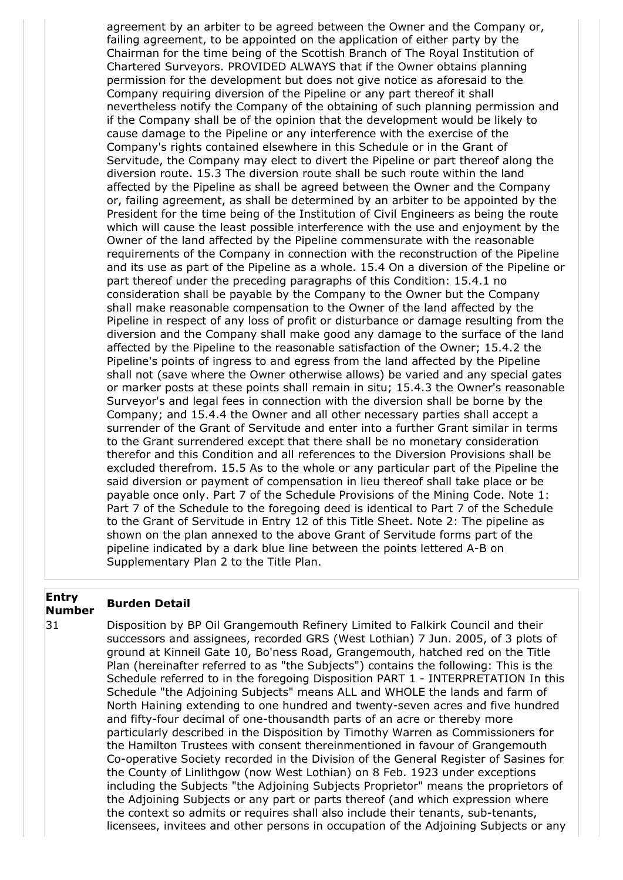agreement by an arbiter to be agreed between the Owner and the Company or, failing agreement, to be appointed on the application of either party by the Chairman for the time being of the Scottish Branch of The Royal Institution of Chartered Surveyors. PROVIDED ALWAYS that if the Owner obtains planning permission for the development but does not give notice as aforesaid to the Company requiring diversion of the Pipeline or any part thereof it shall nevertheless notify the Company of the obtaining of such planning permission and if the Company shall be of the opinion that the development would be likely to cause damage to the Pipeline or any interference with the exercise of the Company's rights contained elsewhere in this Schedule or in the Grant of Servitude, the Company may elect to divert the Pipeline or part thereof along the diversion route. 15.3 The diversion route shall be such route within the land affected by the Pipeline as shall be agreed between the Owner and the Company or, failing agreement, as shall be determined by an arbiter to be appointed by the President for the time being of the Institution of Civil Engineers as being the route which will cause the least possible interference with the use and enjoyment by the Owner of the land affected by the Pipeline commensurate with the reasonable requirements of the Company in connection with the reconstruction of the Pipeline and its use as part of the Pipeline as a whole. 15.4 On a diversion of the Pipeline or part thereof under the preceding paragraphs of this Condition: 15.4.1 no consideration shall be payable by the Company to the Owner but the Company shall make reasonable compensation to the Owner of the land affected by the Pipeline in respect of any loss of profit or disturbance or damage resulting from the diversion and the Company shall make good any damage to the surface of the land affected by the Pipeline to the reasonable satisfaction of the Owner; 15.4.2 the Pipeline's points of ingress to and egress from the land affected by the Pipeline shall not (save where the Owner otherwise allows) be varied and any special gates or marker posts at these points shall remain in situ; 15.4.3 the Owner's reasonable Surveyor's and legal fees in connection with the diversion shall be borne by the Company; and 15.4.4 the Owner and all other necessary parties shall accept a surrender of the Grant of Servitude and enter into a further Grant similar in terms to the Grant surrendered except that there shall be no monetary consideration therefor and this Condition and all references to the Diversion Provisions shall be excluded therefrom. 15.5 As to the whole or any particular part of the Pipeline the said diversion or payment of compensation in lieu thereof shall take place or be payable once only. Part 7 of the Schedule Provisions of the Mining Code. Note 1: Part 7 of the Schedule to the foregoing deed is identical to Part 7 of the Schedule to the Grant of Servitude in Entry 12 of this Title Sheet. Note 2: The pipeline as shown on the plan annexed to the above Grant of Servitude forms part of the pipeline indicated by a dark blue line between the points lettered A-B on Supplementary Plan 2 to the Title Plan.

| Entry Number | Burden Detail |
|---|---|
| 31 | Disposition by BP Oil Grangemouth Refinery Limited to Falkirk Council and their successors and assignees, recorded GRS (West Lothian) 7 Jun. 2005, of 3 plots of ground at Kinneil Gate 10, Bo'ness Road, Grangemouth, hatched red on the Title Plan (hereinafter referred to as "the Subjects") contains the following: This is the Schedule referred to in the foregoing Disposition PART 1 - INTERPRETATION In this Schedule "the Adjoining Subjects" means ALL and WHOLE the lands and farm of North Haining extending to one hundred and twenty-seven acres and five hundred and fifty-four decimal of one-thousandth parts of an acre or thereby more particularly described in the Disposition by Timothy Warren as Commissioners for the Hamilton Trustees with consent thereinmentioned in favour of Grangemouth Co-operative Society recorded in the Division of the General Register of Sasines for the County of Linlithgow (now West Lothian) on 8 Feb. 1923 under exceptions including the Subjects "the Adjoining Subjects Proprietor" means the proprietors of the Adjoining Subjects or any part or parts thereof (and which expression where the context so admits or requires shall also include their tenants, sub-tenants, licensees, invitees and other persons in occupation of the Adjoining Subjects or any |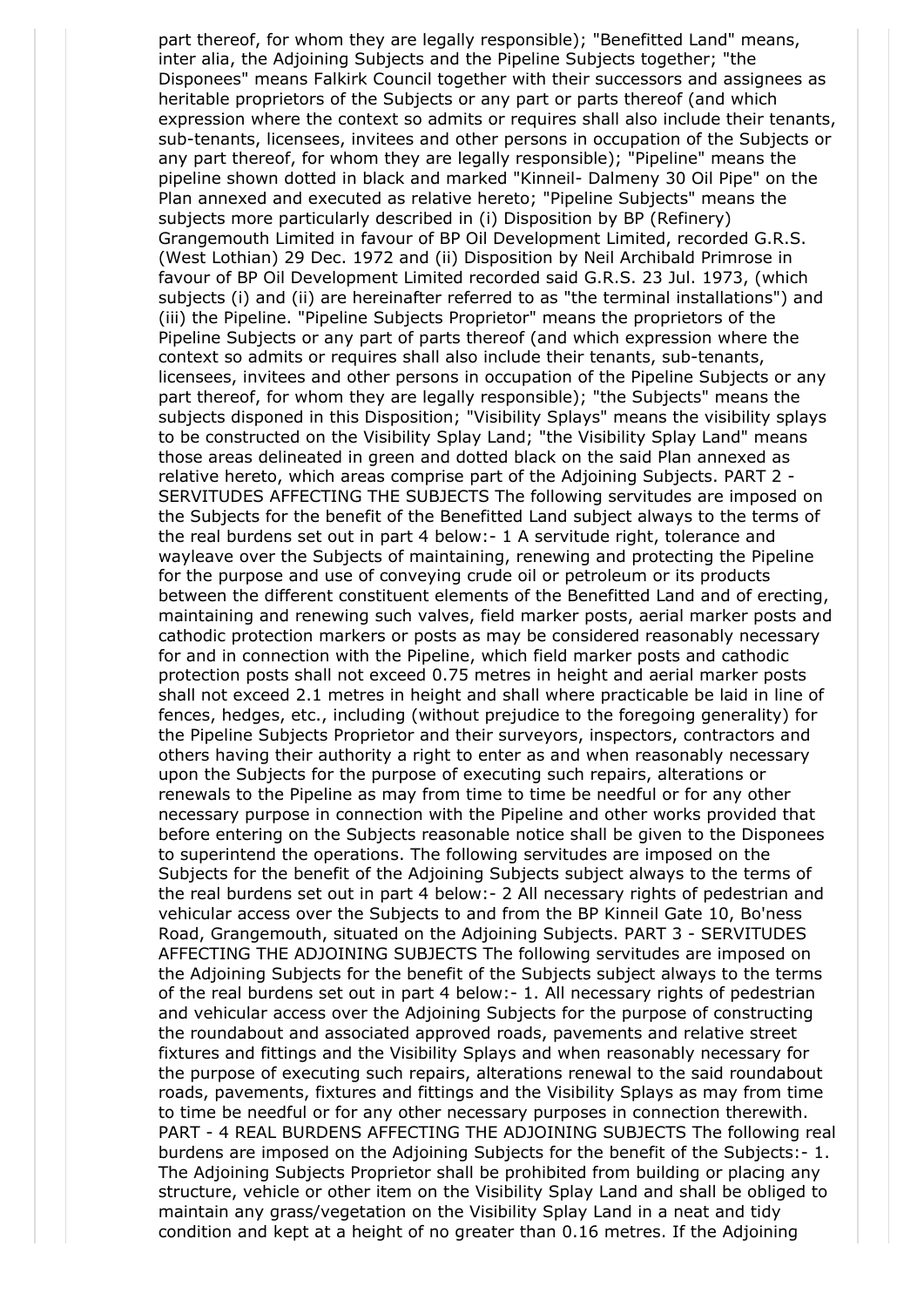part thereof, for whom they are legally responsible); "Benefitted Land" means, inter alia, the Adjoining Subjects and the Pipeline Subjects together; "the Disponees" means Falkirk Council together with their successors and assignees as heritable proprietors of the Subjects or any part or parts thereof (and which expression where the context so admits or requires shall also include their tenants, sub-tenants, licensees, invitees and other persons in occupation of the Subjects or any part thereof, for whom they are legally responsible); "Pipeline" means the pipeline shown dotted in black and marked "Kinneil- Dalmeny 30 Oil Pipe" on the Plan annexed and executed as relative hereto; "Pipeline Subjects" means the subjects more particularly described in (i) Disposition by BP (Refinery) Grangemouth Limited in favour of BP Oil Development Limited, recorded G.R.S. (West Lothian) 29 Dec. 1972 and (ii) Disposition by Neil Archibald Primrose in favour of BP Oil Development Limited recorded said G.R.S. 23 Jul. 1973, (which subjects (i) and (ii) are hereinafter referred to as "the terminal installations") and (iii) the Pipeline. "Pipeline Subjects Proprietor" means the proprietors of the Pipeline Subjects or any part of parts thereof (and which expression where the context so admits or requires shall also include their tenants, sub-tenants, licensees, invitees and other persons in occupation of the Pipeline Subjects or any part thereof, for whom they are legally responsible); "the Subjects" means the subjects disponed in this Disposition; "Visibility Splays" means the visibility splays to be constructed on the Visibility Splay Land; "the Visibility Splay Land" means those areas delineated in green and dotted black on the said Plan annexed as relative hereto, which areas comprise part of the Adjoining Subjects. PART 2 - SERVITUDES AFFECTING THE SUBJECTS The following servitudes are imposed on the Subjects for the benefit of the Benefitted Land subject always to the terms of the real burdens set out in part 4 below:- 1 A servitude right, tolerance and wayleave over the Subjects of maintaining, renewing and protecting the Pipeline for the purpose and use of conveying crude oil or petroleum or its products between the different constituent elements of the Benefitted Land and of erecting, maintaining and renewing such valves, field marker posts, aerial marker posts and cathodic protection markers or posts as may be considered reasonably necessary for and in connection with the Pipeline, which field marker posts and cathodic protection posts shall not exceed 0.75 metres in height and aerial marker posts shall not exceed 2.1 metres in height and shall where practicable be laid in line of fences, hedges, etc., including (without prejudice to the foregoing generality) for the Pipeline Subjects Proprietor and their surveyors, inspectors, contractors and others having their authority a right to enter as and when reasonably necessary upon the Subjects for the purpose of executing such repairs, alterations or renewals to the Pipeline as may from time to time be needful or for any other necessary purpose in connection with the Pipeline and other works provided that before entering on the Subjects reasonable notice shall be given to the Disponees to superintend the operations. The following servitudes are imposed on the Subjects for the benefit of the Adjoining Subjects subject always to the terms of the real burdens set out in part 4 below:- 2 All necessary rights of pedestrian and vehicular access over the Subjects to and from the BP Kinneil Gate 10, Bo'ness Road, Grangemouth, situated on the Adjoining Subjects. PART 3 - SERVITUDES AFFECTING THE ADJOINING SUBJECTS The following servitudes are imposed on the Adjoining Subjects for the benefit of the Subjects subject always to the terms of the real burdens set out in part 4 below:- 1. All necessary rights of pedestrian and vehicular access over the Adjoining Subjects for the purpose of constructing the roundabout and associated approved roads, pavements and relative street fixtures and fittings and the Visibility Splays and when reasonably necessary for the purpose of executing such repairs, alterations renewal to the said roundabout roads, pavements, fixtures and fittings and the Visibility Splays as may from time to time be needful or for any other necessary purposes in connection therewith. PART - 4 REAL BURDENS AFFECTING THE ADJOINING SUBJECTS The following real burdens are imposed on the Adjoining Subjects for the benefit of the Subjects:- 1. The Adjoining Subjects Proprietor shall be prohibited from building or placing any structure, vehicle or other item on the Visibility Splay Land and shall be obliged to maintain any grass/vegetation on the Visibility Splay Land in a neat and tidy condition and kept at a height of no greater than 0.16 metres. If the Adjoining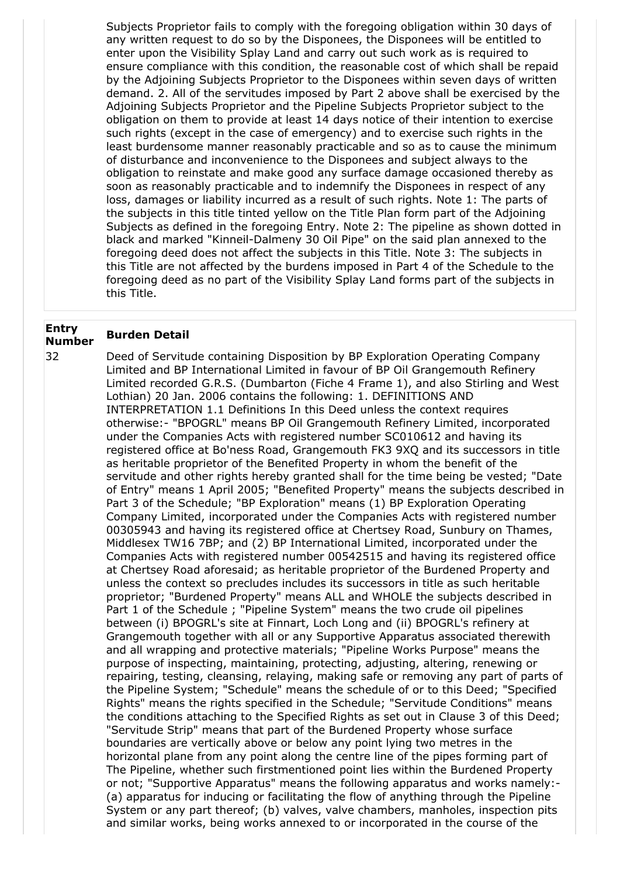Subjects Proprietor fails to comply with the foregoing obligation within 30 days of any written request to do so by the Disponees, the Disponees will be entitled to enter upon the Visibility Splay Land and carry out such work as is required to ensure compliance with this condition, the reasonable cost of which shall be repaid by the Adjoining Subjects Proprietor to the Disponees within seven days of written demand. 2. All of the servitudes imposed by Part 2 above shall be exercised by the Adjoining Subjects Proprietor and the Pipeline Subjects Proprietor subject to the obligation on them to provide at least 14 days notice of their intention to exercise such rights (except in the case of emergency) and to exercise such rights in the least burdensome manner reasonably practicable and so as to cause the minimum of disturbance and inconvenience to the Disponees and subject always to the obligation to reinstate and make good any surface damage occasioned thereby as soon as reasonably practicable and to indemnify the Disponees in respect of any loss, damages or liability incurred as a result of such rights. Note 1: The parts of the subjects in this title tinted yellow on the Title Plan form part of the Adjoining Subjects as defined in the foregoing Entry. Note 2: The pipeline as shown dotted in black and marked "Kinneil-Dalmeny 30 Oil Pipe" on the said plan annexed to the foregoing deed does not affect the subjects in this Title. Note 3: The subjects in this Title are not affected by the burdens imposed in Part 4 of the Schedule to the foregoing deed as no part of the Visibility Splay Land forms part of the subjects in this Title.

| Entry Number | Burden Detail |
|---|---|
| 32 | Deed of Servitude containing Disposition by BP Exploration Operating Company Limited and BP International Limited in favour of BP Oil Grangemouth Refinery Limited recorded G.R.S. (Dumbarton (Fiche 4 Frame 1), and also Stirling and West Lothian) 20 Jan. 2006 contains the following: 1. DEFINITIONS AND INTERPRETATION 1.1 Definitions In this Deed unless the context requires otherwise:- "BPOGRL" means BP Oil Grangemouth Refinery Limited, incorporated under the Companies Acts with registered number SC010612 and having its registered office at Bo'ness Road, Grangemouth FK3 9XQ and its successors in title as heritable proprietor of the Benefited Property in whom the benefit of the servitude and other rights hereby granted shall for the time being be vested; "Date of Entry" means 1 April 2005; "Benefited Property" means the subjects described in Part 3 of the Schedule; "BP Exploration" means (1) BP Exploration Operating Company Limited, incorporated under the Companies Acts with registered number 00305943 and having its registered office at Chertsey Road, Sunbury on Thames, Middlesex TW16 7BP; and (2) BP International Limited, incorporated under the Companies Acts with registered number 00542515 and having its registered office at Chertsey Road aforesaid; as heritable proprietor of the Burdened Property and unless the context so precludes includes its successors in title as such heritable proprietor; "Burdened Property" means ALL and WHOLE the subjects described in Part 1 of the Schedule ; "Pipeline System" means the two crude oil pipelines between (i) BPOGRL's site at Finnart, Loch Long and (ii) BPOGRL's refinery at Grangemouth together with all or any Supportive Apparatus associated therewith and all wrapping and protective materials; "Pipeline Works Purpose" means the purpose of inspecting, maintaining, protecting, adjusting, altering, renewing or repairing, testing, cleansing, relaying, making safe or removing any part of parts of the Pipeline System; "Schedule" means the schedule of or to this Deed; "Specified Rights" means the rights specified in the Schedule; "Servitude Conditions" means the conditions attaching to the Specified Rights as set out in Clause 3 of this Deed; "Servitude Strip" means that part of the Burdened Property whose surface boundaries are vertically above or below any point lying two metres in the horizontal plane from any point along the centre line of the pipes forming part of The Pipeline, whether such firstmentioned point lies within the Burdened Property or not; "Supportive Apparatus" means the following apparatus and works namely:- (a) apparatus for inducing or facilitating the flow of anything through the Pipeline System or any part thereof; (b) valves, valve chambers, manholes, inspection pits and similar works, being works annexed to or incorporated in the course of the |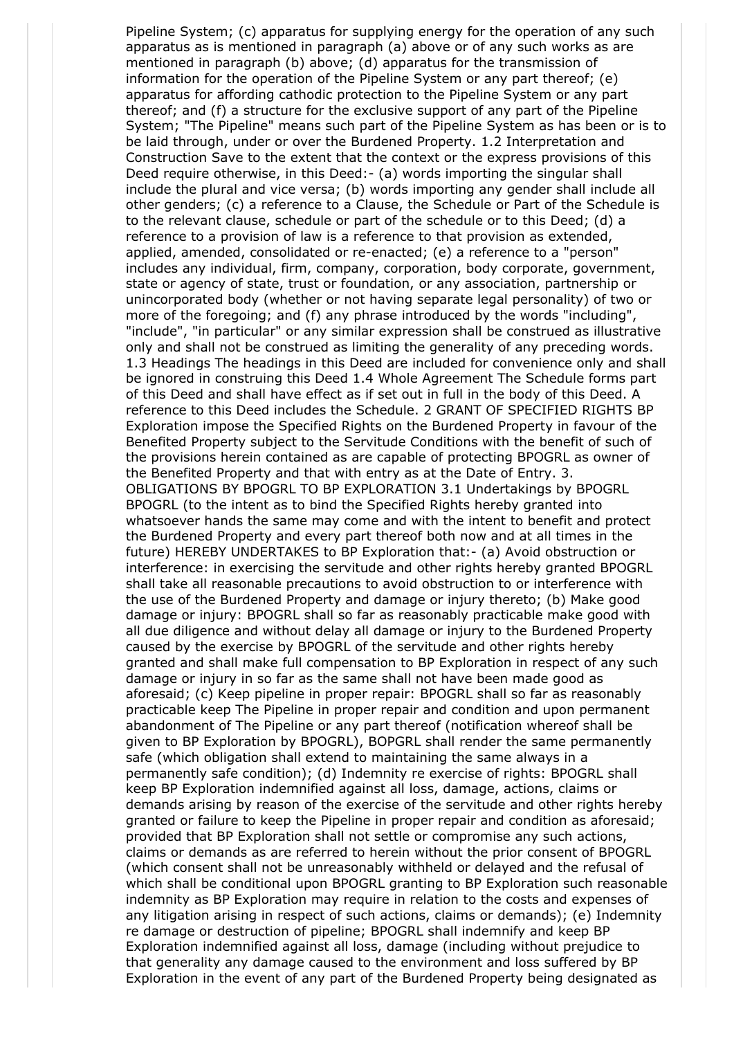Pipeline System; (c) apparatus for supplying energy for the operation of any such apparatus as is mentioned in paragraph (a) above or of any such works as are mentioned in paragraph (b) above; (d) apparatus for the transmission of information for the operation of the Pipeline System or any part thereof; (e) apparatus for affording cathodic protection to the Pipeline System or any part thereof; and (f) a structure for the exclusive support of any part of the Pipeline System; "The Pipeline" means such part of the Pipeline System as has been or is to be laid through, under or over the Burdened Property. 1.2 Interpretation and Construction Save to the extent that the context or the express provisions of this Deed require otherwise, in this Deed:- (a) words importing the singular shall include the plural and vice versa; (b) words importing any gender shall include all other genders; (c) a reference to a Clause, the Schedule or Part of the Schedule is to the relevant clause, schedule or part of the schedule or to this Deed; (d) a reference to a provision of law is a reference to that provision as extended, applied, amended, consolidated or re-enacted; (e) a reference to a "person" includes any individual, firm, company, corporation, body corporate, government, state or agency of state, trust or foundation, or any association, partnership or unincorporated body (whether or not having separate legal personality) of two or more of the foregoing; and (f) any phrase introduced by the words "including", "include", "in particular" or any similar expression shall be construed as illustrative only and shall not be construed as limiting the generality of any preceding words. 1.3 Headings The headings in this Deed are included for convenience only and shall be ignored in construing this Deed 1.4 Whole Agreement The Schedule forms part of this Deed and shall have effect as if set out in full in the body of this Deed. A reference to this Deed includes the Schedule. 2 GRANT OF SPECIFIED RIGHTS BP Exploration impose the Specified Rights on the Burdened Property in favour of the Benefited Property subject to the Servitude Conditions with the benefit of such of the provisions herein contained as are capable of protecting BPOGRL as owner of the Benefited Property and that with entry as at the Date of Entry. 3. OBLIGATIONS BY BPOGRL TO BP EXPLORATION 3.1 Undertakings by BPOGRL BPOGRL (to the intent as to bind the Specified Rights hereby granted into whatsoever hands the same may come and with the intent to benefit and protect the Burdened Property and every part thereof both now and at all times in the future) HEREBY UNDERTAKES to BP Exploration that:- (a) Avoid obstruction or interference: in exercising the servitude and other rights hereby granted BPOGRL shall take all reasonable precautions to avoid obstruction to or interference with the use of the Burdened Property and damage or injury thereto; (b) Make good damage or injury: BPOGRL shall so far as reasonably practicable make good with all due diligence and without delay all damage or injury to the Burdened Property caused by the exercise by BPOGRL of the servitude and other rights hereby granted and shall make full compensation to BP Exploration in respect of any such damage or injury in so far as the same shall not have been made good as aforesaid; (c) Keep pipeline in proper repair: BPOGRL shall so far as reasonably practicable keep The Pipeline in proper repair and condition and upon permanent abandonment of The Pipeline or any part thereof (notification whereof shall be given to BP Exploration by BPOGRL), BOPGRL shall render the same permanently safe (which obligation shall extend to maintaining the same always in a permanently safe condition); (d) Indemnity re exercise of rights: BPOGRL shall keep BP Exploration indemnified against all loss, damage, actions, claims or demands arising by reason of the exercise of the servitude and other rights hereby granted or failure to keep the Pipeline in proper repair and condition as aforesaid; provided that BP Exploration shall not settle or compromise any such actions, claims or demands as are referred to herein without the prior consent of BPOGRL (which consent shall not be unreasonably withheld or delayed and the refusal of which shall be conditional upon BPOGRL granting to BP Exploration such reasonable indemnity as BP Exploration may require in relation to the costs and expenses of any litigation arising in respect of such actions, claims or demands); (e) Indemnity re damage or destruction of pipeline; BPOGRL shall indemnify and keep BP Exploration indemnified against all loss, damage (including without prejudice to that generality any damage caused to the environment and loss suffered by BP Exploration in the event of any part of the Burdened Property being designated as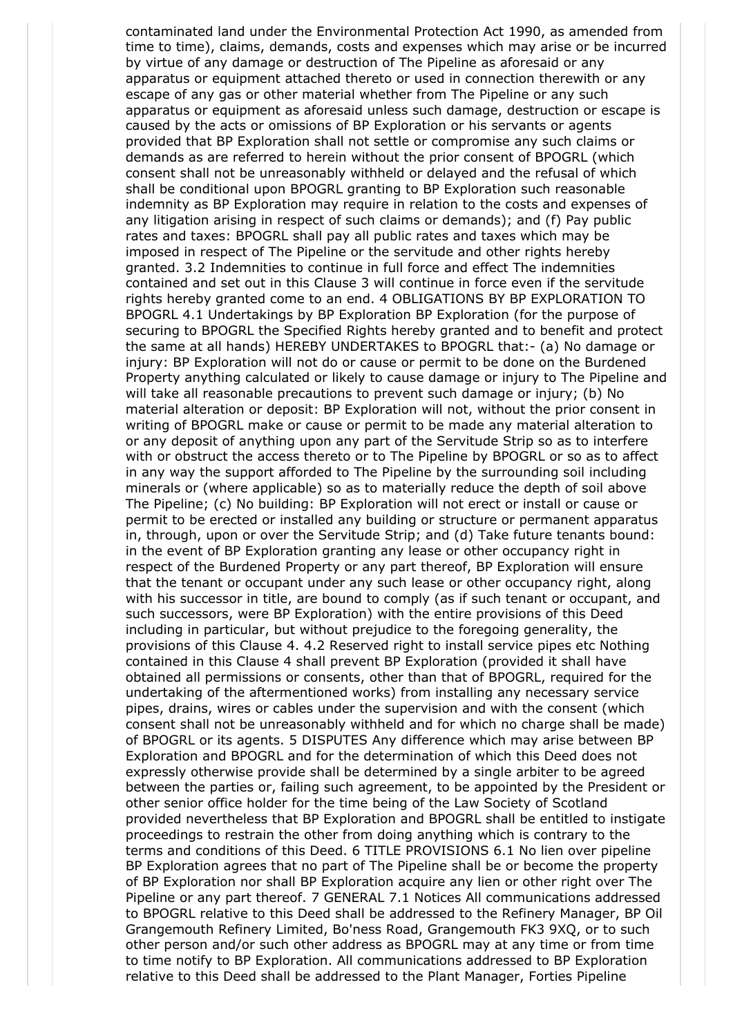contaminated land under the Environmental Protection Act 1990, as amended from time to time), claims, demands, costs and expenses which may arise or be incurred by virtue of any damage or destruction of The Pipeline as aforesaid or any apparatus or equipment attached thereto or used in connection therewith or any escape of any gas or other material whether from The Pipeline or any such apparatus or equipment as aforesaid unless such damage, destruction or escape is caused by the acts or omissions of BP Exploration or his servants or agents provided that BP Exploration shall not settle or compromise any such claims or demands as are referred to herein without the prior consent of BPOGRL (which consent shall not be unreasonably withheld or delayed and the refusal of which shall be conditional upon BPOGRL granting to BP Exploration such reasonable indemnity as BP Exploration may require in relation to the costs and expenses of any litigation arising in respect of such claims or demands); and (f) Pay public rates and taxes: BPOGRL shall pay all public rates and taxes which may be imposed in respect of The Pipeline or the servitude and other rights hereby granted. 3.2 Indemnities to continue in full force and effect The indemnities contained and set out in this Clause 3 will continue in force even if the servitude rights hereby granted come to an end. 4 OBLIGATIONS BY BP EXPLORATION TO BPOGRL 4.1 Undertakings by BP Exploration BP Exploration (for the purpose of securing to BPOGRL the Specified Rights hereby granted and to benefit and protect the same at all hands) HEREBY UNDERTAKES to BPOGRL that:- (a) No damage or injury: BP Exploration will not do or cause or permit to be done on the Burdened Property anything calculated or likely to cause damage or injury to The Pipeline and will take all reasonable precautions to prevent such damage or injury; (b) No material alteration or deposit: BP Exploration will not, without the prior consent in writing of BPOGRL make or cause or permit to be made any material alteration to or any deposit of anything upon any part of the Servitude Strip so as to interfere with or obstruct the access thereto or to The Pipeline by BPOGRL or so as to affect in any way the support afforded to The Pipeline by the surrounding soil including minerals or (where applicable) so as to materially reduce the depth of soil above The Pipeline; (c) No building: BP Exploration will not erect or install or cause or permit to be erected or installed any building or structure or permanent apparatus in, through, upon or over the Servitude Strip; and (d) Take future tenants bound: in the event of BP Exploration granting any lease or other occupancy right in respect of the Burdened Property or any part thereof, BP Exploration will ensure that the tenant or occupant under any such lease or other occupancy right, along with his successor in title, are bound to comply (as if such tenant or occupant, and such successors, were BP Exploration) with the entire provisions of this Deed including in particular, but without prejudice to the foregoing generality, the provisions of this Clause 4. 4.2 Reserved right to install service pipes etc Nothing contained in this Clause 4 shall prevent BP Exploration (provided it shall have obtained all permissions or consents, other than that of BPOGRL, required for the undertaking of the aftermentioned works) from installing any necessary service pipes, drains, wires or cables under the supervision and with the consent (which consent shall not be unreasonably withheld and for which no charge shall be made) of BPOGRL or its agents. 5 DISPUTES Any difference which may arise between BP Exploration and BPOGRL and for the determination of which this Deed does not expressly otherwise provide shall be determined by a single arbiter to be agreed between the parties or, failing such agreement, to be appointed by the President or other senior office holder for the time being of the Law Society of Scotland provided nevertheless that BP Exploration and BPOGRL shall be entitled to instigate proceedings to restrain the other from doing anything which is contrary to the terms and conditions of this Deed. 6 TITLE PROVISIONS 6.1 No lien over pipeline BP Exploration agrees that no part of The Pipeline shall be or become the property of BP Exploration nor shall BP Exploration acquire any lien or other right over The Pipeline or any part thereof. 7 GENERAL 7.1 Notices All communications addressed to BPOGRL relative to this Deed shall be addressed to the Refinery Manager, BP Oil Grangemouth Refinery Limited, Bo'ness Road, Grangemouth FK3 9XQ, or to such other person and/or such other address as BPOGRL may at any time or from time to time notify to BP Exploration. All communications addressed to BP Exploration relative to this Deed shall be addressed to the Plant Manager, Forties Pipeline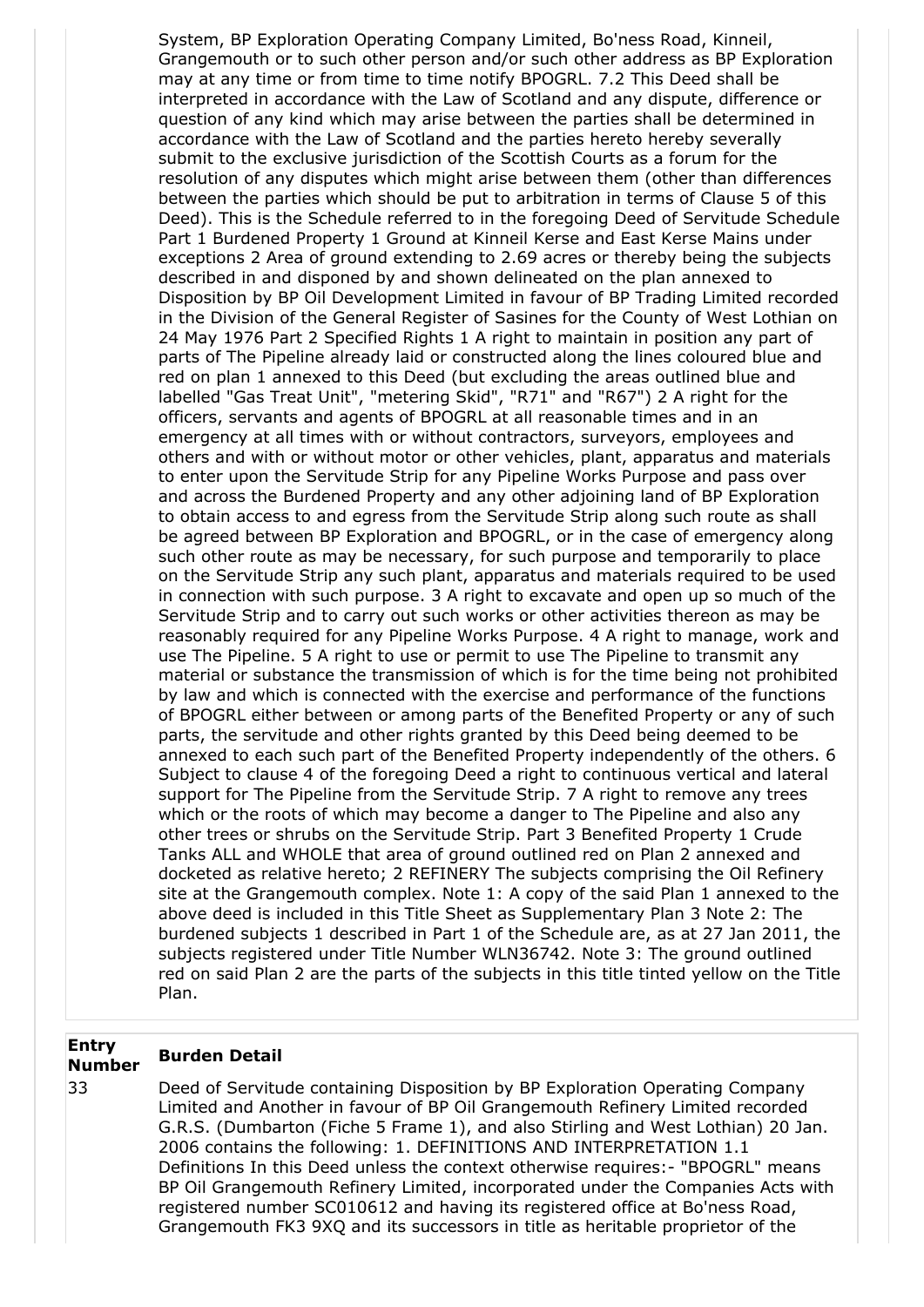System, BP Exploration Operating Company Limited, Bo'ness Road, Kinneil, Grangemouth or to such other person and/or such other address as BP Exploration may at any time or from time to time notify BPOGRL. 7.2 This Deed shall be interpreted in accordance with the Law of Scotland and any dispute, difference or question of any kind which may arise between the parties shall be determined in accordance with the Law of Scotland and the parties hereto hereby severally submit to the exclusive jurisdiction of the Scottish Courts as a forum for the resolution of any disputes which might arise between them (other than differences between the parties which should be put to arbitration in terms of Clause 5 of this Deed). This is the Schedule referred to in the foregoing Deed of Servitude Schedule Part 1 Burdened Property 1 Ground at Kinneil Kerse and East Kerse Mains under exceptions 2 Area of ground extending to 2.69 acres or thereby being the subjects described in and disponed by and shown delineated on the plan annexed to Disposition by BP Oil Development Limited in favour of BP Trading Limited recorded in the Division of the General Register of Sasines for the County of West Lothian on 24 May 1976 Part 2 Specified Rights 1 A right to maintain in position any part of parts of The Pipeline already laid or constructed along the lines coloured blue and red on plan 1 annexed to this Deed (but excluding the areas outlined blue and labelled "Gas Treat Unit", "metering Skid", "R71" and "R67") 2 A right for the officers, servants and agents of BPOGRL at all reasonable times and in an emergency at all times with or without contractors, surveyors, employees and others and with or without motor or other vehicles, plant, apparatus and materials to enter upon the Servitude Strip for any Pipeline Works Purpose and pass over and across the Burdened Property and any other adjoining land of BP Exploration to obtain access to and egress from the Servitude Strip along such route as shall be agreed between BP Exploration and BPOGRL, or in the case of emergency along such other route as may be necessary, for such purpose and temporarily to place on the Servitude Strip any such plant, apparatus and materials required to be used in connection with such purpose. 3 A right to excavate and open up so much of the Servitude Strip and to carry out such works or other activities thereon as may be reasonably required for any Pipeline Works Purpose. 4 A right to manage, work and use The Pipeline. 5 A right to use or permit to use The Pipeline to transmit any material or substance the transmission of which is for the time being not prohibited by law and which is connected with the exercise and performance of the functions of BPOGRL either between or among parts of the Benefited Property or any of such parts, the servitude and other rights granted by this Deed being deemed to be annexed to each such part of the Benefited Property independently of the others. 6 Subject to clause 4 of the foregoing Deed a right to continuous vertical and lateral support for The Pipeline from the Servitude Strip. 7 A right to remove any trees which or the roots of which may become a danger to The Pipeline and also any other trees or shrubs on the Servitude Strip. Part 3 Benefited Property 1 Crude Tanks ALL and WHOLE that area of ground outlined red on Plan 2 annexed and docketed as relative hereto; 2 REFINERY The subjects comprising the Oil Refinery site at the Grangemouth complex. Note 1: A copy of the said Plan 1 annexed to the above deed is included in this Title Sheet as Supplementary Plan 3 Note 2: The burdened subjects 1 described in Part 1 of the Schedule are, as at 27 Jan 2011, the subjects registered under Title Number WLN36742. Note 3: The ground outlined red on said Plan 2 are the parts of the subjects in this title tinted yellow on the Title Plan.

| Entry Number | Burden Detail |
|---|---|
| 33 | Deed of Servitude containing Disposition by BP Exploration Operating Company Limited and Another in favour of BP Oil Grangemouth Refinery Limited recorded G.R.S. (Dumbarton (Fiche 5 Frame 1), and also Stirling and West Lothian) 20 Jan. 2006 contains the following: 1. DEFINITIONS AND INTERPRETATION 1.1 Definitions In this Deed unless the context otherwise requires:- "BPOGRL" means BP Oil Grangemouth Refinery Limited, incorporated under the Companies Acts with registered number SC010612 and having its registered office at Bo'ness Road, Grangemouth FK3 9XQ and its successors in title as heritable proprietor of the |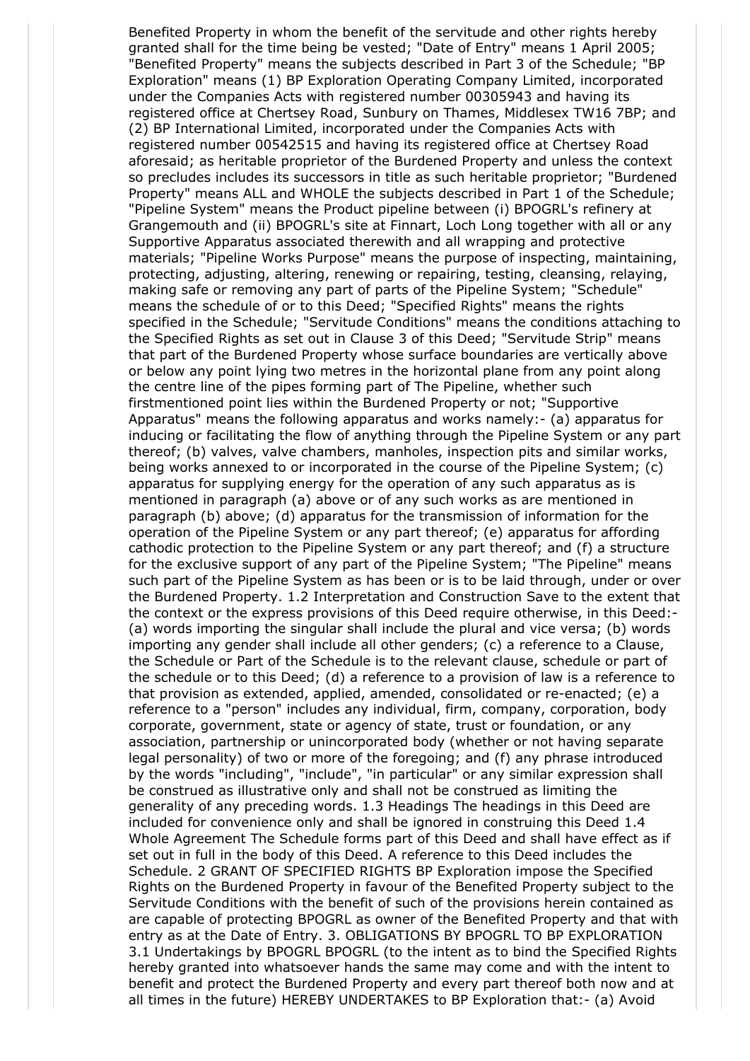Benefited Property in whom the benefit of the servitude and other rights hereby granted shall for the time being be vested; "Date of Entry" means 1 April 2005; "Benefited Property" means the subjects described in Part 3 of the Schedule; "BP Exploration" means (1) BP Exploration Operating Company Limited, incorporated under the Companies Acts with registered number 00305943 and having its registered office at Chertsey Road, Sunbury on Thames, Middlesex TW16 7BP; and (2) BP International Limited, incorporated under the Companies Acts with registered number 00542515 and having its registered office at Chertsey Road aforesaid; as heritable proprietor of the Burdened Property and unless the context so precludes includes its successors in title as such heritable proprietor; "Burdened Property" means ALL and WHOLE the subjects described in Part 1 of the Schedule; "Pipeline System" means the Product pipeline between (i) BPOGRL's refinery at Grangemouth and (ii) BPOGRL's site at Finnart, Loch Long together with all or any Supportive Apparatus associated therewith and all wrapping and protective materials; "Pipeline Works Purpose" means the purpose of inspecting, maintaining, protecting, adjusting, altering, renewing or repairing, testing, cleansing, relaying, making safe or removing any part of parts of the Pipeline System; "Schedule" means the schedule of or to this Deed; "Specified Rights" means the rights specified in the Schedule; "Servitude Conditions" means the conditions attaching to the Specified Rights as set out in Clause 3 of this Deed; "Servitude Strip" means that part of the Burdened Property whose surface boundaries are vertically above or below any point lying two metres in the horizontal plane from any point along the centre line of the pipes forming part of The Pipeline, whether such firstmentioned point lies within the Burdened Property or not; "Supportive Apparatus" means the following apparatus and works namely:- (a) apparatus for inducing or facilitating the flow of anything through the Pipeline System or any part thereof; (b) valves, valve chambers, manholes, inspection pits and similar works, being works annexed to or incorporated in the course of the Pipeline System; (c) apparatus for supplying energy for the operation of any such apparatus as is mentioned in paragraph (a) above or of any such works as are mentioned in paragraph (b) above; (d) apparatus for the transmission of information for the operation of the Pipeline System or any part thereof; (e) apparatus for affording cathodic protection to the Pipeline System or any part thereof; and (f) a structure for the exclusive support of any part of the Pipeline System; "The Pipeline" means such part of the Pipeline System as has been or is to be laid through, under or over the Burdened Property. 1.2 Interpretation and Construction Save to the extent that the context or the express provisions of this Deed require otherwise, in this Deed:- (a) words importing the singular shall include the plural and vice versa; (b) words importing any gender shall include all other genders; (c) a reference to a Clause, the Schedule or Part of the Schedule is to the relevant clause, schedule or part of the schedule or to this Deed; (d) a reference to a provision of law is a reference to that provision as extended, applied, amended, consolidated or re-enacted; (e) a reference to a "person" includes any individual, firm, company, corporation, body corporate, government, state or agency of state, trust or foundation, or any association, partnership or unincorporated body (whether or not having separate legal personality) of two or more of the foregoing; and (f) any phrase introduced by the words "including", "include", "in particular" or any similar expression shall be construed as illustrative only and shall not be construed as limiting the generality of any preceding words. 1.3 Headings The headings in this Deed are included for convenience only and shall be ignored in construing this Deed 1.4 Whole Agreement The Schedule forms part of this Deed and shall have effect as if set out in full in the body of this Deed. A reference to this Deed includes the Schedule. 2 GRANT OF SPECIFIED RIGHTS BP Exploration impose the Specified Rights on the Burdened Property in favour of the Benefited Property subject to the Servitude Conditions with the benefit of such of the provisions herein contained as are capable of protecting BPOGRL as owner of the Benefited Property and that with entry as at the Date of Entry. 3. OBLIGATIONS BY BPOGRL TO BP EXPLORATION 3.1 Undertakings by BPOGRL BPOGRL (to the intent as to bind the Specified Rights hereby granted into whatsoever hands the same may come and with the intent to benefit and protect the Burdened Property and every part thereof both now and at all times in the future) HEREBY UNDERTAKES to BP Exploration that:- (a) Avoid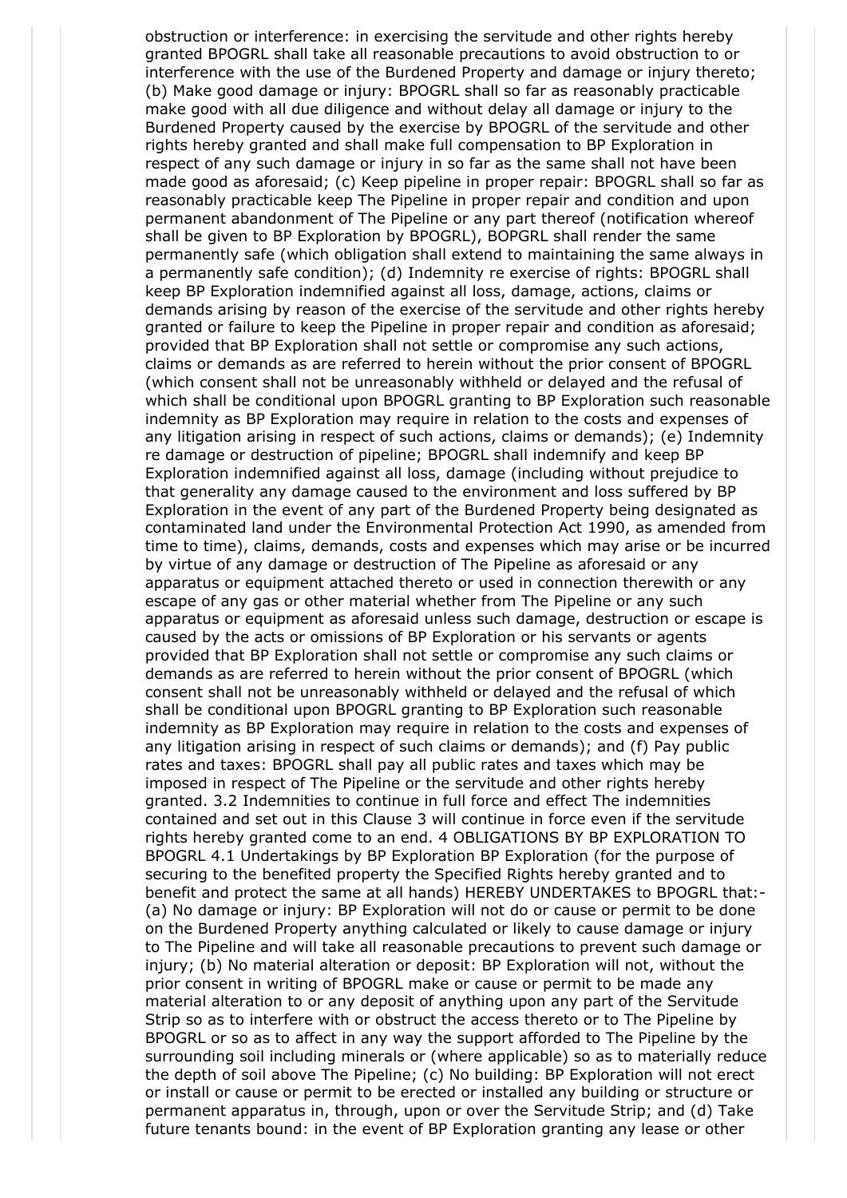obstruction or interference: in exercising the servitude and other rights hereby granted BPOGRL shall take all reasonable precautions to avoid obstruction to or interference with the use of the Burdened Property and damage or injury thereto; (b) Make good damage or injury: BPOGRL shall so far as reasonably practicable make good with all due diligence and without delay all damage or injury to the Burdened Property caused by the exercise by BPOGRL of the servitude and other rights hereby granted and shall make full compensation to BP Exploration in respect of any such damage or injury in so far as the same shall not have been made good as aforesaid; (c) Keep pipeline in proper repair: BPOGRL shall so far as reasonably practicable keep The Pipeline in proper repair and condition and upon permanent abandonment of The Pipeline or any part thereof (notification whereof shall be given to BP Exploration by BPOGRL), BOPGRL shall render the same permanently safe (which obligation shall extend to maintaining the same always in a permanently safe condition); (d) Indemnity re exercise of rights: BPOGRL shall keep BP Exploration indemnified against all loss, damage, actions, claims or demands arising by reason of the exercise of the servitude and other rights hereby granted or failure to keep the Pipeline in proper repair and condition as aforesaid; provided that BP Exploration shall not settle or compromise any such actions, claims or demands as are referred to herein without the prior consent of BPOGRL (which consent shall not be unreasonably withheld or delayed and the refusal of which shall be conditional upon BPOGRL granting to BP Exploration such reasonable indemnity as BP Exploration may require in relation to the costs and expenses of any litigation arising in respect of such actions, claims or demands); (e) Indemnity re damage or destruction of pipeline; BPOGRL shall indemnify and keep BP Exploration indemnified against all loss, damage (including without prejudice to that generality any damage caused to the environment and loss suffered by BP Exploration in the event of any part of the Burdened Property being designated as contaminated land under the Environmental Protection Act 1990, as amended from time to time), claims, demands, costs and expenses which may arise or be incurred by virtue of any damage or destruction of The Pipeline as aforesaid or any apparatus or equipment attached thereto or used in connection therewith or any escape of any gas or other material whether from The Pipeline or any such apparatus or equipment as aforesaid unless such damage, destruction or escape is caused by the acts or omissions of BP Exploration or his servants or agents provided that BP Exploration shall not settle or compromise any such claims or demands as are referred to herein without the prior consent of BPOGRL (which consent shall not be unreasonably withheld or delayed and the refusal of which shall be conditional upon BPOGRL granting to BP Exploration such reasonable indemnity as BP Exploration may require in relation to the costs and expenses of any litigation arising in respect of such claims or demands); and (f) Pay public rates and taxes: BPOGRL shall pay all public rates and taxes which may be imposed in respect of The Pipeline or the servitude and other rights hereby granted. 3.2 Indemnities to continue in full force and effect The indemnities contained and set out in this Clause 3 will continue in force even if the servitude rights hereby granted come to an end. 4 OBLIGATIONS BY BP EXPLORATION TO BPOGRL 4.1 Undertakings by BP Exploration BP Exploration (for the purpose of securing to the benefited property the Specified Rights hereby granted and to benefit and protect the same at all hands) HEREBY UNDERTAKES to BPOGRL that:- (a) No damage or injury: BP Exploration will not do or cause or permit to be done on the Burdened Property anything calculated or likely to cause damage or injury to The Pipeline and will take all reasonable precautions to prevent such damage or injury; (b) No material alteration or deposit: BP Exploration will not, without the prior consent in writing of BPOGRL make or cause or permit to be made any material alteration to or any deposit of anything upon any part of the Servitude Strip so as to interfere with or obstruct the access thereto or to The Pipeline by BPOGRL or so as to affect in any way the support afforded to The Pipeline by the surrounding soil including minerals or (where applicable) so as to materially reduce the depth of soil above The Pipeline; (c) No building: BP Exploration will not erect or install or cause or permit to be erected or installed any building or structure or permanent apparatus in, through, upon or over the Servitude Strip; and (d) Take future tenants bound: in the event of BP Exploration granting any lease or other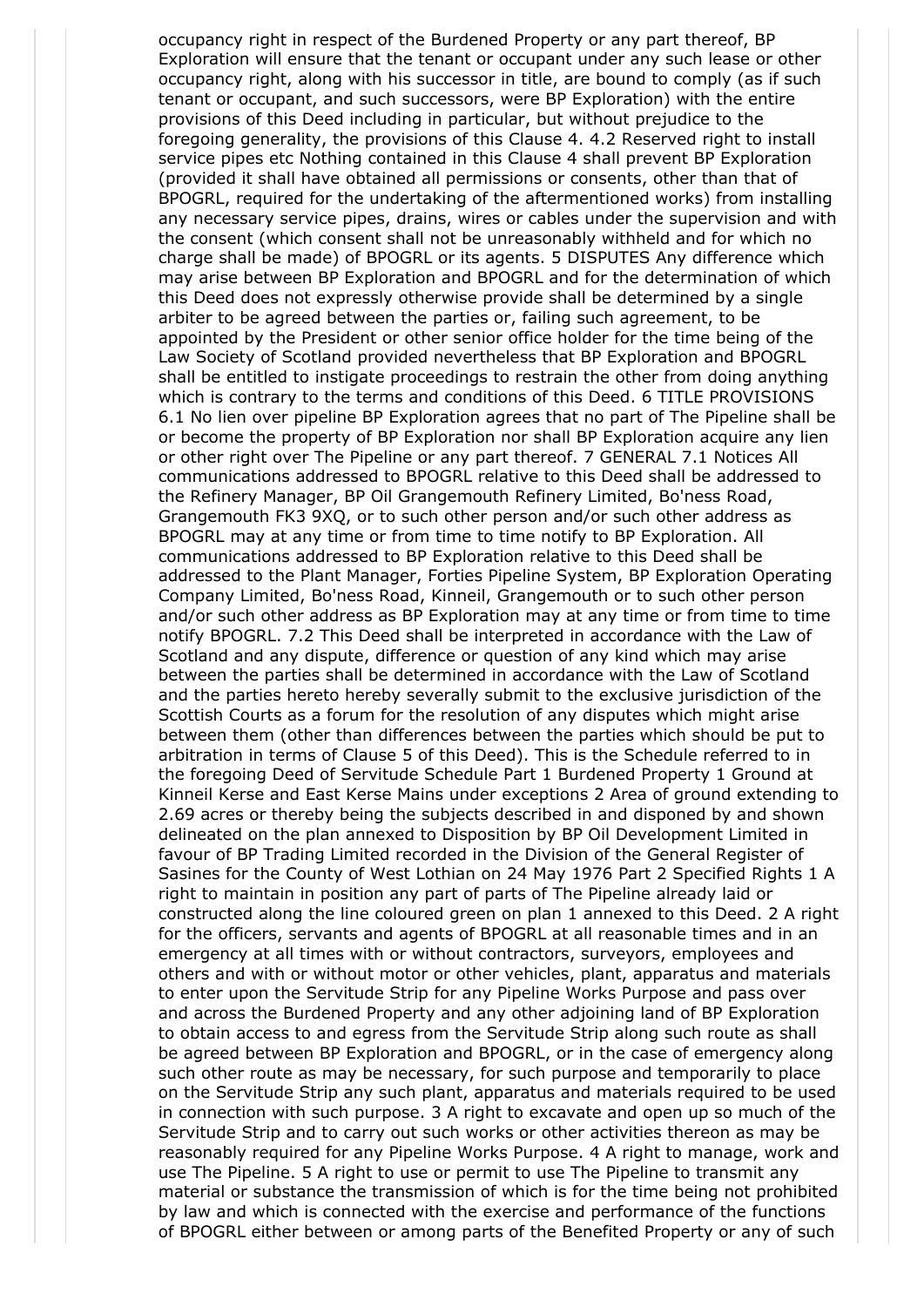occupancy right in respect of the Burdened Property or any part thereof, BP Exploration will ensure that the tenant or occupant under any such lease or other occupancy right, along with his successor in title, are bound to comply (as if such tenant or occupant, and such successors, were BP Exploration) with the entire provisions of this Deed including in particular, but without prejudice to the foregoing generality, the provisions of this Clause 4. 4.2 Reserved right to install service pipes etc Nothing contained in this Clause 4 shall prevent BP Exploration (provided it shall have obtained all permissions or consents, other than that of BPOGRL, required for the undertaking of the aftermentioned works) from installing any necessary service pipes, drains, wires or cables under the supervision and with the consent (which consent shall not be unreasonably withheld and for which no charge shall be made) of BPOGRL or its agents. 5 DISPUTES Any difference which may arise between BP Exploration and BPOGRL and for the determination of which this Deed does not expressly otherwise provide shall be determined by a single arbiter to be agreed between the parties or, failing such agreement, to be appointed by the President or other senior office holder for the time being of the Law Society of Scotland provided nevertheless that BP Exploration and BPOGRL shall be entitled to instigate proceedings to restrain the other from doing anything which is contrary to the terms and conditions of this Deed. 6 TITLE PROVISIONS 6.1 No lien over pipeline BP Exploration agrees that no part of The Pipeline shall be or become the property of BP Exploration nor shall BP Exploration acquire any lien or other right over The Pipeline or any part thereof. 7 GENERAL 7.1 Notices All communications addressed to BPOGRL relative to this Deed shall be addressed to the Refinery Manager, BP Oil Grangemouth Refinery Limited, Bo'ness Road, Grangemouth FK3 9XQ, or to such other person and/or such other address as BPOGRL may at any time or from time to time notify to BP Exploration. All communications addressed to BP Exploration relative to this Deed shall be addressed to the Plant Manager, Forties Pipeline System, BP Exploration Operating Company Limited, Bo'ness Road, Kinneil, Grangemouth or to such other person and/or such other address as BP Exploration may at any time or from time to time notify BPOGRL. 7.2 This Deed shall be interpreted in accordance with the Law of Scotland and any dispute, difference or question of any kind which may arise between the parties shall be determined in accordance with the Law of Scotland and the parties hereto hereby severally submit to the exclusive jurisdiction of the Scottish Courts as a forum for the resolution of any disputes which might arise between them (other than differences between the parties which should be put to arbitration in terms of Clause 5 of this Deed). This is the Schedule referred to in the foregoing Deed of Servitude Schedule Part 1 Burdened Property 1 Ground at Kinneil Kerse and East Kerse Mains under exceptions 2 Area of ground extending to 2.69 acres or thereby being the subjects described in and disponed by and shown delineated on the plan annexed to Disposition by BP Oil Development Limited in favour of BP Trading Limited recorded in the Division of the General Register of Sasines for the County of West Lothian on 24 May 1976 Part 2 Specified Rights 1 A right to maintain in position any part of parts of The Pipeline already laid or constructed along the line coloured green on plan 1 annexed to this Deed. 2 A right for the officers, servants and agents of BPOGRL at all reasonable times and in an emergency at all times with or without contractors, surveyors, employees and others and with or without motor or other vehicles, plant, apparatus and materials to enter upon the Servitude Strip for any Pipeline Works Purpose and pass over and across the Burdened Property and any other adjoining land of BP Exploration to obtain access to and egress from the Servitude Strip along such route as shall be agreed between BP Exploration and BPOGRL, or in the case of emergency along such other route as may be necessary, for such purpose and temporarily to place on the Servitude Strip any such plant, apparatus and materials required to be used in connection with such purpose. 3 A right to excavate and open up so much of the Servitude Strip and to carry out such works or other activities thereon as may be reasonably required for any Pipeline Works Purpose. 4 A right to manage, work and use The Pipeline. 5 A right to use or permit to use The Pipeline to transmit any material or substance the transmission of which is for the time being not prohibited by law and which is connected with the exercise and performance of the functions of BPOGRL either between or among parts of the Benefited Property or any of such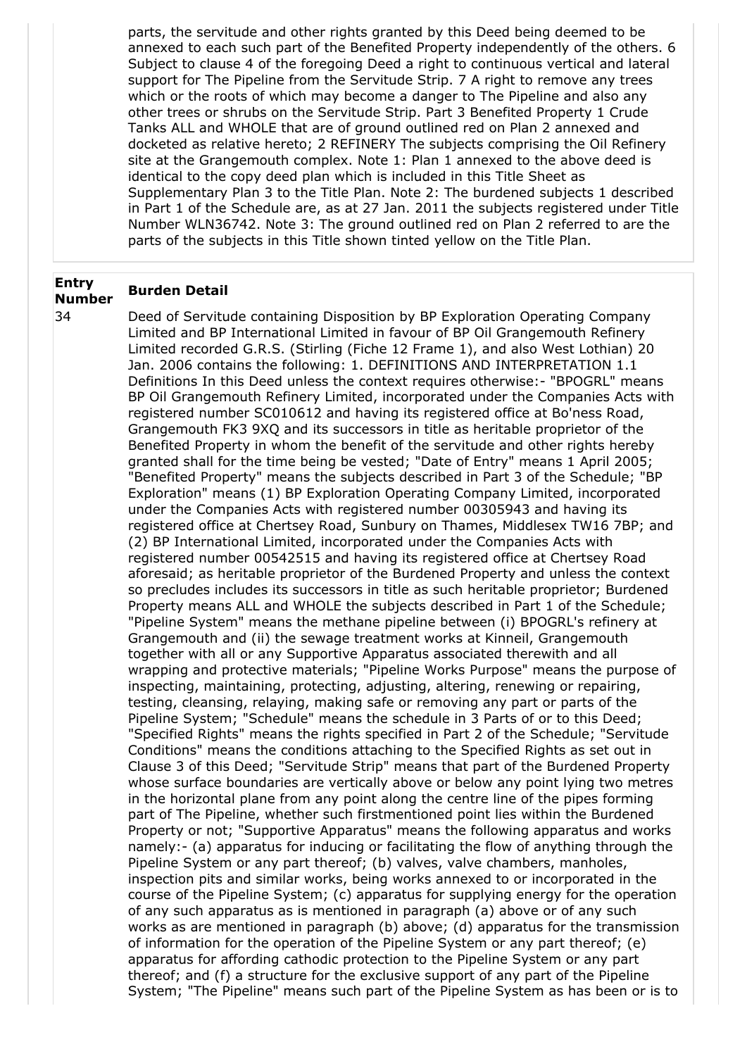parts, the servitude and other rights granted by this Deed being deemed to be annexed to each such part of the Benefited Property independently of the others. 6 Subject to clause 4 of the foregoing Deed a right to continuous vertical and lateral support for The Pipeline from the Servitude Strip. 7 A right to remove any trees which or the roots of which may become a danger to The Pipeline and also any other trees or shrubs on the Servitude Strip. Part 3 Benefited Property 1 Crude Tanks ALL and WHOLE that are of ground outlined red on Plan 2 annexed and docketed as relative hereto; 2 REFINERY The subjects comprising the Oil Refinery site at the Grangemouth complex. Note 1: Plan 1 annexed to the above deed is identical to the copy deed plan which is included in this Title Sheet as Supplementary Plan 3 to the Title Plan. Note 2: The burdened subjects 1 described in Part 1 of the Schedule are, as at 27 Jan. 2011 the subjects registered under Title Number WLN36742. Note 3: The ground outlined red on Plan 2 referred to are the parts of the subjects in this Title shown tinted yellow on the Title Plan.

| Entry Number | Burden Detail |
|---|---|
| 34 | Deed of Servitude containing Disposition by BP Exploration Operating Company Limited and BP International Limited in favour of BP Oil Grangemouth Refinery Limited recorded G.R.S. (Stirling (Fiche 12 Frame 1), and also West Lothian) 20 Jan. 2006 contains the following: 1. DEFINITIONS AND INTERPRETATION 1.1 Definitions In this Deed unless the context requires otherwise:- "BPOGRL" means BP Oil Grangemouth Refinery Limited, incorporated under the Companies Acts with registered number SC010612 and having its registered office at Bo'ness Road, Grangemouth FK3 9XQ and its successors in title as heritable proprietor of the Benefited Property in whom the benefit of the servitude and other rights hereby granted shall for the time being be vested; "Date of Entry" means 1 April 2005; "Benefited Property" means the subjects described in Part 3 of the Schedule; "BP Exploration" means (1) BP Exploration Operating Company Limited, incorporated under the Companies Acts with registered number 00305943 and having its registered office at Chertsey Road, Sunbury on Thames, Middlesex TW16 7BP; and (2) BP International Limited, incorporated under the Companies Acts with registered number 00542515 and having its registered office at Chertsey Road aforesaid; as heritable proprietor of the Burdened Property and unless the context so precludes includes its successors in title as such heritable proprietor; Burdened Property means ALL and WHOLE the subjects described in Part 1 of the Schedule; "Pipeline System" means the methane pipeline between (i) BPOGRL's refinery at Grangemouth and (ii) the sewage treatment works at Kinneil, Grangemouth together with all or any Supportive Apparatus associated therewith and all wrapping and protective materials; "Pipeline Works Purpose" means the purpose of inspecting, maintaining, protecting, adjusting, altering, renewing or repairing, testing, cleansing, relaying, making safe or removing any part or parts of the Pipeline System; "Schedule" means the schedule in 3 Parts of or to this Deed; "Specified Rights" means the rights specified in Part 2 of the Schedule; "Servitude Conditions" means the conditions attaching to the Specified Rights as set out in Clause 3 of this Deed; "Servitude Strip" means that part of the Burdened Property whose surface boundaries are vertically above or below any point lying two metres in the horizontal plane from any point along the centre line of the pipes forming part of The Pipeline, whether such firstmentioned point lies within the Burdened Property or not; "Supportive Apparatus" means the following apparatus and works namely:- (a) apparatus for inducing or facilitating the flow of anything through the Pipeline System or any part thereof; (b) valves, valve chambers, manholes, inspection pits and similar works, being works annexed to or incorporated in the course of the Pipeline System; (c) apparatus for supplying energy for the operation of any such apparatus as is mentioned in paragraph (a) above or of any such works as are mentioned in paragraph (b) above; (d) apparatus for the transmission of information for the operation of the Pipeline System or any part thereof; (e) apparatus for affording cathodic protection to the Pipeline System or any part thereof; and (f) a structure for the exclusive support of any part of the Pipeline System; "The Pipeline" means such part of the Pipeline System as has been or is to |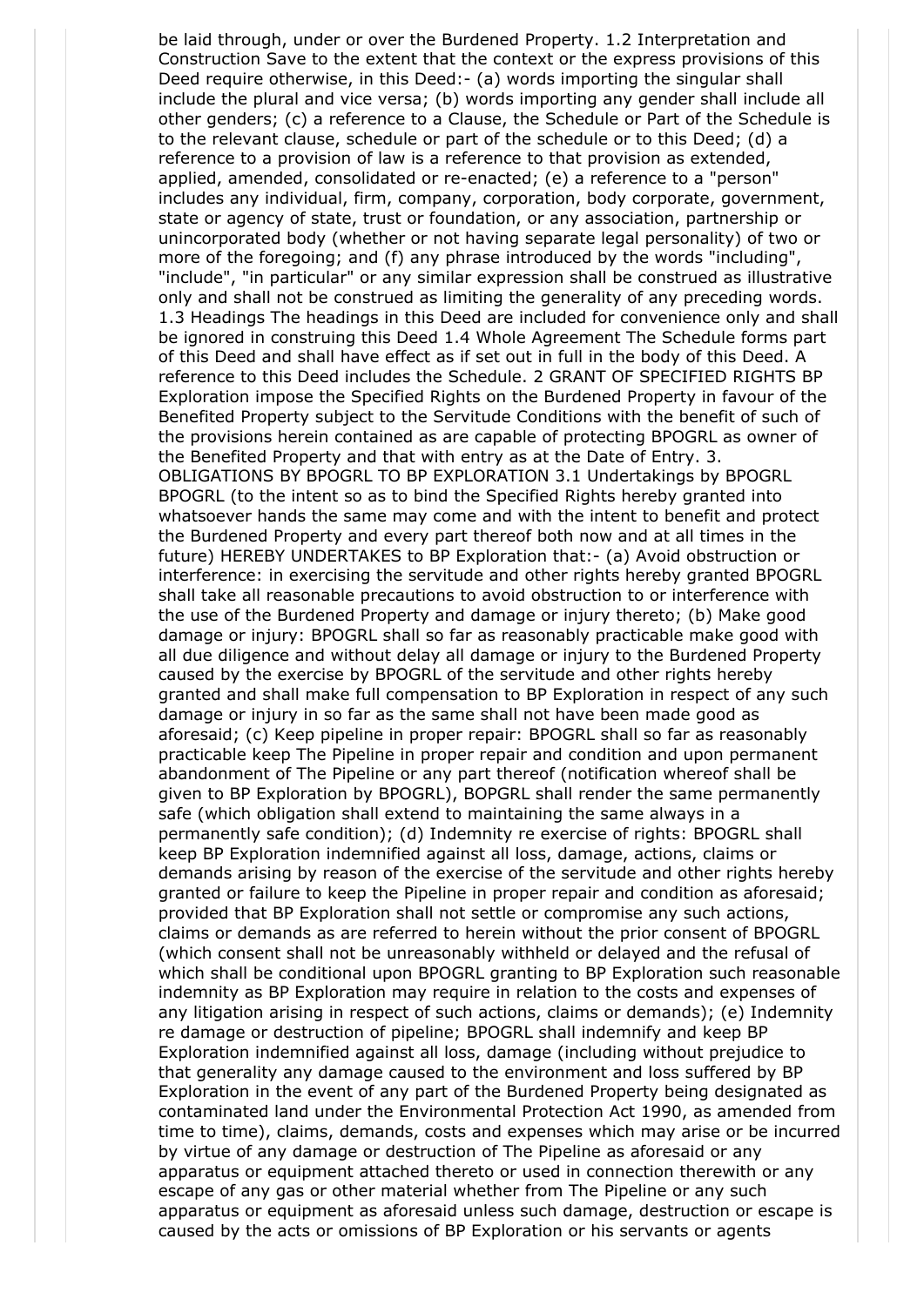be laid through, under or over the Burdened Property. 1.2 Interpretation and Construction Save to the extent that the context or the express provisions of this Deed require otherwise, in this Deed:- (a) words importing the singular shall include the plural and vice versa; (b) words importing any gender shall include all other genders; (c) a reference to a Clause, the Schedule or Part of the Schedule is to the relevant clause, schedule or part of the schedule or to this Deed; (d) a reference to a provision of law is a reference to that provision as extended, applied, amended, consolidated or re-enacted; (e) a reference to a "person" includes any individual, firm, company, corporation, body corporate, government, state or agency of state, trust or foundation, or any association, partnership or unincorporated body (whether or not having separate legal personality) of two or more of the foregoing; and (f) any phrase introduced by the words "including", "include", "in particular" or any similar expression shall be construed as illustrative only and shall not be construed as limiting the generality of any preceding words. 1.3 Headings The headings in this Deed are included for convenience only and shall be ignored in construing this Deed 1.4 Whole Agreement The Schedule forms part of this Deed and shall have effect as if set out in full in the body of this Deed. A reference to this Deed includes the Schedule. 2 GRANT OF SPECIFIED RIGHTS BP Exploration impose the Specified Rights on the Burdened Property in favour of the Benefited Property subject to the Servitude Conditions with the benefit of such of the provisions herein contained as are capable of protecting BPOGRL as owner of the Benefited Property and that with entry as at the Date of Entry. 3. OBLIGATIONS BY BPOGRL TO BP EXPLORATION 3.1 Undertakings by BPOGRL BPOGRL (to the intent so as to bind the Specified Rights hereby granted into whatsoever hands the same may come and with the intent to benefit and protect the Burdened Property and every part thereof both now and at all times in the future) HEREBY UNDERTAKES to BP Exploration that:- (a) Avoid obstruction or interference: in exercising the servitude and other rights hereby granted BPOGRL shall take all reasonable precautions to avoid obstruction to or interference with the use of the Burdened Property and damage or injury thereto; (b) Make good damage or injury: BPOGRL shall so far as reasonably practicable make good with all due diligence and without delay all damage or injury to the Burdened Property caused by the exercise by BPOGRL of the servitude and other rights hereby granted and shall make full compensation to BP Exploration in respect of any such damage or injury in so far as the same shall not have been made good as aforesaid; (c) Keep pipeline in proper repair: BPOGRL shall so far as reasonably practicable keep The Pipeline in proper repair and condition and upon permanent abandonment of The Pipeline or any part thereof (notification whereof shall be given to BP Exploration by BPOGRL), BOPGRL shall render the same permanently safe (which obligation shall extend to maintaining the same always in a permanently safe condition); (d) Indemnity re exercise of rights: BPOGRL shall keep BP Exploration indemnified against all loss, damage, actions, claims or demands arising by reason of the exercise of the servitude and other rights hereby granted or failure to keep the Pipeline in proper repair and condition as aforesaid; provided that BP Exploration shall not settle or compromise any such actions, claims or demands as are referred to herein without the prior consent of BPOGRL (which consent shall not be unreasonably withheld or delayed and the refusal of which shall be conditional upon BPOGRL granting to BP Exploration such reasonable indemnity as BP Exploration may require in relation to the costs and expenses of any litigation arising in respect of such actions, claims or demands); (e) Indemnity re damage or destruction of pipeline; BPOGRL shall indemnify and keep BP Exploration indemnified against all loss, damage (including without prejudice to that generality any damage caused to the environment and loss suffered by BP Exploration in the event of any part of the Burdened Property being designated as contaminated land under the Environmental Protection Act 1990, as amended from time to time), claims, demands, costs and expenses which may arise or be incurred by virtue of any damage or destruction of The Pipeline as aforesaid or any apparatus or equipment attached thereto or used in connection therewith or any escape of any gas or other material whether from The Pipeline or any such apparatus or equipment as aforesaid unless such damage, destruction or escape is caused by the acts or omissions of BP Exploration or his servants or agents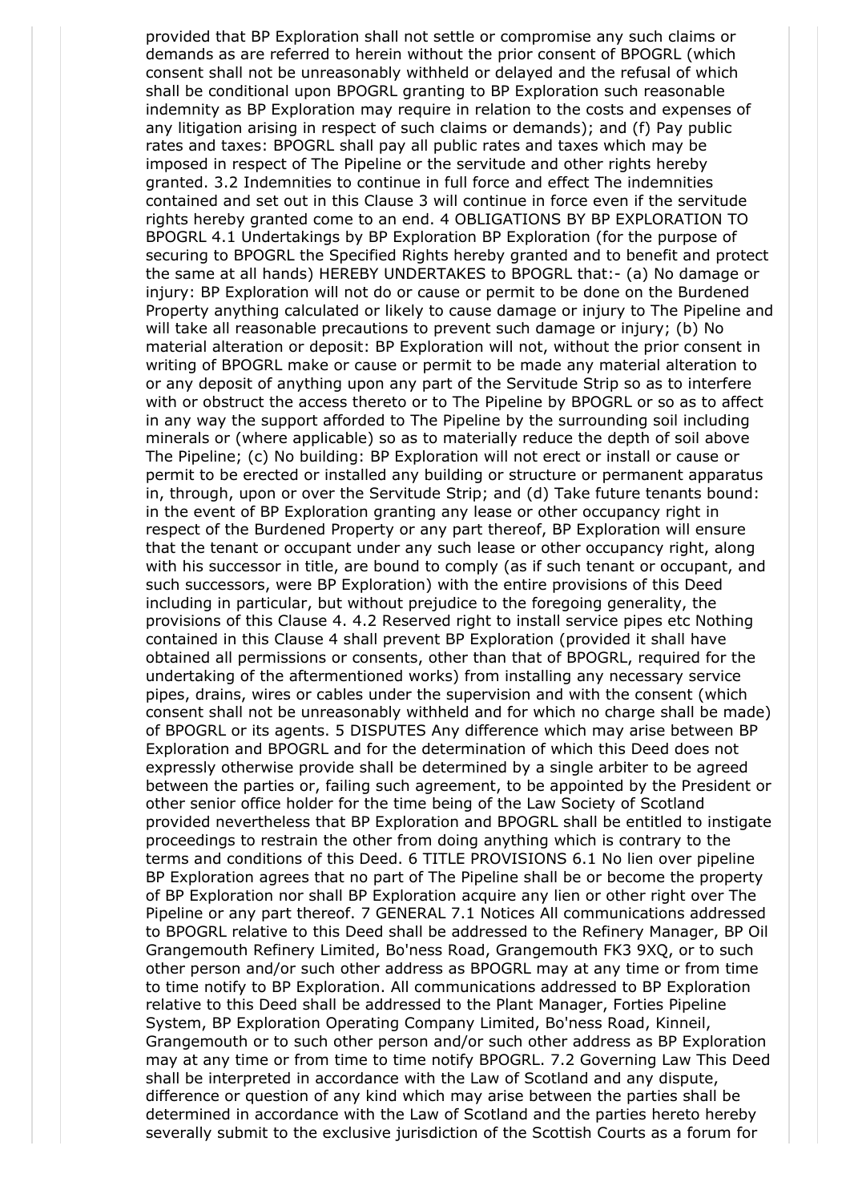provided that BP Exploration shall not settle or compromise any such claims or demands as are referred to herein without the prior consent of BPOGRL (which consent shall not be unreasonably withheld or delayed and the refusal of which shall be conditional upon BPOGRL granting to BP Exploration such reasonable indemnity as BP Exploration may require in relation to the costs and expenses of any litigation arising in respect of such claims or demands); and (f) Pay public rates and taxes: BPOGRL shall pay all public rates and taxes which may be imposed in respect of The Pipeline or the servitude and other rights hereby granted. 3.2 Indemnities to continue in full force and effect The indemnities contained and set out in this Clause 3 will continue in force even if the servitude rights hereby granted come to an end. 4 OBLIGATIONS BY BP EXPLORATION TO BPOGRL 4.1 Undertakings by BP Exploration BP Exploration (for the purpose of securing to BPOGRL the Specified Rights hereby granted and to benefit and protect the same at all hands) HEREBY UNDERTAKES to BPOGRL that:- (a) No damage or injury: BP Exploration will not do or cause or permit to be done on the Burdened Property anything calculated or likely to cause damage or injury to The Pipeline and will take all reasonable precautions to prevent such damage or injury; (b) No material alteration or deposit: BP Exploration will not, without the prior consent in writing of BPOGRL make or cause or permit to be made any material alteration to or any deposit of anything upon any part of the Servitude Strip so as to interfere with or obstruct the access thereto or to The Pipeline by BPOGRL or so as to affect in any way the support afforded to The Pipeline by the surrounding soil including minerals or (where applicable) so as to materially reduce the depth of soil above The Pipeline; (c) No building: BP Exploration will not erect or install or cause or permit to be erected or installed any building or structure or permanent apparatus in, through, upon or over the Servitude Strip; and (d) Take future tenants bound: in the event of BP Exploration granting any lease or other occupancy right in respect of the Burdened Property or any part thereof, BP Exploration will ensure that the tenant or occupant under any such lease or other occupancy right, along with his successor in title, are bound to comply (as if such tenant or occupant, and such successors, were BP Exploration) with the entire provisions of this Deed including in particular, but without prejudice to the foregoing generality, the provisions of this Clause 4. 4.2 Reserved right to install service pipes etc Nothing contained in this Clause 4 shall prevent BP Exploration (provided it shall have obtained all permissions or consents, other than that of BPOGRL, required for the undertaking of the aftermentioned works) from installing any necessary service pipes, drains, wires or cables under the supervision and with the consent (which consent shall not be unreasonably withheld and for which no charge shall be made) of BPOGRL or its agents. 5 DISPUTES Any difference which may arise between BP Exploration and BPOGRL and for the determination of which this Deed does not expressly otherwise provide shall be determined by a single arbiter to be agreed between the parties or, failing such agreement, to be appointed by the President or other senior office holder for the time being of the Law Society of Scotland provided nevertheless that BP Exploration and BPOGRL shall be entitled to instigate proceedings to restrain the other from doing anything which is contrary to the terms and conditions of this Deed. 6 TITLE PROVISIONS 6.1 No lien over pipeline BP Exploration agrees that no part of The Pipeline shall be or become the property of BP Exploration nor shall BP Exploration acquire any lien or other right over The Pipeline or any part thereof. 7 GENERAL 7.1 Notices All communications addressed to BPOGRL relative to this Deed shall be addressed to the Refinery Manager, BP Oil Grangemouth Refinery Limited, Bo'ness Road, Grangemouth FK3 9XQ, or to such other person and/or such other address as BPOGRL may at any time or from time to time notify to BP Exploration. All communications addressed to BP Exploration relative to this Deed shall be addressed to the Plant Manager, Forties Pipeline System, BP Exploration Operating Company Limited, Bo'ness Road, Kinneil, Grangemouth or to such other person and/or such other address as BP Exploration may at any time or from time to time notify BPOGRL. 7.2 Governing Law This Deed shall be interpreted in accordance with the Law of Scotland and any dispute, difference or question of any kind which may arise between the parties shall be determined in accordance with the Law of Scotland and the parties hereto hereby severally submit to the exclusive jurisdiction of the Scottish Courts as a forum for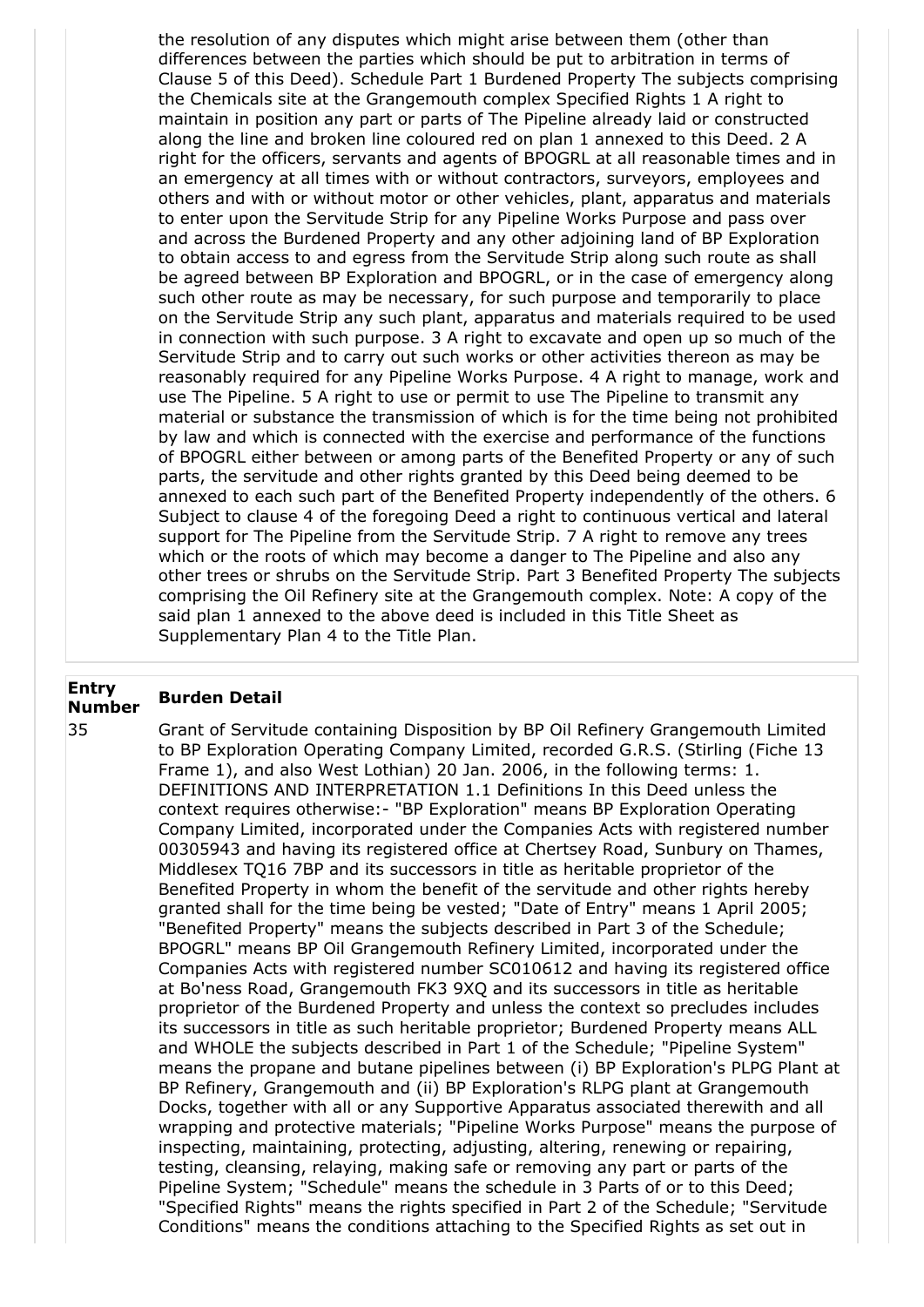the resolution of any disputes which might arise between them (other than differences between the parties which should be put to arbitration in terms of Clause 5 of this Deed). Schedule Part 1 Burdened Property The subjects comprising the Chemicals site at the Grangemouth complex Specified Rights 1 A right to maintain in position any part or parts of The Pipeline already laid or constructed along the line and broken line coloured red on plan 1 annexed to this Deed. 2 A right for the officers, servants and agents of BPOGRL at all reasonable times and in an emergency at all times with or without contractors, surveyors, employees and others and with or without motor or other vehicles, plant, apparatus and materials to enter upon the Servitude Strip for any Pipeline Works Purpose and pass over and across the Burdened Property and any other adjoining land of BP Exploration to obtain access to and egress from the Servitude Strip along such route as shall be agreed between BP Exploration and BPOGRL, or in the case of emergency along such other route as may be necessary, for such purpose and temporarily to place on the Servitude Strip any such plant, apparatus and materials required to be used in connection with such purpose. 3 A right to excavate and open up so much of the Servitude Strip and to carry out such works or other activities thereon as may be reasonably required for any Pipeline Works Purpose. 4 A right to manage, work and use The Pipeline. 5 A right to use or permit to use The Pipeline to transmit any material or substance the transmission of which is for the time being not prohibited by law and which is connected with the exercise and performance of the functions of BPOGRL either between or among parts of the Benefited Property or any of such parts, the servitude and other rights granted by this Deed being deemed to be annexed to each such part of the Benefited Property independently of the others. 6 Subject to clause 4 of the foregoing Deed a right to continuous vertical and lateral support for The Pipeline from the Servitude Strip. 7 A right to remove any trees which or the roots of which may become a danger to The Pipeline and also any other trees or shrubs on the Servitude Strip. Part 3 Benefited Property The subjects comprising the Oil Refinery site at the Grangemouth complex. Note: A copy of the said plan 1 annexed to the above deed is included in this Title Sheet as Supplementary Plan 4 to the Title Plan.

| Entry Number | Burden Detail |
|---|---|
| 35 | Grant of Servitude containing Disposition by BP Oil Refinery Grangemouth Limited to BP Exploration Operating Company Limited, recorded G.R.S. (Stirling (Fiche 13 Frame 1), and also West Lothian) 20 Jan. 2006, in the following terms: 1. DEFINITIONS AND INTERPRETATION 1.1 Definitions In this Deed unless the context requires otherwise:- "BP Exploration" means BP Exploration Operating Company Limited, incorporated under the Companies Acts with registered number 00305943 and having its registered office at Chertsey Road, Sunbury on Thames, Middlesex TQ16 7BP and its successors in title as heritable proprietor of the Benefited Property in whom the benefit of the servitude and other rights hereby granted shall for the time being be vested; "Date of Entry" means 1 April 2005; "Benefited Property" means the subjects described in Part 3 of the Schedule; BPOGRL" means BP Oil Grangemouth Refinery Limited, incorporated under the Companies Acts with registered number SC010612 and having its registered office at Bo'ness Road, Grangemouth FK3 9XQ and its successors in title as heritable proprietor of the Burdened Property and unless the context so precludes includes its successors in title as such heritable proprietor; Burdened Property means ALL and WHOLE the subjects described in Part 1 of the Schedule; "Pipeline System" means the propane and butane pipelines between (i) BP Exploration's PLPG Plant at BP Refinery, Grangemouth and (ii) BP Exploration's RLPG plant at Grangemouth Docks, together with all or any Supportive Apparatus associated therewith and all wrapping and protective materials; "Pipeline Works Purpose" means the purpose of inspecting, maintaining, protecting, adjusting, altering, renewing or repairing, testing, cleansing, relaying, making safe or removing any part or parts of the Pipeline System; "Schedule" means the schedule in 3 Parts of or to this Deed; "Specified Rights" means the rights specified in Part 2 of the Schedule; "Servitude Conditions" means the conditions attaching to the Specified Rights as set out in |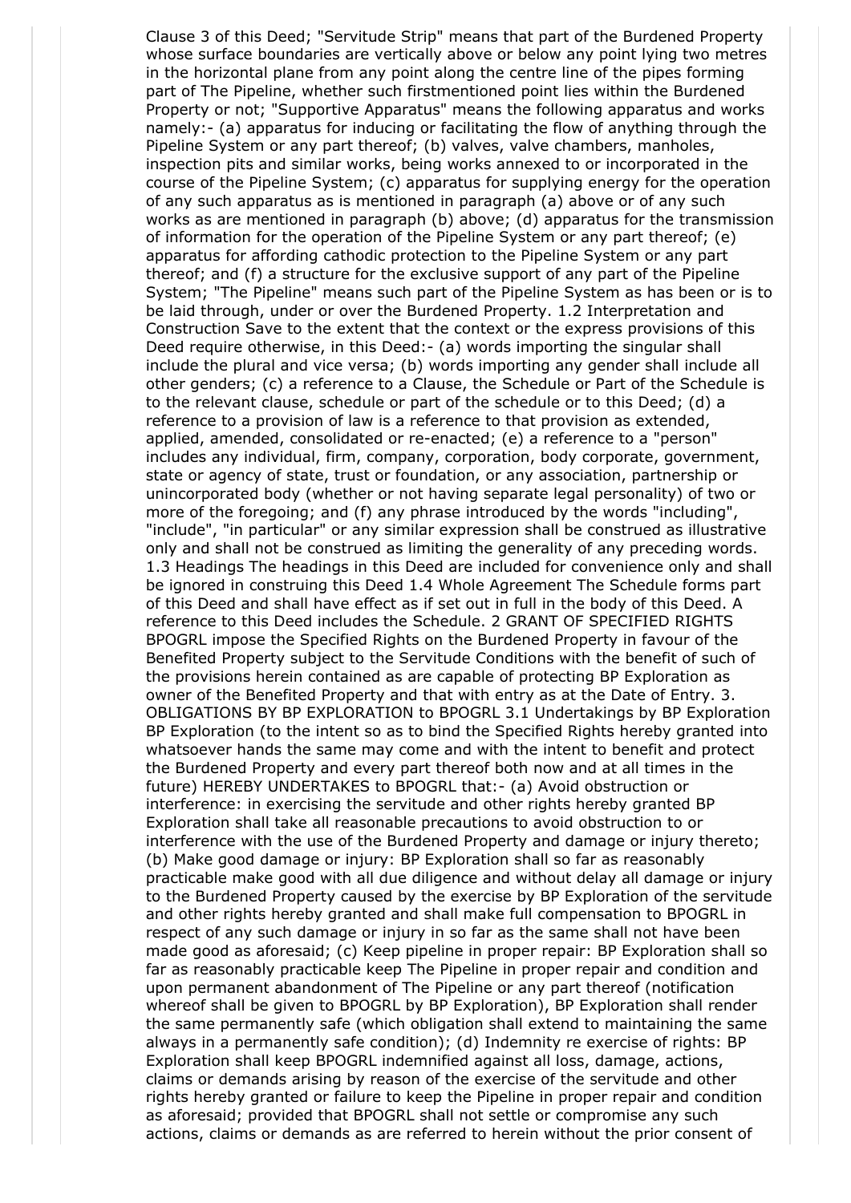Clause 3 of this Deed; "Servitude Strip" means that part of the Burdened Property whose surface boundaries are vertically above or below any point lying two metres in the horizontal plane from any point along the centre line of the pipes forming part of The Pipeline, whether such firstmentioned point lies within the Burdened Property or not; "Supportive Apparatus" means the following apparatus and works namely:- (a) apparatus for inducing or facilitating the flow of anything through the Pipeline System or any part thereof; (b) valves, valve chambers, manholes, inspection pits and similar works, being works annexed to or incorporated in the course of the Pipeline System; (c) apparatus for supplying energy for the operation of any such apparatus as is mentioned in paragraph (a) above or of any such works as are mentioned in paragraph (b) above; (d) apparatus for the transmission of information for the operation of the Pipeline System or any part thereof; (e) apparatus for affording cathodic protection to the Pipeline System or any part thereof; and (f) a structure for the exclusive support of any part of the Pipeline System; "The Pipeline" means such part of the Pipeline System as has been or is to be laid through, under or over the Burdened Property. 1.2 Interpretation and Construction Save to the extent that the context or the express provisions of this Deed require otherwise, in this Deed:- (a) words importing the singular shall include the plural and vice versa; (b) words importing any gender shall include all other genders; (c) a reference to a Clause, the Schedule or Part of the Schedule is to the relevant clause, schedule or part of the schedule or to this Deed; (d) a reference to a provision of law is a reference to that provision as extended, applied, amended, consolidated or re-enacted; (e) a reference to a "person" includes any individual, firm, company, corporation, body corporate, government, state or agency of state, trust or foundation, or any association, partnership or unincorporated body (whether or not having separate legal personality) of two or more of the foregoing; and (f) any phrase introduced by the words "including", "include", "in particular" or any similar expression shall be construed as illustrative only and shall not be construed as limiting the generality of any preceding words. 1.3 Headings The headings in this Deed are included for convenience only and shall be ignored in construing this Deed 1.4 Whole Agreement The Schedule forms part of this Deed and shall have effect as if set out in full in the body of this Deed. A reference to this Deed includes the Schedule. 2 GRANT OF SPECIFIED RIGHTS BPOGRL impose the Specified Rights on the Burdened Property in favour of the Benefited Property subject to the Servitude Conditions with the benefit of such of the provisions herein contained as are capable of protecting BP Exploration as owner of the Benefited Property and that with entry as at the Date of Entry. 3. OBLIGATIONS BY BP EXPLORATION to BPOGRL 3.1 Undertakings by BP Exploration BP Exploration (to the intent so as to bind the Specified Rights hereby granted into whatsoever hands the same may come and with the intent to benefit and protect the Burdened Property and every part thereof both now and at all times in the future) HEREBY UNDERTAKES to BPOGRL that:- (a) Avoid obstruction or interference: in exercising the servitude and other rights hereby granted BP Exploration shall take all reasonable precautions to avoid obstruction to or interference with the use of the Burdened Property and damage or injury thereto; (b) Make good damage or injury: BP Exploration shall so far as reasonably practicable make good with all due diligence and without delay all damage or injury to the Burdened Property caused by the exercise by BP Exploration of the servitude and other rights hereby granted and shall make full compensation to BPOGRL in respect of any such damage or injury in so far as the same shall not have been made good as aforesaid; (c) Keep pipeline in proper repair: BP Exploration shall so far as reasonably practicable keep The Pipeline in proper repair and condition and upon permanent abandonment of The Pipeline or any part thereof (notification whereof shall be given to BPOGRL by BP Exploration), BP Exploration shall render the same permanently safe (which obligation shall extend to maintaining the same always in a permanently safe condition); (d) Indemnity re exercise of rights: BP Exploration shall keep BPOGRL indemnified against all loss, damage, actions, claims or demands arising by reason of the exercise of the servitude and other rights hereby granted or failure to keep the Pipeline in proper repair and condition as aforesaid; provided that BPOGRL shall not settle or compromise any such actions, claims or demands as are referred to herein without the prior consent of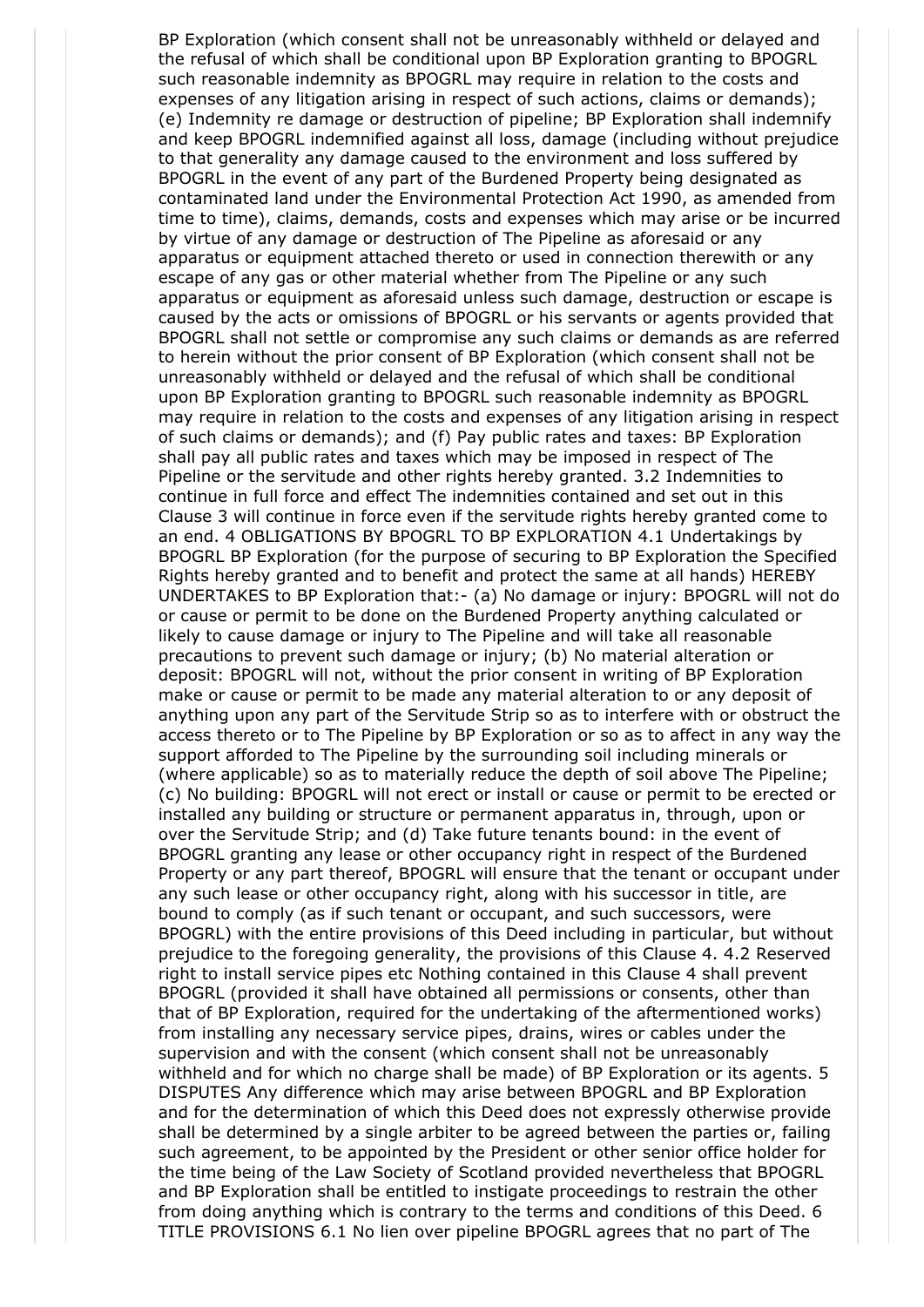BP Exploration (which consent shall not be unreasonably withheld or delayed and the refusal of which shall be conditional upon BP Exploration granting to BPOGRL such reasonable indemnity as BPOGRL may require in relation to the costs and expenses of any litigation arising in respect of such actions, claims or demands); (e) Indemnity re damage or destruction of pipeline; BP Exploration shall indemnify and keep BPOGRL indemnified against all loss, damage (including without prejudice to that generality any damage caused to the environment and loss suffered by BPOGRL in the event of any part of the Burdened Property being designated as contaminated land under the Environmental Protection Act 1990, as amended from time to time), claims, demands, costs and expenses which may arise or be incurred by virtue of any damage or destruction of The Pipeline as aforesaid or any apparatus or equipment attached thereto or used in connection therewith or any escape of any gas or other material whether from The Pipeline or any such apparatus or equipment as aforesaid unless such damage, destruction or escape is caused by the acts or omissions of BPOGRL or his servants or agents provided that BPOGRL shall not settle or compromise any such claims or demands as are referred to herein without the prior consent of BP Exploration (which consent shall not be unreasonably withheld or delayed and the refusal of which shall be conditional upon BP Exploration granting to BPOGRL such reasonable indemnity as BPOGRL may require in relation to the costs and expenses of any litigation arising in respect of such claims or demands); and (f) Pay public rates and taxes: BP Exploration shall pay all public rates and taxes which may be imposed in respect of The Pipeline or the servitude and other rights hereby granted. 3.2 Indemnities to continue in full force and effect The indemnities contained and set out in this Clause 3 will continue in force even if the servitude rights hereby granted come to an end. 4 OBLIGATIONS BY BPOGRL TO BP EXPLORATION 4.1 Undertakings by BPOGRL BP Exploration (for the purpose of securing to BP Exploration the Specified Rights hereby granted and to benefit and protect the same at all hands) HEREBY UNDERTAKES to BP Exploration that:- (a) No damage or injury: BPOGRL will not do or cause or permit to be done on the Burdened Property anything calculated or likely to cause damage or injury to The Pipeline and will take all reasonable precautions to prevent such damage or injury; (b) No material alteration or deposit: BPOGRL will not, without the prior consent in writing of BP Exploration make or cause or permit to be made any material alteration to or any deposit of anything upon any part of the Servitude Strip so as to interfere with or obstruct the access thereto or to The Pipeline by BP Exploration or so as to affect in any way the support afforded to The Pipeline by the surrounding soil including minerals or (where applicable) so as to materially reduce the depth of soil above The Pipeline; (c) No building: BPOGRL will not erect or install or cause or permit to be erected or installed any building or structure or permanent apparatus in, through, upon or over the Servitude Strip; and (d) Take future tenants bound: in the event of BPOGRL granting any lease or other occupancy right in respect of the Burdened Property or any part thereof, BPOGRL will ensure that the tenant or occupant under any such lease or other occupancy right, along with his successor in title, are bound to comply (as if such tenant or occupant, and such successors, were BPOGRL) with the entire provisions of this Deed including in particular, but without prejudice to the foregoing generality, the provisions of this Clause 4. 4.2 Reserved right to install service pipes etc Nothing contained in this Clause 4 shall prevent BPOGRL (provided it shall have obtained all permissions or consents, other than that of BP Exploration, required for the undertaking of the aftermentioned works) from installing any necessary service pipes, drains, wires or cables under the supervision and with the consent (which consent shall not be unreasonably withheld and for which no charge shall be made) of BP Exploration or its agents. 5 DISPUTES Any difference which may arise between BPOGRL and BP Exploration and for the determination of which this Deed does not expressly otherwise provide shall be determined by a single arbiter to be agreed between the parties or, failing such agreement, to be appointed by the President or other senior office holder for the time being of the Law Society of Scotland provided nevertheless that BPOGRL and BP Exploration shall be entitled to instigate proceedings to restrain the other from doing anything which is contrary to the terms and conditions of this Deed. 6 TITLE PROVISIONS 6.1 No lien over pipeline BPOGRL agrees that no part of The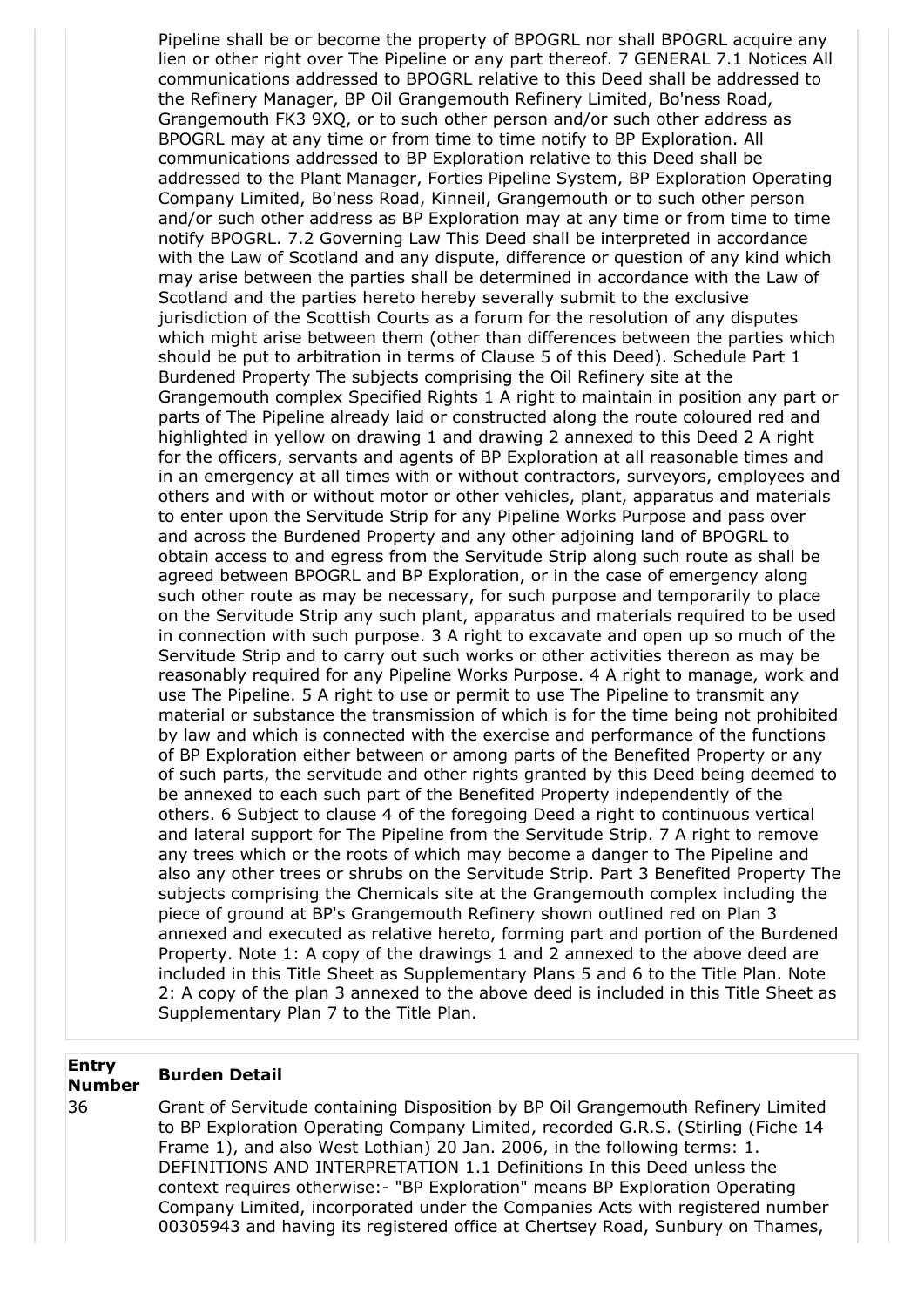Pipeline shall be or become the property of BPOGRL nor shall BPOGRL acquire any lien or other right over The Pipeline or any part thereof. 7 GENERAL 7.1 Notices All communications addressed to BPOGRL relative to this Deed shall be addressed to the Refinery Manager, BP Oil Grangemouth Refinery Limited, Bo'ness Road, Grangemouth FK3 9XQ, or to such other person and/or such other address as BPOGRL may at any time or from time to time notify to BP Exploration. All communications addressed to BP Exploration relative to this Deed shall be addressed to the Plant Manager, Forties Pipeline System, BP Exploration Operating Company Limited, Bo'ness Road, Kinneil, Grangemouth or to such other person and/or such other address as BP Exploration may at any time or from time to time notify BPOGRL. 7.2 Governing Law This Deed shall be interpreted in accordance with the Law of Scotland and any dispute, difference or question of any kind which may arise between the parties shall be determined in accordance with the Law of Scotland and the parties hereto hereby severally submit to the exclusive jurisdiction of the Scottish Courts as a forum for the resolution of any disputes which might arise between them (other than differences between the parties which should be put to arbitration in terms of Clause 5 of this Deed). Schedule Part 1 Burdened Property The subjects comprising the Oil Refinery site at the Grangemouth complex Specified Rights 1 A right to maintain in position any part or parts of The Pipeline already laid or constructed along the route coloured red and highlighted in yellow on drawing 1 and drawing 2 annexed to this Deed 2 A right for the officers, servants and agents of BP Exploration at all reasonable times and in an emergency at all times with or without contractors, surveyors, employees and others and with or without motor or other vehicles, plant, apparatus and materials to enter upon the Servitude Strip for any Pipeline Works Purpose and pass over and across the Burdened Property and any other adjoining land of BPOGRL to obtain access to and egress from the Servitude Strip along such route as shall be agreed between BPOGRL and BP Exploration, or in the case of emergency along such other route as may be necessary, for such purpose and temporarily to place on the Servitude Strip any such plant, apparatus and materials required to be used in connection with such purpose. 3 A right to excavate and open up so much of the Servitude Strip and to carry out such works or other activities thereon as may be reasonably required for any Pipeline Works Purpose. 4 A right to manage, work and use The Pipeline. 5 A right to use or permit to use The Pipeline to transmit any material or substance the transmission of which is for the time being not prohibited by law and which is connected with the exercise and performance of the functions of BP Exploration either between or among parts of the Benefited Property or any of such parts, the servitude and other rights granted by this Deed being deemed to be annexed to each such part of the Benefited Property independently of the others. 6 Subject to clause 4 of the foregoing Deed a right to continuous vertical and lateral support for The Pipeline from the Servitude Strip. 7 A right to remove any trees which or the roots of which may become a danger to The Pipeline and also any other trees or shrubs on the Servitude Strip. Part 3 Benefited Property The subjects comprising the Chemicals site at the Grangemouth complex including the piece of ground at BP's Grangemouth Refinery shown outlined red on Plan 3 annexed and executed as relative hereto, forming part and portion of the Burdened Property. Note 1: A copy of the drawings 1 and 2 annexed to the above deed are included in this Title Sheet as Supplementary Plans 5 and 6 to the Title Plan. Note 2: A copy of the plan 3 annexed to the above deed is included in this Title Sheet as Supplementary Plan 7 to the Title Plan.

| Entry Number | Burden Detail |
|---|---|
| 36 | Grant of Servitude containing Disposition by BP Oil Grangemouth Refinery Limited to BP Exploration Operating Company Limited, recorded G.R.S. (Stirling (Fiche 14 Frame 1), and also West Lothian) 20 Jan. 2006, in the following terms: 1. DEFINITIONS AND INTERPRETATION 1.1 Definitions In this Deed unless the context requires otherwise:- "BP Exploration" means BP Exploration Operating Company Limited, incorporated under the Companies Acts with registered number 00305943 and having its registered office at Chertsey Road, Sunbury on Thames, |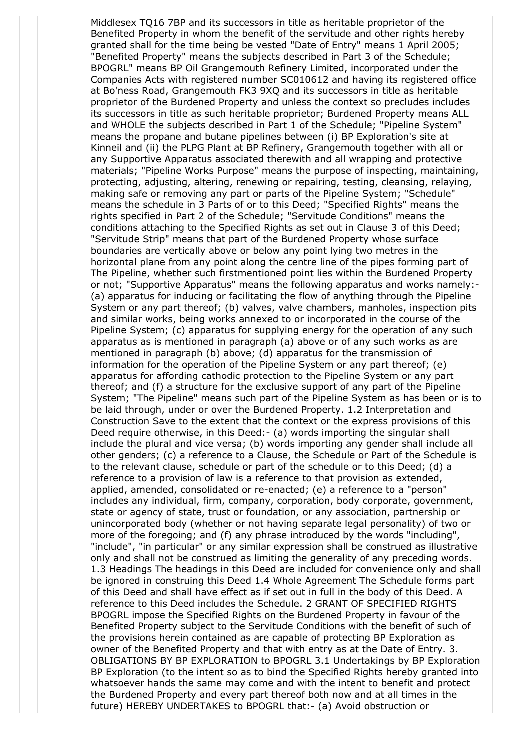Middlesex TQ16 7BP and its successors in title as heritable proprietor of the Benefited Property in whom the benefit of the servitude and other rights hereby granted shall for the time being be vested "Date of Entry" means 1 April 2005; "Benefited Property" means the subjects described in Part 3 of the Schedule; BPOGRL" means BP Oil Grangemouth Refinery Limited, incorporated under the Companies Acts with registered number SC010612 and having its registered office at Bo'ness Road, Grangemouth FK3 9XQ and its successors in title as heritable proprietor of the Burdened Property and unless the context so precludes includes its successors in title as such heritable proprietor; Burdened Property means ALL and WHOLE the subjects described in Part 1 of the Schedule; "Pipeline System" means the propane and butane pipelines between (i) BP Exploration's site at Kinneil and (ii) the PLPG Plant at BP Refinery, Grangemouth together with all or any Supportive Apparatus associated therewith and all wrapping and protective materials; "Pipeline Works Purpose" means the purpose of inspecting, maintaining, protecting, adjusting, altering, renewing or repairing, testing, cleansing, relaying, making safe or removing any part or parts of the Pipeline System; "Schedule" means the schedule in 3 Parts of or to this Deed; "Specified Rights" means the rights specified in Part 2 of the Schedule; "Servitude Conditions" means the conditions attaching to the Specified Rights as set out in Clause 3 of this Deed; "Servitude Strip" means that part of the Burdened Property whose surface boundaries are vertically above or below any point lying two metres in the horizontal plane from any point along the centre line of the pipes forming part of The Pipeline, whether such firstmentioned point lies within the Burdened Property or not; "Supportive Apparatus" means the following apparatus and works namely:- (a) apparatus for inducing or facilitating the flow of anything through the Pipeline System or any part thereof; (b) valves, valve chambers, manholes, inspection pits and similar works, being works annexed to or incorporated in the course of the Pipeline System; (c) apparatus for supplying energy for the operation of any such apparatus as is mentioned in paragraph (a) above or of any such works as are mentioned in paragraph (b) above; (d) apparatus for the transmission of information for the operation of the Pipeline System or any part thereof; (e) apparatus for affording cathodic protection to the Pipeline System or any part thereof; and (f) a structure for the exclusive support of any part of the Pipeline System; "The Pipeline" means such part of the Pipeline System as has been or is to be laid through, under or over the Burdened Property. 1.2 Interpretation and Construction Save to the extent that the context or the express provisions of this Deed require otherwise, in this Deed:- (a) words importing the singular shall include the plural and vice versa; (b) words importing any gender shall include all other genders; (c) a reference to a Clause, the Schedule or Part of the Schedule is to the relevant clause, schedule or part of the schedule or to this Deed; (d) a reference to a provision of law is a reference to that provision as extended, applied, amended, consolidated or re-enacted; (e) a reference to a "person" includes any individual, firm, company, corporation, body corporate, government, state or agency of state, trust or foundation, or any association, partnership or unincorporated body (whether or not having separate legal personality) of two or more of the foregoing; and (f) any phrase introduced by the words "including", "include", "in particular" or any similar expression shall be construed as illustrative only and shall not be construed as limiting the generality of any preceding words. 1.3 Headings The headings in this Deed are included for convenience only and shall be ignored in construing this Deed 1.4 Whole Agreement The Schedule forms part of this Deed and shall have effect as if set out in full in the body of this Deed. A reference to this Deed includes the Schedule. 2 GRANT OF SPECIFIED RIGHTS BPOGRL impose the Specified Rights on the Burdened Property in favour of the Benefited Property subject to the Servitude Conditions with the benefit of such of the provisions herein contained as are capable of protecting BP Exploration as owner of the Benefited Property and that with entry as at the Date of Entry. 3. OBLIGATIONS BY BP EXPLORATION to BPOGRL 3.1 Undertakings by BP Exploration BP Exploration (to the intent so as to bind the Specified Rights hereby granted into whatsoever hands the same may come and with the intent to benefit and protect the Burdened Property and every part thereof both now and at all times in the future) HEREBY UNDERTAKES to BPOGRL that:- (a) Avoid obstruction or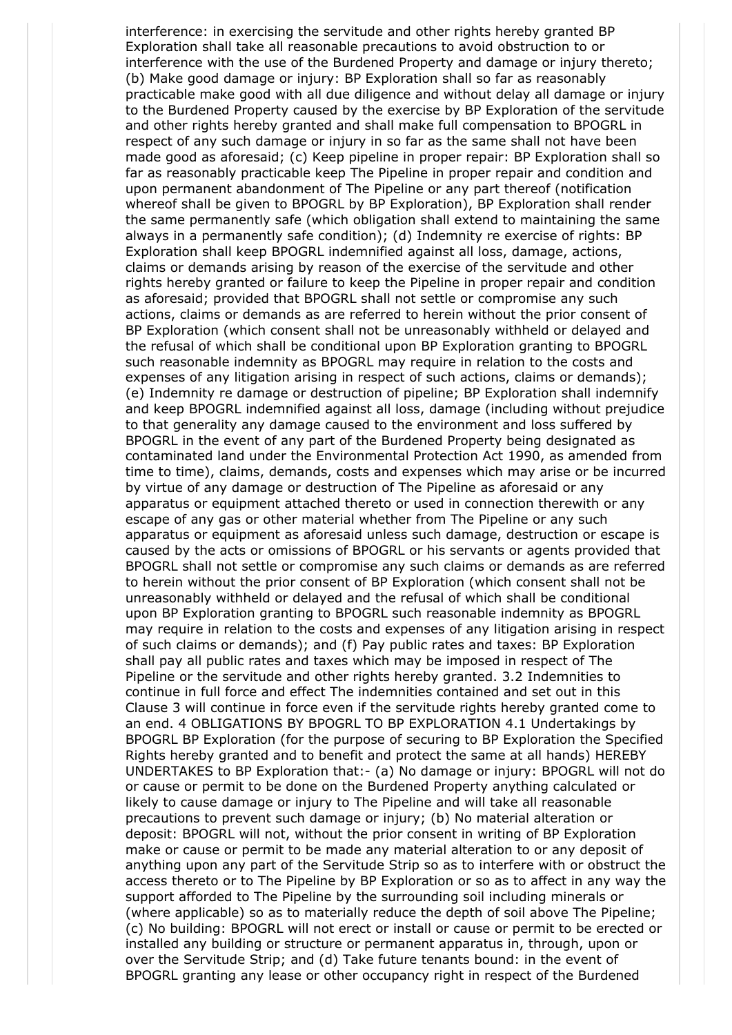interference: in exercising the servitude and other rights hereby granted BP Exploration shall take all reasonable precautions to avoid obstruction to or interference with the use of the Burdened Property and damage or injury thereto; (b) Make good damage or injury: BP Exploration shall so far as reasonably practicable make good with all due diligence and without delay all damage or injury to the Burdened Property caused by the exercise by BP Exploration of the servitude and other rights hereby granted and shall make full compensation to BPOGRL in respect of any such damage or injury in so far as the same shall not have been made good as aforesaid; (c) Keep pipeline in proper repair: BP Exploration shall so far as reasonably practicable keep The Pipeline in proper repair and condition and upon permanent abandonment of The Pipeline or any part thereof (notification whereof shall be given to BPOGRL by BP Exploration), BP Exploration shall render the same permanently safe (which obligation shall extend to maintaining the same always in a permanently safe condition); (d) Indemnity re exercise of rights: BP Exploration shall keep BPOGRL indemnified against all loss, damage, actions, claims or demands arising by reason of the exercise of the servitude and other rights hereby granted or failure to keep the Pipeline in proper repair and condition as aforesaid; provided that BPOGRL shall not settle or compromise any such actions, claims or demands as are referred to herein without the prior consent of BP Exploration (which consent shall not be unreasonably withheld or delayed and the refusal of which shall be conditional upon BP Exploration granting to BPOGRL such reasonable indemnity as BPOGRL may require in relation to the costs and expenses of any litigation arising in respect of such actions, claims or demands); (e) Indemnity re damage or destruction of pipeline; BP Exploration shall indemnify and keep BPOGRL indemnified against all loss, damage (including without prejudice to that generality any damage caused to the environment and loss suffered by BPOGRL in the event of any part of the Burdened Property being designated as contaminated land under the Environmental Protection Act 1990, as amended from time to time), claims, demands, costs and expenses which may arise or be incurred by virtue of any damage or destruction of The Pipeline as aforesaid or any apparatus or equipment attached thereto or used in connection therewith or any escape of any gas or other material whether from The Pipeline or any such apparatus or equipment as aforesaid unless such damage, destruction or escape is caused by the acts or omissions of BPOGRL or his servants or agents provided that BPOGRL shall not settle or compromise any such claims or demands as are referred to herein without the prior consent of BP Exploration (which consent shall not be unreasonably withheld or delayed and the refusal of which shall be conditional upon BP Exploration granting to BPOGRL such reasonable indemnity as BPOGRL may require in relation to the costs and expenses of any litigation arising in respect of such claims or demands); and (f) Pay public rates and taxes: BP Exploration shall pay all public rates and taxes which may be imposed in respect of The Pipeline or the servitude and other rights hereby granted. 3.2 Indemnities to continue in full force and effect The indemnities contained and set out in this Clause 3 will continue in force even if the servitude rights hereby granted come to an end. 4 OBLIGATIONS BY BPOGRL TO BP EXPLORATION 4.1 Undertakings by BPOGRL BP Exploration (for the purpose of securing to BP Exploration the Specified Rights hereby granted and to benefit and protect the same at all hands) HEREBY UNDERTAKES to BP Exploration that:- (a) No damage or injury: BPOGRL will not do or cause or permit to be done on the Burdened Property anything calculated or likely to cause damage or injury to The Pipeline and will take all reasonable precautions to prevent such damage or injury; (b) No material alteration or deposit: BPOGRL will not, without the prior consent in writing of BP Exploration make or cause or permit to be made any material alteration to or any deposit of anything upon any part of the Servitude Strip so as to interfere with or obstruct the access thereto or to The Pipeline by BP Exploration or so as to affect in any way the support afforded to The Pipeline by the surrounding soil including minerals or (where applicable) so as to materially reduce the depth of soil above The Pipeline; (c) No building: BPOGRL will not erect or install or cause or permit to be erected or installed any building or structure or permanent apparatus in, through, upon or over the Servitude Strip; and (d) Take future tenants bound: in the event of BPOGRL granting any lease or other occupancy right in respect of the Burdened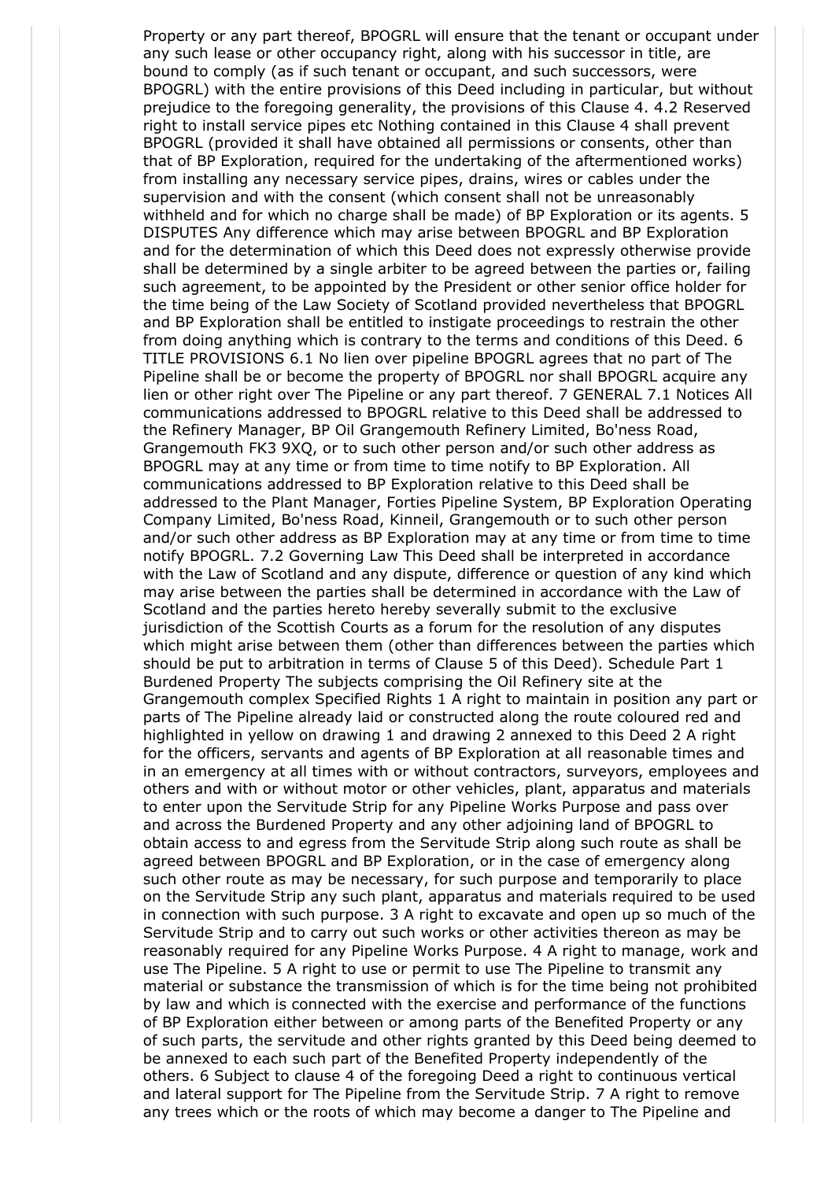Property or any part thereof, BPOGRL will ensure that the tenant or occupant under any such lease or other occupancy right, along with his successor in title, are bound to comply (as if such tenant or occupant, and such successors, were BPOGRL) with the entire provisions of this Deed including in particular, but without prejudice to the foregoing generality, the provisions of this Clause 4. 4.2 Reserved right to install service pipes etc Nothing contained in this Clause 4 shall prevent BPOGRL (provided it shall have obtained all permissions or consents, other than that of BP Exploration, required for the undertaking of the aftermentioned works) from installing any necessary service pipes, drains, wires or cables under the supervision and with the consent (which consent shall not be unreasonably withheld and for which no charge shall be made) of BP Exploration or its agents. 5 DISPUTES Any difference which may arise between BPOGRL and BP Exploration and for the determination of which this Deed does not expressly otherwise provide shall be determined by a single arbiter to be agreed between the parties or, failing such agreement, to be appointed by the President or other senior office holder for the time being of the Law Society of Scotland provided nevertheless that BPOGRL and BP Exploration shall be entitled to instigate proceedings to restrain the other from doing anything which is contrary to the terms and conditions of this Deed. 6 TITLE PROVISIONS 6.1 No lien over pipeline BPOGRL agrees that no part of The Pipeline shall be or become the property of BPOGRL nor shall BPOGRL acquire any lien or other right over The Pipeline or any part thereof. 7 GENERAL 7.1 Notices All communications addressed to BPOGRL relative to this Deed shall be addressed to the Refinery Manager, BP Oil Grangemouth Refinery Limited, Bo'ness Road, Grangemouth FK3 9XQ, or to such other person and/or such other address as BPOGRL may at any time or from time to time notify to BP Exploration. All communications addressed to BP Exploration relative to this Deed shall be addressed to the Plant Manager, Forties Pipeline System, BP Exploration Operating Company Limited, Bo'ness Road, Kinneil, Grangemouth or to such other person and/or such other address as BP Exploration may at any time or from time to time notify BPOGRL. 7.2 Governing Law This Deed shall be interpreted in accordance with the Law of Scotland and any dispute, difference or question of any kind which may arise between the parties shall be determined in accordance with the Law of Scotland and the parties hereto hereby severally submit to the exclusive jurisdiction of the Scottish Courts as a forum for the resolution of any disputes which might arise between them (other than differences between the parties which should be put to arbitration in terms of Clause 5 of this Deed). Schedule Part 1 Burdened Property The subjects comprising the Oil Refinery site at the Grangemouth complex Specified Rights 1 A right to maintain in position any part or parts of The Pipeline already laid or constructed along the route coloured red and highlighted in yellow on drawing 1 and drawing 2 annexed to this Deed 2 A right for the officers, servants and agents of BP Exploration at all reasonable times and in an emergency at all times with or without contractors, surveyors, employees and others and with or without motor or other vehicles, plant, apparatus and materials to enter upon the Servitude Strip for any Pipeline Works Purpose and pass over and across the Burdened Property and any other adjoining land of BPOGRL to obtain access to and egress from the Servitude Strip along such route as shall be agreed between BPOGRL and BP Exploration, or in the case of emergency along such other route as may be necessary, for such purpose and temporarily to place on the Servitude Strip any such plant, apparatus and materials required to be used in connection with such purpose. 3 A right to excavate and open up so much of the Servitude Strip and to carry out such works or other activities thereon as may be reasonably required for any Pipeline Works Purpose. 4 A right to manage, work and use The Pipeline. 5 A right to use or permit to use The Pipeline to transmit any material or substance the transmission of which is for the time being not prohibited by law and which is connected with the exercise and performance of the functions of BP Exploration either between or among parts of the Benefited Property or any of such parts, the servitude and other rights granted by this Deed being deemed to be annexed to each such part of the Benefited Property independently of the others. 6 Subject to clause 4 of the foregoing Deed a right to continuous vertical and lateral support for The Pipeline from the Servitude Strip. 7 A right to remove any trees which or the roots of which may become a danger to The Pipeline and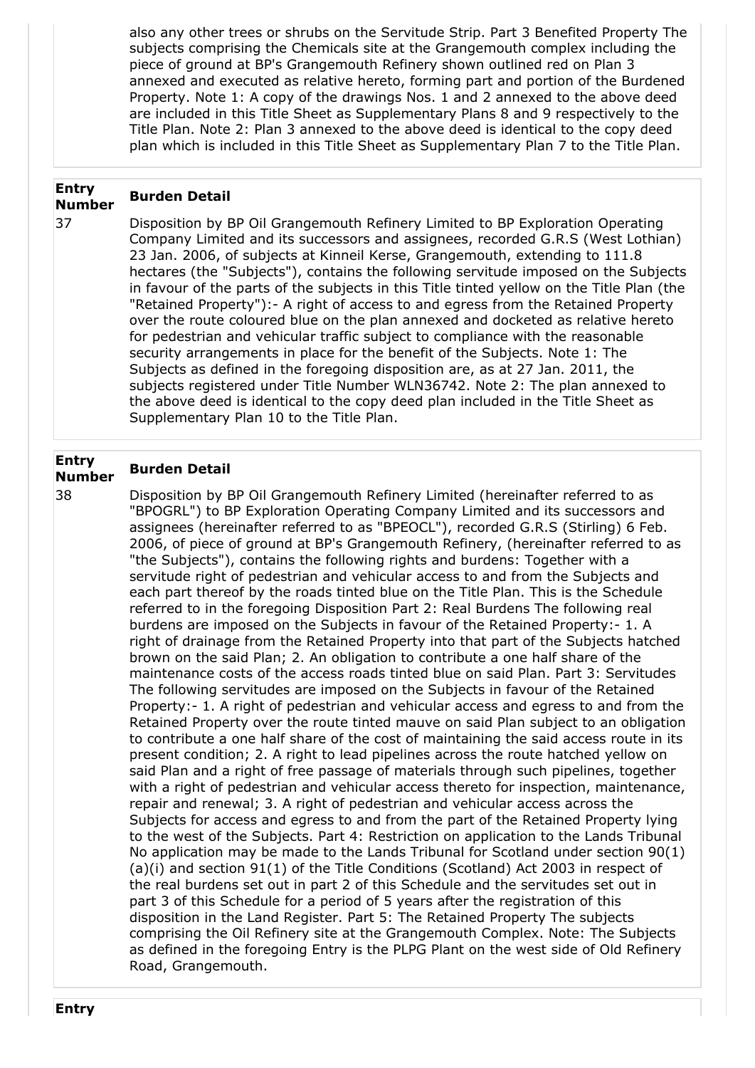also any other trees or shrubs on the Servitude Strip. Part 3 Benefited Property The subjects comprising the Chemicals site at the Grangemouth complex including the piece of ground at BP's Grangemouth Refinery shown outlined red on Plan 3 annexed and executed as relative hereto, forming part and portion of the Burdened Property. Note 1: A copy of the drawings Nos. 1 and 2 annexed to the above deed are included in this Title Sheet as Supplementary Plans 8 and 9 respectively to the Title Plan. Note 2: Plan 3 annexed to the above deed is identical to the copy deed plan which is included in this Title Sheet as Supplementary Plan 7 to the Title Plan.

| Entry Number | Burden Detail |
|---|---|
| 37 | Disposition by BP Oil Grangemouth Refinery Limited to BP Exploration Operating Company Limited and its successors and assignees, recorded G.R.S (West Lothian) 23 Jan. 2006, of subjects at Kinneil Kerse, Grangemouth, extending to 111.8 hectares (the "Subjects"), contains the following servitude imposed on the Subjects in favour of the parts of the subjects in this Title tinted yellow on the Title Plan (the "Retained Property"):- A right of access to and egress from the Retained Property over the route coloured blue on the plan annexed and docketed as relative hereto for pedestrian and vehicular traffic subject to compliance with the reasonable security arrangements in place for the benefit of the Subjects. Note 1: The Subjects as defined in the foregoing disposition are, as at 27 Jan. 2011, the subjects registered under Title Number WLN36742. Note 2: The plan annexed to the above deed is identical to the copy deed plan included in the Title Sheet as Supplementary Plan 10 to the Title Plan. |

| Entry Number | Burden Detail |
|---|---|
| 38 | Disposition by BP Oil Grangemouth Refinery Limited (hereinafter referred to as "BPOGRL") to BP Exploration Operating Company Limited and its successors and assignees (hereinafter referred to as "BPEOCL"), recorded G.R.S (Stirling) 6 Feb. 2006, of piece of ground at BP's Grangemouth Refinery, (hereinafter referred to as "the Subjects"), contains the following rights and burdens: Together with a servitude right of pedestrian and vehicular access to and from the Subjects and each part thereof by the roads tinted blue on the Title Plan. This is the Schedule referred to in the foregoing Disposition Part 2: Real Burdens The following real burdens are imposed on the Subjects in favour of the Retained Property:- 1. A right of drainage from the Retained Property into that part of the Subjects hatched brown on the said Plan; 2. An obligation to contribute a one half share of the maintenance costs of the access roads tinted blue on said Plan. Part 3: Servitudes The following servitudes are imposed on the Subjects in favour of the Retained Property:- 1. A right of pedestrian and vehicular access and egress to and from the Retained Property over the route tinted mauve on said Plan subject to an obligation to contribute a one half share of the cost of maintaining the said access route in its present condition; 2. A right to lead pipelines across the route hatched yellow on said Plan and a right of free passage of materials through such pipelines, together with a right of pedestrian and vehicular access thereto for inspection, maintenance, repair and renewal; 3. A right of pedestrian and vehicular access across the Subjects for access and egress to and from the part of the Retained Property lying to the west of the Subjects. Part 4: Restriction on application to the Lands Tribunal No application may be made to the Lands Tribunal for Scotland under section 90(1)(a)(i) and section 91(1) of the Title Conditions (Scotland) Act 2003 in respect of the real burdens set out in part 2 of this Schedule and the servitudes set out in part 3 of this Schedule for a period of 5 years after the registration of this disposition in the Land Register. Part 5: The Retained Property The subjects comprising the Oil Refinery site at the Grangemouth Complex. Note: The Subjects as defined in the foregoing Entry is the PLPG Plant on the west side of Old Refinery Road, Grangemouth. |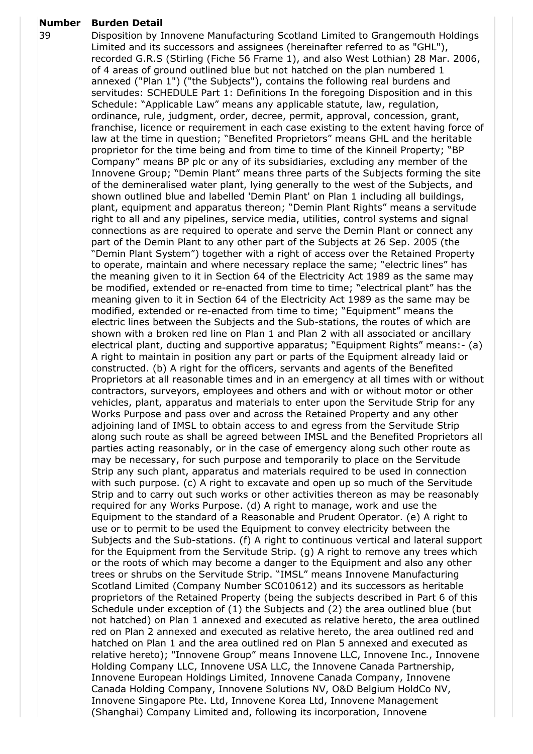| Number | Burden Detail |
|---|---|
| 39 | Disposition by Innovene Manufacturing Scotland Limited to Grangemouth Holdings Limited and its successors and assignees (hereinafter referred to as "GHL"), recorded G.R.S (Stirling (Fiche 56 Frame 1), and also West Lothian) 28 Mar. 2006, of 4 areas of ground outlined blue but not hatched on the plan numbered 1 annexed ("Plan 1") ("the Subjects"), contains the following real burdens and servitudes: SCHEDULE Part 1: Definitions In the foregoing Disposition and in this Schedule: "Applicable Law" means any applicable statute, law, regulation, ordinance, rule, judgment, order, decree, permit, approval, concession, grant, franchise, licence or requirement in each case existing to the extent having force of law at the time in question; "Benefited Proprietors" means GHL and the heritable proprietor for the time being and from time to time of the Kinneil Property; "BP Company" means BP plc or any of its subsidiaries, excluding any member of the Innovene Group; "Demin Plant" means three parts of the Subjects forming the site of the demineralised water plant, lying generally to the west of the Subjects, and shown outlined blue and labelled 'Demin Plant' on Plan 1 including all buildings, plant, equipment and apparatus thereon; "Demin Plant Rights" means a servitude right to all and any pipelines, service media, utilities, control systems and signal connections as are required to operate and serve the Demin Plant or connect any part of the Demin Plant to any other part of the Subjects at 26 Sep. 2005 (the "Demin Plant System") together with a right of access over the Retained Property to operate, maintain and where necessary replace the same; "electric lines" has the meaning given to it in Section 64 of the Electricity Act 1989 as the same may be modified, extended or re-enacted from time to time; "electrical plant" has the meaning given to it in Section 64 of the Electricity Act 1989 as the same may be modified, extended or re-enacted from time to time; "Equipment" means the electric lines between the Subjects and the Sub-stations, the routes of which are shown with a broken red line on Plan 1 and Plan 2 with all associated or ancillary electrical plant, ducting and supportive apparatus; "Equipment Rights" means:- (a) A right to maintain in position any part or parts of the Equipment already laid or constructed. (b) A right for the officers, servants and agents of the Benefited Proprietors at all reasonable times and in an emergency at all times with or without contractors, surveyors, employees and others and with or without motor or other vehicles, plant, apparatus and materials to enter upon the Servitude Strip for any Works Purpose and pass over and across the Retained Property and any other adjoining land of IMSL to obtain access to and egress from the Servitude Strip along such route as shall be agreed between IMSL and the Benefited Proprietors all parties acting reasonably, or in the case of emergency along such other route as may be necessary, for such purpose and temporarily to place on the Servitude Strip any such plant, apparatus and materials required to be used in connection with such purpose. (c) A right to excavate and open up so much of the Servitude Strip and to carry out such works or other activities thereon as may be reasonably required for any Works Purpose. (d) A right to manage, work and use the Equipment to the standard of a Reasonable and Prudent Operator. (e) A right to use or to permit to be used the Equipment to convey electricity between the Subjects and the Sub-stations. (f) A right to continuous vertical and lateral support for the Equipment from the Servitude Strip. (g) A right to remove any trees which or the roots of which may become a danger to the Equipment and also any other trees or shrubs on the Servitude Strip. "IMSL" means Innovene Manufacturing Scotland Limited (Company Number SC010612) and its successors as heritable proprietors of the Retained Property (being the subjects described in Part 6 of this Schedule under exception of (1) the Subjects and (2) the area outlined blue (but not hatched) on Plan 1 annexed and executed as relative hereto, the area outlined red on Plan 2 annexed and executed as relative hereto, the area outlined red and hatched on Plan 1 and the area outlined red on Plan 5 annexed and executed as relative hereto); "Innovene Group" means Innovene LLC, Innovene Inc., Innovene Holding Company LLC, Innovene USA LLC, the Innovene Canada Partnership, Innovene European Holdings Limited, Innovene Canada Company, Innovene Canada Holding Company, Innovene Solutions NV, O&D Belgium HoldCo NV, Innovene Singapore Pte. Ltd, Innovene Korea Ltd, Innovene Management (Shanghai) Company Limited and, following its incorporation, Innovene |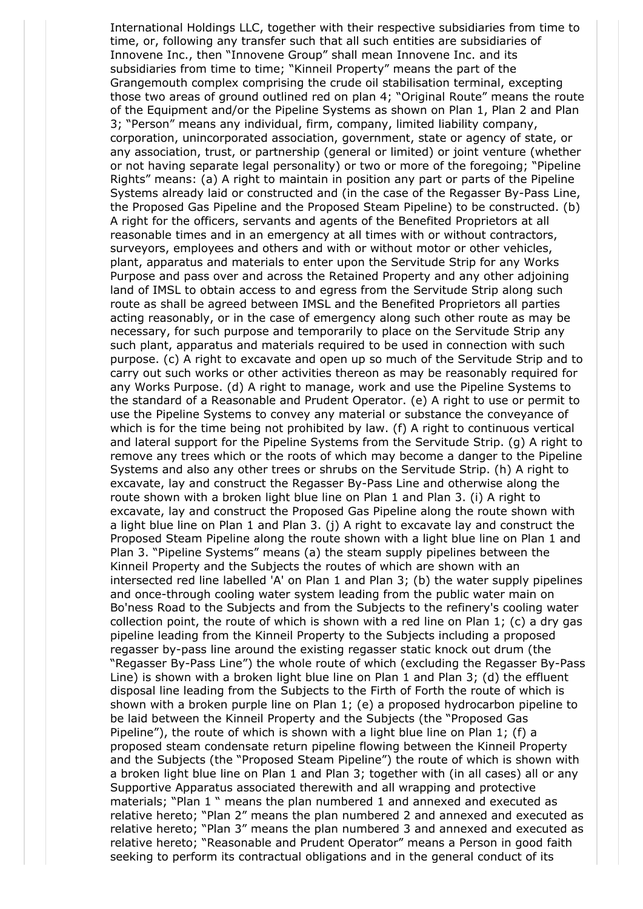International Holdings LLC, together with their respective subsidiaries from time to time, or, following any transfer such that all such entities are subsidiaries of Innovene Inc., then "Innovene Group" shall mean Innovene Inc. and its subsidiaries from time to time; "Kinneil Property" means the part of the Grangemouth complex comprising the crude oil stabilisation terminal, excepting those two areas of ground outlined red on plan 4; "Original Route" means the route of the Equipment and/or the Pipeline Systems as shown on Plan 1, Plan 2 and Plan 3; "Person" means any individual, firm, company, limited liability company, corporation, unincorporated association, government, state or agency of state, or any association, trust, or partnership (general or limited) or joint venture (whether or not having separate legal personality) or two or more of the foregoing; "Pipeline Rights" means: (a) A right to maintain in position any part or parts of the Pipeline Systems already laid or constructed and (in the case of the Regasser By-Pass Line, the Proposed Gas Pipeline and the Proposed Steam Pipeline) to be constructed. (b) A right for the officers, servants and agents of the Benefited Proprietors at all reasonable times and in an emergency at all times with or without contractors, surveyors, employees and others and with or without motor or other vehicles, plant, apparatus and materials to enter upon the Servitude Strip for any Works Purpose and pass over and across the Retained Property and any other adjoining land of IMSL to obtain access to and egress from the Servitude Strip along such route as shall be agreed between IMSL and the Benefited Proprietors all parties acting reasonably, or in the case of emergency along such other route as may be necessary, for such purpose and temporarily to place on the Servitude Strip any such plant, apparatus and materials required to be used in connection with such purpose. (c) A right to excavate and open up so much of the Servitude Strip and to carry out such works or other activities thereon as may be reasonably required for any Works Purpose. (d) A right to manage, work and use the Pipeline Systems to the standard of a Reasonable and Prudent Operator. (e) A right to use or permit to use the Pipeline Systems to convey any material or substance the conveyance of which is for the time being not prohibited by law. (f) A right to continuous vertical and lateral support for the Pipeline Systems from the Servitude Strip. (g) A right to remove any trees which or the roots of which may become a danger to the Pipeline Systems and also any other trees or shrubs on the Servitude Strip. (h) A right to excavate, lay and construct the Regasser By-Pass Line and otherwise along the route shown with a broken light blue line on Plan 1 and Plan 3. (i) A right to excavate, lay and construct the Proposed Gas Pipeline along the route shown with a light blue line on Plan 1 and Plan 3. (j) A right to excavate lay and construct the Proposed Steam Pipeline along the route shown with a light blue line on Plan 1 and Plan 3. "Pipeline Systems" means (a) the steam supply pipelines between the Kinneil Property and the Subjects the routes of which are shown with an intersected red line labelled 'A' on Plan 1 and Plan 3; (b) the water supply pipelines and once-through cooling water system leading from the public water main on Bo'ness Road to the Subjects and from the Subjects to the refinery's cooling water collection point, the route of which is shown with a red line on Plan 1; (c) a dry gas pipeline leading from the Kinneil Property to the Subjects including a proposed regasser by-pass line around the existing regasser static knock out drum (the "Regasser By-Pass Line") the whole route of which (excluding the Regasser By-Pass Line) is shown with a broken light blue line on Plan 1 and Plan 3; (d) the effluent disposal line leading from the Subjects to the Firth of Forth the route of which is shown with a broken purple line on Plan 1; (e) a proposed hydrocarbon pipeline to be laid between the Kinneil Property and the Subjects (the "Proposed Gas Pipeline"), the route of which is shown with a light blue line on Plan 1; (f) a proposed steam condensate return pipeline flowing between the Kinneil Property and the Subjects (the "Proposed Steam Pipeline") the route of which is shown with a broken light blue line on Plan 1 and Plan 3; together with (in all cases) all or any Supportive Apparatus associated therewith and all wrapping and protective materials; "Plan 1 " means the plan numbered 1 and annexed and executed as relative hereto; "Plan 2" means the plan numbered 2 and annexed and executed as relative hereto; "Plan 3" means the plan numbered 3 and annexed and executed as relative hereto; "Reasonable and Prudent Operator" means a Person in good faith seeking to perform its contractual obligations and in the general conduct of its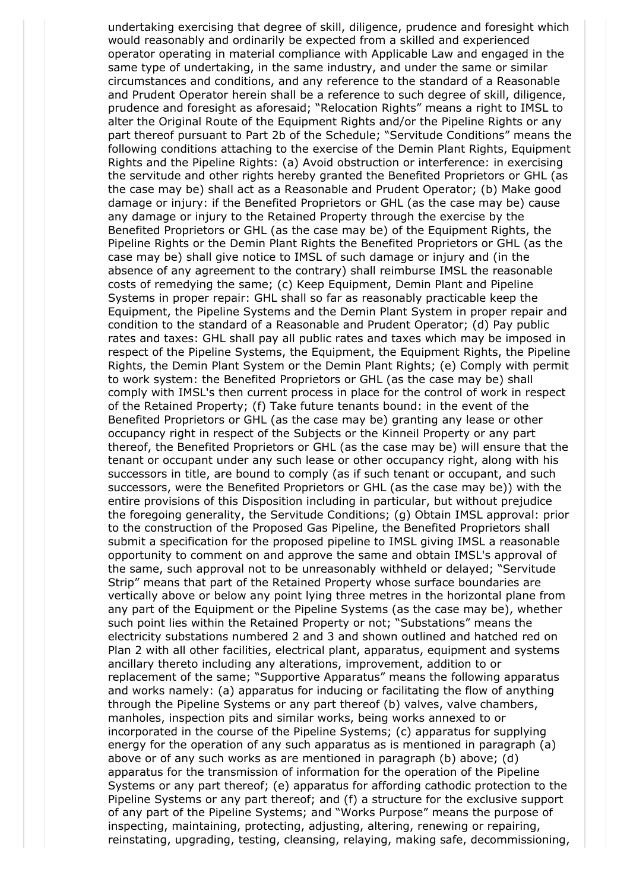undertaking exercising that degree of skill, diligence, prudence and foresight which would reasonably and ordinarily be expected from a skilled and experienced operator operating in material compliance with Applicable Law and engaged in the same type of undertaking, in the same industry, and under the same or similar circumstances and conditions, and any reference to the standard of a Reasonable and Prudent Operator herein shall be a reference to such degree of skill, diligence, prudence and foresight as aforesaid; "Relocation Rights" means a right to IMSL to alter the Original Route of the Equipment Rights and/or the Pipeline Rights or any part thereof pursuant to Part 2b of the Schedule; "Servitude Conditions" means the following conditions attaching to the exercise of the Demin Plant Rights, Equipment Rights and the Pipeline Rights: (a) Avoid obstruction or interference: in exercising the servitude and other rights hereby granted the Benefited Proprietors or GHL (as the case may be) shall act as a Reasonable and Prudent Operator; (b) Make good damage or injury: if the Benefited Proprietors or GHL (as the case may be) cause any damage or injury to the Retained Property through the exercise by the Benefited Proprietors or GHL (as the case may be) of the Equipment Rights, the Pipeline Rights or the Demin Plant Rights the Benefited Proprietors or GHL (as the case may be) shall give notice to IMSL of such damage or injury and (in the absence of any agreement to the contrary) shall reimburse IMSL the reasonable costs of remedying the same; (c) Keep Equipment, Demin Plant and Pipeline Systems in proper repair: GHL shall so far as reasonably practicable keep the Equipment, the Pipeline Systems and the Demin Plant System in proper repair and condition to the standard of a Reasonable and Prudent Operator; (d) Pay public rates and taxes: GHL shall pay all public rates and taxes which may be imposed in respect of the Pipeline Systems, the Equipment, the Equipment Rights, the Pipeline Rights, the Demin Plant System or the Demin Plant Rights; (e) Comply with permit to work system: the Benefited Proprietors or GHL (as the case may be) shall comply with IMSL's then current process in place for the control of work in respect of the Retained Property; (f) Take future tenants bound: in the event of the Benefited Proprietors or GHL (as the case may be) granting any lease or other occupancy right in respect of the Subjects or the Kinneil Property or any part thereof, the Benefited Proprietors or GHL (as the case may be) will ensure that the tenant or occupant under any such lease or other occupancy right, along with his successors in title, are bound to comply (as if such tenant or occupant, and such successors, were the Benefited Proprietors or GHL (as the case may be)) with the entire provisions of this Disposition including in particular, but without prejudice the foregoing generality, the Servitude Conditions; (g) Obtain IMSL approval: prior to the construction of the Proposed Gas Pipeline, the Benefited Proprietors shall submit a specification for the proposed pipeline to IMSL giving IMSL a reasonable opportunity to comment on and approve the same and obtain IMSL's approval of the same, such approval not to be unreasonably withheld or delayed; "Servitude Strip" means that part of the Retained Property whose surface boundaries are vertically above or below any point lying three metres in the horizontal plane from any part of the Equipment or the Pipeline Systems (as the case may be), whether such point lies within the Retained Property or not; "Substations" means the electricity substations numbered 2 and 3 and shown outlined and hatched red on Plan 2 with all other facilities, electrical plant, apparatus, equipment and systems ancillary thereto including any alterations, improvement, addition to or replacement of the same; "Supportive Apparatus" means the following apparatus and works namely: (a) apparatus for inducing or facilitating the flow of anything through the Pipeline Systems or any part thereof (b) valves, valve chambers, manholes, inspection pits and similar works, being works annexed to or incorporated in the course of the Pipeline Systems; (c) apparatus for supplying energy for the operation of any such apparatus as is mentioned in paragraph (a) above or of any such works as are mentioned in paragraph (b) above; (d) apparatus for the transmission of information for the operation of the Pipeline Systems or any part thereof; (e) apparatus for affording cathodic protection to the Pipeline Systems or any part thereof; and (f) a structure for the exclusive support of any part of the Pipeline Systems; and "Works Purpose" means the purpose of inspecting, maintaining, protecting, adjusting, altering, renewing or repairing, reinstating, upgrading, testing, cleansing, relaying, making safe, decommissioning,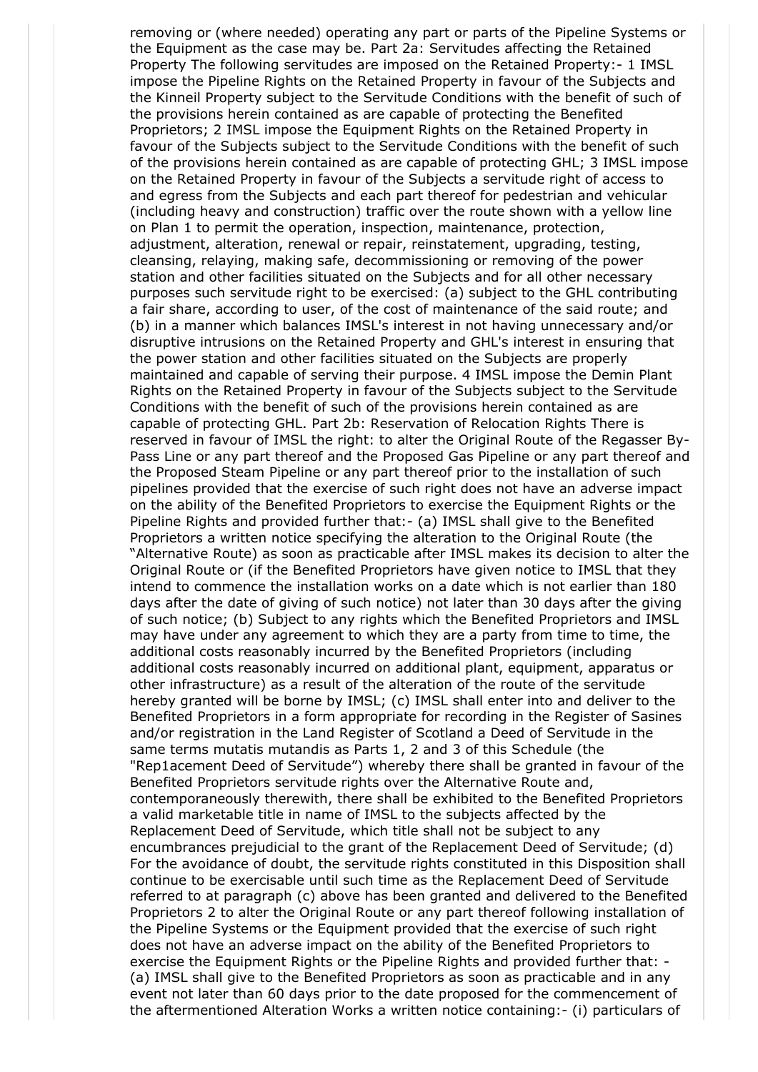removing or (where needed) operating any part or parts of the Pipeline Systems or the Equipment as the case may be. Part 2a: Servitudes affecting the Retained Property The following servitudes are imposed on the Retained Property:- 1 IMSL impose the Pipeline Rights on the Retained Property in favour of the Subjects and the Kinneil Property subject to the Servitude Conditions with the benefit of such of the provisions herein contained as are capable of protecting the Benefited Proprietors; 2 IMSL impose the Equipment Rights on the Retained Property in favour of the Subjects subject to the Servitude Conditions with the benefit of such of the provisions herein contained as are capable of protecting GHL; 3 IMSL impose on the Retained Property in favour of the Subjects a servitude right of access to and egress from the Subjects and each part thereof for pedestrian and vehicular (including heavy and construction) traffic over the route shown with a yellow line on Plan 1 to permit the operation, inspection, maintenance, protection, adjustment, alteration, renewal or repair, reinstatement, upgrading, testing, cleansing, relaying, making safe, decommissioning or removing of the power station and other facilities situated on the Subjects and for all other necessary purposes such servitude right to be exercised: (a) subject to the GHL contributing a fair share, according to user, of the cost of maintenance of the said route; and (b) in a manner which balances IMSL's interest in not having unnecessary and/or disruptive intrusions on the Retained Property and GHL's interest in ensuring that the power station and other facilities situated on the Subjects are properly maintained and capable of serving their purpose. 4 IMSL impose the Demin Plant Rights on the Retained Property in favour of the Subjects subject to the Servitude Conditions with the benefit of such of the provisions herein contained as are capable of protecting GHL. Part 2b: Reservation of Relocation Rights There is reserved in favour of IMSL the right: to alter the Original Route of the Regasser By-Pass Line or any part thereof and the Proposed Gas Pipeline or any part thereof and the Proposed Steam Pipeline or any part thereof prior to the installation of such pipelines provided that the exercise of such right does not have an adverse impact on the ability of the Benefited Proprietors to exercise the Equipment Rights or the Pipeline Rights and provided further that:- (a) IMSL shall give to the Benefited Proprietors a written notice specifying the alteration to the Original Route (the "Alternative Route) as soon as practicable after IMSL makes its decision to alter the Original Route or (if the Benefited Proprietors have given notice to IMSL that they intend to commence the installation works on a date which is not earlier than 180 days after the date of giving of such notice) not later than 30 days after the giving of such notice; (b) Subject to any rights which the Benefited Proprietors and IMSL may have under any agreement to which they are a party from time to time, the additional costs reasonably incurred by the Benefited Proprietors (including additional costs reasonably incurred on additional plant, equipment, apparatus or other infrastructure) as a result of the alteration of the route of the servitude hereby granted will be borne by IMSL; (c) IMSL shall enter into and deliver to the Benefited Proprietors in a form appropriate for recording in the Register of Sasines and/or registration in the Land Register of Scotland a Deed of Servitude in the same terms mutatis mutandis as Parts 1, 2 and 3 of this Schedule (the "Rep1acement Deed of Servitude") whereby there shall be granted in favour of the Benefited Proprietors servitude rights over the Alternative Route and, contemporaneously therewith, there shall be exhibited to the Benefited Proprietors a valid marketable title in name of IMSL to the subjects affected by the Replacement Deed of Servitude, which title shall not be subject to any encumbrances prejudicial to the grant of the Replacement Deed of Servitude; (d) For the avoidance of doubt, the servitude rights constituted in this Disposition shall continue to be exercisable until such time as the Replacement Deed of Servitude referred to at paragraph (c) above has been granted and delivered to the Benefited Proprietors 2 to alter the Original Route or any part thereof following installation of the Pipeline Systems or the Equipment provided that the exercise of such right does not have an adverse impact on the ability of the Benefited Proprietors to exercise the Equipment Rights or the Pipeline Rights and provided further that: - (a) IMSL shall give to the Benefited Proprietors as soon as practicable and in any event not later than 60 days prior to the date proposed for the commencement of the aftermentioned Alteration Works a written notice containing:- (i) particulars of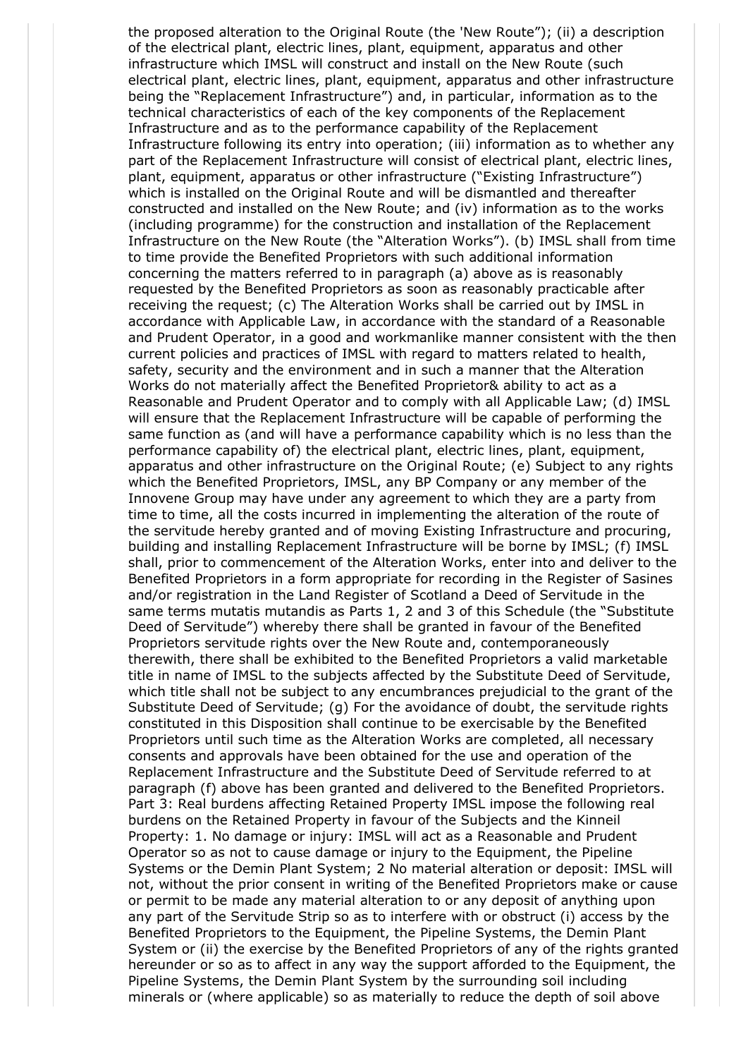the proposed alteration to the Original Route (the 'New Route"); (ii) a description of the electrical plant, electric lines, plant, equipment, apparatus and other infrastructure which IMSL will construct and install on the New Route (such electrical plant, electric lines, plant, equipment, apparatus and other infrastructure being the "Replacement Infrastructure") and, in particular, information as to the technical characteristics of each of the key components of the Replacement Infrastructure and as to the performance capability of the Replacement Infrastructure following its entry into operation; (iii) information as to whether any part of the Replacement Infrastructure will consist of electrical plant, electric lines, plant, equipment, apparatus or other infrastructure ("Existing Infrastructure") which is installed on the Original Route and will be dismantled and thereafter constructed and installed on the New Route; and (iv) information as to the works (including programme) for the construction and installation of the Replacement Infrastructure on the New Route (the "Alteration Works"). (b) IMSL shall from time to time provide the Benefited Proprietors with such additional information concerning the matters referred to in paragraph (a) above as is reasonably requested by the Benefited Proprietors as soon as reasonably practicable after receiving the request; (c) The Alteration Works shall be carried out by IMSL in accordance with Applicable Law, in accordance with the standard of a Reasonable and Prudent Operator, in a good and workmanlike manner consistent with the then current policies and practices of IMSL with regard to matters related to health, safety, security and the environment and in such a manner that the Alteration Works do not materially affect the Benefited Proprietor& ability to act as a Reasonable and Prudent Operator and to comply with all Applicable Law; (d) IMSL will ensure that the Replacement Infrastructure will be capable of performing the same function as (and will have a performance capability which is no less than the performance capability of) the electrical plant, electric lines, plant, equipment, apparatus and other infrastructure on the Original Route; (e) Subject to any rights which the Benefited Proprietors, IMSL, any BP Company or any member of the Innovene Group may have under any agreement to which they are a party from time to time, all the costs incurred in implementing the alteration of the route of the servitude hereby granted and of moving Existing Infrastructure and procuring, building and installing Replacement Infrastructure will be borne by IMSL; (f) IMSL shall, prior to commencement of the Alteration Works, enter into and deliver to the Benefited Proprietors in a form appropriate for recording in the Register of Sasines and/or registration in the Land Register of Scotland a Deed of Servitude in the same terms mutatis mutandis as Parts 1, 2 and 3 of this Schedule (the "Substitute Deed of Servitude") whereby there shall be granted in favour of the Benefited Proprietors servitude rights over the New Route and, contemporaneously therewith, there shall be exhibited to the Benefited Proprietors a valid marketable title in name of IMSL to the subjects affected by the Substitute Deed of Servitude, which title shall not be subject to any encumbrances prejudicial to the grant of the Substitute Deed of Servitude; (g) For the avoidance of doubt, the servitude rights constituted in this Disposition shall continue to be exercisable by the Benefited Proprietors until such time as the Alteration Works are completed, all necessary consents and approvals have been obtained for the use and operation of the Replacement Infrastructure and the Substitute Deed of Servitude referred to at paragraph (f) above has been granted and delivered to the Benefited Proprietors. Part 3: Real burdens affecting Retained Property IMSL impose the following real burdens on the Retained Property in favour of the Subjects and the Kinneil Property: 1. No damage or injury: IMSL will act as a Reasonable and Prudent Operator so as not to cause damage or injury to the Equipment, the Pipeline Systems or the Demin Plant System; 2 No material alteration or deposit: IMSL will not, without the prior consent in writing of the Benefited Proprietors make or cause or permit to be made any material alteration to or any deposit of anything upon any part of the Servitude Strip so as to interfere with or obstruct (i) access by the Benefited Proprietors to the Equipment, the Pipeline Systems, the Demin Plant System or (ii) the exercise by the Benefited Proprietors of any of the rights granted hereunder or so as to affect in any way the support afforded to the Equipment, the Pipeline Systems, the Demin Plant System by the surrounding soil including minerals or (where applicable) so as materially to reduce the depth of soil above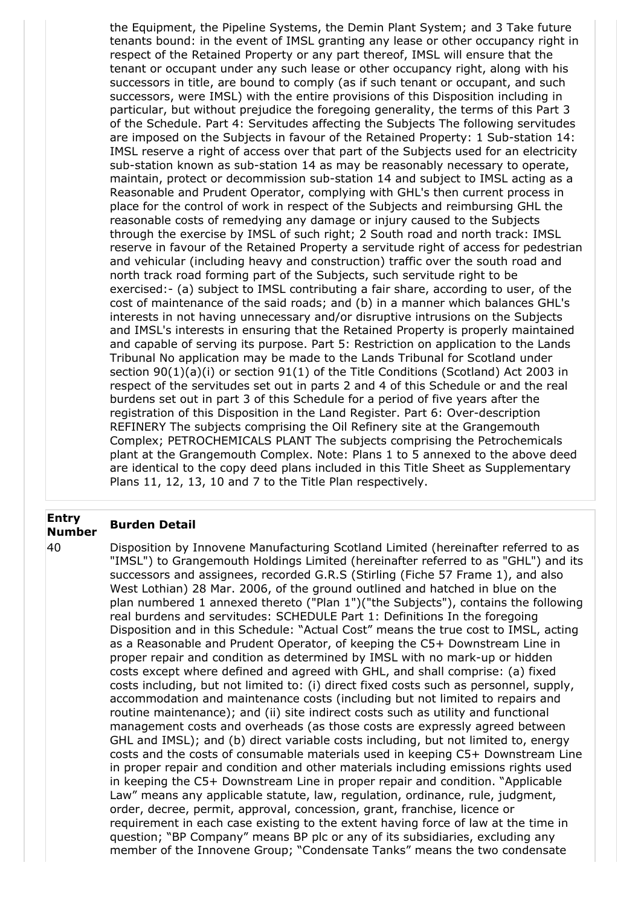the Equipment, the Pipeline Systems, the Demin Plant System; and 3 Take future tenants bound: in the event of IMSL granting any lease or other occupancy right in respect of the Retained Property or any part thereof, IMSL will ensure that the tenant or occupant under any such lease or other occupancy right, along with his successors in title, are bound to comply (as if such tenant or occupant, and such successors, were IMSL) with the entire provisions of this Disposition including in particular, but without prejudice the foregoing generality, the terms of this Part 3 of the Schedule. Part 4: Servitudes affecting the Subjects The following servitudes are imposed on the Subjects in favour of the Retained Property: 1 Sub-station 14: IMSL reserve a right of access over that part of the Subjects used for an electricity sub-station known as sub-station 14 as may be reasonably necessary to operate, maintain, protect or decommission sub-station 14 and subject to IMSL acting as a Reasonable and Prudent Operator, complying with GHL's then current process in place for the control of work in respect of the Subjects and reimbursing GHL the reasonable costs of remedying any damage or injury caused to the Subjects through the exercise by IMSL of such right; 2 South road and north track: IMSL reserve in favour of the Retained Property a servitude right of access for pedestrian and vehicular (including heavy and construction) traffic over the south road and north track road forming part of the Subjects, such servitude right to be exercised:- (a) subject to IMSL contributing a fair share, according to user, of the cost of maintenance of the said roads; and (b) in a manner which balances GHL's interests in not having unnecessary and/or disruptive intrusions on the Subjects and IMSL's interests in ensuring that the Retained Property is properly maintained and capable of serving its purpose. Part 5: Restriction on application to the Lands Tribunal No application may be made to the Lands Tribunal for Scotland under section 90(1)(a)(i) or section 91(1) of the Title Conditions (Scotland) Act 2003 in respect of the servitudes set out in parts 2 and 4 of this Schedule or and the real burdens set out in part 3 of this Schedule for a period of five years after the registration of this Disposition in the Land Register. Part 6: Over-description REFINERY The subjects comprising the Oil Refinery site at the Grangemouth Complex; PETROCHEMICALS PLANT The subjects comprising the Petrochemicals plant at the Grangemouth Complex. Note: Plans 1 to 5 annexed to the above deed are identical to the copy deed plans included in this Title Sheet as Supplementary Plans 11, 12, 13, 10 and 7 to the Title Plan respectively.

| Entry Number | Burden Detail |
|---|---|
| 40 | Disposition by Innovene Manufacturing Scotland Limited (hereinafter referred to as "IMSL") to Grangemouth Holdings Limited (hereinafter referred to as "GHL") and its successors and assignees, recorded G.R.S (Stirling (Fiche 57 Frame 1), and also West Lothian) 28 Mar. 2006, of the ground outlined and hatched in blue on the plan numbered 1 annexed thereto ("Plan 1")("the Subjects"), contains the following real burdens and servitudes: SCHEDULE Part 1: Definitions In the foregoing Disposition and in this Schedule: "Actual Cost" means the true cost to IMSL, acting as a Reasonable and Prudent Operator, of keeping the C5+ Downstream Line in proper repair and condition as determined by IMSL with no mark-up or hidden costs except where defined and agreed with GHL, and shall comprise: (a) fixed costs including, but not limited to: (i) direct fixed costs such as personnel, supply, accommodation and maintenance costs (including but not limited to repairs and routine maintenance); and (ii) site indirect costs such as utility and functional management costs and overheads (as those costs are expressly agreed between GHL and IMSL); and (b) direct variable costs including, but not limited to, energy costs and the costs of consumable materials used in keeping C5+ Downstream Line in proper repair and condition and other materials including emissions rights used in keeping the C5+ Downstream Line in proper repair and condition. "Applicable Law" means any applicable statute, law, regulation, ordinance, rule, judgment, order, decree, permit, approval, concession, grant, franchise, licence or requirement in each case existing to the extent having force of law at the time in question; "BP Company" means BP plc or any of its subsidiaries, excluding any member of the Innovene Group; "Condensate Tanks" means the two condensate |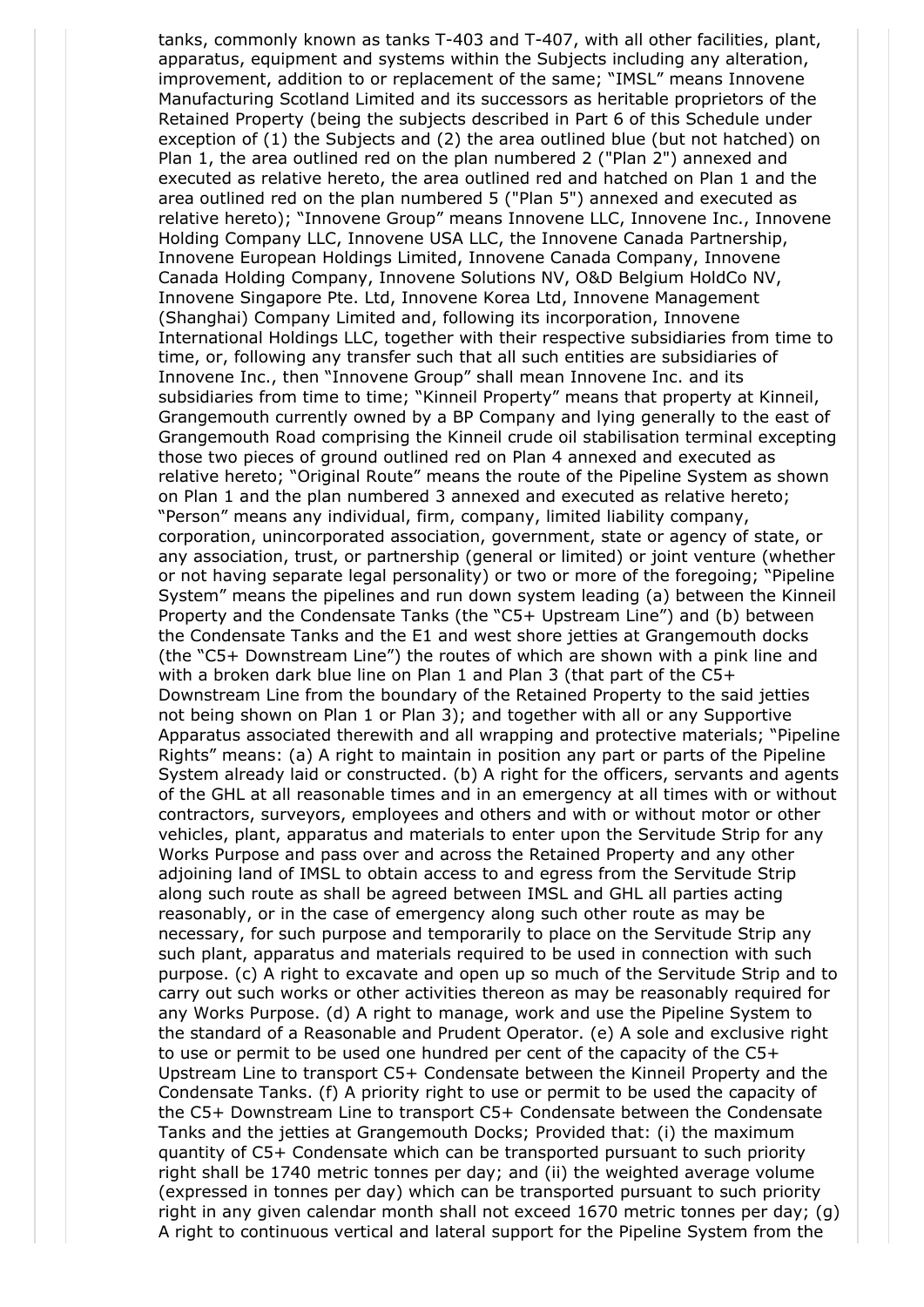tanks, commonly known as tanks T-403 and T-407, with all other facilities, plant, apparatus, equipment and systems within the Subjects including any alteration, improvement, addition to or replacement of the same; "IMSL" means Innovene Manufacturing Scotland Limited and its successors as heritable proprietors of the Retained Property (being the subjects described in Part 6 of this Schedule under exception of (1) the Subjects and (2) the area outlined blue (but not hatched) on Plan 1, the area outlined red on the plan numbered 2 ("Plan 2") annexed and executed as relative hereto, the area outlined red and hatched on Plan 1 and the area outlined red on the plan numbered 5 ("Plan 5") annexed and executed as relative hereto); "Innovene Group" means Innovene LLC, Innovene Inc., Innovene Holding Company LLC, Innovene USA LLC, the Innovene Canada Partnership, Innovene European Holdings Limited, Innovene Canada Company, Innovene Canada Holding Company, Innovene Solutions NV, O&D Belgium HoldCo NV, Innovene Singapore Pte. Ltd, Innovene Korea Ltd, Innovene Management (Shanghai) Company Limited and, following its incorporation, Innovene International Holdings LLC, together with their respective subsidiaries from time to time, or, following any transfer such that all such entities are subsidiaries of Innovene Inc., then "Innovene Group" shall mean Innovene Inc. and its subsidiaries from time to time; "Kinneil Property" means that property at Kinneil, Grangemouth currently owned by a BP Company and lying generally to the east of Grangemouth Road comprising the Kinneil crude oil stabilisation terminal excepting those two pieces of ground outlined red on Plan 4 annexed and executed as relative hereto; "Original Route" means the route of the Pipeline System as shown on Plan 1 and the plan numbered 3 annexed and executed as relative hereto; "Person" means any individual, firm, company, limited liability company, corporation, unincorporated association, government, state or agency of state, or any association, trust, or partnership (general or limited) or joint venture (whether or not having separate legal personality) or two or more of the foregoing; "Pipeline System" means the pipelines and run down system leading (a) between the Kinneil Property and the Condensate Tanks (the "C5+ Upstream Line") and (b) between the Condensate Tanks and the E1 and west shore jetties at Grangemouth docks (the "C5+ Downstream Line") the routes of which are shown with a pink line and with a broken dark blue line on Plan 1 and Plan 3 (that part of the C5+ Downstream Line from the boundary of the Retained Property to the said jetties not being shown on Plan 1 or Plan 3); and together with all or any Supportive Apparatus associated therewith and all wrapping and protective materials; "Pipeline Rights" means: (a) A right to maintain in position any part or parts of the Pipeline System already laid or constructed. (b) A right for the officers, servants and agents of the GHL at all reasonable times and in an emergency at all times with or without contractors, surveyors, employees and others and with or without motor or other vehicles, plant, apparatus and materials to enter upon the Servitude Strip for any Works Purpose and pass over and across the Retained Property and any other adjoining land of IMSL to obtain access to and egress from the Servitude Strip along such route as shall be agreed between IMSL and GHL all parties acting reasonably, or in the case of emergency along such other route as may be necessary, for such purpose and temporarily to place on the Servitude Strip any such plant, apparatus and materials required to be used in connection with such purpose. (c) A right to excavate and open up so much of the Servitude Strip and to carry out such works or other activities thereon as may be reasonably required for any Works Purpose. (d) A right to manage, work and use the Pipeline System to the standard of a Reasonable and Prudent Operator. (e) A sole and exclusive right to use or permit to be used one hundred per cent of the capacity of the C5+ Upstream Line to transport C5+ Condensate between the Kinneil Property and the Condensate Tanks. (f) A priority right to use or permit to be used the capacity of the C5+ Downstream Line to transport C5+ Condensate between the Condensate Tanks and the jetties at Grangemouth Docks; Provided that: (i) the maximum quantity of C5+ Condensate which can be transported pursuant to such priority right shall be 1740 metric tonnes per day; and (ii) the weighted average volume (expressed in tonnes per day) which can be transported pursuant to such priority right in any given calendar month shall not exceed 1670 metric tonnes per day; (g) A right to continuous vertical and lateral support for the Pipeline System from the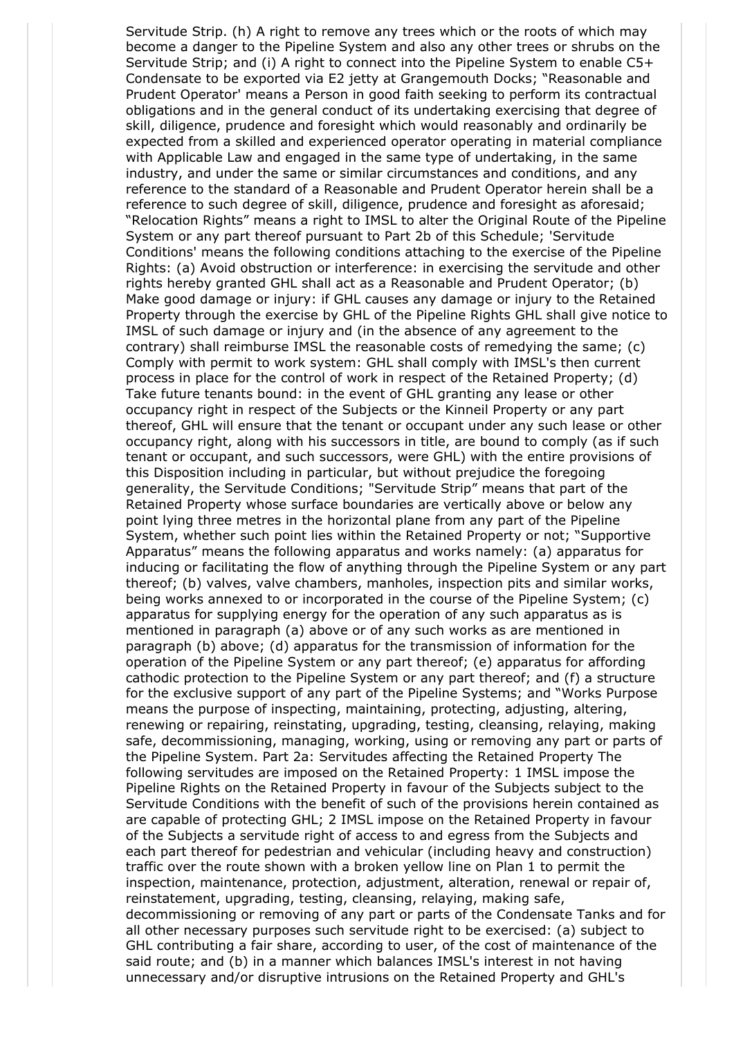Servitude Strip. (h) A right to remove any trees which or the roots of which may become a danger to the Pipeline System and also any other trees or shrubs on the Servitude Strip; and (i) A right to connect into the Pipeline System to enable C5+ Condensate to be exported via E2 jetty at Grangemouth Docks; "Reasonable and Prudent Operator' means a Person in good faith seeking to perform its contractual obligations and in the general conduct of its undertaking exercising that degree of skill, diligence, prudence and foresight which would reasonably and ordinarily be expected from a skilled and experienced operator operating in material compliance with Applicable Law and engaged in the same type of undertaking, in the same industry, and under the same or similar circumstances and conditions, and any reference to the standard of a Reasonable and Prudent Operator herein shall be a reference to such degree of skill, diligence, prudence and foresight as aforesaid; "Relocation Rights" means a right to IMSL to alter the Original Route of the Pipeline System or any part thereof pursuant to Part 2b of this Schedule; 'Servitude Conditions' means the following conditions attaching to the exercise of the Pipeline Rights: (a) Avoid obstruction or interference: in exercising the servitude and other rights hereby granted GHL shall act as a Reasonable and Prudent Operator; (b) Make good damage or injury: if GHL causes any damage or injury to the Retained Property through the exercise by GHL of the Pipeline Rights GHL shall give notice to IMSL of such damage or injury and (in the absence of any agreement to the contrary) shall reimburse IMSL the reasonable costs of remedying the same; (c) Comply with permit to work system: GHL shall comply with IMSL's then current process in place for the control of work in respect of the Retained Property; (d) Take future tenants bound: in the event of GHL granting any lease or other occupancy right in respect of the Subjects or the Kinneil Property or any part thereof, GHL will ensure that the tenant or occupant under any such lease or other occupancy right, along with his successors in title, are bound to comply (as if such tenant or occupant, and such successors, were GHL) with the entire provisions of this Disposition including in particular, but without prejudice the foregoing generality, the Servitude Conditions; "Servitude Strip" means that part of the Retained Property whose surface boundaries are vertically above or below any point lying three metres in the horizontal plane from any part of the Pipeline System, whether such point lies within the Retained Property or not; "Supportive Apparatus" means the following apparatus and works namely: (a) apparatus for inducing or facilitating the flow of anything through the Pipeline System or any part thereof; (b) valves, valve chambers, manholes, inspection pits and similar works, being works annexed to or incorporated in the course of the Pipeline System; (c) apparatus for supplying energy for the operation of any such apparatus as is mentioned in paragraph (a) above or of any such works as are mentioned in paragraph (b) above; (d) apparatus for the transmission of information for the operation of the Pipeline System or any part thereof; (e) apparatus for affording cathodic protection to the Pipeline System or any part thereof; and (f) a structure for the exclusive support of any part of the Pipeline Systems; and "Works Purpose means the purpose of inspecting, maintaining, protecting, adjusting, altering, renewing or repairing, reinstating, upgrading, testing, cleansing, relaying, making safe, decommissioning, managing, working, using or removing any part or parts of the Pipeline System. Part 2a: Servitudes affecting the Retained Property The following servitudes are imposed on the Retained Property: 1 IMSL impose the Pipeline Rights on the Retained Property in favour of the Subjects subject to the Servitude Conditions with the benefit of such of the provisions herein contained as are capable of protecting GHL; 2 IMSL impose on the Retained Property in favour of the Subjects a servitude right of access to and egress from the Subjects and each part thereof for pedestrian and vehicular (including heavy and construction) traffic over the route shown with a broken yellow line on Plan 1 to permit the inspection, maintenance, protection, adjustment, alteration, renewal or repair of, reinstatement, upgrading, testing, cleansing, relaying, making safe, decommissioning or removing of any part or parts of the Condensate Tanks and for all other necessary purposes such servitude right to be exercised: (a) subject to GHL contributing a fair share, according to user, of the cost of maintenance of the said route; and (b) in a manner which balances IMSL's interest in not having unnecessary and/or disruptive intrusions on the Retained Property and GHL's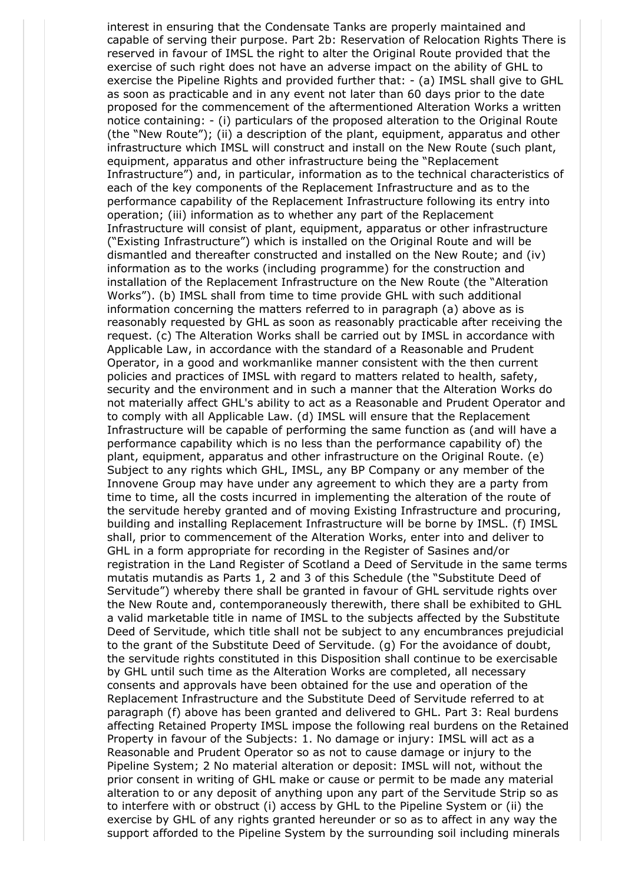interest in ensuring that the Condensate Tanks are properly maintained and capable of serving their purpose. Part 2b: Reservation of Relocation Rights There is reserved in favour of IMSL the right to alter the Original Route provided that the exercise of such right does not have an adverse impact on the ability of GHL to exercise the Pipeline Rights and provided further that: - (a) IMSL shall give to GHL as soon as practicable and in any event not later than 60 days prior to the date proposed for the commencement of the aftermentioned Alteration Works a written notice containing: - (i) particulars of the proposed alteration to the Original Route (the "New Route"); (ii) a description of the plant, equipment, apparatus and other infrastructure which IMSL will construct and install on the New Route (such plant, equipment, apparatus and other infrastructure being the "Replacement Infrastructure") and, in particular, information as to the technical characteristics of each of the key components of the Replacement Infrastructure and as to the performance capability of the Replacement Infrastructure following its entry into operation; (iii) information as to whether any part of the Replacement Infrastructure will consist of plant, equipment, apparatus or other infrastructure ("Existing Infrastructure") which is installed on the Original Route and will be dismantled and thereafter constructed and installed on the New Route; and (iv) information as to the works (including programme) for the construction and installation of the Replacement Infrastructure on the New Route (the "Alteration Works"). (b) IMSL shall from time to time provide GHL with such additional information concerning the matters referred to in paragraph (a) above as is reasonably requested by GHL as soon as reasonably practicable after receiving the request. (c) The Alteration Works shall be carried out by IMSL in accordance with Applicable Law, in accordance with the standard of a Reasonable and Prudent Operator, in a good and workmanlike manner consistent with the then current policies and practices of IMSL with regard to matters related to health, safety, security and the environment and in such a manner that the Alteration Works do not materially affect GHL's ability to act as a Reasonable and Prudent Operator and to comply with all Applicable Law. (d) IMSL will ensure that the Replacement Infrastructure will be capable of performing the same function as (and will have a performance capability which is no less than the performance capability of) the plant, equipment, apparatus and other infrastructure on the Original Route. (e) Subject to any rights which GHL, IMSL, any BP Company or any member of the Innovene Group may have under any agreement to which they are a party from time to time, all the costs incurred in implementing the alteration of the route of the servitude hereby granted and of moving Existing Infrastructure and procuring, building and installing Replacement Infrastructure will be borne by IMSL. (f) IMSL shall, prior to commencement of the Alteration Works, enter into and deliver to GHL in a form appropriate for recording in the Register of Sasines and/or registration in the Land Register of Scotland a Deed of Servitude in the same terms mutatis mutandis as Parts 1, 2 and 3 of this Schedule (the "Substitute Deed of Servitude") whereby there shall be granted in favour of GHL servitude rights over the New Route and, contemporaneously therewith, there shall be exhibited to GHL a valid marketable title in name of IMSL to the subjects affected by the Substitute Deed of Servitude, which title shall not be subject to any encumbrances prejudicial to the grant of the Substitute Deed of Servitude. (g) For the avoidance of doubt, the servitude rights constituted in this Disposition shall continue to be exercisable by GHL until such time as the Alteration Works are completed, all necessary consents and approvals have been obtained for the use and operation of the Replacement Infrastructure and the Substitute Deed of Servitude referred to at paragraph (f) above has been granted and delivered to GHL. Part 3: Real burdens affecting Retained Property IMSL impose the following real burdens on the Retained Property in favour of the Subjects: 1. No damage or injury: IMSL will act as a Reasonable and Prudent Operator so as not to cause damage or injury to the Pipeline System; 2 No material alteration or deposit: IMSL will not, without the prior consent in writing of GHL make or cause or permit to be made any material alteration to or any deposit of anything upon any part of the Servitude Strip so as to interfere with or obstruct (i) access by GHL to the Pipeline System or (ii) the exercise by GHL of any rights granted hereunder or so as to affect in any way the support afforded to the Pipeline System by the surrounding soil including minerals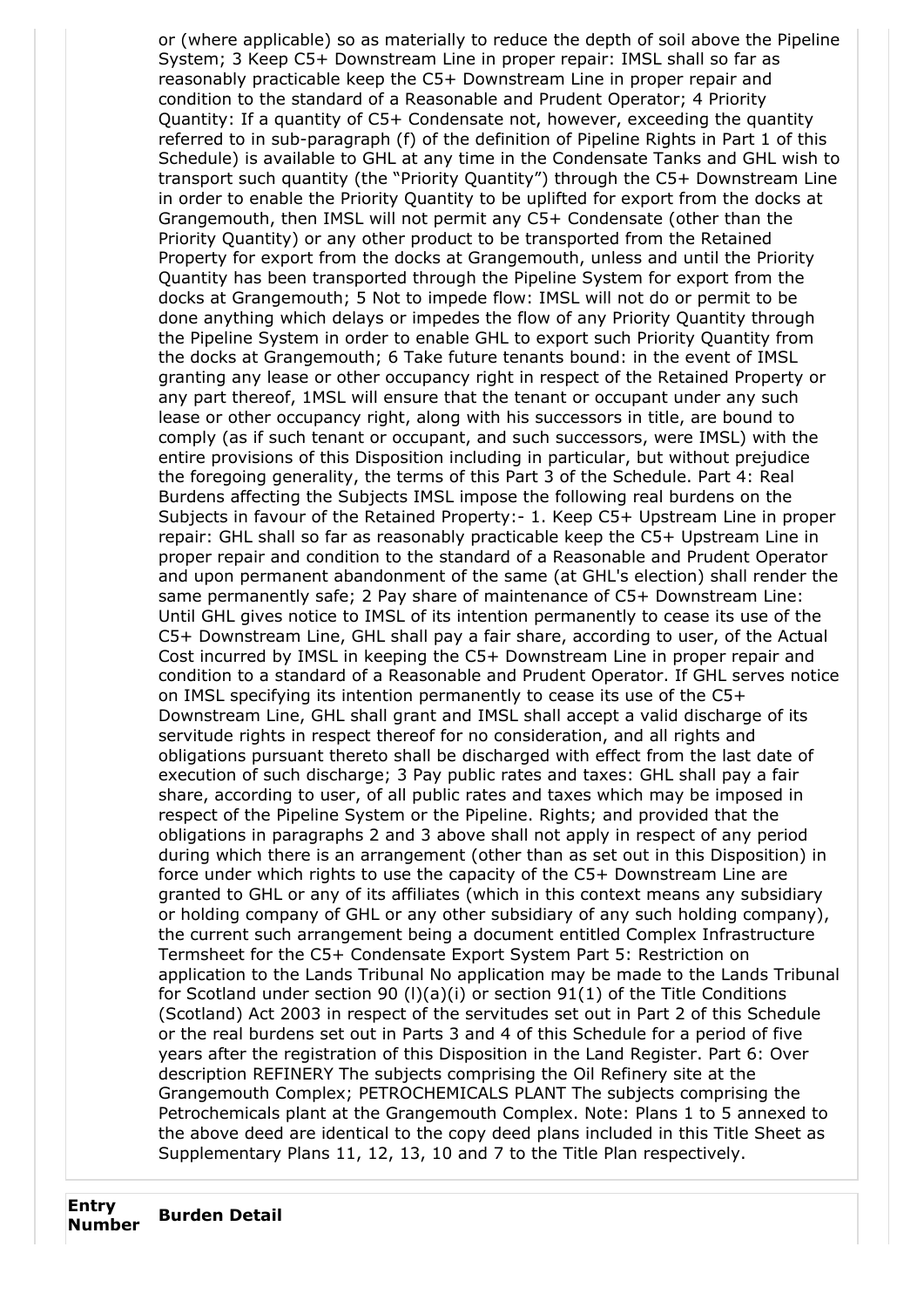or (where applicable) so as materially to reduce the depth of soil above the Pipeline System; 3 Keep C5+ Downstream Line in proper repair: IMSL shall so far as reasonably practicable keep the C5+ Downstream Line in proper repair and condition to the standard of a Reasonable and Prudent Operator; 4 Priority Quantity: If a quantity of C5+ Condensate not, however, exceeding the quantity referred to in sub-paragraph (f) of the definition of Pipeline Rights in Part 1 of this Schedule) is available to GHL at any time in the Condensate Tanks and GHL wish to transport such quantity (the "Priority Quantity") through the C5+ Downstream Line in order to enable the Priority Quantity to be uplifted for export from the docks at Grangemouth, then IMSL will not permit any C5+ Condensate (other than the Priority Quantity) or any other product to be transported from the Retained Property for export from the docks at Grangemouth, unless and until the Priority Quantity has been transported through the Pipeline System for export from the docks at Grangemouth; 5 Not to impede flow: IMSL will not do or permit to be done anything which delays or impedes the flow of any Priority Quantity through the Pipeline System in order to enable GHL to export such Priority Quantity from the docks at Grangemouth; 6 Take future tenants bound: in the event of IMSL granting any lease or other occupancy right in respect of the Retained Property or any part thereof, 1MSL will ensure that the tenant or occupant under any such lease or other occupancy right, along with his successors in title, are bound to comply (as if such tenant or occupant, and such successors, were IMSL) with the entire provisions of this Disposition including in particular, but without prejudice the foregoing generality, the terms of this Part 3 of the Schedule. Part 4: Real Burdens affecting the Subjects IMSL impose the following real burdens on the Subjects in favour of the Retained Property:- 1. Keep C5+ Upstream Line in proper repair: GHL shall so far as reasonably practicable keep the C5+ Upstream Line in proper repair and condition to the standard of a Reasonable and Prudent Operator and upon permanent abandonment of the same (at GHL's election) shall render the same permanently safe; 2 Pay share of maintenance of C5+ Downstream Line: Until GHL gives notice to IMSL of its intention permanently to cease its use of the C5+ Downstream Line, GHL shall pay a fair share, according to user, of the Actual Cost incurred by IMSL in keeping the C5+ Downstream Line in proper repair and condition to a standard of a Reasonable and Prudent Operator. If GHL serves notice on IMSL specifying its intention permanently to cease its use of the C5+ Downstream Line, GHL shall grant and IMSL shall accept a valid discharge of its servitude rights in respect thereof for no consideration, and all rights and obligations pursuant thereto shall be discharged with effect from the last date of execution of such discharge; 3 Pay public rates and taxes: GHL shall pay a fair share, according to user, of all public rates and taxes which may be imposed in respect of the Pipeline System or the Pipeline. Rights; and provided that the obligations in paragraphs 2 and 3 above shall not apply in respect of any period during which there is an arrangement (other than as set out in this Disposition) in force under which rights to use the capacity of the C5+ Downstream Line are granted to GHL or any of its affiliates (which in this context means any subsidiary or holding company of GHL or any other subsidiary of any such holding company), the current such arrangement being a document entitled Complex Infrastructure Termsheet for the C5+ Condensate Export System Part 5: Restriction on application to the Lands Tribunal No application may be made to the Lands Tribunal for Scotland under section 90 (l)(a)(i) or section 91(1) of the Title Conditions (Scotland) Act 2003 in respect of the servitudes set out in Part 2 of this Schedule or the real burdens set out in Parts 3 and 4 of this Schedule for a period of five years after the registration of this Disposition in the Land Register. Part 6: Over description REFINERY The subjects comprising the Oil Refinery site at the Grangemouth Complex; PETROCHEMICALS PLANT The subjects comprising the Petrochemicals plant at the Grangemouth Complex. Note: Plans 1 to 5 annexed to the above deed are identical to the copy deed plans included in this Title Sheet as Supplementary Plans 11, 12, 13, 10 and 7 to the Title Plan respectively.

| Entry Number | Burden Detail |
|---|---|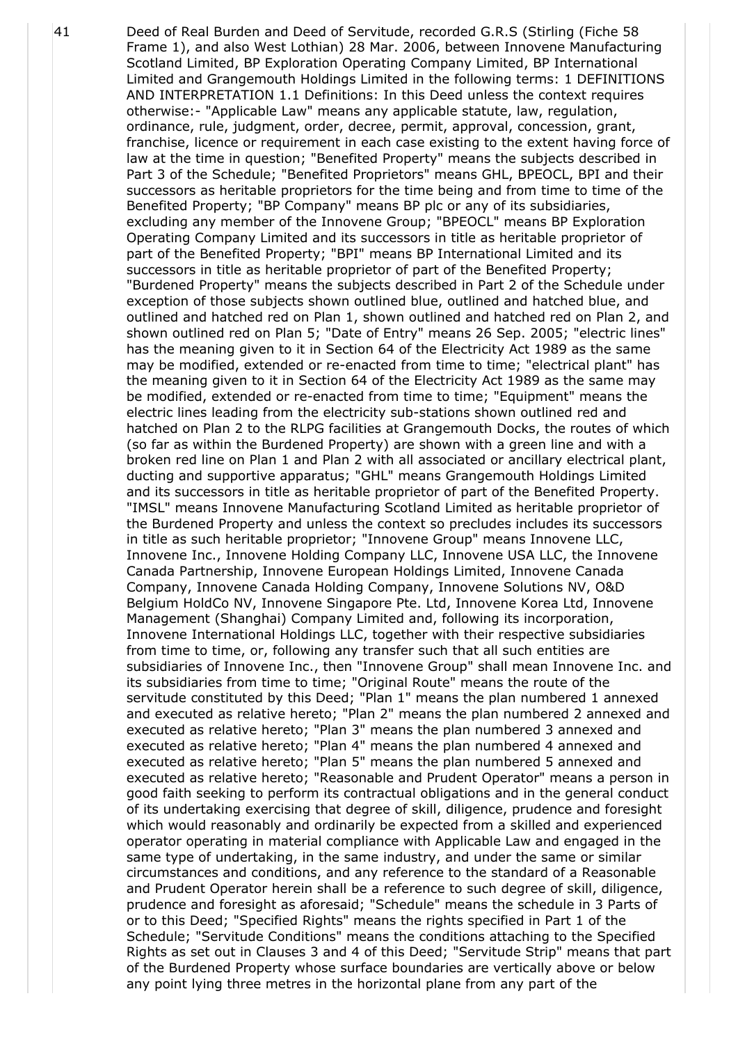41 Deed of Real Burden and Deed of Servitude, recorded G.R.S (Stirling (Fiche 58 Frame 1), and also West Lothian) 28 Mar. 2006, between Innovene Manufacturing Scotland Limited, BP Exploration Operating Company Limited, BP International Limited and Grangemouth Holdings Limited in the following terms: 1 DEFINITIONS AND INTERPRETATION 1.1 Definitions: In this Deed unless the context requires otherwise:- "Applicable Law" means any applicable statute, law, regulation, ordinance, rule, judgment, order, decree, permit, approval, concession, grant, franchise, licence or requirement in each case existing to the extent having force of law at the time in question; "Benefited Property" means the subjects described in Part 3 of the Schedule; "Benefited Proprietors" means GHL, BPEOCL, BPI and their successors as heritable proprietors for the time being and from time to time of the Benefited Property; "BP Company" means BP plc or any of its subsidiaries, excluding any member of the Innovene Group; "BPEOCL" means BP Exploration Operating Company Limited and its successors in title as heritable proprietor of part of the Benefited Property; "BPI" means BP International Limited and its successors in title as heritable proprietor of part of the Benefited Property; "Burdened Property" means the subjects described in Part 2 of the Schedule under exception of those subjects shown outlined blue, outlined and hatched blue, and outlined and hatched red on Plan 1, shown outlined and hatched red on Plan 2, and shown outlined red on Plan 5; "Date of Entry" means 26 Sep. 2005; "electric lines" has the meaning given to it in Section 64 of the Electricity Act 1989 as the same may be modified, extended or re-enacted from time to time; "electrical plant" has the meaning given to it in Section 64 of the Electricity Act 1989 as the same may be modified, extended or re-enacted from time to time; "Equipment" means the electric lines leading from the electricity sub-stations shown outlined red and hatched on Plan 2 to the RLPG facilities at Grangemouth Docks, the routes of which (so far as within the Burdened Property) are shown with a green line and with a broken red line on Plan 1 and Plan 2 with all associated or ancillary electrical plant, ducting and supportive apparatus; "GHL" means Grangemouth Holdings Limited and its successors in title as heritable proprietor of part of the Benefited Property. "IMSL" means Innovene Manufacturing Scotland Limited as heritable proprietor of the Burdened Property and unless the context so precludes includes its successors in title as such heritable proprietor; "Innovene Group" means Innovene LLC, Innovene Inc., Innovene Holding Company LLC, Innovene USA LLC, the Innovene Canada Partnership, Innovene European Holdings Limited, Innovene Canada Company, Innovene Canada Holding Company, Innovene Solutions NV, O&D Belgium HoldCo NV, Innovene Singapore Pte. Ltd, Innovene Korea Ltd, Innovene Management (Shanghai) Company Limited and, following its incorporation, Innovene International Holdings LLC, together with their respective subsidiaries from time to time, or, following any transfer such that all such entities are subsidiaries of Innovene Inc., then "Innovene Group" shall mean Innovene Inc. and its subsidiaries from time to time; "Original Route" means the route of the servitude constituted by this Deed; "Plan 1" means the plan numbered 1 annexed and executed as relative hereto; "Plan 2" means the plan numbered 2 annexed and executed as relative hereto; "Plan 3" means the plan numbered 3 annexed and executed as relative hereto; "Plan 4" means the plan numbered 4 annexed and executed as relative hereto; "Plan 5" means the plan numbered 5 annexed and executed as relative hereto; "Reasonable and Prudent Operator" means a person in good faith seeking to perform its contractual obligations and in the general conduct of its undertaking exercising that degree of skill, diligence, prudence and foresight which would reasonably and ordinarily be expected from a skilled and experienced operator operating in material compliance with Applicable Law and engaged in the same type of undertaking, in the same industry, and under the same or similar circumstances and conditions, and any reference to the standard of a Reasonable and Prudent Operator herein shall be a reference to such degree of skill, diligence, prudence and foresight as aforesaid; "Schedule" means the schedule in 3 Parts of or to this Deed; "Specified Rights" means the rights specified in Part 1 of the Schedule; "Servitude Conditions" means the conditions attaching to the Specified Rights as set out in Clauses 3 and 4 of this Deed; "Servitude Strip" means that part of the Burdened Property whose surface boundaries are vertically above or below any point lying three metres in the horizontal plane from any part of the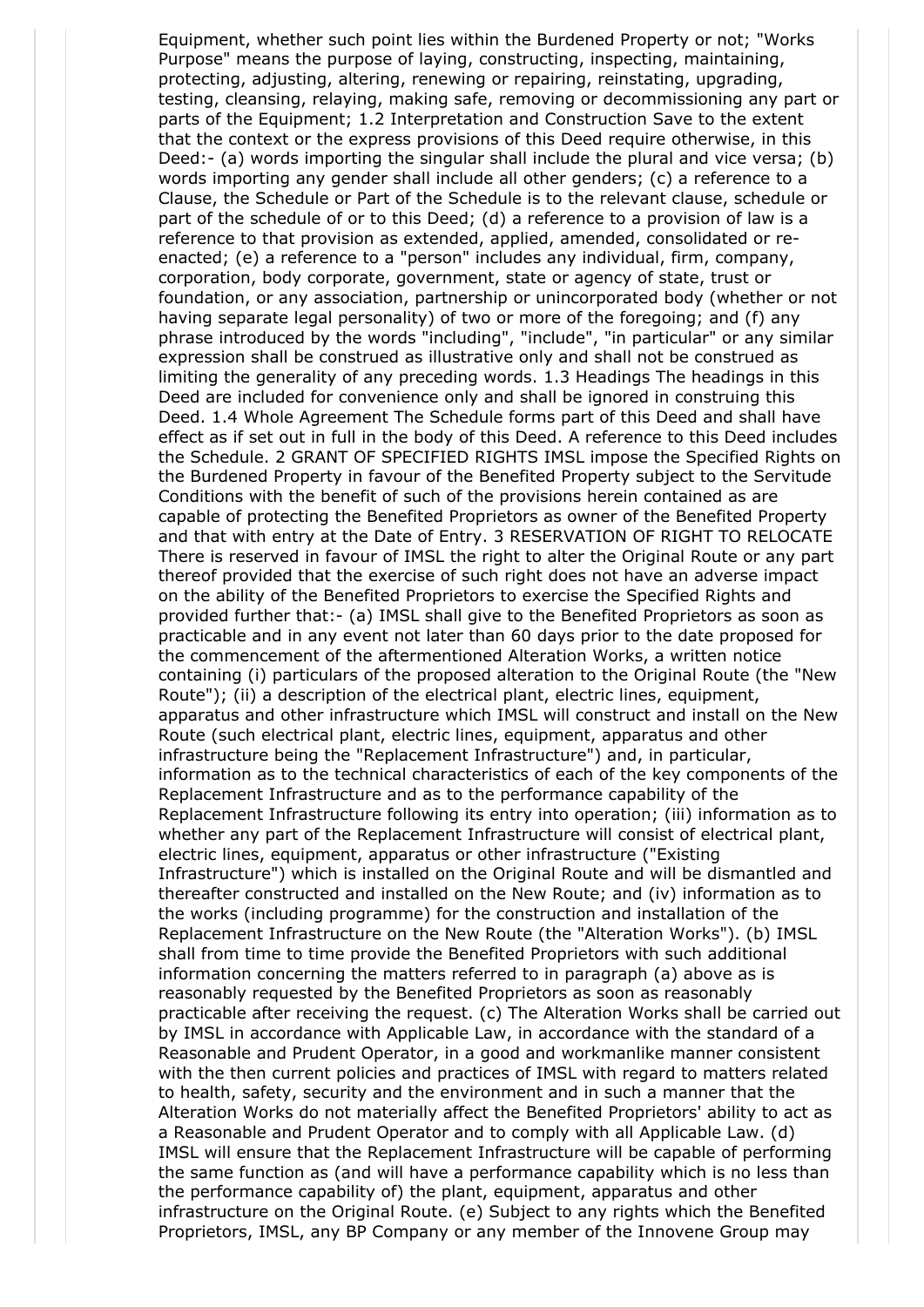Equipment, whether such point lies within the Burdened Property or not; "Works Purpose" means the purpose of laying, constructing, inspecting, maintaining, protecting, adjusting, altering, renewing or repairing, reinstating, upgrading, testing, cleansing, relaying, making safe, removing or decommissioning any part or parts of the Equipment; 1.2 Interpretation and Construction Save to the extent that the context or the express provisions of this Deed require otherwise, in this Deed:- (a) words importing the singular shall include the plural and vice versa; (b) words importing any gender shall include all other genders; (c) a reference to a Clause, the Schedule or Part of the Schedule is to the relevant clause, schedule or part of the schedule of or to this Deed; (d) a reference to a provision of law is a reference to that provision as extended, applied, amended, consolidated or re-enacted; (e) a reference to a "person" includes any individual, firm, company, corporation, body corporate, government, state or agency of state, trust or foundation, or any association, partnership or unincorporated body (whether or not having separate legal personality) of two or more of the foregoing; and (f) any phrase introduced by the words "including", "include", "in particular" or any similar expression shall be construed as illustrative only and shall not be construed as limiting the generality of any preceding words. 1.3 Headings The headings in this Deed are included for convenience only and shall be ignored in construing this Deed. 1.4 Whole Agreement The Schedule forms part of this Deed and shall have effect as if set out in full in the body of this Deed. A reference to this Deed includes the Schedule. 2 GRANT OF SPECIFIED RIGHTS IMSL impose the Specified Rights on the Burdened Property in favour of the Benefited Property subject to the Servitude Conditions with the benefit of such of the provisions herein contained as are capable of protecting the Benefited Proprietors as owner of the Benefited Property and that with entry at the Date of Entry. 3 RESERVATION OF RIGHT TO RELOCATE There is reserved in favour of IMSL the right to alter the Original Route or any part thereof provided that the exercise of such right does not have an adverse impact on the ability of the Benefited Proprietors to exercise the Specified Rights and provided further that:- (a) IMSL shall give to the Benefited Proprietors as soon as practicable and in any event not later than 60 days prior to the date proposed for the commencement of the aftermentioned Alteration Works, a written notice containing (i) particulars of the proposed alteration to the Original Route (the "New Route"); (ii) a description of the electrical plant, electric lines, equipment, apparatus and other infrastructure which IMSL will construct and install on the New Route (such electrical plant, electric lines, equipment, apparatus and other infrastructure being the "Replacement Infrastructure") and, in particular, information as to the technical characteristics of each of the key components of the Replacement Infrastructure and as to the performance capability of the Replacement Infrastructure following its entry into operation; (iii) information as to whether any part of the Replacement Infrastructure will consist of electrical plant, electric lines, equipment, apparatus or other infrastructure ("Existing Infrastructure") which is installed on the Original Route and will be dismantled and thereafter constructed and installed on the New Route; and (iv) information as to the works (including programme) for the construction and installation of the Replacement Infrastructure on the New Route (the "Alteration Works"). (b) IMSL shall from time to time provide the Benefited Proprietors with such additional information concerning the matters referred to in paragraph (a) above as is reasonably requested by the Benefited Proprietors as soon as reasonably practicable after receiving the request. (c) The Alteration Works shall be carried out by IMSL in accordance with Applicable Law, in accordance with the standard of a Reasonable and Prudent Operator, in a good and workmanlike manner consistent with the then current policies and practices of IMSL with regard to matters related to health, safety, security and the environment and in such a manner that the Alteration Works do not materially affect the Benefited Proprietors' ability to act as a Reasonable and Prudent Operator and to comply with all Applicable Law. (d) IMSL will ensure that the Replacement Infrastructure will be capable of performing the same function as (and will have a performance capability which is no less than the performance capability of) the plant, equipment, apparatus and other infrastructure on the Original Route. (e) Subject to any rights which the Benefited Proprietors, IMSL, any BP Company or any member of the Innovene Group may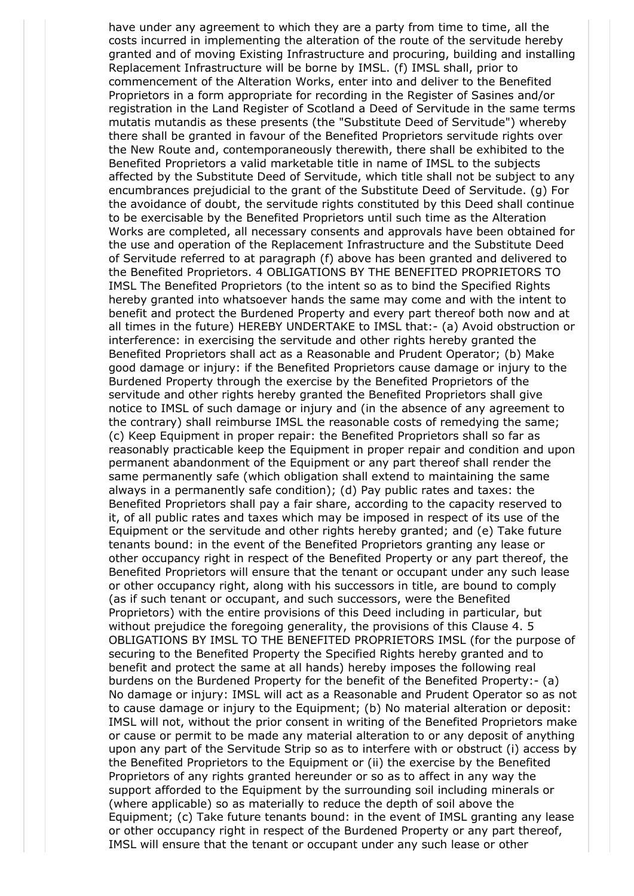have under any agreement to which they are a party from time to time, all the costs incurred in implementing the alteration of the route of the servitude hereby granted and of moving Existing Infrastructure and procuring, building and installing Replacement Infrastructure will be borne by IMSL. (f) IMSL shall, prior to commencement of the Alteration Works, enter into and deliver to the Benefited Proprietors in a form appropriate for recording in the Register of Sasines and/or registration in the Land Register of Scotland a Deed of Servitude in the same terms mutatis mutandis as these presents (the "Substitute Deed of Servitude") whereby there shall be granted in favour of the Benefited Proprietors servitude rights over the New Route and, contemporaneously therewith, there shall be exhibited to the Benefited Proprietors a valid marketable title in name of IMSL to the subjects affected by the Substitute Deed of Servitude, which title shall not be subject to any encumbrances prejudicial to the grant of the Substitute Deed of Servitude. (g) For the avoidance of doubt, the servitude rights constituted by this Deed shall continue to be exercisable by the Benefited Proprietors until such time as the Alteration Works are completed, all necessary consents and approvals have been obtained for the use and operation of the Replacement Infrastructure and the Substitute Deed of Servitude referred to at paragraph (f) above has been granted and delivered to the Benefited Proprietors. 4 OBLIGATIONS BY THE BENEFITED PROPRIETORS TO IMSL The Benefited Proprietors (to the intent so as to bind the Specified Rights hereby granted into whatsoever hands the same may come and with the intent to benefit and protect the Burdened Property and every part thereof both now and at all times in the future) HEREBY UNDERTAKE to IMSL that:- (a) Avoid obstruction or interference: in exercising the servitude and other rights hereby granted the Benefited Proprietors shall act as a Reasonable and Prudent Operator; (b) Make good damage or injury: if the Benefited Proprietors cause damage or injury to the Burdened Property through the exercise by the Benefited Proprietors of the servitude and other rights hereby granted the Benefited Proprietors shall give notice to IMSL of such damage or injury and (in the absence of any agreement to the contrary) shall reimburse IMSL the reasonable costs of remedying the same; (c) Keep Equipment in proper repair: the Benefited Proprietors shall so far as reasonably practicable keep the Equipment in proper repair and condition and upon permanent abandonment of the Equipment or any part thereof shall render the same permanently safe (which obligation shall extend to maintaining the same always in a permanently safe condition); (d) Pay public rates and taxes: the Benefited Proprietors shall pay a fair share, according to the capacity reserved to it, of all public rates and taxes which may be imposed in respect of its use of the Equipment or the servitude and other rights hereby granted; and (e) Take future tenants bound: in the event of the Benefited Proprietors granting any lease or other occupancy right in respect of the Benefited Property or any part thereof, the Benefited Proprietors will ensure that the tenant or occupant under any such lease or other occupancy right, along with his successors in title, are bound to comply (as if such tenant or occupant, and such successors, were the Benefited Proprietors) with the entire provisions of this Deed including in particular, but without prejudice the foregoing generality, the provisions of this Clause 4. 5 OBLIGATIONS BY IMSL TO THE BENEFITED PROPRIETORS IMSL (for the purpose of securing to the Benefited Property the Specified Rights hereby granted and to benefit and protect the same at all hands) hereby imposes the following real burdens on the Burdened Property for the benefit of the Benefited Property:- (a) No damage or injury: IMSL will act as a Reasonable and Prudent Operator so as not to cause damage or injury to the Equipment; (b) No material alteration or deposit: IMSL will not, without the prior consent in writing of the Benefited Proprietors make or cause or permit to be made any material alteration to or any deposit of anything upon any part of the Servitude Strip so as to interfere with or obstruct (i) access by the Benefited Proprietors to the Equipment or (ii) the exercise by the Benefited Proprietors of any rights granted hereunder or so as to affect in any way the support afforded to the Equipment by the surrounding soil including minerals or (where applicable) so as materially to reduce the depth of soil above the Equipment; (c) Take future tenants bound: in the event of IMSL granting any lease or other occupancy right in respect of the Burdened Property or any part thereof, IMSL will ensure that the tenant or occupant under any such lease or other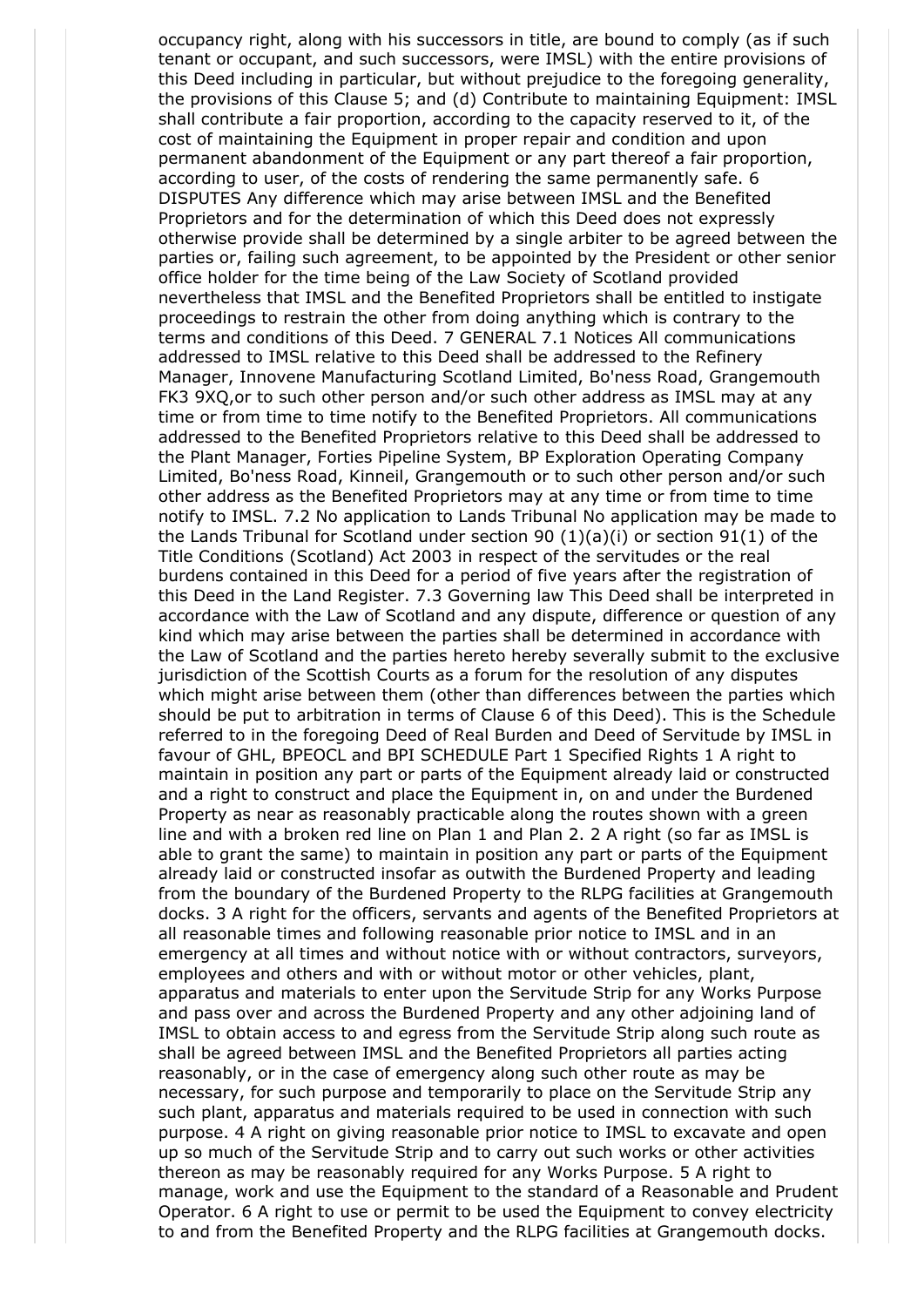occupancy right, along with his successors in title, are bound to comply (as if such tenant or occupant, and such successors, were IMSL) with the entire provisions of this Deed including in particular, but without prejudice to the foregoing generality, the provisions of this Clause 5; and (d) Contribute to maintaining Equipment: IMSL shall contribute a fair proportion, according to the capacity reserved to it, of the cost of maintaining the Equipment in proper repair and condition and upon permanent abandonment of the Equipment or any part thereof a fair proportion, according to user, of the costs of rendering the same permanently safe. 6 DISPUTES Any difference which may arise between IMSL and the Benefited Proprietors and for the determination of which this Deed does not expressly otherwise provide shall be determined by a single arbiter to be agreed between the parties or, failing such agreement, to be appointed by the President or other senior office holder for the time being of the Law Society of Scotland provided nevertheless that IMSL and the Benefited Proprietors shall be entitled to instigate proceedings to restrain the other from doing anything which is contrary to the terms and conditions of this Deed. 7 GENERAL 7.1 Notices All communications addressed to IMSL relative to this Deed shall be addressed to the Refinery Manager, Innovene Manufacturing Scotland Limited, Bo'ness Road, Grangemouth FK3 9XQ,or to such other person and/or such other address as IMSL may at any time or from time to time notify to the Benefited Proprietors. All communications addressed to the Benefited Proprietors relative to this Deed shall be addressed to the Plant Manager, Forties Pipeline System, BP Exploration Operating Company Limited, Bo'ness Road, Kinneil, Grangemouth or to such other person and/or such other address as the Benefited Proprietors may at any time or from time to time notify to IMSL. 7.2 No application to Lands Tribunal No application may be made to the Lands Tribunal for Scotland under section 90 (1)(a)(i) or section 91(1) of the Title Conditions (Scotland) Act 2003 in respect of the servitudes or the real burdens contained in this Deed for a period of five years after the registration of this Deed in the Land Register. 7.3 Governing law This Deed shall be interpreted in accordance with the Law of Scotland and any dispute, difference or question of any kind which may arise between the parties shall be determined in accordance with the Law of Scotland and the parties hereto hereby severally submit to the exclusive jurisdiction of the Scottish Courts as a forum for the resolution of any disputes which might arise between them (other than differences between the parties which should be put to arbitration in terms of Clause 6 of this Deed). This is the Schedule referred to in the foregoing Deed of Real Burden and Deed of Servitude by IMSL in favour of GHL, BPEOCL and BPI SCHEDULE Part 1 Specified Rights 1 A right to maintain in position any part or parts of the Equipment already laid or constructed and a right to construct and place the Equipment in, on and under the Burdened Property as near as reasonably practicable along the routes shown with a green line and with a broken red line on Plan 1 and Plan 2. 2 A right (so far as IMSL is able to grant the same) to maintain in position any part or parts of the Equipment already laid or constructed insofar as outwith the Burdened Property and leading from the boundary of the Burdened Property to the RLPG facilities at Grangemouth docks. 3 A right for the officers, servants and agents of the Benefited Proprietors at all reasonable times and following reasonable prior notice to IMSL and in an emergency at all times and without notice with or without contractors, surveyors, employees and others and with or without motor or other vehicles, plant, apparatus and materials to enter upon the Servitude Strip for any Works Purpose and pass over and across the Burdened Property and any other adjoining land of IMSL to obtain access to and egress from the Servitude Strip along such route as shall be agreed between IMSL and the Benefited Proprietors all parties acting reasonably, or in the case of emergency along such other route as may be necessary, for such purpose and temporarily to place on the Servitude Strip any such plant, apparatus and materials required to be used in connection with such purpose. 4 A right on giving reasonable prior notice to IMSL to excavate and open up so much of the Servitude Strip and to carry out such works or other activities thereon as may be reasonably required for any Works Purpose. 5 A right to manage, work and use the Equipment to the standard of a Reasonable and Prudent Operator. 6 A right to use or permit to be used the Equipment to convey electricity to and from the Benefited Property and the RLPG facilities at Grangemouth docks.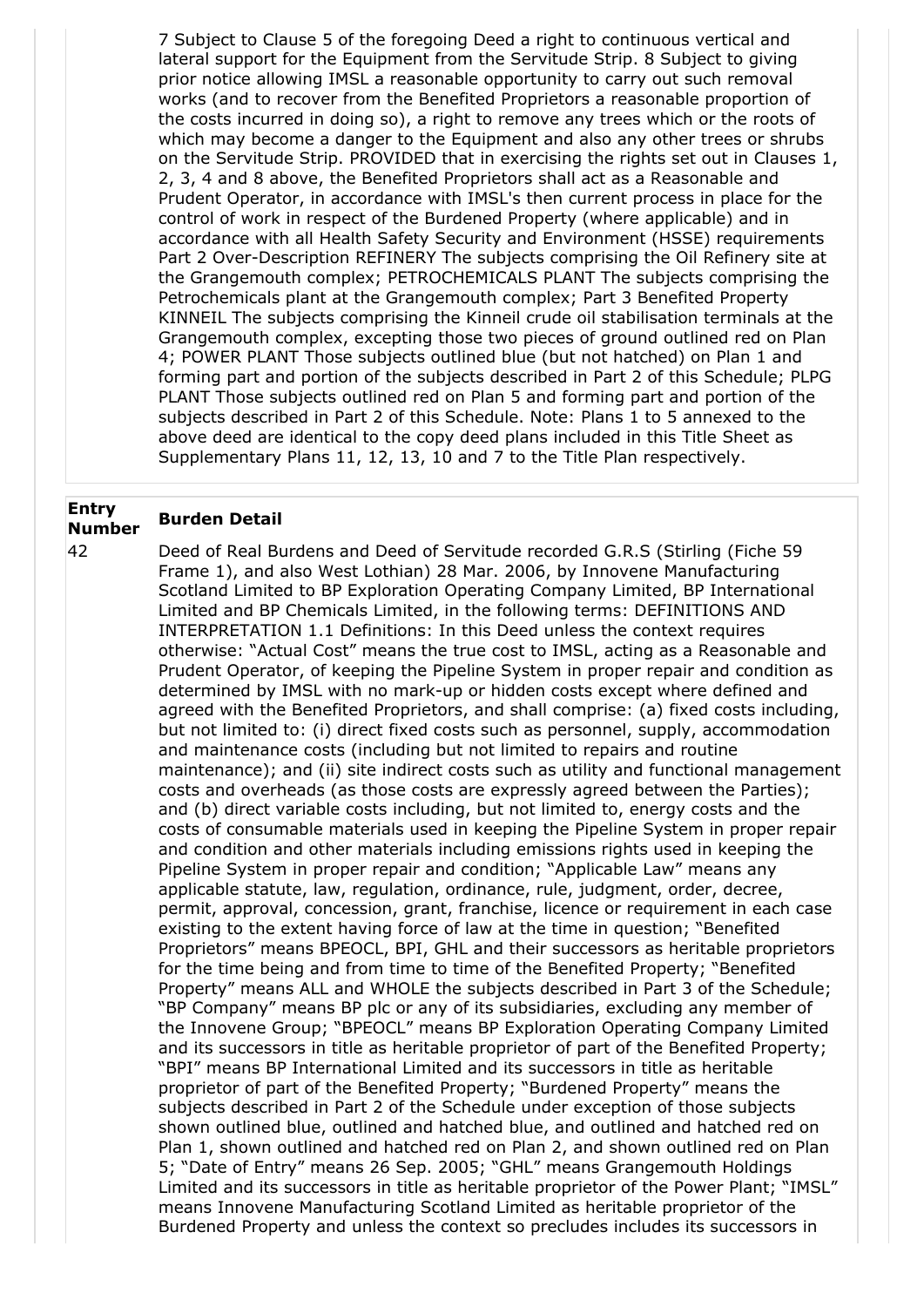7 Subject to Clause 5 of the foregoing Deed a right to continuous vertical and lateral support for the Equipment from the Servitude Strip. 8 Subject to giving prior notice allowing IMSL a reasonable opportunity to carry out such removal works (and to recover from the Benefited Proprietors a reasonable proportion of the costs incurred in doing so), a right to remove any trees which or the roots of which may become a danger to the Equipment and also any other trees or shrubs on the Servitude Strip. PROVIDED that in exercising the rights set out in Clauses 1, 2, 3, 4 and 8 above, the Benefited Proprietors shall act as a Reasonable and Prudent Operator, in accordance with IMSL's then current process in place for the control of work in respect of the Burdened Property (where applicable) and in accordance with all Health Safety Security and Environment (HSSE) requirements Part 2 Over-Description REFINERY The subjects comprising the Oil Refinery site at the Grangemouth complex; PETROCHEMICALS PLANT The subjects comprising the Petrochemicals plant at the Grangemouth complex; Part 3 Benefited Property KINNEIL The subjects comprising the Kinneil crude oil stabilisation terminals at the Grangemouth complex, excepting those two pieces of ground outlined red on Plan 4; POWER PLANT Those subjects outlined blue (but not hatched) on Plan 1 and forming part and portion of the subjects described in Part 2 of this Schedule; PLPG PLANT Those subjects outlined red on Plan 5 and forming part and portion of the subjects described in Part 2 of this Schedule. Note: Plans 1 to 5 annexed to the above deed are identical to the copy deed plans included in this Title Sheet as Supplementary Plans 11, 12, 13, 10 and 7 to the Title Plan respectively.

| Entry Number | Burden Detail |
|---|---|
| 42 | Deed of Real Burdens and Deed of Servitude recorded G.R.S (Stirling (Fiche 59 Frame 1), and also West Lothian) 28 Mar. 2006, by Innovene Manufacturing Scotland Limited to BP Exploration Operating Company Limited, BP International Limited and BP Chemicals Limited, in the following terms: DEFINITIONS AND INTERPRETATION 1.1 Definitions: In this Deed unless the context requires otherwise: "Actual Cost" means the true cost to IMSL, acting as a Reasonable and Prudent Operator, of keeping the Pipeline System in proper repair and condition as determined by IMSL with no mark-up or hidden costs except where defined and agreed with the Benefited Proprietors, and shall comprise: (a) fixed costs including, but not limited to: (i) direct fixed costs such as personnel, supply, accommodation and maintenance costs (including but not limited to repairs and routine maintenance); and (ii) site indirect costs such as utility and functional management costs and overheads (as those costs are expressly agreed between the Parties); and (b) direct variable costs including, but not limited to, energy costs and the costs of consumable materials used in keeping the Pipeline System in proper repair and condition and other materials including emissions rights used in keeping the Pipeline System in proper repair and condition; "Applicable Law" means any applicable statute, law, regulation, ordinance, rule, judgment, order, decree, permit, approval, concession, grant, franchise, licence or requirement in each case existing to the extent having force of law at the time in question; "Benefited Proprietors" means BPEOCL, BPI, GHL and their successors as heritable proprietors for the time being and from time to time of the Benefited Property; "Benefited Property" means ALL and WHOLE the subjects described in Part 3 of the Schedule; "BP Company" means BP plc or any of its subsidiaries, excluding any member of the Innovene Group; "BPEOCL" means BP Exploration Operating Company Limited and its successors in title as heritable proprietor of part of the Benefited Property; "BPI" means BP International Limited and its successors in title as heritable proprietor of part of the Benefited Property; "Burdened Property" means the subjects described in Part 2 of the Schedule under exception of those subjects shown outlined blue, outlined and hatched blue, and outlined and hatched red on Plan 1, shown outlined and hatched red on Plan 2, and shown outlined red on Plan 5; "Date of Entry" means 26 Sep. 2005; "GHL" means Grangemouth Holdings Limited and its successors in title as heritable proprietor of the Power Plant; "IMSL" means Innovene Manufacturing Scotland Limited as heritable proprietor of the Burdened Property and unless the context so precludes includes its successors in |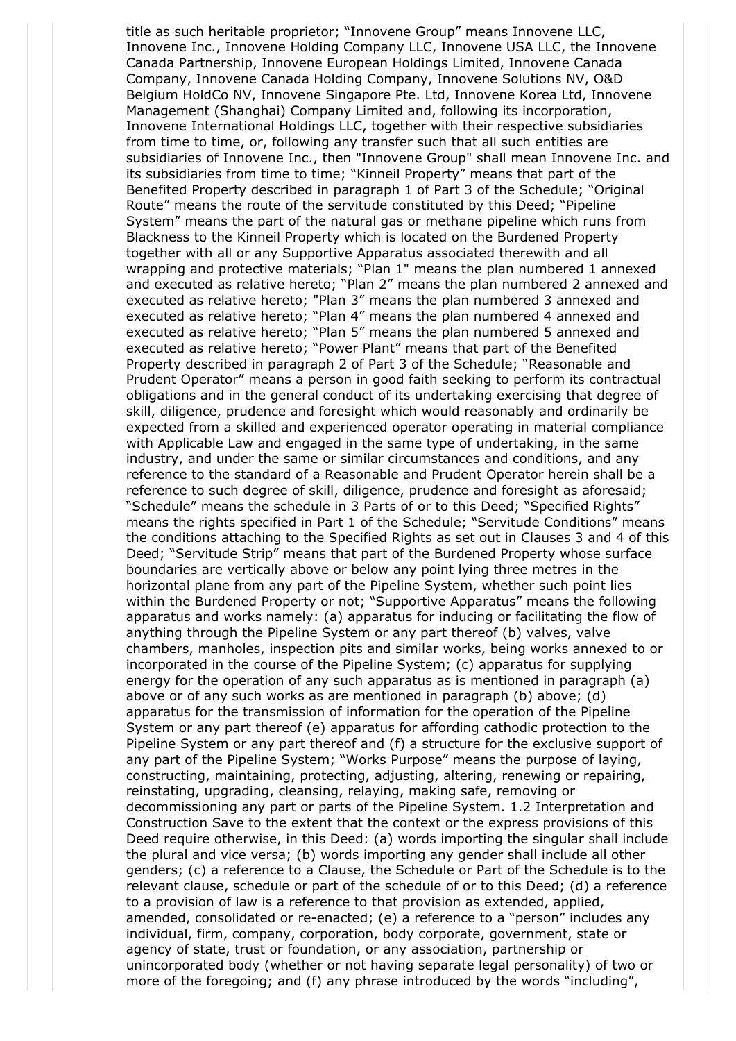title as such heritable proprietor; “Innovene Group” means Innovene LLC, Innovene Inc., Innovene Holding Company LLC, Innovene USA LLC, the Innovene Canada Partnership, Innovene European Holdings Limited, Innovene Canada Company, Innovene Canada Holding Company, Innovene Solutions NV, O&D Belgium HoldCo NV, Innovene Singapore Pte. Ltd, Innovene Korea Ltd, Innovene Management (Shanghai) Company Limited and, following its incorporation, Innovene International Holdings LLC, together with their respective subsidiaries from time to time, or, following any transfer such that all such entities are subsidiaries of Innovene Inc., then "Innovene Group" shall mean Innovene Inc. and its subsidiaries from time to time; “Kinneil Property” means that part of the Benefited Property described in paragraph 1 of Part 3 of the Schedule; “Original Route” means the route of the servitude constituted by this Deed; “Pipeline System” means the part of the natural gas or methane pipeline which runs from Blackness to the Kinneil Property which is located on the Burdened Property together with all or any Supportive Apparatus associated therewith and all wrapping and protective materials; “Plan 1" means the plan numbered 1 annexed and executed as relative hereto; “Plan 2” means the plan numbered 2 annexed and executed as relative hereto; "Plan 3” means the plan numbered 3 annexed and executed as relative hereto; “Plan 4” means the plan numbered 4 annexed and executed as relative hereto; “Plan 5” means the plan numbered 5 annexed and executed as relative hereto; “Power Plant” means that part of the Benefited Property described in paragraph 2 of Part 3 of the Schedule; “Reasonable and Prudent Operator” means a person in good faith seeking to perform its contractual obligations and in the general conduct of its undertaking exercising that degree of skill, diligence, prudence and foresight which would reasonably and ordinarily be expected from a skilled and experienced operator operating in material compliance with Applicable Law and engaged in the same type of undertaking, in the same industry, and under the same or similar circumstances and conditions, and any reference to the standard of a Reasonable and Prudent Operator herein shall be a reference to such degree of skill, diligence, prudence and foresight as aforesaid; “Schedule” means the schedule in 3 Parts of or to this Deed; “Specified Rights” means the rights specified in Part 1 of the Schedule; “Servitude Conditions” means the conditions attaching to the Specified Rights as set out in Clauses 3 and 4 of this Deed; “Servitude Strip” means that part of the Burdened Property whose surface boundaries are vertically above or below any point lying three metres in the horizontal plane from any part of the Pipeline System, whether such point lies within the Burdened Property or not; “Supportive Apparatus” means the following apparatus and works namely: (a) apparatus for inducing or facilitating the flow of anything through the Pipeline System or any part thereof (b) valves, valve chambers, manholes, inspection pits and similar works, being works annexed to or incorporated in the course of the Pipeline System; (c) apparatus for supplying energy for the operation of any such apparatus as is mentioned in paragraph (a) above or of any such works as are mentioned in paragraph (b) above; (d) apparatus for the transmission of information for the operation of the Pipeline System or any part thereof (e) apparatus for affording cathodic protection to the Pipeline System or any part thereof and (f) a structure for the exclusive support of any part of the Pipeline System; “Works Purpose” means the purpose of laying, constructing, maintaining, protecting, adjusting, altering, renewing or repairing, reinstating, upgrading, cleansing, relaying, making safe, removing or decommissioning any part or parts of the Pipeline System. 1.2 Interpretation and Construction Save to the extent that the context or the express provisions of this Deed require otherwise, in this Deed: (a) words importing the singular shall include the plural and vice versa; (b) words importing any gender shall include all other genders; (c) a reference to a Clause, the Schedule or Part of the Schedule is to the relevant clause, schedule or part of the schedule of or to this Deed; (d) a reference to a provision of law is a reference to that provision as extended, applied, amended, consolidated or re-enacted; (e) a reference to a “person” includes any individual, firm, company, corporation, body corporate, government, state or agency of state, trust or foundation, or any association, partnership or unincorporated body (whether or not having separate legal personality) of two or more of the foregoing; and (f) any phrase introduced by the words “including”,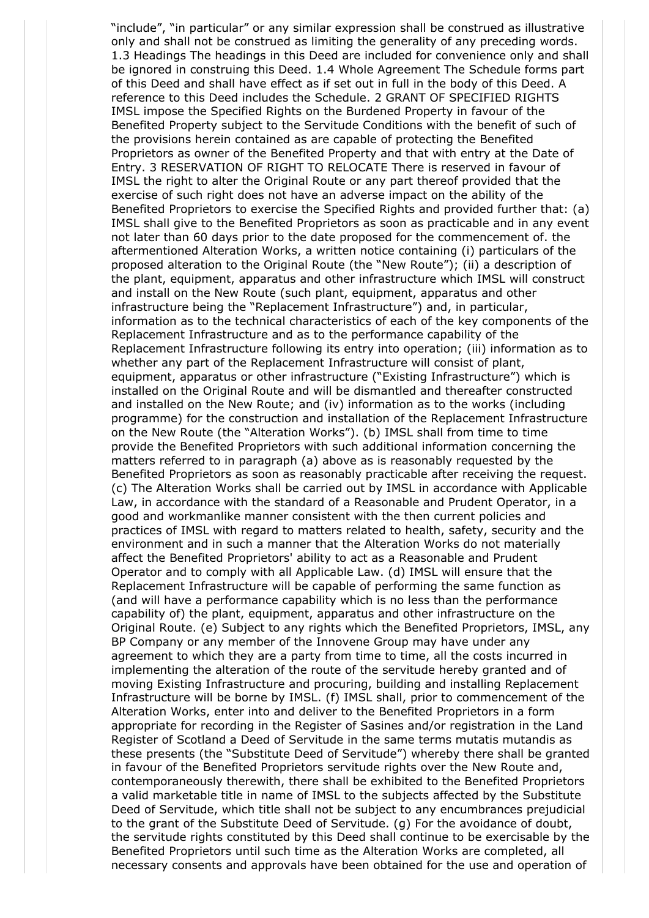"include", "in particular" or any similar expression shall be construed as illustrative only and shall not be construed as limiting the generality of any preceding words. 1.3 Headings The headings in this Deed are included for convenience only and shall be ignored in construing this Deed. 1.4 Whole Agreement The Schedule forms part of this Deed and shall have effect as if set out in full in the body of this Deed. A reference to this Deed includes the Schedule. 2 GRANT OF SPECIFIED RIGHTS IMSL impose the Specified Rights on the Burdened Property in favour of the Benefited Property subject to the Servitude Conditions with the benefit of such of the provisions herein contained as are capable of protecting the Benefited Proprietors as owner of the Benefited Property and that with entry at the Date of Entry. 3 RESERVATION OF RIGHT TO RELOCATE There is reserved in favour of IMSL the right to alter the Original Route or any part thereof provided that the exercise of such right does not have an adverse impact on the ability of the Benefited Proprietors to exercise the Specified Rights and provided further that: (a) IMSL shall give to the Benefited Proprietors as soon as practicable and in any event not later than 60 days prior to the date proposed for the commencement of. the aftermentioned Alteration Works, a written notice containing (i) particulars of the proposed alteration to the Original Route (the "New Route"); (ii) a description of the plant, equipment, apparatus and other infrastructure which IMSL will construct and install on the New Route (such plant, equipment, apparatus and other infrastructure being the "Replacement Infrastructure") and, in particular, information as to the technical characteristics of each of the key components of the Replacement Infrastructure and as to the performance capability of the Replacement Infrastructure following its entry into operation; (iii) information as to whether any part of the Replacement Infrastructure will consist of plant, equipment, apparatus or other infrastructure ("Existing Infrastructure") which is installed on the Original Route and will be dismantled and thereafter constructed and installed on the New Route; and (iv) information as to the works (including programme) for the construction and installation of the Replacement Infrastructure on the New Route (the "Alteration Works"). (b) IMSL shall from time to time provide the Benefited Proprietors with such additional information concerning the matters referred to in paragraph (a) above as is reasonably requested by the Benefited Proprietors as soon as reasonably practicable after receiving the request. (c) The Alteration Works shall be carried out by IMSL in accordance with Applicable Law, in accordance with the standard of a Reasonable and Prudent Operator, in a good and workmanlike manner consistent with the then current policies and practices of IMSL with regard to matters related to health, safety, security and the environment and in such a manner that the Alteration Works do not materially affect the Benefited Proprietors' ability to act as a Reasonable and Prudent Operator and to comply with all Applicable Law. (d) IMSL will ensure that the Replacement Infrastructure will be capable of performing the same function as (and will have a performance capability which is no less than the performance capability of) the plant, equipment, apparatus and other infrastructure on the Original Route. (e) Subject to any rights which the Benefited Proprietors, IMSL, any BP Company or any member of the Innovene Group may have under any agreement to which they are a party from time to time, all the costs incurred in implementing the alteration of the route of the servitude hereby granted and of moving Existing Infrastructure and procuring, building and installing Replacement Infrastructure will be borne by IMSL. (f) IMSL shall, prior to commencement of the Alteration Works, enter into and deliver to the Benefited Proprietors in a form appropriate for recording in the Register of Sasines and/or registration in the Land Register of Scotland a Deed of Servitude in the same terms mutatis mutandis as these presents (the "Substitute Deed of Servitude") whereby there shall be granted in favour of the Benefited Proprietors servitude rights over the New Route and, contemporaneously therewith, there shall be exhibited to the Benefited Proprietors a valid marketable title in name of IMSL to the subjects affected by the Substitute Deed of Servitude, which title shall not be subject to any encumbrances prejudicial to the grant of the Substitute Deed of Servitude. (g) For the avoidance of doubt, the servitude rights constituted by this Deed shall continue to be exercisable by the Benefited Proprietors until such time as the Alteration Works are completed, all necessary consents and approvals have been obtained for the use and operation of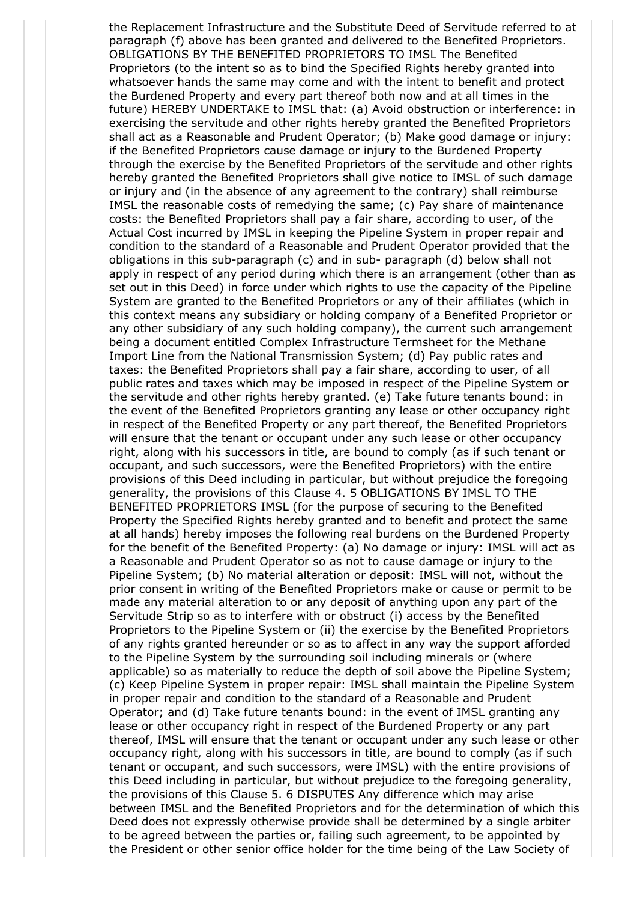the Replacement Infrastructure and the Substitute Deed of Servitude referred to at paragraph (f) above has been granted and delivered to the Benefited Proprietors. OBLIGATIONS BY THE BENEFITED PROPRIETORS TO IMSL The Benefited Proprietors (to the intent so as to bind the Specified Rights hereby granted into whatsoever hands the same may come and with the intent to benefit and protect the Burdened Property and every part thereof both now and at all times in the future) HEREBY UNDERTAKE to IMSL that: (a) Avoid obstruction or interference: in exercising the servitude and other rights hereby granted the Benefited Proprietors shall act as a Reasonable and Prudent Operator; (b) Make good damage or injury: if the Benefited Proprietors cause damage or injury to the Burdened Property through the exercise by the Benefited Proprietors of the servitude and other rights hereby granted the Benefited Proprietors shall give notice to IMSL of such damage or injury and (in the absence of any agreement to the contrary) shall reimburse IMSL the reasonable costs of remedying the same; (c) Pay share of maintenance costs: the Benefited Proprietors shall pay a fair share, according to user, of the Actual Cost incurred by IMSL in keeping the Pipeline System in proper repair and condition to the standard of a Reasonable and Prudent Operator provided that the obligations in this sub-paragraph (c) and in sub- paragraph (d) below shall not apply in respect of any period during which there is an arrangement (other than as set out in this Deed) in force under which rights to use the capacity of the Pipeline System are granted to the Benefited Proprietors or any of their affiliates (which in this context means any subsidiary or holding company of a Benefited Proprietor or any other subsidiary of any such holding company), the current such arrangement being a document entitled Complex Infrastructure Termsheet for the Methane Import Line from the National Transmission System; (d) Pay public rates and taxes: the Benefited Proprietors shall pay a fair share, according to user, of all public rates and taxes which may be imposed in respect of the Pipeline System or the servitude and other rights hereby granted. (e) Take future tenants bound: in the event of the Benefited Proprietors granting any lease or other occupancy right in respect of the Benefited Property or any part thereof, the Benefited Proprietors will ensure that the tenant or occupant under any such lease or other occupancy right, along with his successors in title, are bound to comply (as if such tenant or occupant, and such successors, were the Benefited Proprietors) with the entire provisions of this Deed including in particular, but without prejudice the foregoing generality, the provisions of this Clause 4. 5 OBLIGATIONS BY IMSL TO THE BENEFITED PROPRIETORS IMSL (for the purpose of securing to the Benefited Property the Specified Rights hereby granted and to benefit and protect the same at all hands) hereby imposes the following real burdens on the Burdened Property for the benefit of the Benefited Property: (a) No damage or injury: IMSL will act as a Reasonable and Prudent Operator so as not to cause damage or injury to the Pipeline System; (b) No material alteration or deposit: IMSL will not, without the prior consent in writing of the Benefited Proprietors make or cause or permit to be made any material alteration to or any deposit of anything upon any part of the Servitude Strip so as to interfere with or obstruct (i) access by the Benefited Proprietors to the Pipeline System or (ii) the exercise by the Benefited Proprietors of any rights granted hereunder or so as to affect in any way the support afforded to the Pipeline System by the surrounding soil including minerals or (where applicable) so as materially to reduce the depth of soil above the Pipeline System; (c) Keep Pipeline System in proper repair: IMSL shall maintain the Pipeline System in proper repair and condition to the standard of a Reasonable and Prudent Operator; and (d) Take future tenants bound: in the event of IMSL granting any lease or other occupancy right in respect of the Burdened Property or any part thereof, IMSL will ensure that the tenant or occupant under any such lease or other occupancy right, along with his successors in title, are bound to comply (as if such tenant or occupant, and such successors, were IMSL) with the entire provisions of this Deed including in particular, but without prejudice to the foregoing generality, the provisions of this Clause 5. 6 DISPUTES Any difference which may arise between IMSL and the Benefited Proprietors and for the determination of which this Deed does not expressly otherwise provide shall be determined by a single arbiter to be agreed between the parties or, failing such agreement, to be appointed by the President or other senior office holder for the time being of the Law Society of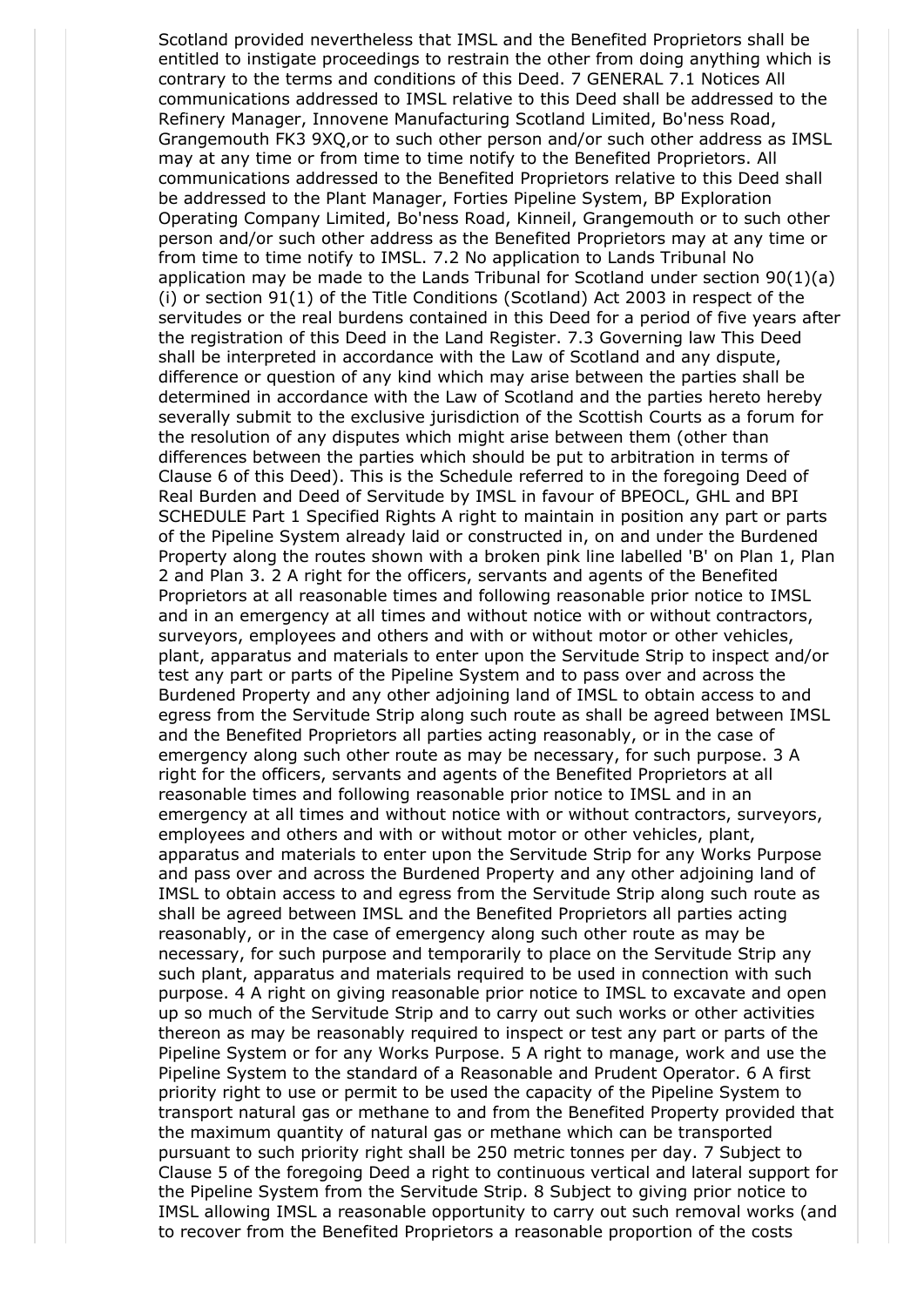Scotland provided nevertheless that IMSL and the Benefited Proprietors shall be entitled to instigate proceedings to restrain the other from doing anything which is contrary to the terms and conditions of this Deed. 7 GENERAL 7.1 Notices All communications addressed to IMSL relative to this Deed shall be addressed to the Refinery Manager, Innovene Manufacturing Scotland Limited, Bo'ness Road, Grangemouth FK3 9XQ,or to such other person and/or such other address as IMSL may at any time or from time to time notify to the Benefited Proprietors. All communications addressed to the Benefited Proprietors relative to this Deed shall be addressed to the Plant Manager, Forties Pipeline System, BP Exploration Operating Company Limited, Bo'ness Road, Kinneil, Grangemouth or to such other person and/or such other address as the Benefited Proprietors may at any time or from time to time notify to IMSL. 7.2 No application to Lands Tribunal No application may be made to the Lands Tribunal for Scotland under section 90(1)(a)(i) or section 91(1) of the Title Conditions (Scotland) Act 2003 in respect of the servitudes or the real burdens contained in this Deed for a period of five years after the registration of this Deed in the Land Register. 7.3 Governing law This Deed shall be interpreted in accordance with the Law of Scotland and any dispute, difference or question of any kind which may arise between the parties shall be determined in accordance with the Law of Scotland and the parties hereto hereby severally submit to the exclusive jurisdiction of the Scottish Courts as a forum for the resolution of any disputes which might arise between them (other than differences between the parties which should be put to arbitration in terms of Clause 6 of this Deed). This is the Schedule referred to in the foregoing Deed of Real Burden and Deed of Servitude by IMSL in favour of BPEOCL, GHL and BPI SCHEDULE Part 1 Specified Rights A right to maintain in position any part or parts of the Pipeline System already laid or constructed in, on and under the Burdened Property along the routes shown with a broken pink line labelled 'B' on Plan 1, Plan 2 and Plan 3. 2 A right for the officers, servants and agents of the Benefited Proprietors at all reasonable times and following reasonable prior notice to IMSL and in an emergency at all times and without notice with or without contractors, surveyors, employees and others and with or without motor or other vehicles, plant, apparatus and materials to enter upon the Servitude Strip to inspect and/or test any part or parts of the Pipeline System and to pass over and across the Burdened Property and any other adjoining land of IMSL to obtain access to and egress from the Servitude Strip along such route as shall be agreed between IMSL and the Benefited Proprietors all parties acting reasonably, or in the case of emergency along such other route as may be necessary, for such purpose. 3 A right for the officers, servants and agents of the Benefited Proprietors at all reasonable times and following reasonable prior notice to IMSL and in an emergency at all times and without notice with or without contractors, surveyors, employees and others and with or without motor or other vehicles, plant, apparatus and materials to enter upon the Servitude Strip for any Works Purpose and pass over and across the Burdened Property and any other adjoining land of IMSL to obtain access to and egress from the Servitude Strip along such route as shall be agreed between IMSL and the Benefited Proprietors all parties acting reasonably, or in the case of emergency along such other route as may be necessary, for such purpose and temporarily to place on the Servitude Strip any such plant, apparatus and materials required to be used in connection with such purpose. 4 A right on giving reasonable prior notice to IMSL to excavate and open up so much of the Servitude Strip and to carry out such works or other activities thereon as may be reasonably required to inspect or test any part or parts of the Pipeline System or for any Works Purpose. 5 A right to manage, work and use the Pipeline System to the standard of a Reasonable and Prudent Operator. 6 A first priority right to use or permit to be used the capacity of the Pipeline System to transport natural gas or methane to and from the Benefited Property provided that the maximum quantity of natural gas or methane which can be transported pursuant to such priority right shall be 250 metric tonnes per day. 7 Subject to Clause 5 of the foregoing Deed a right to continuous vertical and lateral support for the Pipeline System from the Servitude Strip. 8 Subject to giving prior notice to IMSL allowing IMSL a reasonable opportunity to carry out such removal works (and to recover from the Benefited Proprietors a reasonable proportion of the costs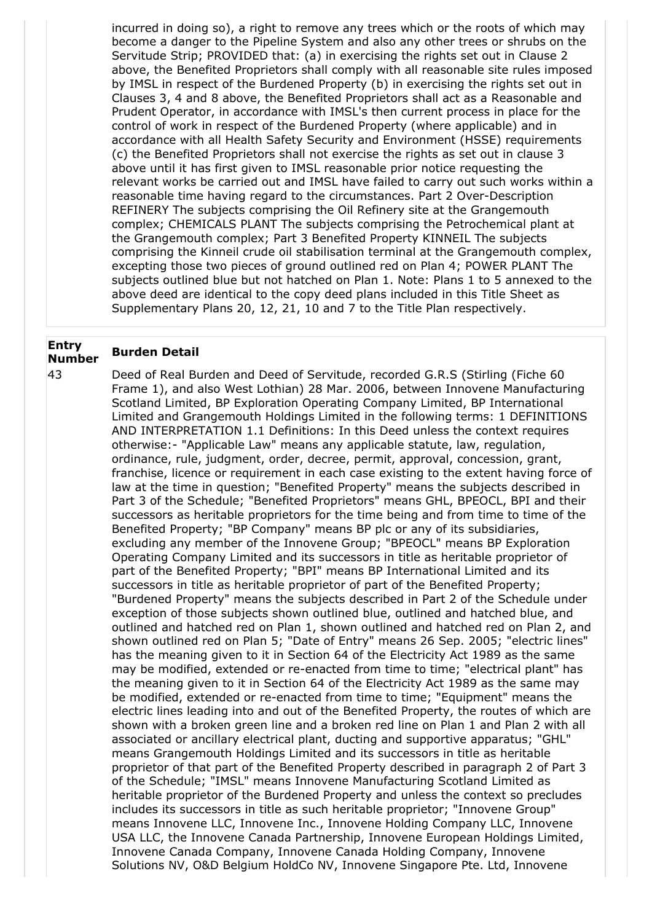incurred in doing so), a right to remove any trees which or the roots of which may become a danger to the Pipeline System and also any other trees or shrubs on the Servitude Strip; PROVIDED that: (a) in exercising the rights set out in Clause 2 above, the Benefited Proprietors shall comply with all reasonable site rules imposed by IMSL in respect of the Burdened Property (b) in exercising the rights set out in Clauses 3, 4 and 8 above, the Benefited Proprietors shall act as a Reasonable and Prudent Operator, in accordance with IMSL's then current process in place for the control of work in respect of the Burdened Property (where applicable) and in accordance with all Health Safety Security and Environment (HSSE) requirements (c) the Benefited Proprietors shall not exercise the rights as set out in clause 3 above until it has first given to IMSL reasonable prior notice requesting the relevant works be carried out and IMSL have failed to carry out such works within a reasonable time having regard to the circumstances. Part 2 Over-Description REFINERY The subjects comprising the Oil Refinery site at the Grangemouth complex; CHEMICALS PLANT The subjects comprising the Petrochemical plant at the Grangemouth complex; Part 3 Benefited Property KINNEIL The subjects comprising the Kinneil crude oil stabilisation terminal at the Grangemouth complex, excepting those two pieces of ground outlined red on Plan 4; POWER PLANT The subjects outlined blue but not hatched on Plan 1. Note: Plans 1 to 5 annexed to the above deed are identical to the copy deed plans included in this Title Sheet as Supplementary Plans 20, 12, 21, 10 and 7 to the Title Plan respectively.

| Entry Number | Burden Detail |
|---|---|
| 43 | Deed of Real Burden and Deed of Servitude, recorded G.R.S (Stirling (Fiche 60 Frame 1), and also West Lothian) 28 Mar. 2006, between Innovene Manufacturing Scotland Limited, BP Exploration Operating Company Limited, BP International Limited and Grangemouth Holdings Limited in the following terms: 1 DEFINITIONS AND INTERPRETATION 1.1 Definitions: In this Deed unless the context requires otherwise:- "Applicable Law" means any applicable statute, law, regulation, ordinance, rule, judgment, order, decree, permit, approval, concession, grant, franchise, licence or requirement in each case existing to the extent having force of law at the time in question; "Benefited Property" means the subjects described in Part 3 of the Schedule; "Benefited Proprietors" means GHL, BPEOCL, BPI and their successors as heritable proprietors for the time being and from time to time of the Benefited Property; "BP Company" means BP plc or any of its subsidiaries, excluding any member of the Innovene Group; "BPEOCL" means BP Exploration Operating Company Limited and its successors in title as heritable proprietor of part of the Benefited Property; "BPI" means BP International Limited and its successors in title as heritable proprietor of part of the Benefited Property; "Burdened Property" means the subjects described in Part 2 of the Schedule under exception of those subjects shown outlined blue, outlined and hatched blue, and outlined and hatched red on Plan 1, shown outlined and hatched red on Plan 2, and shown outlined red on Plan 5; "Date of Entry" means 26 Sep. 2005; "electric lines" has the meaning given to it in Section 64 of the Electricity Act 1989 as the same may be modified, extended or re-enacted from time to time; "electrical plant" has the meaning given to it in Section 64 of the Electricity Act 1989 as the same may be modified, extended or re-enacted from time to time; "Equipment" means the electric lines leading into and out of the Benefited Property, the routes of which are shown with a broken green line and a broken red line on Plan 1 and Plan 2 with all associated or ancillary electrical plant, ducting and supportive apparatus; "GHL" means Grangemouth Holdings Limited and its successors in title as heritable proprietor of that part of the Benefited Property described in paragraph 2 of Part 3 of the Schedule; "IMSL" means Innovene Manufacturing Scotland Limited as heritable proprietor of the Burdened Property and unless the context so precludes includes its successors in title as such heritable proprietor; "Innovene Group" means Innovene LLC, Innovene Inc., Innovene Holding Company LLC, Innovene USA LLC, the Innovene Canada Partnership, Innovene European Holdings Limited, Innovene Canada Company, Innovene Canada Holding Company, Innovene Solutions NV, O&D Belgium HoldCo NV, Innovene Singapore Pte. Ltd, Innovene |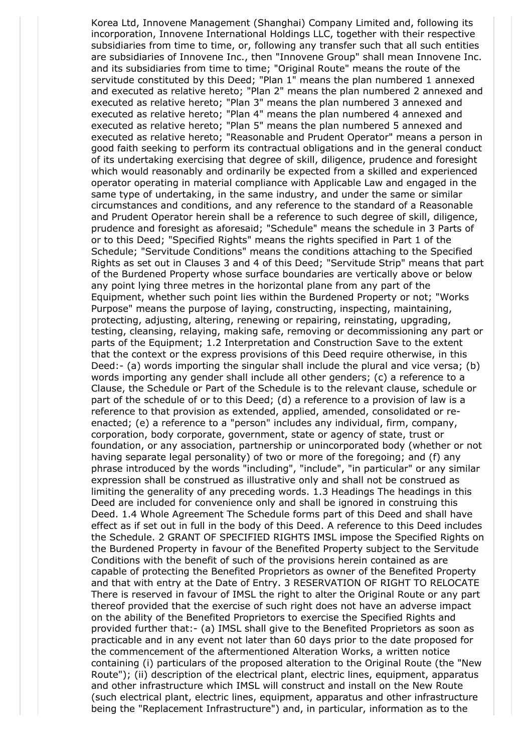Korea Ltd, Innovene Management (Shanghai) Company Limited and, following its incorporation, Innovene International Holdings LLC, together with their respective subsidiaries from time to time, or, following any transfer such that all such entities are subsidiaries of Innovene Inc., then "Innovene Group" shall mean Innovene Inc. and its subsidiaries from time to time; "Original Route" means the route of the servitude constituted by this Deed; "Plan 1" means the plan numbered 1 annexed and executed as relative hereto; "Plan 2" means the plan numbered 2 annexed and executed as relative hereto; "Plan 3" means the plan numbered 3 annexed and executed as relative hereto; "Plan 4" means the plan numbered 4 annexed and executed as relative hereto; "Plan 5" means the plan numbered 5 annexed and executed as relative hereto; "Reasonable and Prudent Operator" means a person in good faith seeking to perform its contractual obligations and in the general conduct of its undertaking exercising that degree of skill, diligence, prudence and foresight which would reasonably and ordinarily be expected from a skilled and experienced operator operating in material compliance with Applicable Law and engaged in the same type of undertaking, in the same industry, and under the same or similar circumstances and conditions, and any reference to the standard of a Reasonable and Prudent Operator herein shall be a reference to such degree of skill, diligence, prudence and foresight as aforesaid; "Schedule" means the schedule in 3 Parts of or to this Deed; "Specified Rights" means the rights specified in Part 1 of the Schedule; "Servitude Conditions" means the conditions attaching to the Specified Rights as set out in Clauses 3 and 4 of this Deed; "Servitude Strip" means that part of the Burdened Property whose surface boundaries are vertically above or below any point lying three metres in the horizontal plane from any part of the Equipment, whether such point lies within the Burdened Property or not; "Works Purpose" means the purpose of laying, constructing, inspecting, maintaining, protecting, adjusting, altering, renewing or repairing, reinstating, upgrading, testing, cleansing, relaying, making safe, removing or decommissioning any part or parts of the Equipment; 1.2 Interpretation and Construction Save to the extent that the context or the express provisions of this Deed require otherwise, in this Deed:- (a) words importing the singular shall include the plural and vice versa; (b) words importing any gender shall include all other genders; (c) a reference to a Clause, the Schedule or Part of the Schedule is to the relevant clause, schedule or part of the schedule of or to this Deed; (d) a reference to a provision of law is a reference to that provision as extended, applied, amended, consolidated or re-enacted; (e) a reference to a "person" includes any individual, firm, company, corporation, body corporate, government, state or agency of state, trust or foundation, or any association, partnership or unincorporated body (whether or not having separate legal personality) of two or more of the foregoing; and (f) any phrase introduced by the words "including", "include", "in particular" or any similar expression shall be construed as illustrative only and shall not be construed as limiting the generality of any preceding words. 1.3 Headings The headings in this Deed are included for convenience only and shall be ignored in construing this Deed. 1.4 Whole Agreement The Schedule forms part of this Deed and shall have effect as if set out in full in the body of this Deed. A reference to this Deed includes the Schedule. 2 GRANT OF SPECIFIED RIGHTS IMSL impose the Specified Rights on the Burdened Property in favour of the Benefited Property subject to the Servitude Conditions with the benefit of such of the provisions herein contained as are capable of protecting the Benefited Proprietors as owner of the Benefited Property and that with entry at the Date of Entry. 3 RESERVATION OF RIGHT TO RELOCATE There is reserved in favour of IMSL the right to alter the Original Route or any part thereof provided that the exercise of such right does not have an adverse impact on the ability of the Benefited Proprietors to exercise the Specified Rights and provided further that:- (a) IMSL shall give to the Benefited Proprietors as soon as practicable and in any event not later than 60 days prior to the date proposed for the commencement of the aftermentioned Alteration Works, a written notice containing (i) particulars of the proposed alteration to the Original Route (the "New Route"); (ii) description of the electrical plant, electric lines, equipment, apparatus and other infrastructure which IMSL will construct and install on the New Route (such electrical plant, electric lines, equipment, apparatus and other infrastructure being the "Replacement Infrastructure") and, in particular, information as to the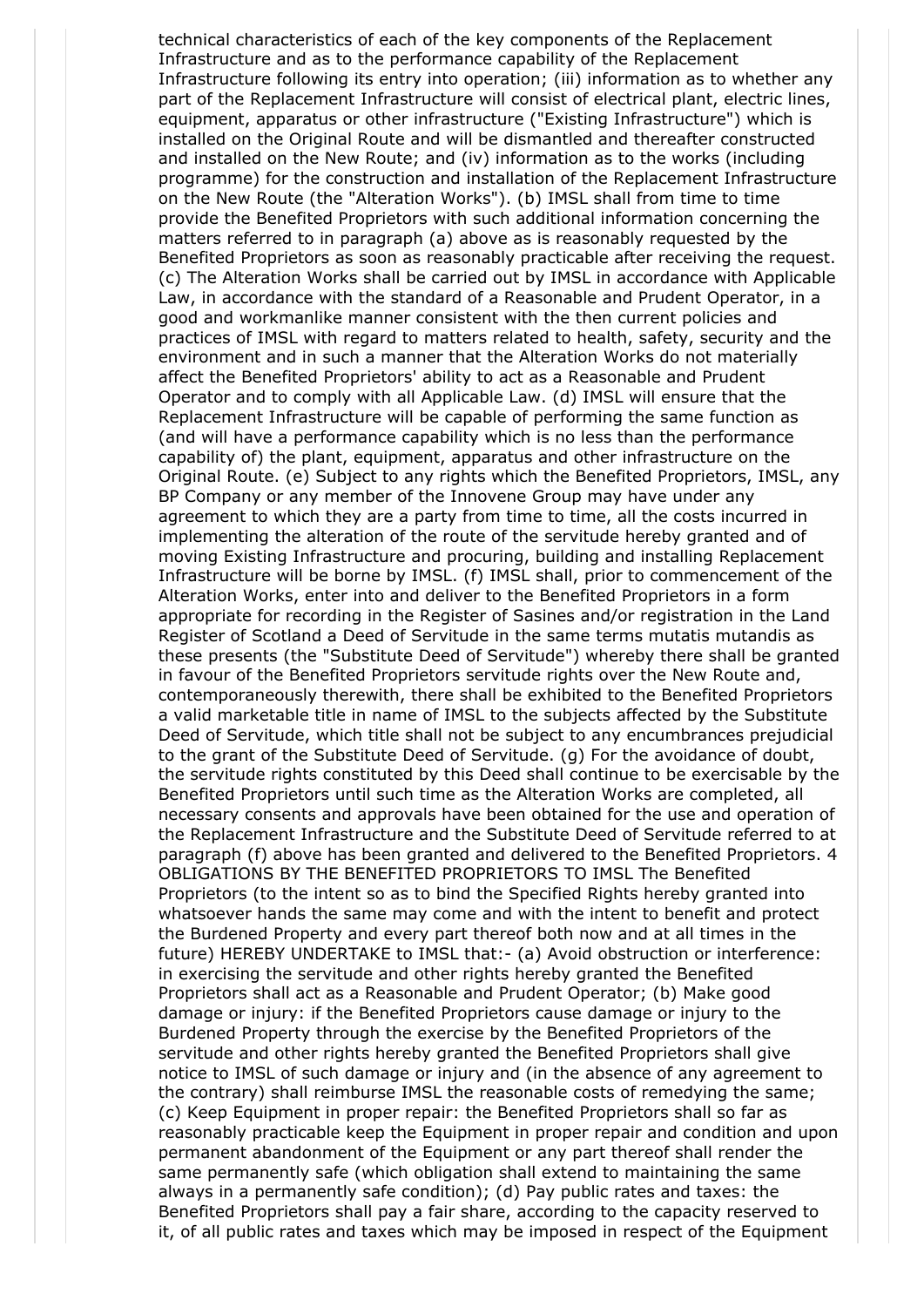technical characteristics of each of the key components of the Replacement Infrastructure and as to the performance capability of the Replacement Infrastructure following its entry into operation; (iii) information as to whether any part of the Replacement Infrastructure will consist of electrical plant, electric lines, equipment, apparatus or other infrastructure ("Existing Infrastructure") which is installed on the Original Route and will be dismantled and thereafter constructed and installed on the New Route; and (iv) information as to the works (including programme) for the construction and installation of the Replacement Infrastructure on the New Route (the "Alteration Works"). (b) IMSL shall from time to time provide the Benefited Proprietors with such additional information concerning the matters referred to in paragraph (a) above as is reasonably requested by the Benefited Proprietors as soon as reasonably practicable after receiving the request. (c) The Alteration Works shall be carried out by IMSL in accordance with Applicable Law, in accordance with the standard of a Reasonable and Prudent Operator, in a good and workmanlike manner consistent with the then current policies and practices of IMSL with regard to matters related to health, safety, security and the environment and in such a manner that the Alteration Works do not materially affect the Benefited Proprietors' ability to act as a Reasonable and Prudent Operator and to comply with all Applicable Law. (d) IMSL will ensure that the Replacement Infrastructure will be capable of performing the same function as (and will have a performance capability which is no less than the performance capability of) the plant, equipment, apparatus and other infrastructure on the Original Route. (e) Subject to any rights which the Benefited Proprietors, IMSL, any BP Company or any member of the Innovene Group may have under any agreement to which they are a party from time to time, all the costs incurred in implementing the alteration of the route of the servitude hereby granted and of moving Existing Infrastructure and procuring, building and installing Replacement Infrastructure will be borne by IMSL. (f) IMSL shall, prior to commencement of the Alteration Works, enter into and deliver to the Benefited Proprietors in a form appropriate for recording in the Register of Sasines and/or registration in the Land Register of Scotland a Deed of Servitude in the same terms mutatis mutandis as these presents (the "Substitute Deed of Servitude") whereby there shall be granted in favour of the Benefited Proprietors servitude rights over the New Route and, contemporaneously therewith, there shall be exhibited to the Benefited Proprietors a valid marketable title in name of IMSL to the subjects affected by the Substitute Deed of Servitude, which title shall not be subject to any encumbrances prejudicial to the grant of the Substitute Deed of Servitude. (g) For the avoidance of doubt, the servitude rights constituted by this Deed shall continue to be exercisable by the Benefited Proprietors until such time as the Alteration Works are completed, all necessary consents and approvals have been obtained for the use and operation of the Replacement Infrastructure and the Substitute Deed of Servitude referred to at paragraph (f) above has been granted and delivered to the Benefited Proprietors. 4 OBLIGATIONS BY THE BENEFITED PROPRIETORS TO IMSL The Benefited Proprietors (to the intent so as to bind the Specified Rights hereby granted into whatsoever hands the same may come and with the intent to benefit and protect the Burdened Property and every part thereof both now and at all times in the future) HEREBY UNDERTAKE to IMSL that:- (a) Avoid obstruction or interference: in exercising the servitude and other rights hereby granted the Benefited Proprietors shall act as a Reasonable and Prudent Operator; (b) Make good damage or injury: if the Benefited Proprietors cause damage or injury to the Burdened Property through the exercise by the Benefited Proprietors of the servitude and other rights hereby granted the Benefited Proprietors shall give notice to IMSL of such damage or injury and (in the absence of any agreement to the contrary) shall reimburse IMSL the reasonable costs of remedying the same; (c) Keep Equipment in proper repair: the Benefited Proprietors shall so far as reasonably practicable keep the Equipment in proper repair and condition and upon permanent abandonment of the Equipment or any part thereof shall render the same permanently safe (which obligation shall extend to maintaining the same always in a permanently safe condition); (d) Pay public rates and taxes: the Benefited Proprietors shall pay a fair share, according to the capacity reserved to it, of all public rates and taxes which may be imposed in respect of the Equipment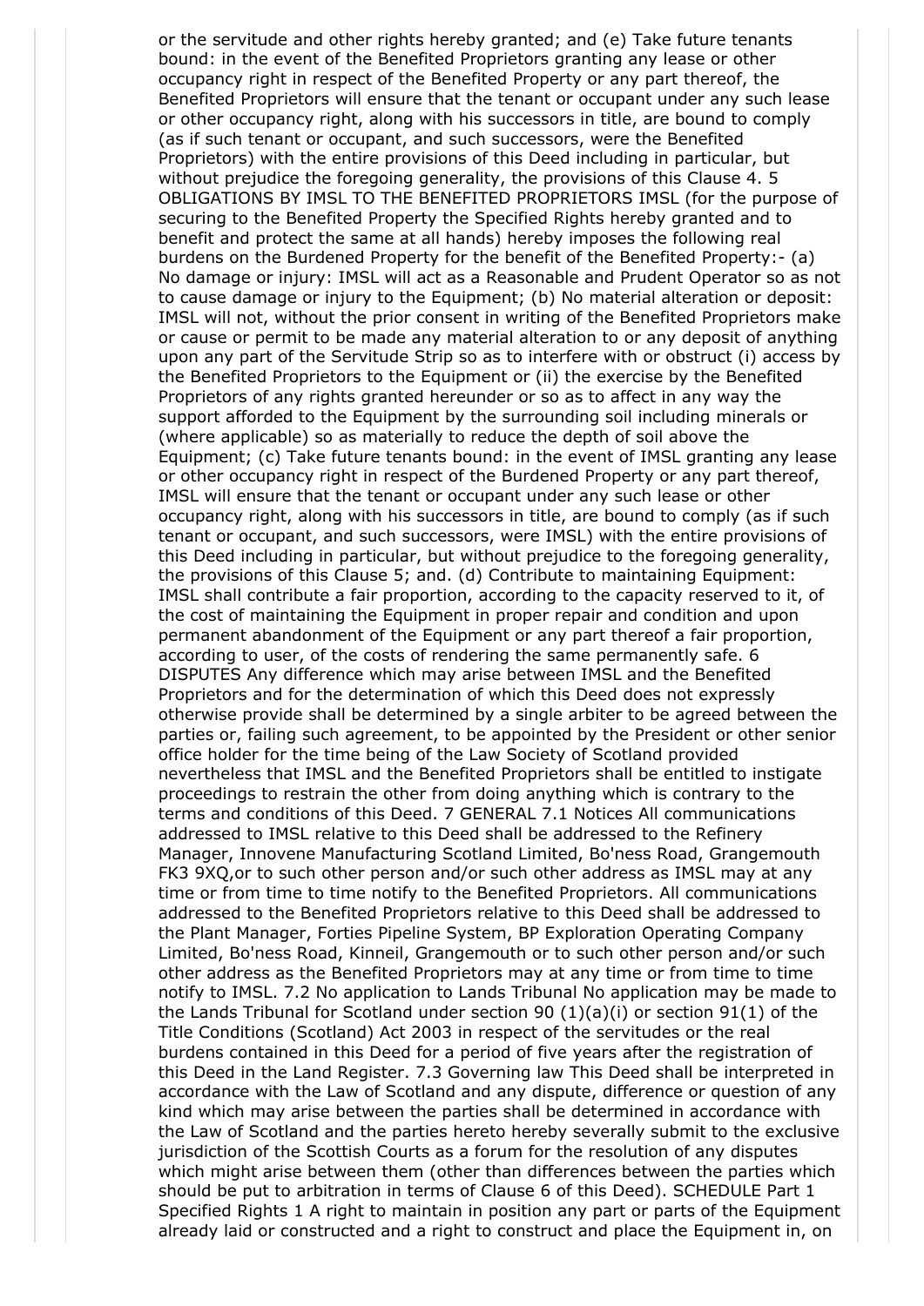or the servitude and other rights hereby granted; and (e) Take future tenants bound: in the event of the Benefited Proprietors granting any lease or other occupancy right in respect of the Benefited Property or any part thereof, the Benefited Proprietors will ensure that the tenant or occupant under any such lease or other occupancy right, along with his successors in title, are bound to comply (as if such tenant or occupant, and such successors, were the Benefited Proprietors) with the entire provisions of this Deed including in particular, but without prejudice the foregoing generality, the provisions of this Clause 4. 5 OBLIGATIONS BY IMSL TO THE BENEFITED PROPRIETORS IMSL (for the purpose of securing to the Benefited Property the Specified Rights hereby granted and to benefit and protect the same at all hands) hereby imposes the following real burdens on the Burdened Property for the benefit of the Benefited Property:- (a) No damage or injury: IMSL will act as a Reasonable and Prudent Operator so as not to cause damage or injury to the Equipment; (b) No material alteration or deposit: IMSL will not, without the prior consent in writing of the Benefited Proprietors make or cause or permit to be made any material alteration to or any deposit of anything upon any part of the Servitude Strip so as to interfere with or obstruct (i) access by the Benefited Proprietors to the Equipment or (ii) the exercise by the Benefited Proprietors of any rights granted hereunder or so as to affect in any way the support afforded to the Equipment by the surrounding soil including minerals or (where applicable) so as materially to reduce the depth of soil above the Equipment; (c) Take future tenants bound: in the event of IMSL granting any lease or other occupancy right in respect of the Burdened Property or any part thereof, IMSL will ensure that the tenant or occupant under any such lease or other occupancy right, along with his successors in title, are bound to comply (as if such tenant or occupant, and such successors, were IMSL) with the entire provisions of this Deed including in particular, but without prejudice to the foregoing generality, the provisions of this Clause 5; and. (d) Contribute to maintaining Equipment: IMSL shall contribute a fair proportion, according to the capacity reserved to it, of the cost of maintaining the Equipment in proper repair and condition and upon permanent abandonment of the Equipment or any part thereof a fair proportion, according to user, of the costs of rendering the same permanently safe. 6 DISPUTES Any difference which may arise between IMSL and the Benefited Proprietors and for the determination of which this Deed does not expressly otherwise provide shall be determined by a single arbiter to be agreed between the parties or, failing such agreement, to be appointed by the President or other senior office holder for the time being of the Law Society of Scotland provided nevertheless that IMSL and the Benefited Proprietors shall be entitled to instigate proceedings to restrain the other from doing anything which is contrary to the terms and conditions of this Deed. 7 GENERAL 7.1 Notices All communications addressed to IMSL relative to this Deed shall be addressed to the Refinery Manager, Innovene Manufacturing Scotland Limited, Bo'ness Road, Grangemouth FK3 9XQ,or to such other person and/or such other address as IMSL may at any time or from time to time notify to the Benefited Proprietors. All communications addressed to the Benefited Proprietors relative to this Deed shall be addressed to the Plant Manager, Forties Pipeline System, BP Exploration Operating Company Limited, Bo'ness Road, Kinneil, Grangemouth or to such other person and/or such other address as the Benefited Proprietors may at any time or from time to time notify to IMSL. 7.2 No application to Lands Tribunal No application may be made to the Lands Tribunal for Scotland under section 90 (1)(a)(i) or section 91(1) of the Title Conditions (Scotland) Act 2003 in respect of the servitudes or the real burdens contained in this Deed for a period of five years after the registration of this Deed in the Land Register. 7.3 Governing law This Deed shall be interpreted in accordance with the Law of Scotland and any dispute, difference or question of any kind which may arise between the parties shall be determined in accordance with the Law of Scotland and the parties hereto hereby severally submit to the exclusive jurisdiction of the Scottish Courts as a forum for the resolution of any disputes which might arise between them (other than differences between the parties which should be put to arbitration in terms of Clause 6 of this Deed). SCHEDULE Part 1 Specified Rights 1 A right to maintain in position any part or parts of the Equipment already laid or constructed and a right to construct and place the Equipment in, on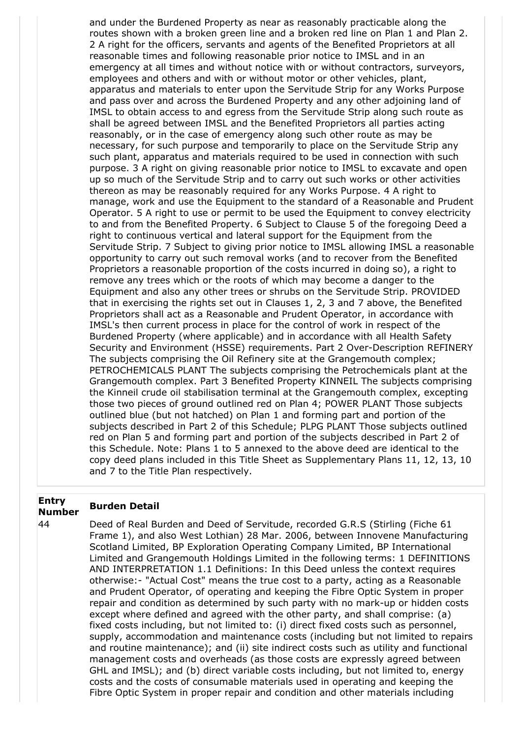and under the Burdened Property as near as reasonably practicable along the routes shown with a broken green line and a broken red line on Plan 1 and Plan 2. 2 A right for the officers, servants and agents of the Benefited Proprietors at all reasonable times and following reasonable prior notice to IMSL and in an emergency at all times and without notice with or without contractors, surveyors, employees and others and with or without motor or other vehicles, plant, apparatus and materials to enter upon the Servitude Strip for any Works Purpose and pass over and across the Burdened Property and any other adjoining land of IMSL to obtain access to and egress from the Servitude Strip along such route as shall be agreed between IMSL and the Benefited Proprietors all parties acting reasonably, or in the case of emergency along such other route as may be necessary, for such purpose and temporarily to place on the Servitude Strip any such plant, apparatus and materials required to be used in connection with such purpose. 3 A right on giving reasonable prior notice to IMSL to excavate and open up so much of the Servitude Strip and to carry out such works or other activities thereon as may be reasonably required for any Works Purpose. 4 A right to manage, work and use the Equipment to the standard of a Reasonable and Prudent Operator. 5 A right to use or permit to be used the Equipment to convey electricity to and from the Benefited Property. 6 Subject to Clause 5 of the foregoing Deed a right to continuous vertical and lateral support for the Equipment from the Servitude Strip. 7 Subject to giving prior notice to IMSL allowing IMSL a reasonable opportunity to carry out such removal works (and to recover from the Benefited Proprietors a reasonable proportion of the costs incurred in doing so), a right to remove any trees which or the roots of which may become a danger to the Equipment and also any other trees or shrubs on the Servitude Strip. PROVIDED that in exercising the rights set out in Clauses 1, 2, 3 and 7 above, the Benefited Proprietors shall act as a Reasonable and Prudent Operator, in accordance with IMSL's then current process in place for the control of work in respect of the Burdened Property (where applicable) and in accordance with all Health Safety Security and Environment (HSSE) requirements. Part 2 Over-Description REFINERY The subjects comprising the Oil Refinery site at the Grangemouth complex; PETROCHEMICALS PLANT The subjects comprising the Petrochemicals plant at the Grangemouth complex. Part 3 Benefited Property KINNEIL The subjects comprising the Kinneil crude oil stabilisation terminal at the Grangemouth complex, excepting those two pieces of ground outlined red on Plan 4; POWER PLANT Those subjects outlined blue (but not hatched) on Plan 1 and forming part and portion of the subjects described in Part 2 of this Schedule; PLPG PLANT Those subjects outlined red on Plan 5 and forming part and portion of the subjects described in Part 2 of this Schedule. Note: Plans 1 to 5 annexed to the above deed are identical to the copy deed plans included in this Title Sheet as Supplementary Plans 11, 12, 13, 10 and 7 to the Title Plan respectively.

| Entry Number | Burden Detail |
| --- | --- |
| 44 | Deed of Real Burden and Deed of Servitude, recorded G.R.S (Stirling (Fiche 61 Frame 1), and also West Lothian) 28 Mar. 2006, between Innovene Manufacturing Scotland Limited, BP Exploration Operating Company Limited, BP International Limited and Grangemouth Holdings Limited in the following terms: 1 DEFINITIONS AND INTERPRETATION 1.1 Definitions: In this Deed unless the context requires otherwise:- "Actual Cost" means the true cost to a party, acting as a Reasonable and Prudent Operator, of operating and keeping the Fibre Optic System in proper repair and condition as determined by such party with no mark-up or hidden costs except where defined and agreed with the other party, and shall comprise: (a) fixed costs including, but not limited to: (i) direct fixed costs such as personnel, supply, accommodation and maintenance costs (including but not limited to repairs and routine maintenance); and (ii) site indirect costs such as utility and functional management costs and overheads (as those costs are expressly agreed between GHL and IMSL); and (b) direct variable costs including, but not limited to, energy costs and the costs of consumable materials used in operating and keeping the Fibre Optic System in proper repair and condition and other materials including |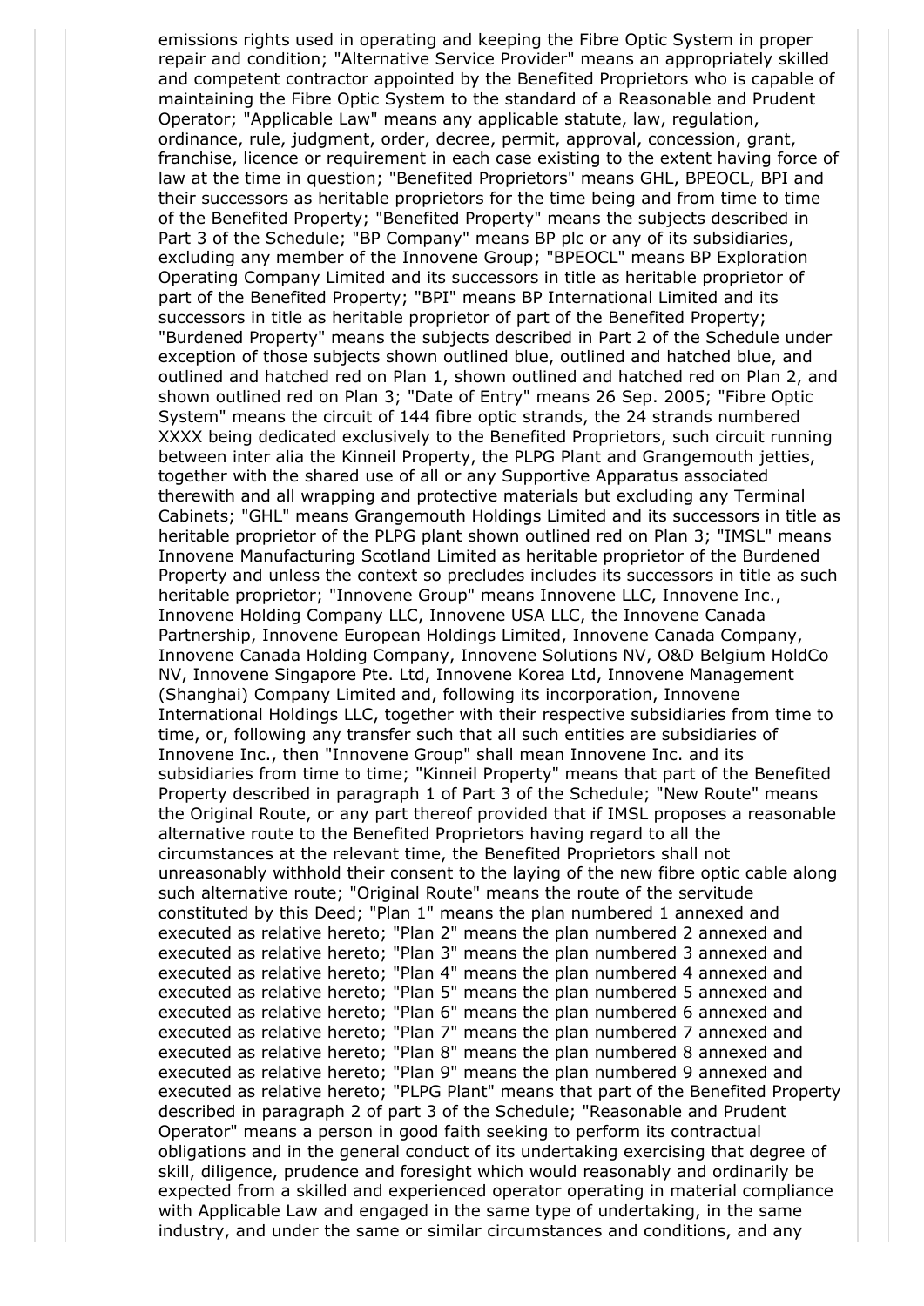emissions rights used in operating and keeping the Fibre Optic System in proper repair and condition; "Alternative Service Provider" means an appropriately skilled and competent contractor appointed by the Benefited Proprietors who is capable of maintaining the Fibre Optic System to the standard of a Reasonable and Prudent Operator; "Applicable Law" means any applicable statute, law, regulation, ordinance, rule, judgment, order, decree, permit, approval, concession, grant, franchise, licence or requirement in each case existing to the extent having force of law at the time in question; "Benefited Proprietors" means GHL, BPEOCL, BPI and their successors as heritable proprietors for the time being and from time to time of the Benefited Property; "Benefited Property" means the subjects described in Part 3 of the Schedule; "BP Company" means BP plc or any of its subsidiaries, excluding any member of the Innovene Group; "BPEOCL" means BP Exploration Operating Company Limited and its successors in title as heritable proprietor of part of the Benefited Property; "BPI" means BP International Limited and its successors in title as heritable proprietor of part of the Benefited Property; "Burdened Property" means the subjects described in Part 2 of the Schedule under exception of those subjects shown outlined blue, outlined and hatched blue, and outlined and hatched red on Plan 1, shown outlined and hatched red on Plan 2, and shown outlined red on Plan 3; "Date of Entry" means 26 Sep. 2005; "Fibre Optic System" means the circuit of 144 fibre optic strands, the 24 strands numbered XXXX being dedicated exclusively to the Benefited Proprietors, such circuit running between inter alia the Kinneil Property, the PLPG Plant and Grangemouth jetties, together with the shared use of all or any Supportive Apparatus associated therewith and all wrapping and protective materials but excluding any Terminal Cabinets; "GHL" means Grangemouth Holdings Limited and its successors in title as heritable proprietor of the PLPG plant shown outlined red on Plan 3; "IMSL" means Innovene Manufacturing Scotland Limited as heritable proprietor of the Burdened Property and unless the context so precludes includes its successors in title as such heritable proprietor; "Innovene Group" means Innovene LLC, Innovene Inc., Innovene Holding Company LLC, Innovene USA LLC, the Innovene Canada Partnership, Innovene European Holdings Limited, Innovene Canada Company, Innovene Canada Holding Company, Innovene Solutions NV, O&D Belgium HoldCo NV, Innovene Singapore Pte. Ltd, Innovene Korea Ltd, Innovene Management (Shanghai) Company Limited and, following its incorporation, Innovene International Holdings LLC, together with their respective subsidiaries from time to time, or, following any transfer such that all such entities are subsidiaries of Innovene Inc., then "Innovene Group" shall mean Innovene Inc. and its subsidiaries from time to time; "Kinneil Property" means that part of the Benefited Property described in paragraph 1 of Part 3 of the Schedule; "New Route" means the Original Route, or any part thereof provided that if IMSL proposes a reasonable alternative route to the Benefited Proprietors having regard to all the circumstances at the relevant time, the Benefited Proprietors shall not unreasonably withhold their consent to the laying of the new fibre optic cable along such alternative route; "Original Route" means the route of the servitude constituted by this Deed; "Plan 1" means the plan numbered 1 annexed and executed as relative hereto; "Plan 2" means the plan numbered 2 annexed and executed as relative hereto; "Plan 3" means the plan numbered 3 annexed and executed as relative hereto; "Plan 4" means the plan numbered 4 annexed and executed as relative hereto; "Plan 5" means the plan numbered 5 annexed and executed as relative hereto; "Plan 6" means the plan numbered 6 annexed and executed as relative hereto; "Plan 7" means the plan numbered 7 annexed and executed as relative hereto; "Plan 8" means the plan numbered 8 annexed and executed as relative hereto; "Plan 9" means the plan numbered 9 annexed and executed as relative hereto; "PLPG Plant" means that part of the Benefited Property described in paragraph 2 of part 3 of the Schedule; "Reasonable and Prudent Operator" means a person in good faith seeking to perform its contractual obligations and in the general conduct of its undertaking exercising that degree of skill, diligence, prudence and foresight which would reasonably and ordinarily be expected from a skilled and experienced operator operating in material compliance with Applicable Law and engaged in the same type of undertaking, in the same industry, and under the same or similar circumstances and conditions, and any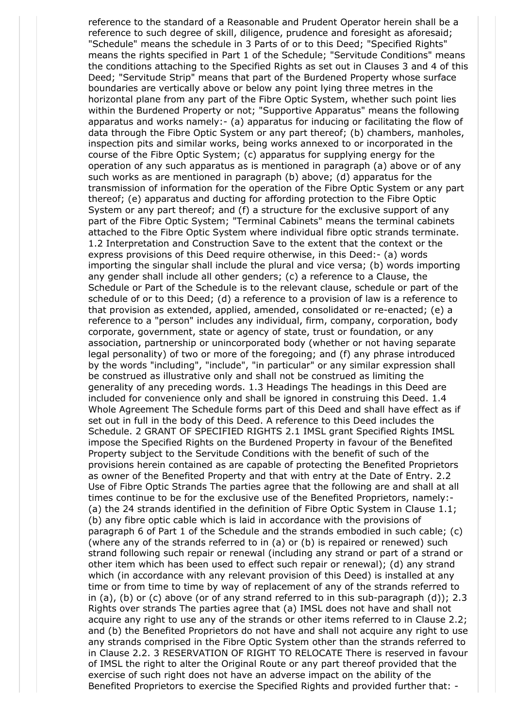reference to the standard of a Reasonable and Prudent Operator herein shall be a reference to such degree of skill, diligence, prudence and foresight as aforesaid; "Schedule" means the schedule in 3 Parts of or to this Deed; "Specified Rights" means the rights specified in Part 1 of the Schedule; "Servitude Conditions" means the conditions attaching to the Specified Rights as set out in Clauses 3 and 4 of this Deed; "Servitude Strip" means that part of the Burdened Property whose surface boundaries are vertically above or below any point lying three metres in the horizontal plane from any part of the Fibre Optic System, whether such point lies within the Burdened Property or not; "Supportive Apparatus" means the following apparatus and works namely:- (a) apparatus for inducing or facilitating the flow of data through the Fibre Optic System or any part thereof; (b) chambers, manholes, inspection pits and similar works, being works annexed to or incorporated in the course of the Fibre Optic System; (c) apparatus for supplying energy for the operation of any such apparatus as is mentioned in paragraph (a) above or of any such works as are mentioned in paragraph (b) above; (d) apparatus for the transmission of information for the operation of the Fibre Optic System or any part thereof; (e) apparatus and ducting for affording protection to the Fibre Optic System or any part thereof; and (f) a structure for the exclusive support of any part of the Fibre Optic System; "Terminal Cabinets" means the terminal cabinets attached to the Fibre Optic System where individual fibre optic strands terminate. 1.2 Interpretation and Construction Save to the extent that the context or the express provisions of this Deed require otherwise, in this Deed:- (a) words importing the singular shall include the plural and vice versa; (b) words importing any gender shall include all other genders; (c) a reference to a Clause, the Schedule or Part of the Schedule is to the relevant clause, schedule or part of the schedule of or to this Deed; (d) a reference to a provision of law is a reference to that provision as extended, applied, amended, consolidated or re-enacted; (e) a reference to a "person" includes any individual, firm, company, corporation, body corporate, government, state or agency of state, trust or foundation, or any association, partnership or unincorporated body (whether or not having separate legal personality) of two or more of the foregoing; and (f) any phrase introduced by the words "including", "include", "in particular" or any similar expression shall be construed as illustrative only and shall not be construed as limiting the generality of any preceding words. 1.3 Headings The headings in this Deed are included for convenience only and shall be ignored in construing this Deed. 1.4 Whole Agreement The Schedule forms part of this Deed and shall have effect as if set out in full in the body of this Deed. A reference to this Deed includes the Schedule. 2 GRANT OF SPECIFIED RIGHTS 2.1 IMSL grant Specified Rights IMSL impose the Specified Rights on the Burdened Property in favour of the Benefited Property subject to the Servitude Conditions with the benefit of such of the provisions herein contained as are capable of protecting the Benefited Proprietors as owner of the Benefited Property and that with entry at the Date of Entry. 2.2 Use of Fibre Optic Strands The parties agree that the following are and shall at all times continue to be for the exclusive use of the Benefited Proprietors, namely:- (a) the 24 strands identified in the definition of Fibre Optic System in Clause 1.1; (b) any fibre optic cable which is laid in accordance with the provisions of paragraph 6 of Part 1 of the Schedule and the strands embodied in such cable; (c) (where any of the strands referred to in (a) or (b) is repaired or renewed) such strand following such repair or renewal (including any strand or part of a strand or other item which has been used to effect such repair or renewal); (d) any strand which (in accordance with any relevant provision of this Deed) is installed at any time or from time to time by way of replacement of any of the strands referred to in (a), (b) or (c) above (or of any strand referred to in this sub-paragraph (d)); 2.3 Rights over strands The parties agree that (a) IMSL does not have and shall not acquire any right to use any of the strands or other items referred to in Clause 2.2; and (b) the Benefited Proprietors do not have and shall not acquire any right to use any strands comprised in the Fibre Optic System other than the strands referred to in Clause 2.2. 3 RESERVATION OF RIGHT TO RELOCATE There is reserved in favour of IMSL the right to alter the Original Route or any part thereof provided that the exercise of such right does not have an adverse impact on the ability of the Benefited Proprietors to exercise the Specified Rights and provided further that: -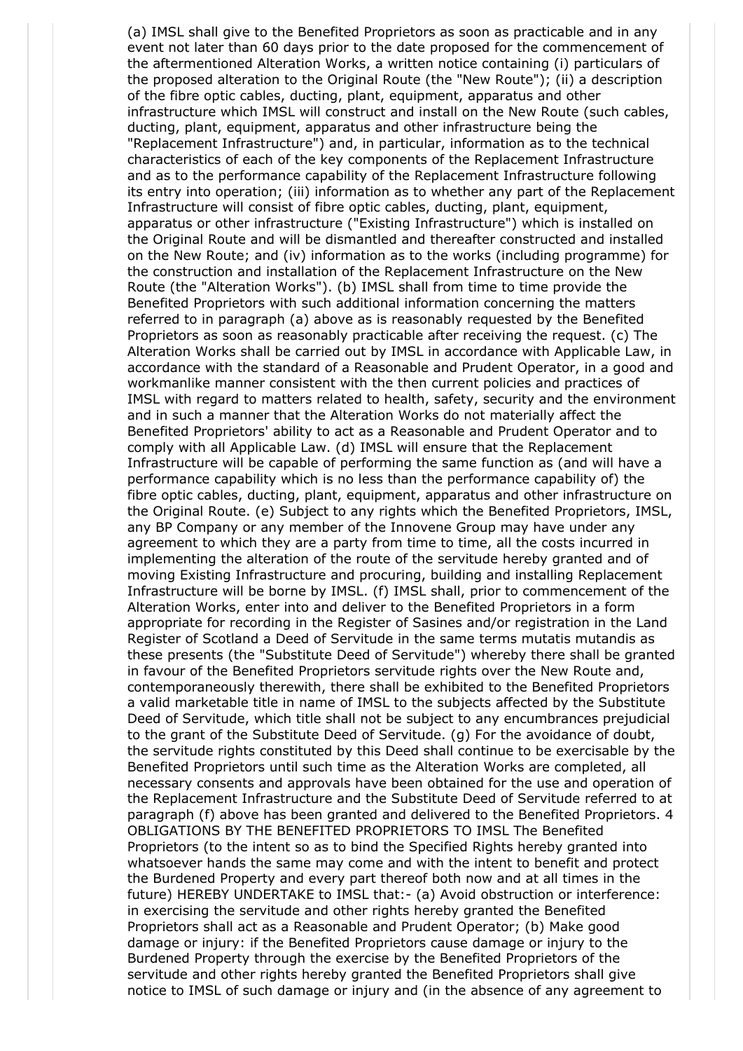(a) IMSL shall give to the Benefited Proprietors as soon as practicable and in any event not later than 60 days prior to the date proposed for the commencement of the aftermentioned Alteration Works, a written notice containing (i) particulars of the proposed alteration to the Original Route (the "New Route"); (ii) a description of the fibre optic cables, ducting, plant, equipment, apparatus and other infrastructure which IMSL will construct and install on the New Route (such cables, ducting, plant, equipment, apparatus and other infrastructure being the "Replacement Infrastructure") and, in particular, information as to the technical characteristics of each of the key components of the Replacement Infrastructure and as to the performance capability of the Replacement Infrastructure following its entry into operation; (iii) information as to whether any part of the Replacement Infrastructure will consist of fibre optic cables, ducting, plant, equipment, apparatus or other infrastructure ("Existing Infrastructure") which is installed on the Original Route and will be dismantled and thereafter constructed and installed on the New Route; and (iv) information as to the works (including programme) for the construction and installation of the Replacement Infrastructure on the New Route (the "Alteration Works"). (b) IMSL shall from time to time provide the Benefited Proprietors with such additional information concerning the matters referred to in paragraph (a) above as is reasonably requested by the Benefited Proprietors as soon as reasonably practicable after receiving the request. (c) The Alteration Works shall be carried out by IMSL in accordance with Applicable Law, in accordance with the standard of a Reasonable and Prudent Operator, in a good and workmanlike manner consistent with the then current policies and practices of IMSL with regard to matters related to health, safety, security and the environment and in such a manner that the Alteration Works do not materially affect the Benefited Proprietors' ability to act as a Reasonable and Prudent Operator and to comply with all Applicable Law. (d) IMSL will ensure that the Replacement Infrastructure will be capable of performing the same function as (and will have a performance capability which is no less than the performance capability of) the fibre optic cables, ducting, plant, equipment, apparatus and other infrastructure on the Original Route. (e) Subject to any rights which the Benefited Proprietors, IMSL, any BP Company or any member of the Innovene Group may have under any agreement to which they are a party from time to time, all the costs incurred in implementing the alteration of the route of the servitude hereby granted and of moving Existing Infrastructure and procuring, building and installing Replacement Infrastructure will be borne by IMSL. (f) IMSL shall, prior to commencement of the Alteration Works, enter into and deliver to the Benefited Proprietors in a form appropriate for recording in the Register of Sasines and/or registration in the Land Register of Scotland a Deed of Servitude in the same terms mutatis mutandis as these presents (the "Substitute Deed of Servitude") whereby there shall be granted in favour of the Benefited Proprietors servitude rights over the New Route and, contemporaneously therewith, there shall be exhibited to the Benefited Proprietors a valid marketable title in name of IMSL to the subjects affected by the Substitute Deed of Servitude, which title shall not be subject to any encumbrances prejudicial to the grant of the Substitute Deed of Servitude. (g) For the avoidance of doubt, the servitude rights constituted by this Deed shall continue to be exercisable by the Benefited Proprietors until such time as the Alteration Works are completed, all necessary consents and approvals have been obtained for the use and operation of the Replacement Infrastructure and the Substitute Deed of Servitude referred to at paragraph (f) above has been granted and delivered to the Benefited Proprietors. 4 OBLIGATIONS BY THE BENEFITED PROPRIETORS TO IMSL The Benefited Proprietors (to the intent so as to bind the Specified Rights hereby granted into whatsoever hands the same may come and with the intent to benefit and protect the Burdened Property and every part thereof both now and at all times in the future) HEREBY UNDERTAKE to IMSL that:- (a) Avoid obstruction or interference: in exercising the servitude and other rights hereby granted the Benefited Proprietors shall act as a Reasonable and Prudent Operator; (b) Make good damage or injury: if the Benefited Proprietors cause damage or injury to the Burdened Property through the exercise by the Benefited Proprietors of the servitude and other rights hereby granted the Benefited Proprietors shall give notice to IMSL of such damage or injury and (in the absence of any agreement to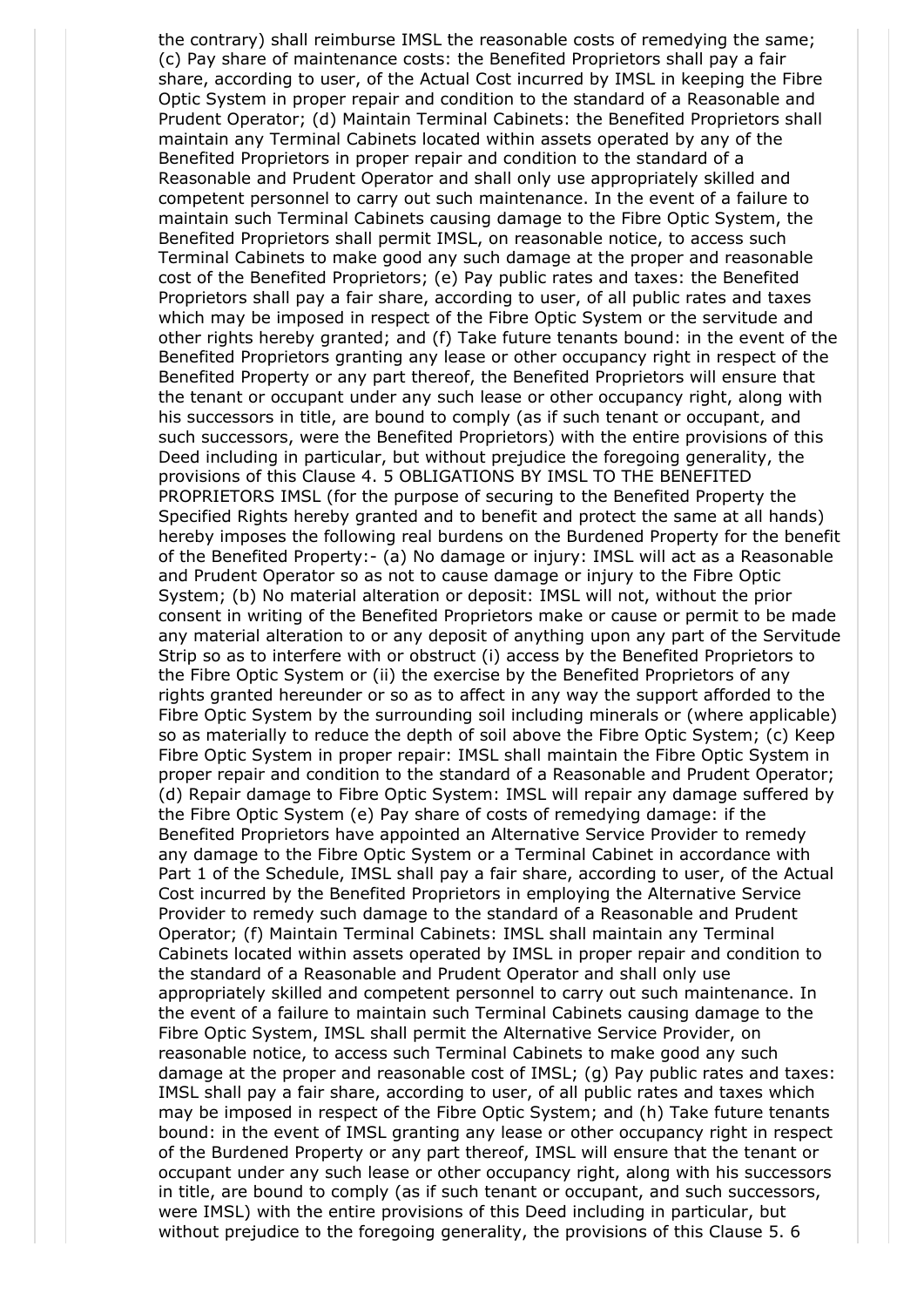the contrary) shall reimburse IMSL the reasonable costs of remedying the same; (c) Pay share of maintenance costs: the Benefited Proprietors shall pay a fair share, according to user, of the Actual Cost incurred by IMSL in keeping the Fibre Optic System in proper repair and condition to the standard of a Reasonable and Prudent Operator; (d) Maintain Terminal Cabinets: the Benefited Proprietors shall maintain any Terminal Cabinets located within assets operated by any of the Benefited Proprietors in proper repair and condition to the standard of a Reasonable and Prudent Operator and shall only use appropriately skilled and competent personnel to carry out such maintenance. In the event of a failure to maintain such Terminal Cabinets causing damage to the Fibre Optic System, the Benefited Proprietors shall permit IMSL, on reasonable notice, to access such Terminal Cabinets to make good any such damage at the proper and reasonable cost of the Benefited Proprietors; (e) Pay public rates and taxes: the Benefited Proprietors shall pay a fair share, according to user, of all public rates and taxes which may be imposed in respect of the Fibre Optic System or the servitude and other rights hereby granted; and (f) Take future tenants bound: in the event of the Benefited Proprietors granting any lease or other occupancy right in respect of the Benefited Property or any part thereof, the Benefited Proprietors will ensure that the tenant or occupant under any such lease or other occupancy right, along with his successors in title, are bound to comply (as if such tenant or occupant, and such successors, were the Benefited Proprietors) with the entire provisions of this Deed including in particular, but without prejudice the foregoing generality, the provisions of this Clause 4. 5 OBLIGATIONS BY IMSL TO THE BENEFITED PROPRIETORS IMSL (for the purpose of securing to the Benefited Property the Specified Rights hereby granted and to benefit and protect the same at all hands) hereby imposes the following real burdens on the Burdened Property for the benefit of the Benefited Property:- (a) No damage or injury: IMSL will act as a Reasonable and Prudent Operator so as not to cause damage or injury to the Fibre Optic System; (b) No material alteration or deposit: IMSL will not, without the prior consent in writing of the Benefited Proprietors make or cause or permit to be made any material alteration to or any deposit of anything upon any part of the Servitude Strip so as to interfere with or obstruct (i) access by the Benefited Proprietors to the Fibre Optic System or (ii) the exercise by the Benefited Proprietors of any rights granted hereunder or so as to affect in any way the support afforded to the Fibre Optic System by the surrounding soil including minerals or (where applicable) so as materially to reduce the depth of soil above the Fibre Optic System; (c) Keep Fibre Optic System in proper repair: IMSL shall maintain the Fibre Optic System in proper repair and condition to the standard of a Reasonable and Prudent Operator; (d) Repair damage to Fibre Optic System: IMSL will repair any damage suffered by the Fibre Optic System (e) Pay share of costs of remedying damage: if the Benefited Proprietors have appointed an Alternative Service Provider to remedy any damage to the Fibre Optic System or a Terminal Cabinet in accordance with Part 1 of the Schedule, IMSL shall pay a fair share, according to user, of the Actual Cost incurred by the Benefited Proprietors in employing the Alternative Service Provider to remedy such damage to the standard of a Reasonable and Prudent Operator; (f) Maintain Terminal Cabinets: IMSL shall maintain any Terminal Cabinets located within assets operated by IMSL in proper repair and condition to the standard of a Reasonable and Prudent Operator and shall only use appropriately skilled and competent personnel to carry out such maintenance. In the event of a failure to maintain such Terminal Cabinets causing damage to the Fibre Optic System, IMSL shall permit the Alternative Service Provider, on reasonable notice, to access such Terminal Cabinets to make good any such damage at the proper and reasonable cost of IMSL; (g) Pay public rates and taxes: IMSL shall pay a fair share, according to user, of all public rates and taxes which may be imposed in respect of the Fibre Optic System; and (h) Take future tenants bound: in the event of IMSL granting any lease or other occupancy right in respect of the Burdened Property or any part thereof, IMSL will ensure that the tenant or occupant under any such lease or other occupancy right, along with his successors in title, are bound to comply (as if such tenant or occupant, and such successors, were IMSL) with the entire provisions of this Deed including in particular, but without prejudice to the foregoing generality, the provisions of this Clause 5. 6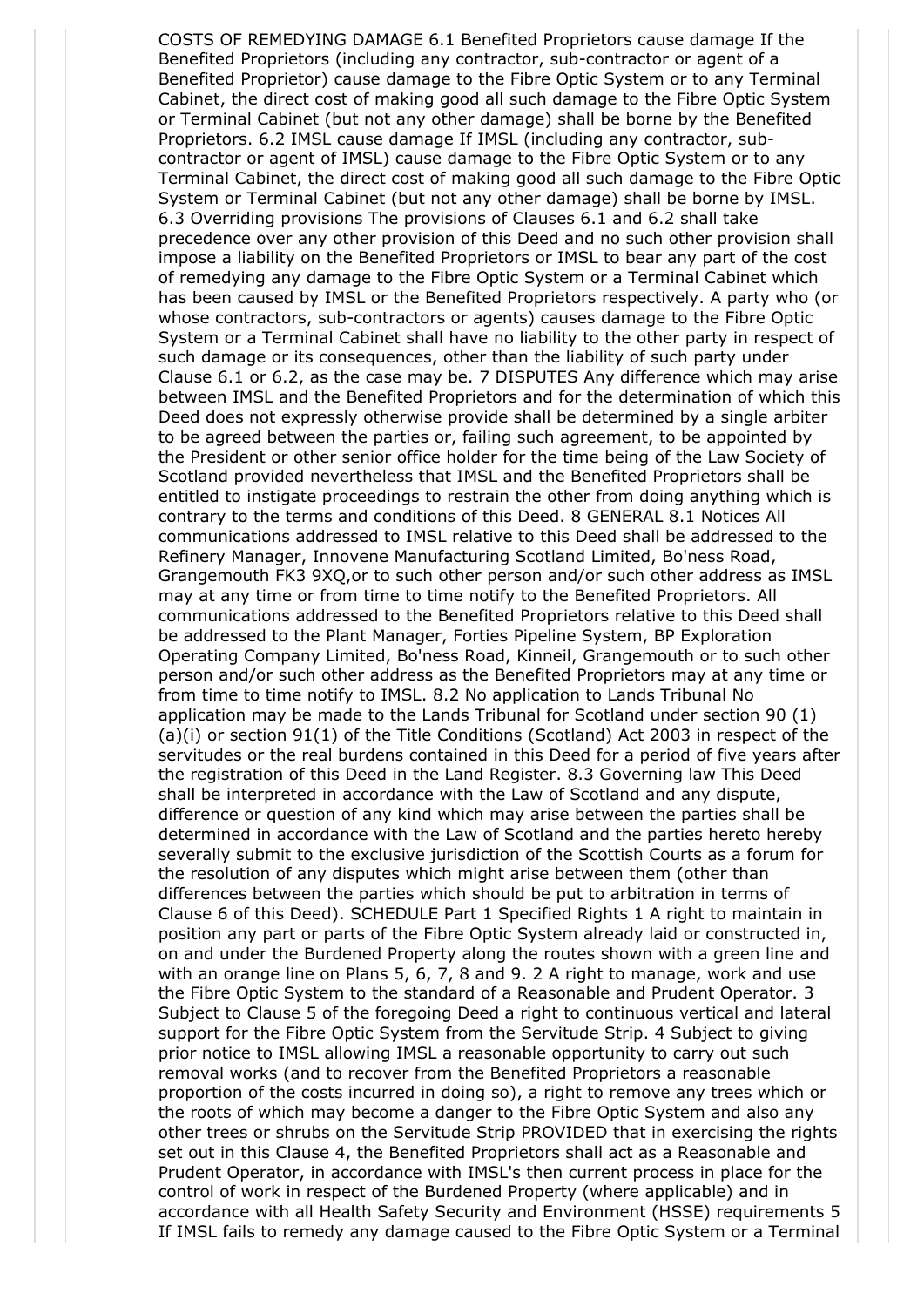COSTS OF REMEDYING DAMAGE 6.1 Benefited Proprietors cause damage If the Benefited Proprietors (including any contractor, sub-contractor or agent of a Benefited Proprietor) cause damage to the Fibre Optic System or to any Terminal Cabinet, the direct cost of making good all such damage to the Fibre Optic System or Terminal Cabinet (but not any other damage) shall be borne by the Benefited Proprietors. 6.2 IMSL cause damage If IMSL (including any contractor, sub-contractor or agent of IMSL) cause damage to the Fibre Optic System or to any Terminal Cabinet, the direct cost of making good all such damage to the Fibre Optic System or Terminal Cabinet (but not any other damage) shall be borne by IMSL. 6.3 Overriding provisions The provisions of Clauses 6.1 and 6.2 shall take precedence over any other provision of this Deed and no such other provision shall impose a liability on the Benefited Proprietors or IMSL to bear any part of the cost of remedying any damage to the Fibre Optic System or a Terminal Cabinet which has been caused by IMSL or the Benefited Proprietors respectively. A party who (or whose contractors, sub-contractors or agents) causes damage to the Fibre Optic System or a Terminal Cabinet shall have no liability to the other party in respect of such damage or its consequences, other than the liability of such party under Clause 6.1 or 6.2, as the case may be. 7 DISPUTES Any difference which may arise between IMSL and the Benefited Proprietors and for the determination of which this Deed does not expressly otherwise provide shall be determined by a single arbiter to be agreed between the parties or, failing such agreement, to be appointed by the President or other senior office holder for the time being of the Law Society of Scotland provided nevertheless that IMSL and the Benefited Proprietors shall be entitled to instigate proceedings to restrain the other from doing anything which is contrary to the terms and conditions of this Deed. 8 GENERAL 8.1 Notices All communications addressed to IMSL relative to this Deed shall be addressed to the Refinery Manager, Innovene Manufacturing Scotland Limited, Bo'ness Road, Grangemouth FK3 9XQ,or to such other person and/or such other address as IMSL may at any time or from time to time notify to the Benefited Proprietors. All communications addressed to the Benefited Proprietors relative to this Deed shall be addressed to the Plant Manager, Forties Pipeline System, BP Exploration Operating Company Limited, Bo'ness Road, Kinneil, Grangemouth or to such other person and/or such other address as the Benefited Proprietors may at any time or from time to time notify to IMSL. 8.2 No application to Lands Tribunal No application may be made to the Lands Tribunal for Scotland under section 90 (1)(a)(i) or section 91(1) of the Title Conditions (Scotland) Act 2003 in respect of the servitudes or the real burdens contained in this Deed for a period of five years after the registration of this Deed in the Land Register. 8.3 Governing law This Deed shall be interpreted in accordance with the Law of Scotland and any dispute, difference or question of any kind which may arise between the parties shall be determined in accordance with the Law of Scotland and the parties hereto hereby severally submit to the exclusive jurisdiction of the Scottish Courts as a forum for the resolution of any disputes which might arise between them (other than differences between the parties which should be put to arbitration in terms of Clause 6 of this Deed). SCHEDULE Part 1 Specified Rights 1 A right to maintain in position any part or parts of the Fibre Optic System already laid or constructed in, on and under the Burdened Property along the routes shown with a green line and with an orange line on Plans 5, 6, 7, 8 and 9. 2 A right to manage, work and use the Fibre Optic System to the standard of a Reasonable and Prudent Operator. 3 Subject to Clause 5 of the foregoing Deed a right to continuous vertical and lateral support for the Fibre Optic System from the Servitude Strip. 4 Subject to giving prior notice to IMSL allowing IMSL a reasonable opportunity to carry out such removal works (and to recover from the Benefited Proprietors a reasonable proportion of the costs incurred in doing so), a right to remove any trees which or the roots of which may become a danger to the Fibre Optic System and also any other trees or shrubs on the Servitude Strip PROVIDED that in exercising the rights set out in this Clause 4, the Benefited Proprietors shall act as a Reasonable and Prudent Operator, in accordance with IMSL's then current process in place for the control of work in respect of the Burdened Property (where applicable) and in accordance with all Health Safety Security and Environment (HSSE) requirements 5 If IMSL fails to remedy any damage caused to the Fibre Optic System or a Terminal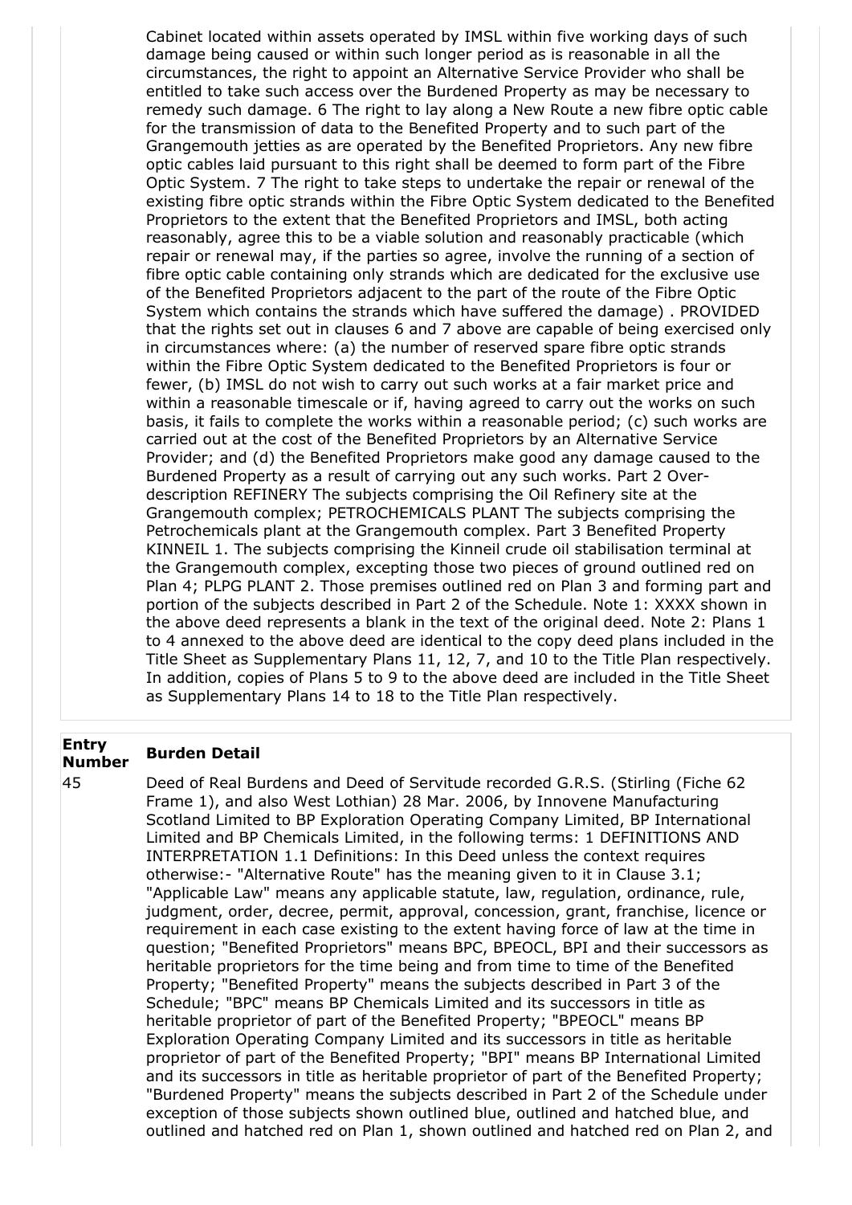Cabinet located within assets operated by IMSL within five working days of such damage being caused or within such longer period as is reasonable in all the circumstances, the right to appoint an Alternative Service Provider who shall be entitled to take such access over the Burdened Property as may be necessary to remedy such damage. 6 The right to lay along a New Route a new fibre optic cable for the transmission of data to the Benefited Property and to such part of the Grangemouth jetties as are operated by the Benefited Proprietors. Any new fibre optic cables laid pursuant to this right shall be deemed to form part of the Fibre Optic System. 7 The right to take steps to undertake the repair or renewal of the existing fibre optic strands within the Fibre Optic System dedicated to the Benefited Proprietors to the extent that the Benefited Proprietors and IMSL, both acting reasonably, agree this to be a viable solution and reasonably practicable (which repair or renewal may, if the parties so agree, involve the running of a section of fibre optic cable containing only strands which are dedicated for the exclusive use of the Benefited Proprietors adjacent to the part of the route of the Fibre Optic System which contains the strands which have suffered the damage) . PROVIDED that the rights set out in clauses 6 and 7 above are capable of being exercised only in circumstances where: (a) the number of reserved spare fibre optic strands within the Fibre Optic System dedicated to the Benefited Proprietors is four or fewer, (b) IMSL do not wish to carry out such works at a fair market price and within a reasonable timescale or if, having agreed to carry out the works on such basis, it fails to complete the works within a reasonable period; (c) such works are carried out at the cost of the Benefited Proprietors by an Alternative Service Provider; and (d) the Benefited Proprietors make good any damage caused to the Burdened Property as a result of carrying out any such works. Part 2 Over-description REFINERY The subjects comprising the Oil Refinery site at the Grangemouth complex; PETROCHEMICALS PLANT The subjects comprising the Petrochemicals plant at the Grangemouth complex. Part 3 Benefited Property KINNEIL 1. The subjects comprising the Kinneil crude oil stabilisation terminal at the Grangemouth complex, excepting those two pieces of ground outlined red on Plan 4; PLPG PLANT 2. Those premises outlined red on Plan 3 and forming part and portion of the subjects described in Part 2 of the Schedule. Note 1: XXXX shown in the above deed represents a blank in the text of the original deed. Note 2: Plans 1 to 4 annexed to the above deed are identical to the copy deed plans included in the Title Sheet as Supplementary Plans 11, 12, 7, and 10 to the Title Plan respectively. In addition, copies of Plans 5 to 9 to the above deed are included in the Title Sheet as Supplementary Plans 14 to 18 to the Title Plan respectively.

| Entry Number | Burden Detail |
|---|---|
| 45 | Deed of Real Burdens and Deed of Servitude recorded G.R.S. (Stirling (Fiche 62 Frame 1), and also West Lothian) 28 Mar. 2006, by Innovene Manufacturing Scotland Limited to BP Exploration Operating Company Limited, BP International Limited and BP Chemicals Limited, in the following terms: 1 DEFINITIONS AND INTERPRETATION 1.1 Definitions: In this Deed unless the context requires otherwise:- "Alternative Route" has the meaning given to it in Clause 3.1; "Applicable Law" means any applicable statute, law, regulation, ordinance, rule, judgment, order, decree, permit, approval, concession, grant, franchise, licence or requirement in each case existing to the extent having force of law at the time in question; "Benefited Proprietors" means BPC, BPEOCL, BPI and their successors as heritable proprietors for the time being and from time to time of the Benefited Property; "Benefited Property" means the subjects described in Part 3 of the Schedule; "BPC" means BP Chemicals Limited and its successors in title as heritable proprietor of part of the Benefited Property; "BPEOCL" means BP Exploration Operating Company Limited and its successors in title as heritable proprietor of part of the Benefited Property; "BPI" means BP International Limited and its successors in title as heritable proprietor of part of the Benefited Property; "Burdened Property" means the subjects described in Part 2 of the Schedule under exception of those subjects shown outlined blue, outlined and hatched blue, and outlined and hatched red on Plan 1, shown outlined and hatched red on Plan 2, and |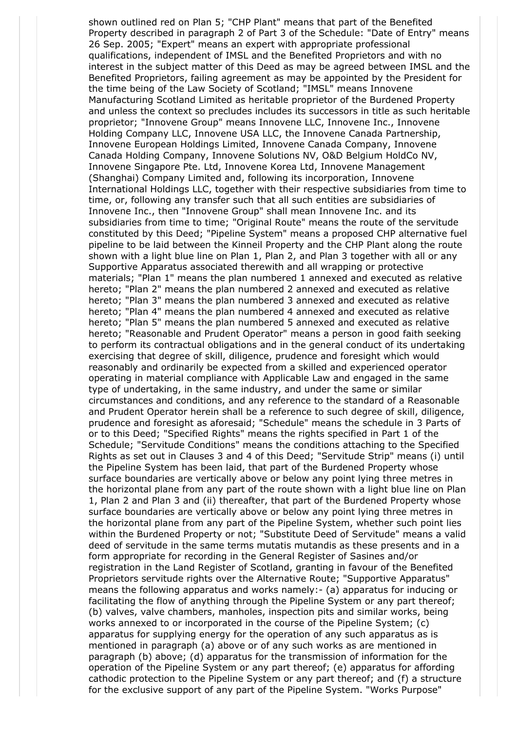shown outlined red on Plan 5; "CHP Plant" means that part of the Benefited Property described in paragraph 2 of Part 3 of the Schedule: "Date of Entry" means 26 Sep. 2005; "Expert" means an expert with appropriate professional qualifications, independent of IMSL and the Benefited Proprietors and with no interest in the subject matter of this Deed as may be agreed between IMSL and the Benefited Proprietors, failing agreement as may be appointed by the President for the time being of the Law Society of Scotland; "IMSL" means Innovene Manufacturing Scotland Limited as heritable proprietor of the Burdened Property and unless the context so precludes includes its successors in title as such heritable proprietor; "Innovene Group" means Innovene LLC, Innovene Inc., Innovene Holding Company LLC, Innovene USA LLC, the Innovene Canada Partnership, Innovene European Holdings Limited, Innovene Canada Company, Innovene Canada Holding Company, Innovene Solutions NV, O&D Belgium HoldCo NV, Innovene Singapore Pte. Ltd, Innovene Korea Ltd, Innovene Management (Shanghai) Company Limited and, following its incorporation, Innovene International Holdings LLC, together with their respective subsidiaries from time to time, or, following any transfer such that all such entities are subsidiaries of Innovene Inc., then "Innovene Group" shall mean Innovene Inc. and its subsidiaries from time to time; "Original Route" means the route of the servitude constituted by this Deed; "Pipeline System" means a proposed CHP alternative fuel pipeline to be laid between the Kinneil Property and the CHP Plant along the route shown with a light blue line on Plan 1, Plan 2, and Plan 3 together with all or any Supportive Apparatus associated therewith and all wrapping or protective materials; "Plan 1" means the plan numbered 1 annexed and executed as relative hereto; "Plan 2" means the plan numbered 2 annexed and executed as relative hereto; "Plan 3" means the plan numbered 3 annexed and executed as relative hereto; "Plan 4" means the plan numbered 4 annexed and executed as relative hereto; "Plan 5" means the plan numbered 5 annexed and executed as relative hereto; "Reasonable and Prudent Operator" means a person in good faith seeking to perform its contractual obligations and in the general conduct of its undertaking exercising that degree of skill, diligence, prudence and foresight which would reasonably and ordinarily be expected from a skilled and experienced operator operating in material compliance with Applicable Law and engaged in the same type of undertaking, in the same industry, and under the same or similar circumstances and conditions, and any reference to the standard of a Reasonable and Prudent Operator herein shall be a reference to such degree of skill, diligence, prudence and foresight as aforesaid; "Schedule" means the schedule in 3 Parts of or to this Deed; "Specified Rights" means the rights specified in Part 1 of the Schedule; "Servitude Conditions" means the conditions attaching to the Specified Rights as set out in Clauses 3 and 4 of this Deed; "Servitude Strip" means (i) until the Pipeline System has been laid, that part of the Burdened Property whose surface boundaries are vertically above or below any point lying three metres in the horizontal plane from any part of the route shown with a light blue line on Plan 1, Plan 2 and Plan 3 and (ii) thereafter, that part of the Burdened Property whose surface boundaries are vertically above or below any point lying three metres in the horizontal plane from any part of the Pipeline System, whether such point lies within the Burdened Property or not; "Substitute Deed of Servitude" means a valid deed of servitude in the same terms mutatis mutandis as these presents and in a form appropriate for recording in the General Register of Sasines and/or registration in the Land Register of Scotland, granting in favour of the Benefited Proprietors servitude rights over the Alternative Route; "Supportive Apparatus" means the following apparatus and works namely:- (a) apparatus for inducing or facilitating the flow of anything through the Pipeline System or any part thereof; (b) valves, valve chambers, manholes, inspection pits and similar works, being works annexed to or incorporated in the course of the Pipeline System; (c) apparatus for supplying energy for the operation of any such apparatus as is mentioned in paragraph (a) above or of any such works as are mentioned in paragraph (b) above; (d) apparatus for the transmission of information for the operation of the Pipeline System or any part thereof; (e) apparatus for affording cathodic protection to the Pipeline System or any part thereof; and (f) a structure for the exclusive support of any part of the Pipeline System. "Works Purpose"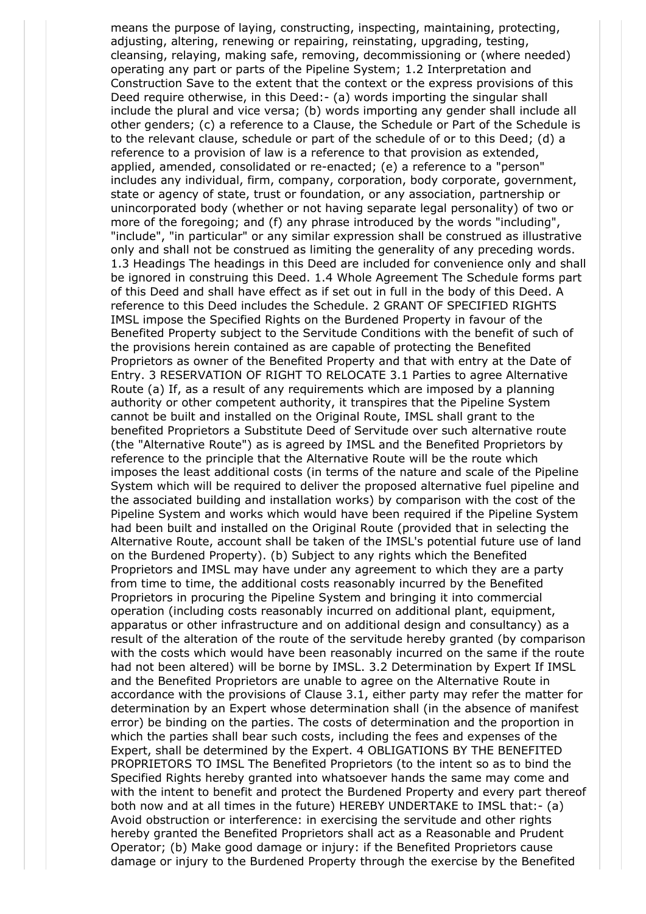means the purpose of laying, constructing, inspecting, maintaining, protecting, adjusting, altering, renewing or repairing, reinstating, upgrading, testing, cleansing, relaying, making safe, removing, decommissioning or (where needed) operating any part or parts of the Pipeline System; 1.2 Interpretation and Construction Save to the extent that the context or the express provisions of this Deed require otherwise, in this Deed:- (a) words importing the singular shall include the plural and vice versa; (b) words importing any gender shall include all other genders; (c) a reference to a Clause, the Schedule or Part of the Schedule is to the relevant clause, schedule or part of the schedule of or to this Deed; (d) a reference to a provision of law is a reference to that provision as extended, applied, amended, consolidated or re-enacted; (e) a reference to a "person" includes any individual, firm, company, corporation, body corporate, government, state or agency of state, trust or foundation, or any association, partnership or unincorporated body (whether or not having separate legal personality) of two or more of the foregoing; and (f) any phrase introduced by the words "including", "include", "in particular" or any similar expression shall be construed as illustrative only and shall not be construed as limiting the generality of any preceding words. 1.3 Headings The headings in this Deed are included for convenience only and shall be ignored in construing this Deed. 1.4 Whole Agreement The Schedule forms part of this Deed and shall have effect as if set out in full in the body of this Deed. A reference to this Deed includes the Schedule. 2 GRANT OF SPECIFIED RIGHTS IMSL impose the Specified Rights on the Burdened Property in favour of the Benefited Property subject to the Servitude Conditions with the benefit of such of the provisions herein contained as are capable of protecting the Benefited Proprietors as owner of the Benefited Property and that with entry at the Date of Entry. 3 RESERVATION OF RIGHT TO RELOCATE 3.1 Parties to agree Alternative Route (a) If, as a result of any requirements which are imposed by a planning authority or other competent authority, it transpires that the Pipeline System cannot be built and installed on the Original Route, IMSL shall grant to the benefited Proprietors a Substitute Deed of Servitude over such alternative route (the "Alternative Route") as is agreed by IMSL and the Benefited Proprietors by reference to the principle that the Alternative Route will be the route which imposes the least additional costs (in terms of the nature and scale of the Pipeline System which will be required to deliver the proposed alternative fuel pipeline and the associated building and installation works) by comparison with the cost of the Pipeline System and works which would have been required if the Pipeline System had been built and installed on the Original Route (provided that in selecting the Alternative Route, account shall be taken of the IMSL's potential future use of land on the Burdened Property). (b) Subject to any rights which the Benefited Proprietors and IMSL may have under any agreement to which they are a party from time to time, the additional costs reasonably incurred by the Benefited Proprietors in procuring the Pipeline System and bringing it into commercial operation (including costs reasonably incurred on additional plant, equipment, apparatus or other infrastructure and on additional design and consultancy) as a result of the alteration of the route of the servitude hereby granted (by comparison with the costs which would have been reasonably incurred on the same if the route had not been altered) will be borne by IMSL. 3.2 Determination by Expert If IMSL and the Benefited Proprietors are unable to agree on the Alternative Route in accordance with the provisions of Clause 3.1, either party may refer the matter for determination by an Expert whose determination shall (in the absence of manifest error) be binding on the parties. The costs of determination and the proportion in which the parties shall bear such costs, including the fees and expenses of the Expert, shall be determined by the Expert. 4 OBLIGATIONS BY THE BENEFITED PROPRIETORS TO IMSL The Benefited Proprietors (to the intent so as to bind the Specified Rights hereby granted into whatsoever hands the same may come and with the intent to benefit and protect the Burdened Property and every part thereof both now and at all times in the future) HEREBY UNDERTAKE to IMSL that:- (a) Avoid obstruction or interference: in exercising the servitude and other rights hereby granted the Benefited Proprietors shall act as a Reasonable and Prudent Operator; (b) Make good damage or injury: if the Benefited Proprietors cause damage or injury to the Burdened Property through the exercise by the Benefited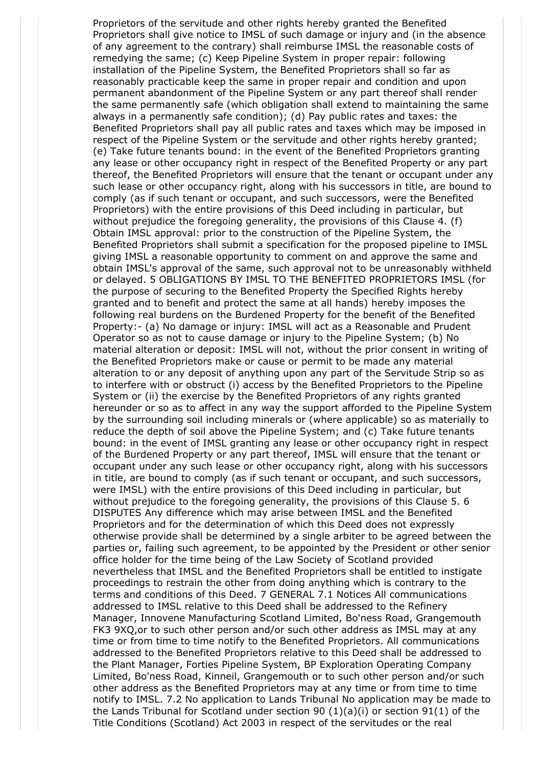Proprietors of the servitude and other rights hereby granted the Benefited Proprietors shall give notice to IMSL of such damage or injury and (in the absence of any agreement to the contrary) shall reimburse IMSL the reasonable costs of remedying the same; (c) Keep Pipeline System in proper repair: following installation of the Pipeline System, the Benefited Proprietors shall so far as reasonably practicable keep the same in proper repair and condition and upon permanent abandonment of the Pipeline System or any part thereof shall render the same permanently safe (which obligation shall extend to maintaining the same always in a permanently safe condition); (d) Pay public rates and taxes: the Benefited Proprietors shall pay all public rates and taxes which may be imposed in respect of the Pipeline System or the servitude and other rights hereby granted; (e) Take future tenants bound: in the event of the Benefited Proprietors granting any lease or other occupancy right in respect of the Benefited Property or any part thereof, the Benefited Proprietors will ensure that the tenant or occupant under any such lease or other occupancy right, along with his successors in title, are bound to comply (as if such tenant or occupant, and such successors, were the Benefited Proprietors) with the entire provisions of this Deed including in particular, but without prejudice the foregoing generality, the provisions of this Clause 4. (f) Obtain IMSL approval: prior to the construction of the Pipeline System, the Benefited Proprietors shall submit a specification for the proposed pipeline to IMSL giving IMSL a reasonable opportunity to comment on and approve the same and obtain IMSL's approval of the same, such approval not to be unreasonably withheld or delayed. 5 OBLIGATIONS BY IMSL TO THE BENEFITED PROPRIETORS IMSL (for the purpose of securing to the Benefited Property the Specified Rights hereby granted and to benefit and protect the same at all hands) hereby imposes the following real burdens on the Burdened Property for the benefit of the Benefited Property:- (a) No damage or injury: IMSL will act as a Reasonable and Prudent Operator so as not to cause damage or injury to the Pipeline System; (b) No material alteration or deposit: IMSL will not, without the prior consent in writing of the Benefited Proprietors make or cause or permit to be made any material alteration to or any deposit of anything upon any part of the Servitude Strip so as to interfere with or obstruct (i) access by the Benefited Proprietors to the Pipeline System or (ii) the exercise by the Benefited Proprietors of any rights granted hereunder or so as to affect in any way the support afforded to the Pipeline System by the surrounding soil including minerals or (where applicable) so as materially to reduce the depth of soil above the Pipeline System; and (c) Take future tenants bound: in the event of IMSL granting any lease or other occupancy right in respect of the Burdened Property or any part thereof, IMSL will ensure that the tenant or occupant under any such lease or other occupancy right, along with his successors in title, are bound to comply (as if such tenant or occupant, and such successors, were IMSL) with the entire provisions of this Deed including in particular, but without prejudice to the foregoing generality, the provisions of this Clause 5. 6 DISPUTES Any difference which may arise between IMSL and the Benefited Proprietors and for the determination of which this Deed does not expressly otherwise provide shall be determined by a single arbiter to be agreed between the parties or, failing such agreement, to be appointed by the President or other senior office holder for the time being of the Law Society of Scotland provided nevertheless that IMSL and the Benefited Proprietors shall be entitled to instigate proceedings to restrain the other from doing anything which is contrary to the terms and conditions of this Deed. 7 GENERAL 7.1 Notices All communications addressed to IMSL relative to this Deed shall be addressed to the Refinery Manager, Innovene Manufacturing Scotland Limited, Bo'ness Road, Grangemouth FK3 9XQ,or to such other person and/or such other address as IMSL may at any time or from time to time notify to the Benefited Proprietors. All communications addressed to the Benefited Proprietors relative to this Deed shall be addressed to the Plant Manager, Forties Pipeline System, BP Exploration Operating Company Limited, Bo'ness Road, Kinneil, Grangemouth or to such other person and/or such other address as the Benefited Proprietors may at any time or from time to time notify to IMSL. 7.2 No application to Lands Tribunal No application may be made to the Lands Tribunal for Scotland under section 90 (1)(a)(i) or section 91(1) of the Title Conditions (Scotland) Act 2003 in respect of the servitudes or the real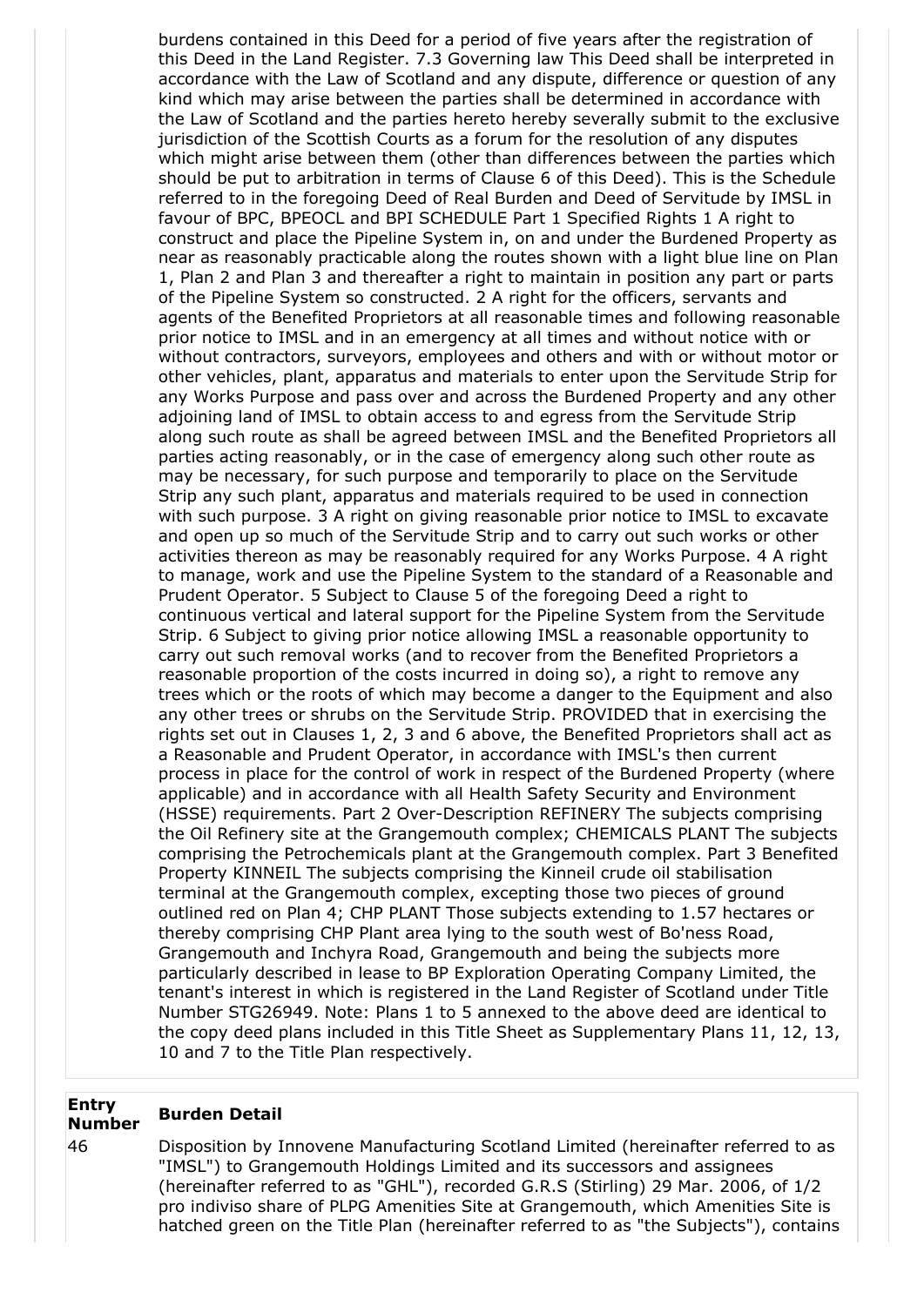burdens contained in this Deed for a period of five years after the registration of this Deed in the Land Register. 7.3 Governing law This Deed shall be interpreted in accordance with the Law of Scotland and any dispute, difference or question of any kind which may arise between the parties shall be determined in accordance with the Law of Scotland and the parties hereto hereby severally submit to the exclusive jurisdiction of the Scottish Courts as a forum for the resolution of any disputes which might arise between them (other than differences between the parties which should be put to arbitration in terms of Clause 6 of this Deed). This is the Schedule referred to in the foregoing Deed of Real Burden and Deed of Servitude by IMSL in favour of BPC, BPEOCL and BPI SCHEDULE Part 1 Specified Rights 1 A right to construct and place the Pipeline System in, on and under the Burdened Property as near as reasonably practicable along the routes shown with a light blue line on Plan 1, Plan 2 and Plan 3 and thereafter a right to maintain in position any part or parts of the Pipeline System so constructed. 2 A right for the officers, servants and agents of the Benefited Proprietors at all reasonable times and following reasonable prior notice to IMSL and in an emergency at all times and without notice with or without contractors, surveyors, employees and others and with or without motor or other vehicles, plant, apparatus and materials to enter upon the Servitude Strip for any Works Purpose and pass over and across the Burdened Property and any other adjoining land of IMSL to obtain access to and egress from the Servitude Strip along such route as shall be agreed between IMSL and the Benefited Proprietors all parties acting reasonably, or in the case of emergency along such other route as may be necessary, for such purpose and temporarily to place on the Servitude Strip any such plant, apparatus and materials required to be used in connection with such purpose. 3 A right on giving reasonable prior notice to IMSL to excavate and open up so much of the Servitude Strip and to carry out such works or other activities thereon as may be reasonably required for any Works Purpose. 4 A right to manage, work and use the Pipeline System to the standard of a Reasonable and Prudent Operator. 5 Subject to Clause 5 of the foregoing Deed a right to continuous vertical and lateral support for the Pipeline System from the Servitude Strip. 6 Subject to giving prior notice allowing IMSL a reasonable opportunity to carry out such removal works (and to recover from the Benefited Proprietors a reasonable proportion of the costs incurred in doing so), a right to remove any trees which or the roots of which may become a danger to the Equipment and also any other trees or shrubs on the Servitude Strip. PROVIDED that in exercising the rights set out in Clauses 1, 2, 3 and 6 above, the Benefited Proprietors shall act as a Reasonable and Prudent Operator, in accordance with IMSL's then current process in place for the control of work in respect of the Burdened Property (where applicable) and in accordance with all Health Safety Security and Environment (HSSE) requirements. Part 2 Over-Description REFINERY The subjects comprising the Oil Refinery site at the Grangemouth complex; CHEMICALS PLANT The subjects comprising the Petrochemicals plant at the Grangemouth complex. Part 3 Benefited Property KINNEIL The subjects comprising the Kinneil crude oil stabilisation terminal at the Grangemouth complex, excepting those two pieces of ground outlined red on Plan 4; CHP PLANT Those subjects extending to 1.57 hectares or thereby comprising CHP Plant area lying to the south west of Bo'ness Road, Grangemouth and Inchyra Road, Grangemouth and being the subjects more particularly described in lease to BP Exploration Operating Company Limited, the tenant's interest in which is registered in the Land Register of Scotland under Title Number STG26949. Note: Plans 1 to 5 annexed to the above deed are identical to the copy deed plans included in this Title Sheet as Supplementary Plans 11, 12, 13, 10 and 7 to the Title Plan respectively.

| Entry Number | Burden Detail |
|---|---|
| 46 | Disposition by Innovene Manufacturing Scotland Limited (hereinafter referred to as "IMSL") to Grangemouth Holdings Limited and its successors and assignees (hereinafter referred to as "GHL"), recorded G.R.S (Stirling) 29 Mar. 2006, of 1/2 pro indiviso share of PLPG Amenities Site at Grangemouth, which Amenities Site is hatched green on the Title Plan (hereinafter referred to as "the Subjects"), contains |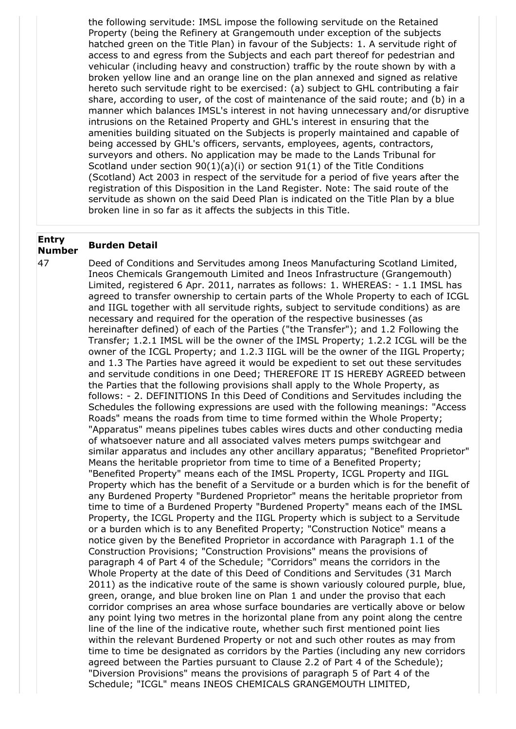the following servitude: IMSL impose the following servitude on the Retained Property (being the Refinery at Grangemouth under exception of the subjects hatched green on the Title Plan) in favour of the Subjects: 1. A servitude right of access to and egress from the Subjects and each part thereof for pedestrian and vehicular (including heavy and construction) traffic by the route shown by with a broken yellow line and an orange line on the plan annexed and signed as relative hereto such servitude right to be exercised: (a) subject to GHL contributing a fair share, according to user, of the cost of maintenance of the said route; and (b) in a manner which balances IMSL's interest in not having unnecessary and/or disruptive intrusions on the Retained Property and GHL's interest in ensuring that the amenities building situated on the Subjects is properly maintained and capable of being accessed by GHL's officers, servants, employees, agents, contractors, surveyors and others. No application may be made to the Lands Tribunal for Scotland under section 90(1)(a)(i) or section 91(1) of the Title Conditions (Scotland) Act 2003 in respect of the servitude for a period of five years after the registration of this Disposition in the Land Register. Note: The said route of the servitude as shown on the said Deed Plan is indicated on the Title Plan by a blue broken line in so far as it affects the subjects in this Title.

| Entry Number | Burden Detail |
|---|---|
| 47 | Deed of Conditions and Servitudes among Ineos Manufacturing Scotland Limited, Ineos Chemicals Grangemouth Limited and Ineos Infrastructure (Grangemouth) Limited, registered 6 Apr. 2011, narrates as follows: 1. WHEREAS: - 1.1 IMSL has agreed to transfer ownership to certain parts of the Whole Property to each of ICGL and IIGL together with all servitude rights, subject to servitude conditions) as are necessary and required for the operation of the respective businesses (as hereinafter defined) of each of the Parties ("the Transfer"); and 1.2 Following the Transfer; 1.2.1 IMSL will be the owner of the IMSL Property; 1.2.2 ICGL will be the owner of the ICGL Property; and 1.2.3 IIGL will be the owner of the IIGL Property; and 1.3 The Parties have agreed it would be expedient to set out these servitudes and servitude conditions in one Deed; THEREFORE IT IS HEREBY AGREED between the Parties that the following provisions shall apply to the Whole Property, as follows: - 2. DEFINITIONS In this Deed of Conditions and Servitudes including the Schedules the following expressions are used with the following meanings: "Access Roads" means the roads from time to time formed within the Whole Property; "Apparatus" means pipelines tubes cables wires ducts and other conducting media of whatsoever nature and all associated valves meters pumps switchgear and similar apparatus and includes any other ancillary apparatus; "Benefited Proprietor" Means the heritable proprietor from time to time of a Benefited Property; "Benefited Property" means each of the IMSL Property, ICGL Property and IIGL Property which has the benefit of a Servitude or a burden which is for the benefit of any Burdened Property "Burdened Proprietor" means the heritable proprietor from time to time of a Burdened Property "Burdened Property" means each of the IMSL Property, the ICGL Property and the IIGL Property which is subject to a Servitude or a burden which is to any Benefited Property; "Construction Notice" means a notice given by the Benefited Proprietor in accordance with Paragraph 1.1 of the Construction Provisions; "Construction Provisions" means the provisions of paragraph 4 of Part 4 of the Schedule; "Corridors" means the corridors in the Whole Property at the date of this Deed of Conditions and Servitudes (31 March 2011) as the indicative route of the same is shown variously coloured purple, blue, green, orange, and blue broken line on Plan 1 and under the proviso that each corridor comprises an area whose surface boundaries are vertically above or below any point lying two metres in the horizontal plane from any point along the centre line of the line of the indicative route, whether such first mentioned point lies within the relevant Burdened Property or not and such other routes as may from time to time be designated as corridors by the Parties (including any new corridors agreed between the Parties pursuant to Clause 2.2 of Part 4 of the Schedule); "Diversion Provisions" means the provisions of paragraph 5 of Part 4 of the Schedule; "ICGL" means INEOS CHEMICALS GRANGEMOUTH LIMITED, |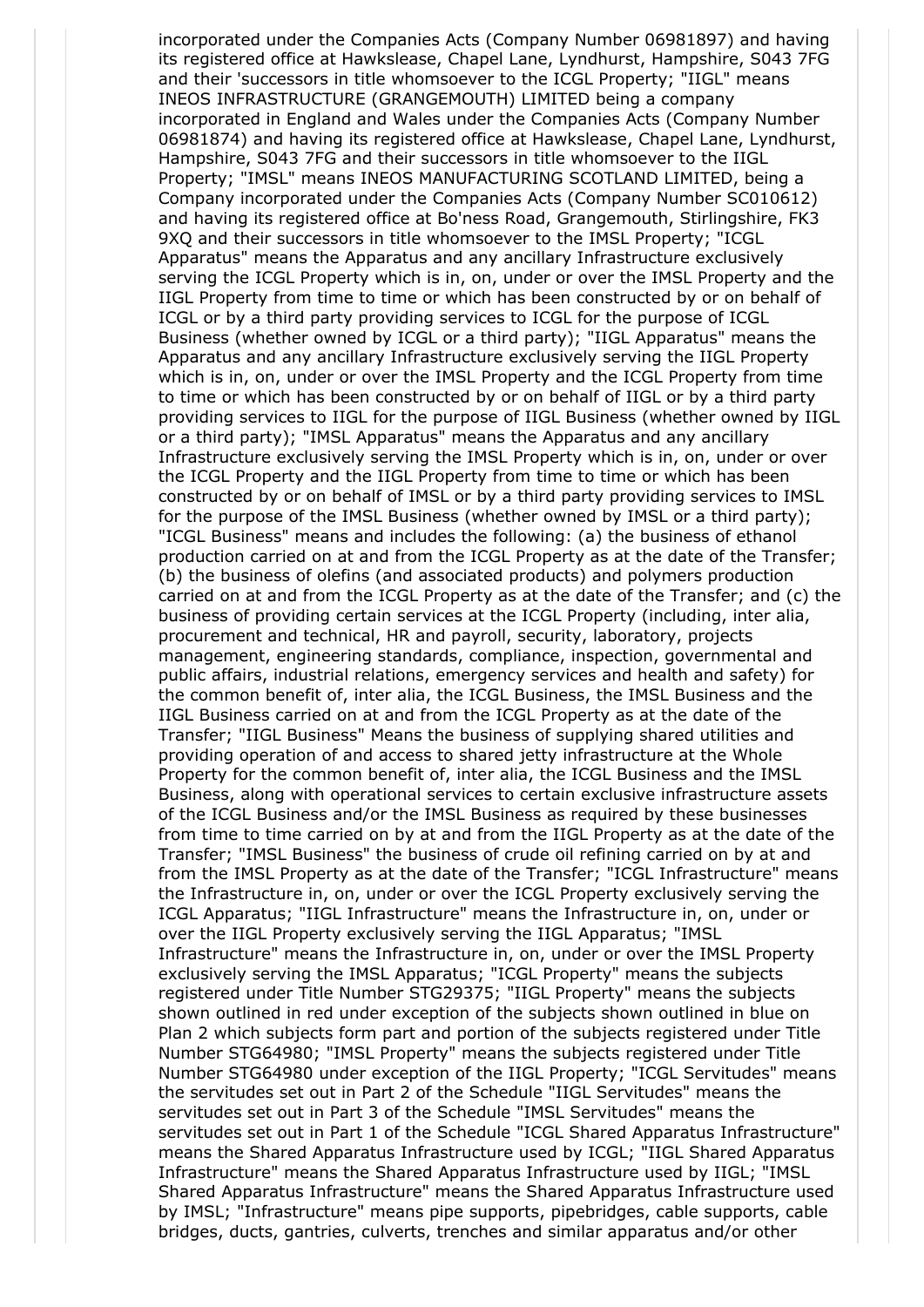incorporated under the Companies Acts (Company Number 06981897) and having its registered office at Hawkslease, Chapel Lane, Lyndhurst, Hampshire, S043 7FG and their 'successors in title whomsoever to the ICGL Property; "IIGL" means INEOS INFRASTRUCTURE (GRANGEMOUTH) LIMITED being a company incorporated in England and Wales under the Companies Acts (Company Number 06981874) and having its registered office at Hawkslease, Chapel Lane, Lyndhurst, Hampshire, S043 7FG and their successors in title whomsoever to the IIGL Property; "IMSL" means INEOS MANUFACTURING SCOTLAND LIMITED, being a Company incorporated under the Companies Acts (Company Number SC010612) and having its registered office at Bo'ness Road, Grangemouth, Stirlingshire, FK3 9XQ and their successors in title whomsoever to the IMSL Property; "ICGL Apparatus" means the Apparatus and any ancillary Infrastructure exclusively serving the ICGL Property which is in, on, under or over the IMSL Property and the IIGL Property from time to time or which has been constructed by or on behalf of ICGL or by a third party providing services to ICGL for the purpose of ICGL Business (whether owned by ICGL or a third party); "IIGL Apparatus" means the Apparatus and any ancillary Infrastructure exclusively serving the IIGL Property which is in, on, under or over the IMSL Property and the ICGL Property from time to time or which has been constructed by or on behalf of IIGL or by a third party providing services to IIGL for the purpose of IIGL Business (whether owned by IIGL or a third party); "IMSL Apparatus" means the Apparatus and any ancillary Infrastructure exclusively serving the IMSL Property which is in, on, under or over the ICGL Property and the IIGL Property from time to time or which has been constructed by or on behalf of IMSL or by a third party providing services to IMSL for the purpose of the IMSL Business (whether owned by IMSL or a third party); "ICGL Business" means and includes the following: (a) the business of ethanol production carried on at and from the ICGL Property as at the date of the Transfer; (b) the business of olefins (and associated products) and polymers production carried on at and from the ICGL Property as at the date of the Transfer; and (c) the business of providing certain services at the ICGL Property (including, inter alia, procurement and technical, HR and payroll, security, laboratory, projects management, engineering standards, compliance, inspection, governmental and public affairs, industrial relations, emergency services and health and safety) for the common benefit of, inter alia, the ICGL Business, the IMSL Business and the IIGL Business carried on at and from the ICGL Property as at the date of the Transfer; "IIGL Business" Means the business of supplying shared utilities and providing operation of and access to shared jetty infrastructure at the Whole Property for the common benefit of, inter alia, the ICGL Business and the IMSL Business, along with operational services to certain exclusive infrastructure assets of the ICGL Business and/or the IMSL Business as required by these businesses from time to time carried on by at and from the IIGL Property as at the date of the Transfer; "IMSL Business" the business of crude oil refining carried on by at and from the IMSL Property as at the date of the Transfer; "ICGL Infrastructure" means the Infrastructure in, on, under or over the ICGL Property exclusively serving the ICGL Apparatus; "IIGL Infrastructure" means the Infrastructure in, on, under or over the IIGL Property exclusively serving the IIGL Apparatus; "IMSL Infrastructure" means the Infrastructure in, on, under or over the IMSL Property exclusively serving the IMSL Apparatus; "ICGL Property" means the subjects registered under Title Number STG29375; "IIGL Property" means the subjects shown outlined in red under exception of the subjects shown outlined in blue on Plan 2 which subjects form part and portion of the subjects registered under Title Number STG64980; "IMSL Property" means the subjects registered under Title Number STG64980 under exception of the IIGL Property; "ICGL Servitudes" means the servitudes set out in Part 2 of the Schedule "IIGL Servitudes" means the servitudes set out in Part 3 of the Schedule "IMSL Servitudes" means the servitudes set out in Part 1 of the Schedule "ICGL Shared Apparatus Infrastructure" means the Shared Apparatus Infrastructure used by ICGL; "IIGL Shared Apparatus Infrastructure" means the Shared Apparatus Infrastructure used by IIGL; "IMSL Shared Apparatus Infrastructure" means the Shared Apparatus Infrastructure used by IMSL; "Infrastructure" means pipe supports, pipebridges, cable supports, cable bridges, ducts, gantries, culverts, trenches and similar apparatus and/or other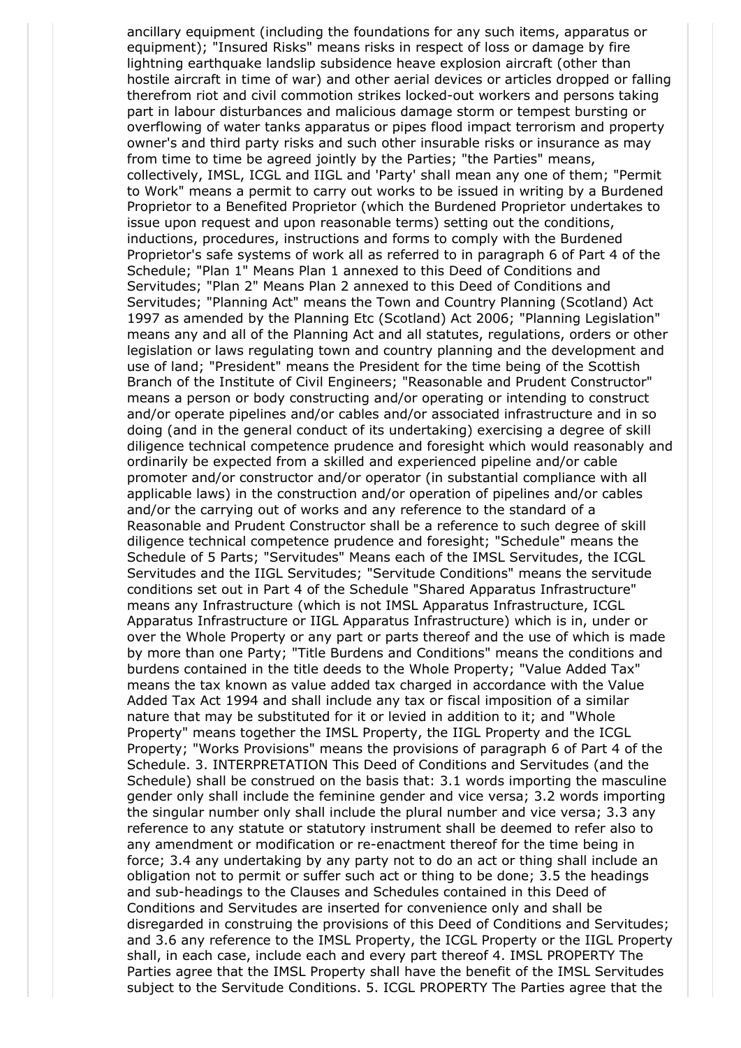ancillary equipment (including the foundations for any such items, apparatus or equipment); "Insured Risks" means risks in respect of loss or damage by fire lightning earthquake landslip subsidence heave explosion aircraft (other than hostile aircraft in time of war) and other aerial devices or articles dropped or falling therefrom riot and civil commotion strikes locked-out workers and persons taking part in labour disturbances and malicious damage storm or tempest bursting or overflowing of water tanks apparatus or pipes flood impact terrorism and property owner's and third party risks and such other insurable risks or insurance as may from time to time be agreed jointly by the Parties; "the Parties" means, collectively, IMSL, ICGL and IIGL and 'Party' shall mean any one of them; "Permit to Work" means a permit to carry out works to be issued in writing by a Burdened Proprietor to a Benefited Proprietor (which the Burdened Proprietor undertakes to issue upon request and upon reasonable terms) setting out the conditions, inductions, procedures, instructions and forms to comply with the Burdened Proprietor's safe systems of work all as referred to in paragraph 6 of Part 4 of the Schedule; "Plan 1" Means Plan 1 annexed to this Deed of Conditions and Servitudes; "Plan 2" Means Plan 2 annexed to this Deed of Conditions and Servitudes; "Planning Act" means the Town and Country Planning (Scotland) Act 1997 as amended by the Planning Etc (Scotland) Act 2006; "Planning Legislation" means any and all of the Planning Act and all statutes, regulations, orders or other legislation or laws regulating town and country planning and the development and use of land; "President" means the President for the time being of the Scottish Branch of the Institute of Civil Engineers; "Reasonable and Prudent Constructor" means a person or body constructing and/or operating or intending to construct and/or operate pipelines and/or cables and/or associated infrastructure and in so doing (and in the general conduct of its undertaking) exercising a degree of skill diligence technical competence prudence and foresight which would reasonably and ordinarily be expected from a skilled and experienced pipeline and/or cable promoter and/or constructor and/or operator (in substantial compliance with all applicable laws) in the construction and/or operation of pipelines and/or cables and/or the carrying out of works and any reference to the standard of a Reasonable and Prudent Constructor shall be a reference to such degree of skill diligence technical competence prudence and foresight; "Schedule" means the Schedule of 5 Parts; "Servitudes" Means each of the IMSL Servitudes, the ICGL Servitudes and the IIGL Servitudes; "Servitude Conditions" means the servitude conditions set out in Part 4 of the Schedule "Shared Apparatus Infrastructure" means any Infrastructure (which is not IMSL Apparatus Infrastructure, ICGL Apparatus Infrastructure or IIGL Apparatus Infrastructure) which is in, under or over the Whole Property or any part or parts thereof and the use of which is made by more than one Party; "Title Burdens and Conditions" means the conditions and burdens contained in the title deeds to the Whole Property; "Value Added Tax" means the tax known as value added tax charged in accordance with the Value Added Tax Act 1994 and shall include any tax or fiscal imposition of a similar nature that may be substituted for it or levied in addition to it; and "Whole Property" means together the IMSL Property, the IIGL Property and the ICGL Property; "Works Provisions" means the provisions of paragraph 6 of Part 4 of the Schedule. 3. INTERPRETATION This Deed of Conditions and Servitudes (and the Schedule) shall be construed on the basis that: 3.1 words importing the masculine gender only shall include the feminine gender and vice versa; 3.2 words importing the singular number only shall include the plural number and vice versa; 3.3 any reference to any statute or statutory instrument shall be deemed to refer also to any amendment or modification or re-enactment thereof for the time being in force; 3.4 any undertaking by any party not to do an act or thing shall include an obligation not to permit or suffer such act or thing to be done; 3.5 the headings and sub-headings to the Clauses and Schedules contained in this Deed of Conditions and Servitudes are inserted for convenience only and shall be disregarded in construing the provisions of this Deed of Conditions and Servitudes; and 3.6 any reference to the IMSL Property, the ICGL Property or the IIGL Property shall, in each case, include each and every part thereof 4. IMSL PROPERTY The Parties agree that the IMSL Property shall have the benefit of the IMSL Servitudes subject to the Servitude Conditions. 5. ICGL PROPERTY The Parties agree that the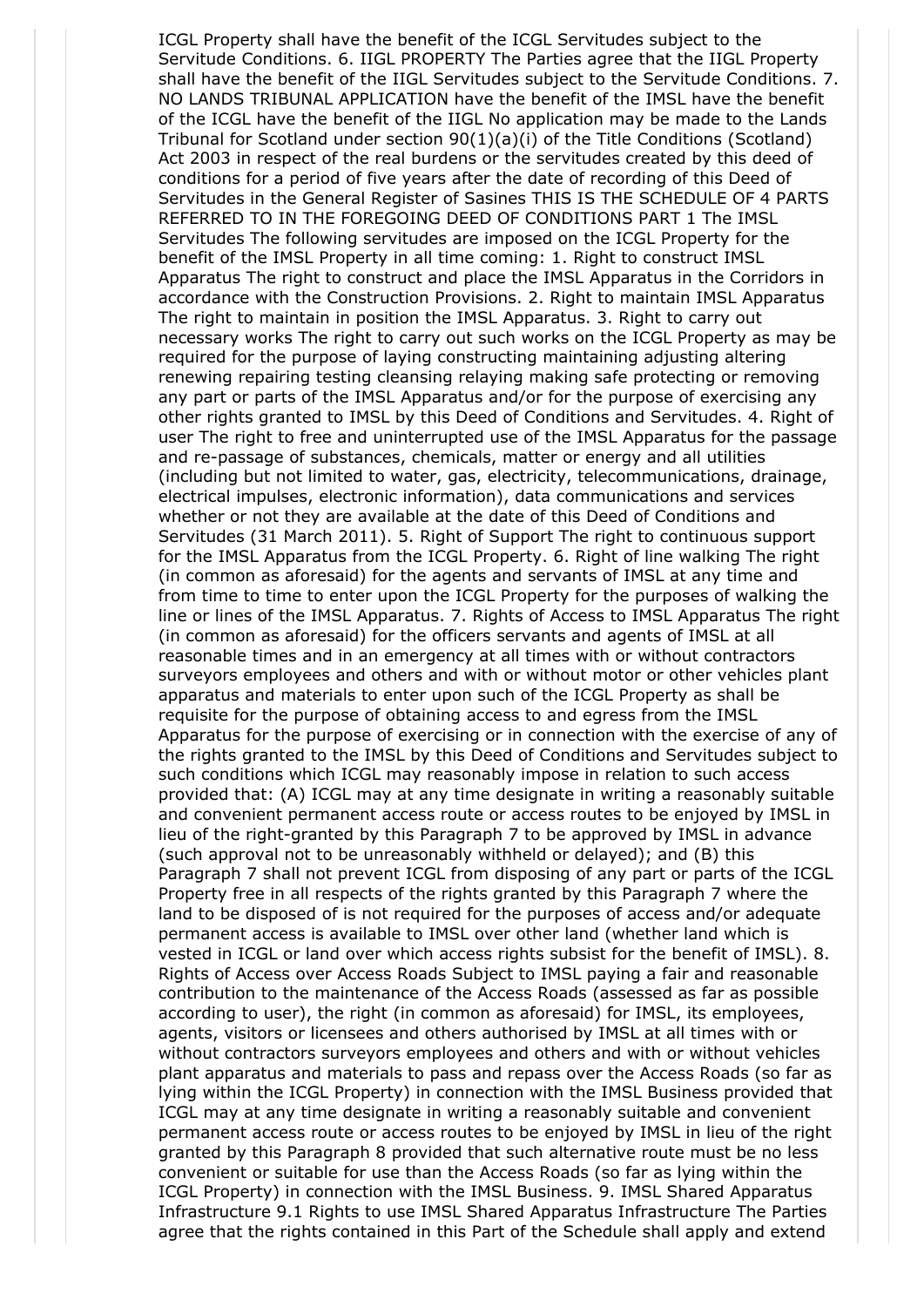ICGL Property shall have the benefit of the ICGL Servitudes subject to the Servitude Conditions. 6. IIGL PROPERTY The Parties agree that the IIGL Property shall have the benefit of the IIGL Servitudes subject to the Servitude Conditions. 7. NO LANDS TRIBUNAL APPLICATION have the benefit of the IMSL have the benefit of the ICGL have the benefit of the IIGL No application may be made to the Lands Tribunal for Scotland under section 90(1)(a)(i) of the Title Conditions (Scotland) Act 2003 in respect of the real burdens or the servitudes created by this deed of conditions for a period of five years after the date of recording of this Deed of Servitudes in the General Register of Sasines THIS IS THE SCHEDULE OF 4 PARTS REFERRED TO IN THE FOREGOING DEED OF CONDITIONS PART 1 The IMSL Servitudes The following servitudes are imposed on the ICGL Property for the benefit of the IMSL Property in all time coming: 1. Right to construct IMSL Apparatus The right to construct and place the IMSL Apparatus in the Corridors in accordance with the Construction Provisions. 2. Right to maintain IMSL Apparatus The right to maintain in position the IMSL Apparatus. 3. Right to carry out necessary works The right to carry out such works on the ICGL Property as may be required for the purpose of laying constructing maintaining adjusting altering renewing repairing testing cleansing relaying making safe protecting or removing any part or parts of the IMSL Apparatus and/or for the purpose of exercising any other rights granted to IMSL by this Deed of Conditions and Servitudes. 4. Right of user The right to free and uninterrupted use of the IMSL Apparatus for the passage and re-passage of substances, chemicals, matter or energy and all utilities (including but not limited to water, gas, electricity, telecommunications, drainage, electrical impulses, electronic information), data communications and services whether or not they are available at the date of this Deed of Conditions and Servitudes (31 March 2011). 5. Right of Support The right to continuous support for the IMSL Apparatus from the ICGL Property. 6. Right of line walking The right (in common as aforesaid) for the agents and servants of IMSL at any time and from time to time to enter upon the ICGL Property for the purposes of walking the line or lines of the IMSL Apparatus. 7. Rights of Access to IMSL Apparatus The right (in common as aforesaid) for the officers servants and agents of IMSL at all reasonable times and in an emergency at all times with or without contractors surveyors employees and others and with or without motor or other vehicles plant apparatus and materials to enter upon such of the ICGL Property as shall be requisite for the purpose of obtaining access to and egress from the IMSL Apparatus for the purpose of exercising or in connection with the exercise of any of the rights granted to the IMSL by this Deed of Conditions and Servitudes subject to such conditions which ICGL may reasonably impose in relation to such access provided that: (A) ICGL may at any time designate in writing a reasonably suitable and convenient permanent access route or access routes to be enjoyed by IMSL in lieu of the right-granted by this Paragraph 7 to be approved by IMSL in advance (such approval not to be unreasonably withheld or delayed); and (B) this Paragraph 7 shall not prevent ICGL from disposing of any part or parts of the ICGL Property free in all respects of the rights granted by this Paragraph 7 where the land to be disposed of is not required for the purposes of access and/or adequate permanent access is available to IMSL over other land (whether land which is vested in ICGL or land over which access rights subsist for the benefit of IMSL). 8. Rights of Access over Access Roads Subject to IMSL paying a fair and reasonable contribution to the maintenance of the Access Roads (assessed as far as possible according to user), the right (in common as aforesaid) for IMSL, its employees, agents, visitors or licensees and others authorised by IMSL at all times with or without contractors surveyors employees and others and with or without vehicles plant apparatus and materials to pass and repass over the Access Roads (so far as lying within the ICGL Property) in connection with the IMSL Business provided that ICGL may at any time designate in writing a reasonably suitable and convenient permanent access route or access routes to be enjoyed by IMSL in lieu of the right granted by this Paragraph 8 provided that such alternative route must be no less convenient or suitable for use than the Access Roads (so far as lying within the ICGL Property) in connection with the IMSL Business. 9. IMSL Shared Apparatus Infrastructure 9.1 Rights to use IMSL Shared Apparatus Infrastructure The Parties agree that the rights contained in this Part of the Schedule shall apply and extend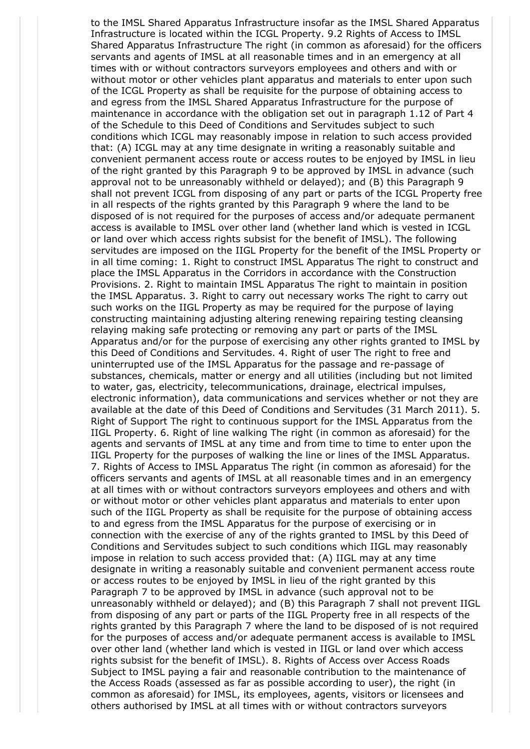to the IMSL Shared Apparatus Infrastructure insofar as the IMSL Shared Apparatus Infrastructure is located within the ICGL Property. 9.2 Rights of Access to IMSL Shared Apparatus Infrastructure The right (in common as aforesaid) for the officers servants and agents of IMSL at all reasonable times and in an emergency at all times with or without contractors surveyors employees and others and with or without motor or other vehicles plant apparatus and materials to enter upon such of the ICGL Property as shall be requisite for the purpose of obtaining access to and egress from the IMSL Shared Apparatus Infrastructure for the purpose of maintenance in accordance with the obligation set out in paragraph 1.12 of Part 4 of the Schedule to this Deed of Conditions and Servitudes subject to such conditions which ICGL may reasonably impose in relation to such access provided that: (A) ICGL may at any time designate in writing a reasonably suitable and convenient permanent access route or access routes to be enjoyed by IMSL in lieu of the right granted by this Paragraph 9 to be approved by IMSL in advance (such approval not to be unreasonably withheld or delayed); and (B) this Paragraph 9 shall not prevent ICGL from disposing of any part or parts of the ICGL Property free in all respects of the rights granted by this Paragraph 9 where the land to be disposed of is not required for the purposes of access and/or adequate permanent access is available to IMSL over other land (whether land which is vested in ICGL or land over which access rights subsist for the benefit of IMSL). The following servitudes are imposed on the IIGL Property for the benefit of the IMSL Property or in all time coming: 1. Right to construct IMSL Apparatus The right to construct and place the IMSL Apparatus in the Corridors in accordance with the Construction Provisions. 2. Right to maintain IMSL Apparatus The right to maintain in position the IMSL Apparatus. 3. Right to carry out necessary works The right to carry out such works on the IIGL Property as may be required for the purpose of laying constructing maintaining adjusting altering renewing repairing testing cleansing relaying making safe protecting or removing any part or parts of the IMSL Apparatus and/or for the purpose of exercising any other rights granted to IMSL by this Deed of Conditions and Servitudes. 4. Right of user The right to free and uninterrupted use of the IMSL Apparatus for the passage and re-passage of substances, chemicals, matter or energy and all utilities (including but not limited to water, gas, electricity, telecommunications, drainage, electrical impulses, electronic information), data communications and services whether or not they are available at the date of this Deed of Conditions and Servitudes (31 March 2011). 5. Right of Support The right to continuous support for the IMSL Apparatus from the IIGL Property. 6. Right of line walking The right (in common as aforesaid) for the agents and servants of IMSL at any time and from time to time to enter upon the IIGL Property for the purposes of walking the line or lines of the IMSL Apparatus. 7. Rights of Access to IMSL Apparatus The right (in common as aforesaid) for the officers servants and agents of IMSL at all reasonable times and in an emergency at all times with or without contractors surveyors employees and others and with or without motor or other vehicles plant apparatus and materials to enter upon such of the IIGL Property as shall be requisite for the purpose of obtaining access to and egress from the IMSL Apparatus for the purpose of exercising or in connection with the exercise of any of the rights granted to IMSL by this Deed of Conditions and Servitudes subject to such conditions which IIGL may reasonably impose in relation to such access provided that: (A) IIGL may at any time designate in writing a reasonably suitable and convenient permanent access route or access routes to be enjoyed by IMSL in lieu of the right granted by this Paragraph 7 to be approved by IMSL in advance (such approval not to be unreasonably withheld or delayed); and (B) this Paragraph 7 shall not prevent IIGL from disposing of any part or parts of the IIGL Property free in all respects of the rights granted by this Paragraph 7 where the land to be disposed of is not required for the purposes of access and/or adequate permanent access is available to IMSL over other land (whether land which is vested in IIGL or land over which access rights subsist for the benefit of IMSL). 8. Rights of Access over Access Roads Subject to IMSL paying a fair and reasonable contribution to the maintenance of the Access Roads (assessed as far as possible according to user), the right (in common as aforesaid) for IMSL, its employees, agents, visitors or licensees and others authorised by IMSL at all times with or without contractors surveyors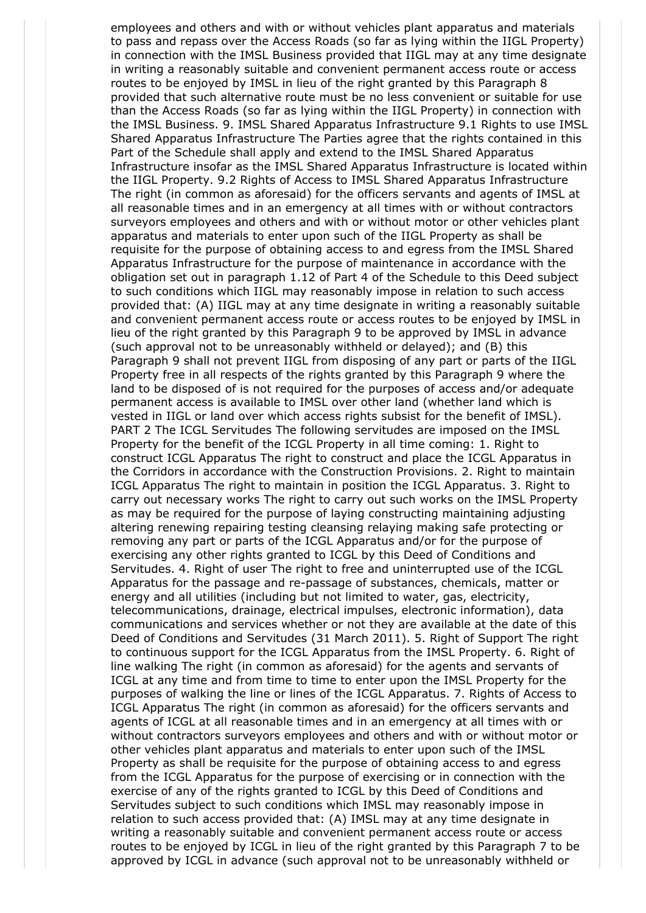employees and others and with or without vehicles plant apparatus and materials to pass and repass over the Access Roads (so far as lying within the IIGL Property) in connection with the IMSL Business provided that IIGL may at any time designate in writing a reasonably suitable and convenient permanent access route or access routes to be enjoyed by IMSL in lieu of the right granted by this Paragraph 8 provided that such alternative route must be no less convenient or suitable for use than the Access Roads (so far as lying within the IIGL Property) in connection with the IMSL Business. 9. IMSL Shared Apparatus Infrastructure 9.1 Rights to use IMSL Shared Apparatus Infrastructure The Parties agree that the rights contained in this Part of the Schedule shall apply and extend to the IMSL Shared Apparatus Infrastructure insofar as the IMSL Shared Apparatus Infrastructure is located within the IIGL Property. 9.2 Rights of Access to IMSL Shared Apparatus Infrastructure The right (in common as aforesaid) for the officers servants and agents of IMSL at all reasonable times and in an emergency at all times with or without contractors surveyors employees and others and with or without motor or other vehicles plant apparatus and materials to enter upon such of the IIGL Property as shall be requisite for the purpose of obtaining access to and egress from the IMSL Shared Apparatus Infrastructure for the purpose of maintenance in accordance with the obligation set out in paragraph 1.12 of Part 4 of the Schedule to this Deed subject to such conditions which IIGL may reasonably impose in relation to such access provided that: (A) IIGL may at any time designate in writing a reasonably suitable and convenient permanent access route or access routes to be enjoyed by IMSL in lieu of the right granted by this Paragraph 9 to be approved by IMSL in advance (such approval not to be unreasonably withheld or delayed); and (B) this Paragraph 9 shall not prevent IIGL from disposing of any part or parts of the IIGL Property free in all respects of the rights granted by this Paragraph 9 where the land to be disposed of is not required for the purposes of access and/or adequate permanent access is available to IMSL over other land (whether land which is vested in IIGL or land over which access rights subsist for the benefit of IMSL). PART 2 The ICGL Servitudes The following servitudes are imposed on the IMSL Property for the benefit of the ICGL Property in all time coming: 1. Right to construct ICGL Apparatus The right to construct and place the ICGL Apparatus in the Corridors in accordance with the Construction Provisions. 2. Right to maintain ICGL Apparatus The right to maintain in position the ICGL Apparatus. 3. Right to carry out necessary works The right to carry out such works on the IMSL Property as may be required for the purpose of laying constructing maintaining adjusting altering renewing repairing testing cleansing relaying making safe protecting or removing any part or parts of the ICGL Apparatus and/or for the purpose of exercising any other rights granted to ICGL by this Deed of Conditions and Servitudes. 4. Right of user The right to free and uninterrupted use of the ICGL Apparatus for the passage and re-passage of substances, chemicals, matter or energy and all utilities (including but not limited to water, gas, electricity, telecommunications, drainage, electrical impulses, electronic information), data communications and services whether or not they are available at the date of this Deed of Conditions and Servitudes (31 March 2011). 5. Right of Support The right to continuous support for the ICGL Apparatus from the IMSL Property. 6. Right of line walking The right (in common as aforesaid) for the agents and servants of ICGL at any time and from time to time to enter upon the IMSL Property for the purposes of walking the line or lines of the ICGL Apparatus. 7. Rights of Access to ICGL Apparatus The right (in common as aforesaid) for the officers servants and agents of ICGL at all reasonable times and in an emergency at all times with or without contractors surveyors employees and others and with or without motor or other vehicles plant apparatus and materials to enter upon such of the IMSL Property as shall be requisite for the purpose of obtaining access to and egress from the ICGL Apparatus for the purpose of exercising or in connection with the exercise of any of the rights granted to ICGL by this Deed of Conditions and Servitudes subject to such conditions which IMSL may reasonably impose in relation to such access provided that: (A) IMSL may at any time designate in writing a reasonably suitable and convenient permanent access route or access routes to be enjoyed by ICGL in lieu of the right granted by this Paragraph 7 to be approved by ICGL in advance (such approval not to be unreasonably withheld or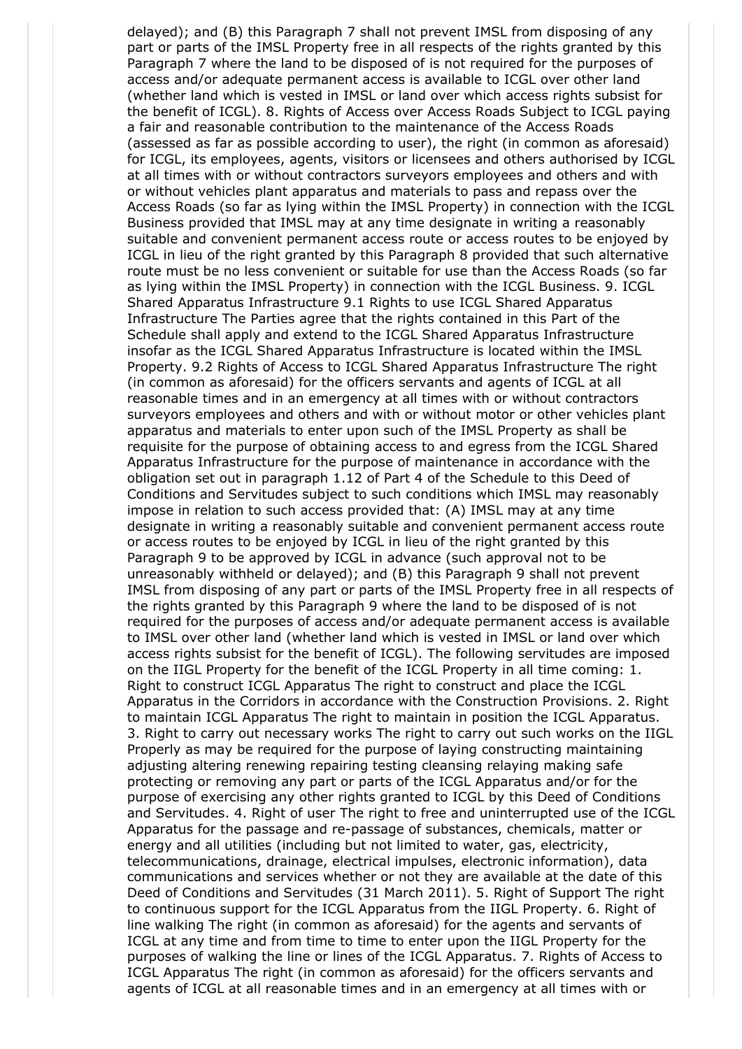delayed); and (B) this Paragraph 7 shall not prevent IMSL from disposing of any part or parts of the IMSL Property free in all respects of the rights granted by this Paragraph 7 where the land to be disposed of is not required for the purposes of access and/or adequate permanent access is available to ICGL over other land (whether land which is vested in IMSL or land over which access rights subsist for the benefit of ICGL). 8. Rights of Access over Access Roads Subject to ICGL paying a fair and reasonable contribution to the maintenance of the Access Roads (assessed as far as possible according to user), the right (in common as aforesaid) for ICGL, its employees, agents, visitors or licensees and others authorised by ICGL at all times with or without contractors surveyors employees and others and with or without vehicles plant apparatus and materials to pass and repass over the Access Roads (so far as lying within the IMSL Property) in connection with the ICGL Business provided that IMSL may at any time designate in writing a reasonably suitable and convenient permanent access route or access routes to be enjoyed by ICGL in lieu of the right granted by this Paragraph 8 provided that such alternative route must be no less convenient or suitable for use than the Access Roads (so far as lying within the IMSL Property) in connection with the ICGL Business. 9. ICGL Shared Apparatus Infrastructure 9.1 Rights to use ICGL Shared Apparatus Infrastructure The Parties agree that the rights contained in this Part of the Schedule shall apply and extend to the ICGL Shared Apparatus Infrastructure insofar as the ICGL Shared Apparatus Infrastructure is located within the IMSL Property. 9.2 Rights of Access to ICGL Shared Apparatus Infrastructure The right (in common as aforesaid) for the officers servants and agents of ICGL at all reasonable times and in an emergency at all times with or without contractors surveyors employees and others and with or without motor or other vehicles plant apparatus and materials to enter upon such of the IMSL Property as shall be requisite for the purpose of obtaining access to and egress from the ICGL Shared Apparatus Infrastructure for the purpose of maintenance in accordance with the obligation set out in paragraph 1.12 of Part 4 of the Schedule to this Deed of Conditions and Servitudes subject to such conditions which IMSL may reasonably impose in relation to such access provided that: (A) IMSL may at any time designate in writing a reasonably suitable and convenient permanent access route or access routes to be enjoyed by ICGL in lieu of the right granted by this Paragraph 9 to be approved by ICGL in advance (such approval not to be unreasonably withheld or delayed); and (B) this Paragraph 9 shall not prevent IMSL from disposing of any part or parts of the IMSL Property free in all respects of the rights granted by this Paragraph 9 where the land to be disposed of is not required for the purposes of access and/or adequate permanent access is available to IMSL over other land (whether land which is vested in IMSL or land over which access rights subsist for the benefit of ICGL). The following servitudes are imposed on the IIGL Property for the benefit of the ICGL Property in all time coming: 1. Right to construct ICGL Apparatus The right to construct and place the ICGL Apparatus in the Corridors in accordance with the Construction Provisions. 2. Right to maintain ICGL Apparatus The right to maintain in position the ICGL Apparatus. 3. Right to carry out necessary works The right to carry out such works on the IIGL Properly as may be required for the purpose of laying constructing maintaining adjusting altering renewing repairing testing cleansing relaying making safe protecting or removing any part or parts of the ICGL Apparatus and/or for the purpose of exercising any other rights granted to ICGL by this Deed of Conditions and Servitudes. 4. Right of user The right to free and uninterrupted use of the ICGL Apparatus for the passage and re-passage of substances, chemicals, matter or energy and all utilities (including but not limited to water, gas, electricity, telecommunications, drainage, electrical impulses, electronic information), data communications and services whether or not they are available at the date of this Deed of Conditions and Servitudes (31 March 2011). 5. Right of Support The right to continuous support for the ICGL Apparatus from the IIGL Property. 6. Right of line walking The right (in common as aforesaid) for the agents and servants of ICGL at any time and from time to time to enter upon the IIGL Property for the purposes of walking the line or lines of the ICGL Apparatus. 7. Rights of Access to ICGL Apparatus The right (in common as aforesaid) for the officers servants and agents of ICGL at all reasonable times and in an emergency at all times with or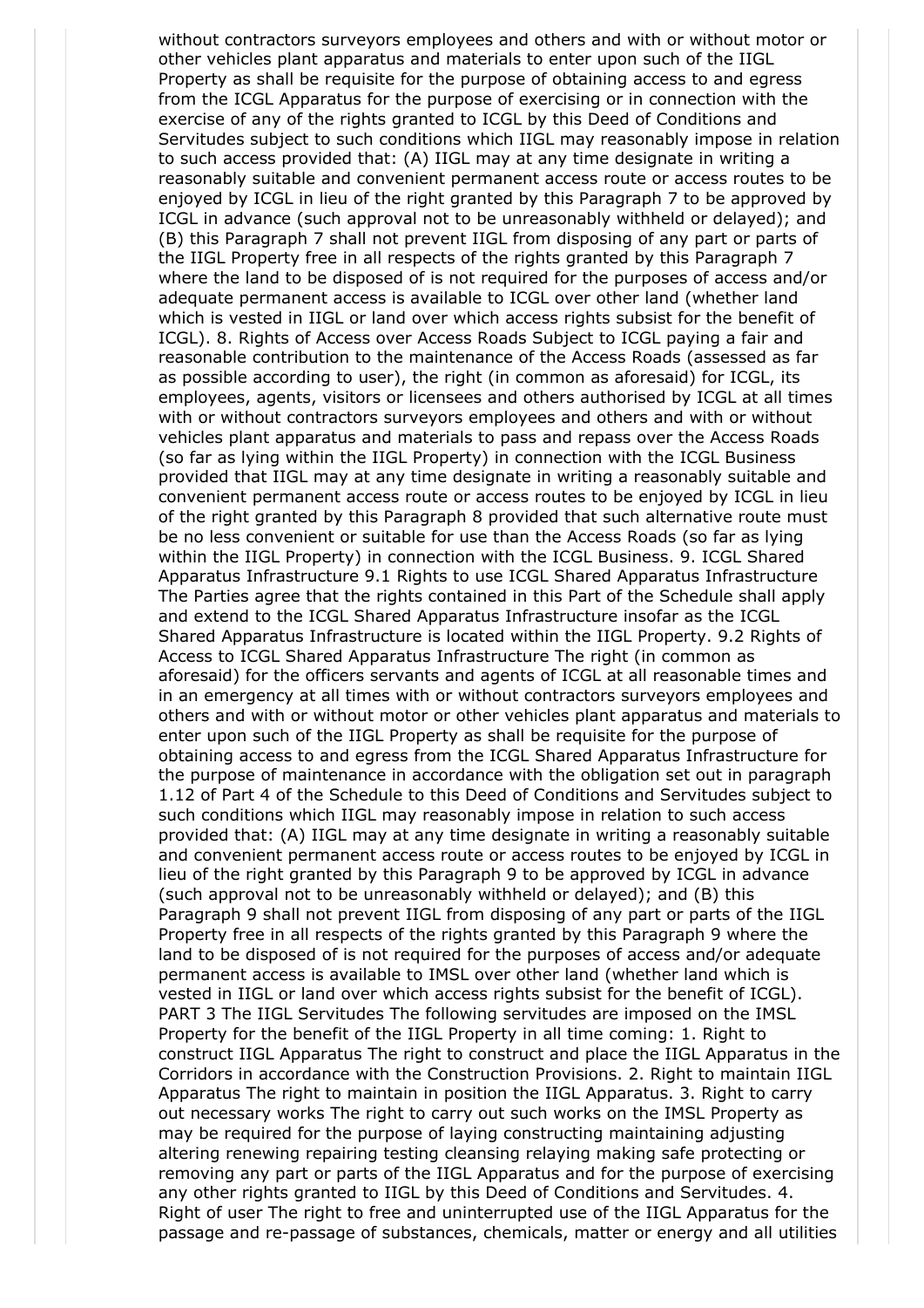without contractors surveyors employees and others and with or without motor or other vehicles plant apparatus and materials to enter upon such of the IIGL Property as shall be requisite for the purpose of obtaining access to and egress from the ICGL Apparatus for the purpose of exercising or in connection with the exercise of any of the rights granted to ICGL by this Deed of Conditions and Servitudes subject to such conditions which IIGL may reasonably impose in relation to such access provided that: (A) IIGL may at any time designate in writing a reasonably suitable and convenient permanent access route or access routes to be enjoyed by ICGL in lieu of the right granted by this Paragraph 7 to be approved by ICGL in advance (such approval not to be unreasonably withheld or delayed); and (B) this Paragraph 7 shall not prevent IIGL from disposing of any part or parts of the IIGL Property free in all respects of the rights granted by this Paragraph 7 where the land to be disposed of is not required for the purposes of access and/or adequate permanent access is available to ICGL over other land (whether land which is vested in IIGL or land over which access rights subsist for the benefit of ICGL). 8. Rights of Access over Access Roads Subject to ICGL paying a fair and reasonable contribution to the maintenance of the Access Roads (assessed as far as possible according to user), the right (in common as aforesaid) for ICGL, its employees, agents, visitors or licensees and others authorised by ICGL at all times with or without contractors surveyors employees and others and with or without vehicles plant apparatus and materials to pass and repass over the Access Roads (so far as lying within the IIGL Property) in connection with the ICGL Business provided that IIGL may at any time designate in writing a reasonably suitable and convenient permanent access route or access routes to be enjoyed by ICGL in lieu of the right granted by this Paragraph 8 provided that such alternative route must be no less convenient or suitable for use than the Access Roads (so far as lying within the IIGL Property) in connection with the ICGL Business. 9. ICGL Shared Apparatus Infrastructure 9.1 Rights to use ICGL Shared Apparatus Infrastructure The Parties agree that the rights contained in this Part of the Schedule shall apply and extend to the ICGL Shared Apparatus Infrastructure insofar as the ICGL Shared Apparatus Infrastructure is located within the IIGL Property. 9.2 Rights of Access to ICGL Shared Apparatus Infrastructure The right (in common as aforesaid) for the officers servants and agents of ICGL at all reasonable times and in an emergency at all times with or without contractors surveyors employees and others and with or without motor or other vehicles plant apparatus and materials to enter upon such of the IIGL Property as shall be requisite for the purpose of obtaining access to and egress from the ICGL Shared Apparatus Infrastructure for the purpose of maintenance in accordance with the obligation set out in paragraph 1.12 of Part 4 of the Schedule to this Deed of Conditions and Servitudes subject to such conditions which IIGL may reasonably impose in relation to such access provided that: (A) IIGL may at any time designate in writing a reasonably suitable and convenient permanent access route or access routes to be enjoyed by ICGL in lieu of the right granted by this Paragraph 9 to be approved by ICGL in advance (such approval not to be unreasonably withheld or delayed); and (B) this Paragraph 9 shall not prevent IIGL from disposing of any part or parts of the IIGL Property free in all respects of the rights granted by this Paragraph 9 where the land to be disposed of is not required for the purposes of access and/or adequate permanent access is available to IMSL over other land (whether land which is vested in IIGL or land over which access rights subsist for the benefit of ICGL). PART 3 The IIGL Servitudes The following servitudes are imposed on the IMSL Property for the benefit of the IIGL Property in all time coming: 1. Right to construct IIGL Apparatus The right to construct and place the IIGL Apparatus in the Corridors in accordance with the Construction Provisions. 2. Right to maintain IIGL Apparatus The right to maintain in position the IIGL Apparatus. 3. Right to carry out necessary works The right to carry out such works on the IMSL Property as may be required for the purpose of laying constructing maintaining adjusting altering renewing repairing testing cleansing relaying making safe protecting or removing any part or parts of the IIGL Apparatus and for the purpose of exercising any other rights granted to IIGL by this Deed of Conditions and Servitudes. 4. Right of user The right to free and uninterrupted use of the IIGL Apparatus for the passage and re-passage of substances, chemicals, matter or energy and all utilities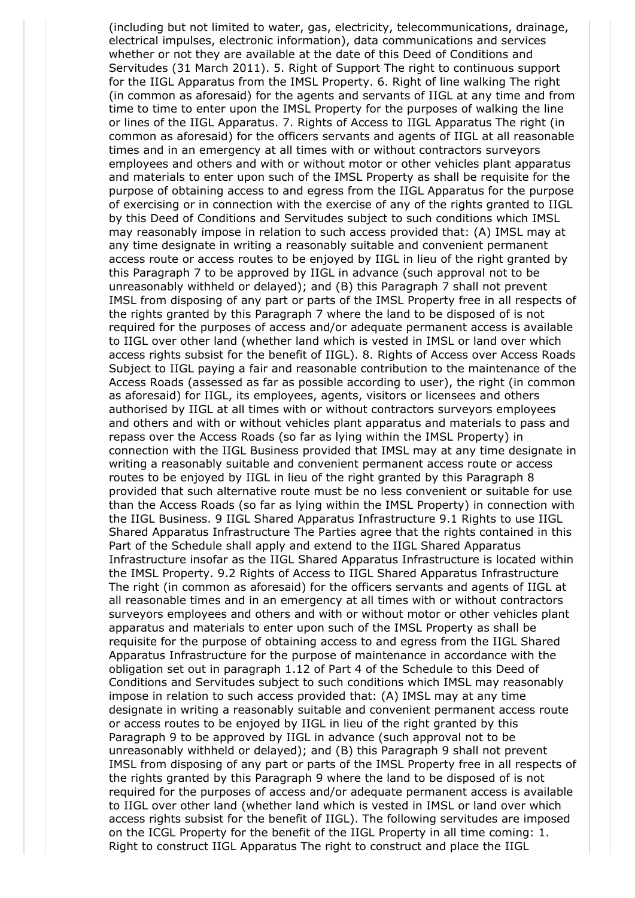(including but not limited to water, gas, electricity, telecommunications, drainage, electrical impulses, electronic information), data communications and services whether or not they are available at the date of this Deed of Conditions and Servitudes (31 March 2011). 5. Right of Support The right to continuous support for the IIGL Apparatus from the IMSL Property. 6. Right of line walking The right (in common as aforesaid) for the agents and servants of IIGL at any time and from time to time to enter upon the IMSL Property for the purposes of walking the line or lines of the IIGL Apparatus. 7. Rights of Access to IIGL Apparatus The right (in common as aforesaid) for the officers servants and agents of IIGL at all reasonable times and in an emergency at all times with or without contractors surveyors employees and others and with or without motor or other vehicles plant apparatus and materials to enter upon such of the IMSL Property as shall be requisite for the purpose of obtaining access to and egress from the IIGL Apparatus for the purpose of exercising or in connection with the exercise of any of the rights granted to IIGL by this Deed of Conditions and Servitudes subject to such conditions which IMSL may reasonably impose in relation to such access provided that: (A) IMSL may at any time designate in writing a reasonably suitable and convenient permanent access route or access routes to be enjoyed by IIGL in lieu of the right granted by this Paragraph 7 to be approved by IIGL in advance (such approval not to be unreasonably withheld or delayed); and (B) this Paragraph 7 shall not prevent IMSL from disposing of any part or parts of the IMSL Property free in all respects of the rights granted by this Paragraph 7 where the land to be disposed of is not required for the purposes of access and/or adequate permanent access is available to IIGL over other land (whether land which is vested in IMSL or land over which access rights subsist for the benefit of IIGL). 8. Rights of Access over Access Roads Subject to IIGL paying a fair and reasonable contribution to the maintenance of the Access Roads (assessed as far as possible according to user), the right (in common as aforesaid) for IIGL, its employees, agents, visitors or licensees and others authorised by IIGL at all times with or without contractors surveyors employees and others and with or without vehicles plant apparatus and materials to pass and repass over the Access Roads (so far as lying within the IMSL Property) in connection with the IIGL Business provided that IMSL may at any time designate in writing a reasonably suitable and convenient permanent access route or access routes to be enjoyed by IIGL in lieu of the right granted by this Paragraph 8 provided that such alternative route must be no less convenient or suitable for use than the Access Roads (so far as lying within the IMSL Property) in connection with the IIGL Business. 9 IIGL Shared Apparatus Infrastructure 9.1 Rights to use IIGL Shared Apparatus Infrastructure The Parties agree that the rights contained in this Part of the Schedule shall apply and extend to the IIGL Shared Apparatus Infrastructure insofar as the IIGL Shared Apparatus Infrastructure is located within the IMSL Property. 9.2 Rights of Access to IIGL Shared Apparatus Infrastructure The right (in common as aforesaid) for the officers servants and agents of IIGL at all reasonable times and in an emergency at all times with or without contractors surveyors employees and others and with or without motor or other vehicles plant apparatus and materials to enter upon such of the IMSL Property as shall be requisite for the purpose of obtaining access to and egress from the IIGL Shared Apparatus Infrastructure for the purpose of maintenance in accordance with the obligation set out in paragraph 1.12 of Part 4 of the Schedule to this Deed of Conditions and Servitudes subject to such conditions which IMSL may reasonably impose in relation to such access provided that: (A) IMSL may at any time designate in writing a reasonably suitable and convenient permanent access route or access routes to be enjoyed by IIGL in lieu of the right granted by this Paragraph 9 to be approved by IIGL in advance (such approval not to be unreasonably withheld or delayed); and (B) this Paragraph 9 shall not prevent IMSL from disposing of any part or parts of the IMSL Property free in all respects of the rights granted by this Paragraph 9 where the land to be disposed of is not required for the purposes of access and/or adequate permanent access is available to IIGL over other land (whether land which is vested in IMSL or land over which access rights subsist for the benefit of IIGL). The following servitudes are imposed on the ICGL Property for the benefit of the IIGL Property in all time coming: 1. Right to construct IIGL Apparatus The right to construct and place the IIGL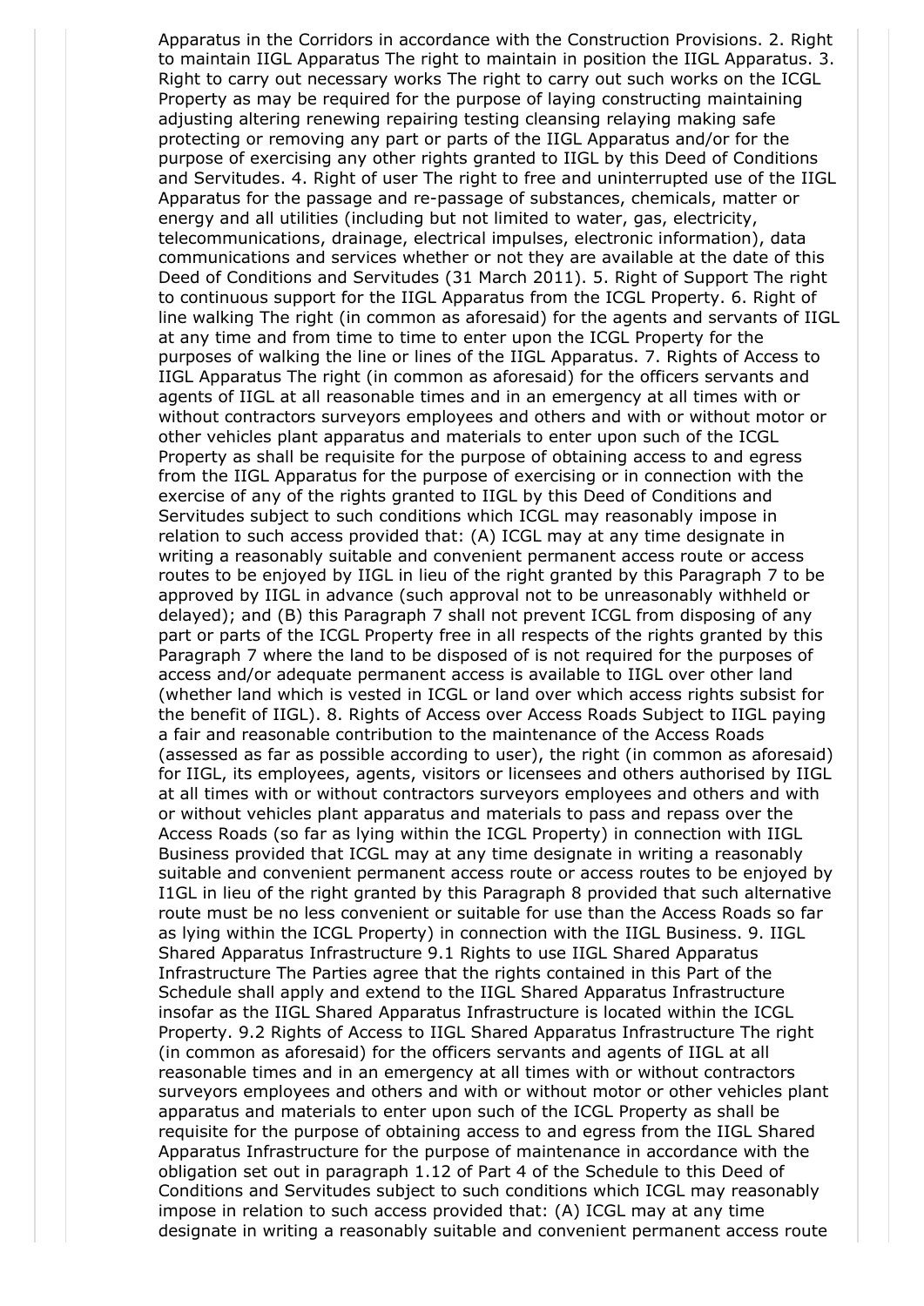Apparatus in the Corridors in accordance with the Construction Provisions. 2. Right to maintain IIGL Apparatus The right to maintain in position the IIGL Apparatus. 3. Right to carry out necessary works The right to carry out such works on the ICGL Property as may be required for the purpose of laying constructing maintaining adjusting altering renewing repairing testing cleansing relaying making safe protecting or removing any part or parts of the IIGL Apparatus and/or for the purpose of exercising any other rights granted to IIGL by this Deed of Conditions and Servitudes. 4. Right of user The right to free and uninterrupted use of the IIGL Apparatus for the passage and re-passage of substances, chemicals, matter or energy and all utilities (including but not limited to water, gas, electricity, telecommunications, drainage, electrical impulses, electronic information), data communications and services whether or not they are available at the date of this Deed of Conditions and Servitudes (31 March 2011). 5. Right of Support The right to continuous support for the IIGL Apparatus from the ICGL Property. 6. Right of line walking The right (in common as aforesaid) for the agents and servants of IIGL at any time and from time to time to enter upon the ICGL Property for the purposes of walking the line or lines of the IIGL Apparatus. 7. Rights of Access to IIGL Apparatus The right (in common as aforesaid) for the officers servants and agents of IIGL at all reasonable times and in an emergency at all times with or without contractors surveyors employees and others and with or without motor or other vehicles plant apparatus and materials to enter upon such of the ICGL Property as shall be requisite for the purpose of obtaining access to and egress from the IIGL Apparatus for the purpose of exercising or in connection with the exercise of any of the rights granted to IIGL by this Deed of Conditions and Servitudes subject to such conditions which ICGL may reasonably impose in relation to such access provided that: (A) ICGL may at any time designate in writing a reasonably suitable and convenient permanent access route or access routes to be enjoyed by IIGL in lieu of the right granted by this Paragraph 7 to be approved by IIGL in advance (such approval not to be unreasonably withheld or delayed); and (B) this Paragraph 7 shall not prevent ICGL from disposing of any part or parts of the ICGL Property free in all respects of the rights granted by this Paragraph 7 where the land to be disposed of is not required for the purposes of access and/or adequate permanent access is available to IIGL over other land (whether land which is vested in ICGL or land over which access rights subsist for the benefit of IIGL). 8. Rights of Access over Access Roads Subject to IIGL paying a fair and reasonable contribution to the maintenance of the Access Roads (assessed as far as possible according to user), the right (in common as aforesaid) for IIGL, its employees, agents, visitors or licensees and others authorised by IIGL at all times with or without contractors surveyors employees and others and with or without vehicles plant apparatus and materials to pass and repass over the Access Roads (so far as lying within the ICGL Property) in connection with IIGL Business provided that ICGL may at any time designate in writing a reasonably suitable and convenient permanent access route or access routes to be enjoyed by I1GL in lieu of the right granted by this Paragraph 8 provided that such alternative route must be no less convenient or suitable for use than the Access Roads so far as lying within the ICGL Property) in connection with the IIGL Business. 9. IIGL Shared Apparatus Infrastructure 9.1 Rights to use IIGL Shared Apparatus Infrastructure The Parties agree that the rights contained in this Part of the Schedule shall apply and extend to the IIGL Shared Apparatus Infrastructure insofar as the IIGL Shared Apparatus Infrastructure is located within the ICGL Property. 9.2 Rights of Access to IIGL Shared Apparatus Infrastructure The right (in common as aforesaid) for the officers servants and agents of IIGL at all reasonable times and in an emergency at all times with or without contractors surveyors employees and others and with or without motor or other vehicles plant apparatus and materials to enter upon such of the ICGL Property as shall be requisite for the purpose of obtaining access to and egress from the IIGL Shared Apparatus Infrastructure for the purpose of maintenance in accordance with the obligation set out in paragraph 1.12 of Part 4 of the Schedule to this Deed of Conditions and Servitudes subject to such conditions which ICGL may reasonably impose in relation to such access provided that: (A) ICGL may at any time designate in writing a reasonably suitable and convenient permanent access route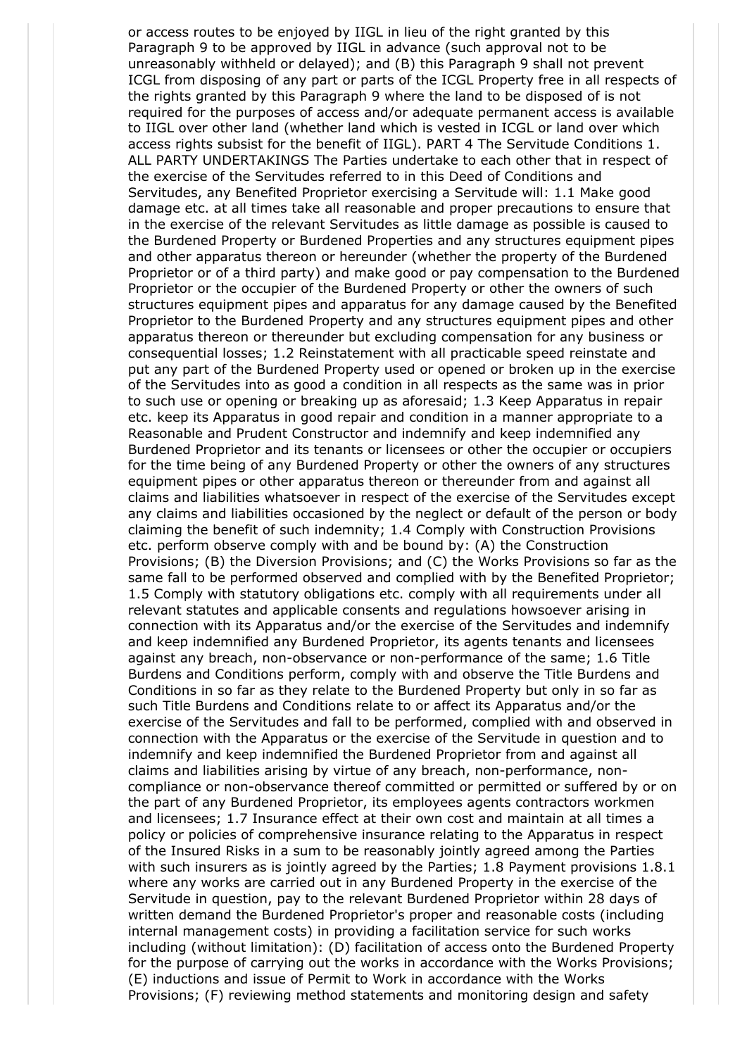or access routes to be enjoyed by IIGL in lieu of the right granted by this Paragraph 9 to be approved by IIGL in advance (such approval not to be unreasonably withheld or delayed); and (B) this Paragraph 9 shall not prevent ICGL from disposing of any part or parts of the ICGL Property free in all respects of the rights granted by this Paragraph 9 where the land to be disposed of is not required for the purposes of access and/or adequate permanent access is available to IIGL over other land (whether land which is vested in ICGL or land over which access rights subsist for the benefit of IIGL). PART 4 The Servitude Conditions 1. ALL PARTY UNDERTAKINGS The Parties undertake to each other that in respect of the exercise of the Servitudes referred to in this Deed of Conditions and Servitudes, any Benefited Proprietor exercising a Servitude will: 1.1 Make good damage etc. at all times take all reasonable and proper precautions to ensure that in the exercise of the relevant Servitudes as little damage as possible is caused to the Burdened Property or Burdened Properties and any structures equipment pipes and other apparatus thereon or hereunder (whether the property of the Burdened Proprietor or of a third party) and make good or pay compensation to the Burdened Proprietor or the occupier of the Burdened Property or other the owners of such structures equipment pipes and apparatus for any damage caused by the Benefited Proprietor to the Burdened Property and any structures equipment pipes and other apparatus thereon or thereunder but excluding compensation for any business or consequential losses; 1.2 Reinstatement with all practicable speed reinstate and put any part of the Burdened Property used or opened or broken up in the exercise of the Servitudes into as good a condition in all respects as the same was in prior to such use or opening or breaking up as aforesaid; 1.3 Keep Apparatus in repair etc. keep its Apparatus in good repair and condition in a manner appropriate to a Reasonable and Prudent Constructor and indemnify and keep indemnified any Burdened Proprietor and its tenants or licensees or other the occupier or occupiers for the time being of any Burdened Property or other the owners of any structures equipment pipes or other apparatus thereon or thereunder from and against all claims and liabilities whatsoever in respect of the exercise of the Servitudes except any claims and liabilities occasioned by the neglect or default of the person or body claiming the benefit of such indemnity; 1.4 Comply with Construction Provisions etc. perform observe comply with and be bound by: (A) the Construction Provisions; (B) the Diversion Provisions; and (C) the Works Provisions so far as the same fall to be performed observed and complied with by the Benefited Proprietor; 1.5 Comply with statutory obligations etc. comply with all requirements under all relevant statutes and applicable consents and regulations howsoever arising in connection with its Apparatus and/or the exercise of the Servitudes and indemnify and keep indemnified any Burdened Proprietor, its agents tenants and licensees against any breach, non-observance or non-performance of the same; 1.6 Title Burdens and Conditions perform, comply with and observe the Title Burdens and Conditions in so far as they relate to the Burdened Property but only in so far as such Title Burdens and Conditions relate to or affect its Apparatus and/or the exercise of the Servitudes and fall to be performed, complied with and observed in connection with the Apparatus or the exercise of the Servitude in question and to indemnify and keep indemnified the Burdened Proprietor from and against all claims and liabilities arising by virtue of any breach, non-performance, non-compliance or non-observance thereof committed or permitted or suffered by or on the part of any Burdened Proprietor, its employees agents contractors workmen and licensees; 1.7 Insurance effect at their own cost and maintain at all times a policy or policies of comprehensive insurance relating to the Apparatus in respect of the Insured Risks in a sum to be reasonably jointly agreed among the Parties with such insurers as is jointly agreed by the Parties; 1.8 Payment provisions 1.8.1 where any works are carried out in any Burdened Property in the exercise of the Servitude in question, pay to the relevant Burdened Proprietor within 28 days of written demand the Burdened Proprietor's proper and reasonable costs (including internal management costs) in providing a facilitation service for such works including (without limitation): (D) facilitation of access onto the Burdened Property for the purpose of carrying out the works in accordance with the Works Provisions; (E) inductions and issue of Permit to Work in accordance with the Works Provisions; (F) reviewing method statements and monitoring design and safety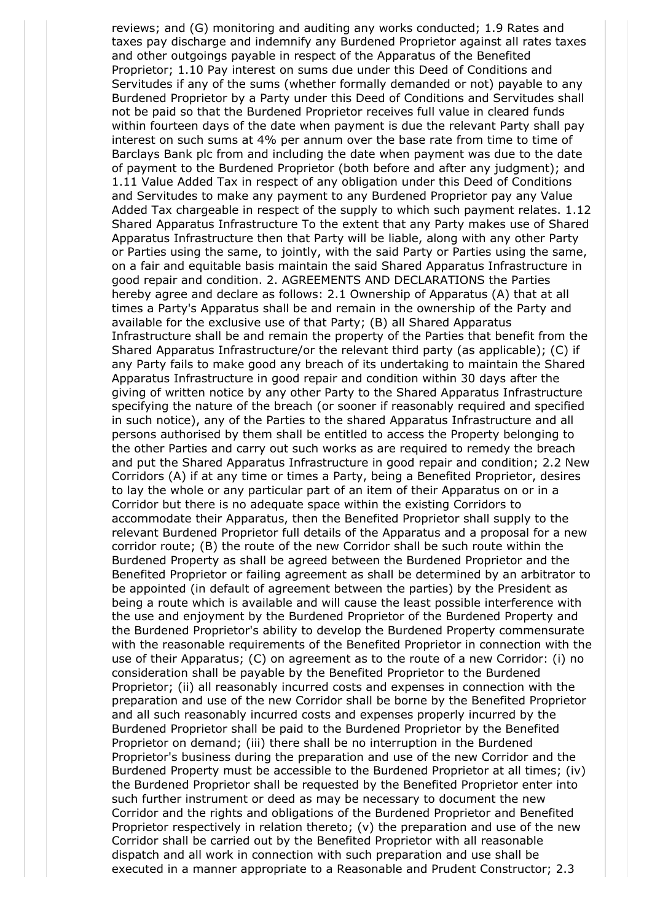reviews; and (G) monitoring and auditing any works conducted; 1.9 Rates and taxes pay discharge and indemnify any Burdened Proprietor against all rates taxes and other outgoings payable in respect of the Apparatus of the Benefited Proprietor; 1.10 Pay interest on sums due under this Deed of Conditions and Servitudes if any of the sums (whether formally demanded or not) payable to any Burdened Proprietor by a Party under this Deed of Conditions and Servitudes shall not be paid so that the Burdened Proprietor receives full value in cleared funds within fourteen days of the date when payment is due the relevant Party shall pay interest on such sums at 4% per annum over the base rate from time to time of Barclays Bank plc from and including the date when payment was due to the date of payment to the Burdened Proprietor (both before and after any judgment); and 1.11 Value Added Tax in respect of any obligation under this Deed of Conditions and Servitudes to make any payment to any Burdened Proprietor pay any Value Added Tax chargeable in respect of the supply to which such payment relates. 1.12 Shared Apparatus Infrastructure To the extent that any Party makes use of Shared Apparatus Infrastructure then that Party will be liable, along with any other Party or Parties using the same, to jointly, with the said Party or Parties using the same, on a fair and equitable basis maintain the said Shared Apparatus Infrastructure in good repair and condition. 2. AGREEMENTS AND DECLARATIONS the Parties hereby agree and declare as follows: 2.1 Ownership of Apparatus (A) that at all times a Party's Apparatus shall be and remain in the ownership of the Party and available for the exclusive use of that Party; (B) all Shared Apparatus Infrastructure shall be and remain the property of the Parties that benefit from the Shared Apparatus Infrastructure/or the relevant third party (as applicable); (C) if any Party fails to make good any breach of its undertaking to maintain the Shared Apparatus Infrastructure in good repair and condition within 30 days after the giving of written notice by any other Party to the Shared Apparatus Infrastructure specifying the nature of the breach (or sooner if reasonably required and specified in such notice), any of the Parties to the shared Apparatus Infrastructure and all persons authorised by them shall be entitled to access the Property belonging to the other Parties and carry out such works as are required to remedy the breach and put the Shared Apparatus Infrastructure in good repair and condition; 2.2 New Corridors (A) if at any time or times a Party, being a Benefited Proprietor, desires to lay the whole or any particular part of an item of their Apparatus on or in a Corridor but there is no adequate space within the existing Corridors to accommodate their Apparatus, then the Benefited Proprietor shall supply to the relevant Burdened Proprietor full details of the Apparatus and a proposal for a new corridor route; (B) the route of the new Corridor shall be such route within the Burdened Property as shall be agreed between the Burdened Proprietor and the Benefited Proprietor or failing agreement as shall be determined by an arbitrator to be appointed (in default of agreement between the parties) by the President as being a route which is available and will cause the least possible interference with the use and enjoyment by the Burdened Proprietor of the Burdened Property and the Burdened Proprietor's ability to develop the Burdened Property commensurate with the reasonable requirements of the Benefited Proprietor in connection with the use of their Apparatus; (C) on agreement as to the route of a new Corridor: (i) no consideration shall be payable by the Benefited Proprietor to the Burdened Proprietor; (ii) all reasonably incurred costs and expenses in connection with the preparation and use of the new Corridor shall be borne by the Benefited Proprietor and all such reasonably incurred costs and expenses properly incurred by the Burdened Proprietor shall be paid to the Burdened Proprietor by the Benefited Proprietor on demand; (iii) there shall be no interruption in the Burdened Proprietor's business during the preparation and use of the new Corridor and the Burdened Property must be accessible to the Burdened Proprietor at all times; (iv) the Burdened Proprietor shall be requested by the Benefited Proprietor enter into such further instrument or deed as may be necessary to document the new Corridor and the rights and obligations of the Burdened Proprietor and Benefited Proprietor respectively in relation thereto; (v) the preparation and use of the new Corridor shall be carried out by the Benefited Proprietor with all reasonable dispatch and all work in connection with such preparation and use shall be executed in a manner appropriate to a Reasonable and Prudent Constructor; 2.3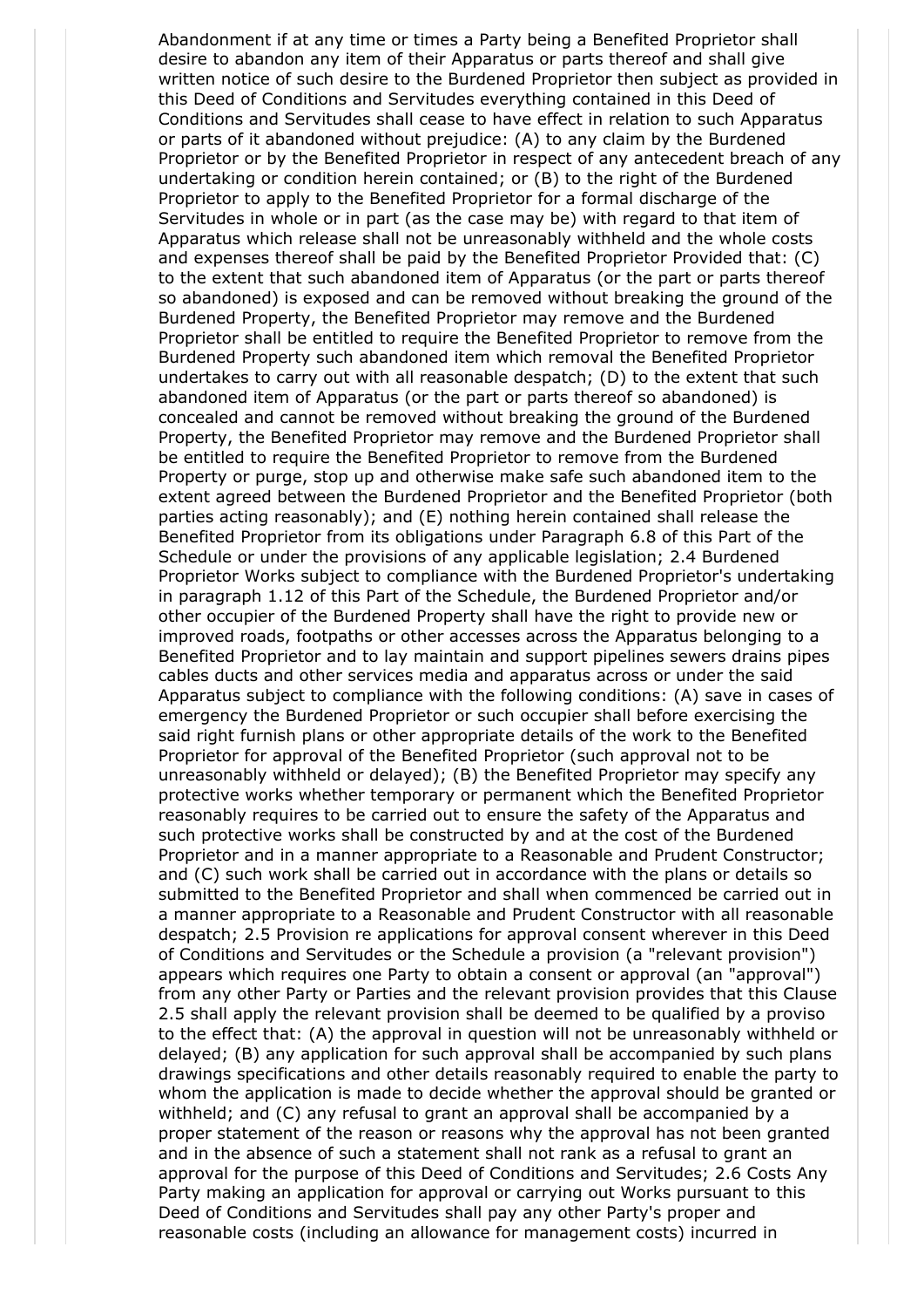Abandonment if at any time or times a Party being a Benefited Proprietor shall desire to abandon any item of their Apparatus or parts thereof and shall give written notice of such desire to the Burdened Proprietor then subject as provided in this Deed of Conditions and Servitudes everything contained in this Deed of Conditions and Servitudes shall cease to have effect in relation to such Apparatus or parts of it abandoned without prejudice: (A) to any claim by the Burdened Proprietor or by the Benefited Proprietor in respect of any antecedent breach of any undertaking or condition herein contained; or (B) to the right of the Burdened Proprietor to apply to the Benefited Proprietor for a formal discharge of the Servitudes in whole or in part (as the case may be) with regard to that item of Apparatus which release shall not be unreasonably withheld and the whole costs and expenses thereof shall be paid by the Benefited Proprietor Provided that: (C) to the extent that such abandoned item of Apparatus (or the part or parts thereof so abandoned) is exposed and can be removed without breaking the ground of the Burdened Property, the Benefited Proprietor may remove and the Burdened Proprietor shall be entitled to require the Benefited Proprietor to remove from the Burdened Property such abandoned item which removal the Benefited Proprietor undertakes to carry out with all reasonable despatch; (D) to the extent that such abandoned item of Apparatus (or the part or parts thereof so abandoned) is concealed and cannot be removed without breaking the ground of the Burdened Property, the Benefited Proprietor may remove and the Burdened Proprietor shall be entitled to require the Benefited Proprietor to remove from the Burdened Property or purge, stop up and otherwise make safe such abandoned item to the extent agreed between the Burdened Proprietor and the Benefited Proprietor (both parties acting reasonably); and (E) nothing herein contained shall release the Benefited Proprietor from its obligations under Paragraph 6.8 of this Part of the Schedule or under the provisions of any applicable legislation; 2.4 Burdened Proprietor Works subject to compliance with the Burdened Proprietor's undertaking in paragraph 1.12 of this Part of the Schedule, the Burdened Proprietor and/or other occupier of the Burdened Property shall have the right to provide new or improved roads, footpaths or other accesses across the Apparatus belonging to a Benefited Proprietor and to lay maintain and support pipelines sewers drains pipes cables ducts and other services media and apparatus across or under the said Apparatus subject to compliance with the following conditions: (A) save in cases of emergency the Burdened Proprietor or such occupier shall before exercising the said right furnish plans or other appropriate details of the work to the Benefited Proprietor for approval of the Benefited Proprietor (such approval not to be unreasonably withheld or delayed); (B) the Benefited Proprietor may specify any protective works whether temporary or permanent which the Benefited Proprietor reasonably requires to be carried out to ensure the safety of the Apparatus and such protective works shall be constructed by and at the cost of the Burdened Proprietor and in a manner appropriate to a Reasonable and Prudent Constructor; and (C) such work shall be carried out in accordance with the plans or details so submitted to the Benefited Proprietor and shall when commenced be carried out in a manner appropriate to a Reasonable and Prudent Constructor with all reasonable despatch; 2.5 Provision re applications for approval consent wherever in this Deed of Conditions and Servitudes or the Schedule a provision (a "relevant provision") appears which requires one Party to obtain a consent or approval (an "approval") from any other Party or Parties and the relevant provision provides that this Clause 2.5 shall apply the relevant provision shall be deemed to be qualified by a proviso to the effect that: (A) the approval in question will not be unreasonably withheld or delayed; (B) any application for such approval shall be accompanied by such plans drawings specifications and other details reasonably required to enable the party to whom the application is made to decide whether the approval should be granted or withheld; and (C) any refusal to grant an approval shall be accompanied by a proper statement of the reason or reasons why the approval has not been granted and in the absence of such a statement shall not rank as a refusal to grant an approval for the purpose of this Deed of Conditions and Servitudes; 2.6 Costs Any Party making an application for approval or carrying out Works pursuant to this Deed of Conditions and Servitudes shall pay any other Party's proper and reasonable costs (including an allowance for management costs) incurred in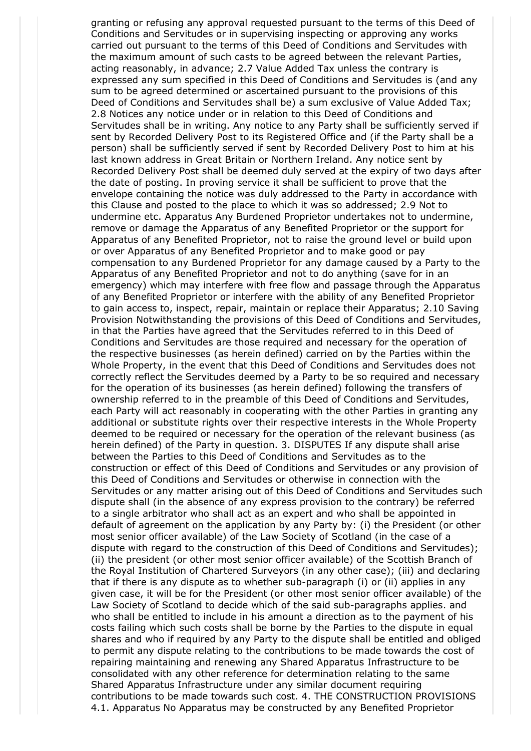granting or refusing any approval requested pursuant to the terms of this Deed of Conditions and Servitudes or in supervising inspecting or approving any works carried out pursuant to the terms of this Deed of Conditions and Servitudes with the maximum amount of such casts to be agreed between the relevant Parties, acting reasonably, in advance; 2.7 Value Added Tax unless the contrary is expressed any sum specified in this Deed of Conditions and Servitudes is (and any sum to be agreed determined or ascertained pursuant to the provisions of this Deed of Conditions and Servitudes shall be) a sum exclusive of Value Added Tax; 2.8 Notices any notice under or in relation to this Deed of Conditions and Servitudes shall be in writing. Any notice to any Party shall be sufficiently served if sent by Recorded Delivery Post to its Registered Office and (if the Party shall be a person) shall be sufficiently served if sent by Recorded Delivery Post to him at his last known address in Great Britain or Northern Ireland. Any notice sent by Recorded Delivery Post shall be deemed duly served at the expiry of two days after the date of posting. In proving service it shall be sufficient to prove that the envelope containing the notice was duly addressed to the Party in accordance with this Clause and posted to the place to which it was so addressed; 2.9 Not to undermine etc. Apparatus Any Burdened Proprietor undertakes not to undermine, remove or damage the Apparatus of any Benefited Proprietor or the support for Apparatus of any Benefited Proprietor, not to raise the ground level or build upon or over Apparatus of any Benefited Proprietor and to make good or pay compensation to any Burdened Proprietor for any damage caused by a Party to the Apparatus of any Benefited Proprietor and not to do anything (save for in an emergency) which may interfere with free flow and passage through the Apparatus of any Benefited Proprietor or interfere with the ability of any Benefited Proprietor to gain access to, inspect, repair, maintain or replace their Apparatus; 2.10 Saving Provision Notwithstanding the provisions of this Deed of Conditions and Servitudes, in that the Parties have agreed that the Servitudes referred to in this Deed of Conditions and Servitudes are those required and necessary for the operation of the respective businesses (as herein defined) carried on by the Parties within the Whole Property, in the event that this Deed of Conditions and Servitudes does not correctly reflect the Servitudes deemed by a Party to be so required and necessary for the operation of its businesses (as herein defined) following the transfers of ownership referred to in the preamble of this Deed of Conditions and Servitudes, each Party will act reasonably in cooperating with the other Parties in granting any additional or substitute rights over their respective interests in the Whole Property deemed to be required or necessary for the operation of the relevant business (as herein defined) of the Party in question. 3. DISPUTES If any dispute shall arise between the Parties to this Deed of Conditions and Servitudes as to the construction or effect of this Deed of Conditions and Servitudes or any provision of this Deed of Conditions and Servitudes or otherwise in connection with the Servitudes or any matter arising out of this Deed of Conditions and Servitudes such dispute shall (in the absence of any express provision to the contrary) be referred to a single arbitrator who shall act as an expert and who shall be appointed in default of agreement on the application by any Party by: (i) the President (or other most senior officer available) of the Law Society of Scotland (in the case of a dispute with regard to the construction of this Deed of Conditions and Servitudes); (ii) the president (or other most senior officer available) of the Scottish Branch of the Royal Institution of Chartered Surveyors (in any other case); (iii) and declaring that if there is any dispute as to whether sub-paragraph (i) or (ii) applies in any given case, it will be for the President (or other most senior officer available) of the Law Society of Scotland to decide which of the said sub-paragraphs applies. and who shall be entitled to include in his amount a direction as to the payment of his costs failing which such costs shall be borne by the Parties to the dispute in equal shares and who if required by any Party to the dispute shall be entitled and obliged to permit any dispute relating to the contributions to be made towards the cost of repairing maintaining and renewing any Shared Apparatus Infrastructure to be consolidated with any other reference for determination relating to the same Shared Apparatus Infrastructure under any similar document requiring contributions to be made towards such cost. 4. THE CONSTRUCTION PROVISIONS 4.1. Apparatus No Apparatus may be constructed by any Benefited Proprietor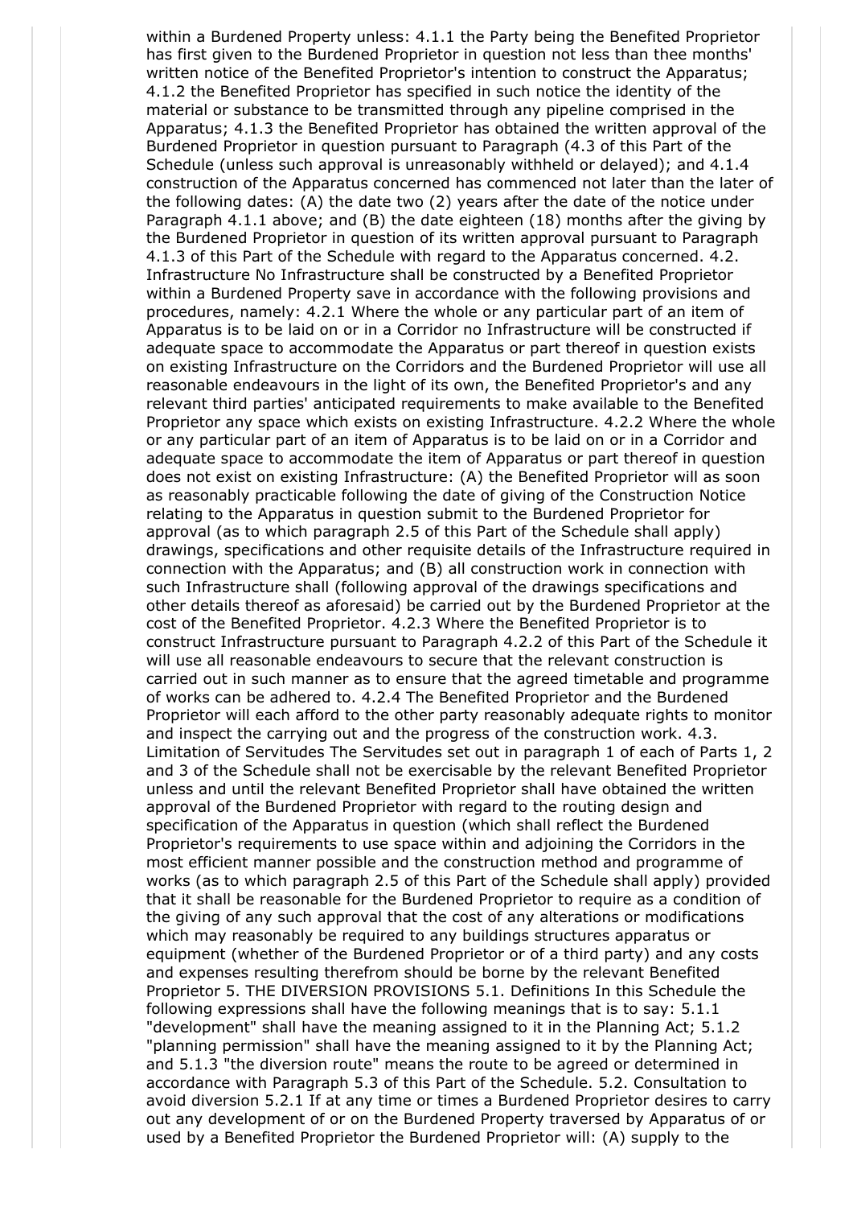within a Burdened Property unless: 4.1.1 the Party being the Benefited Proprietor has first given to the Burdened Proprietor in question not less than thee months' written notice of the Benefited Proprietor's intention to construct the Apparatus; 4.1.2 the Benefited Proprietor has specified in such notice the identity of the material or substance to be transmitted through any pipeline comprised in the Apparatus; 4.1.3 the Benefited Proprietor has obtained the written approval of the Burdened Proprietor in question pursuant to Paragraph (4.3 of this Part of the Schedule (unless such approval is unreasonably withheld or delayed); and 4.1.4 construction of the Apparatus concerned has commenced not later than the later of the following dates: (A) the date two (2) years after the date of the notice under Paragraph 4.1.1 above; and (B) the date eighteen (18) months after the giving by the Burdened Proprietor in question of its written approval pursuant to Paragraph 4.1.3 of this Part of the Schedule with regard to the Apparatus concerned. 4.2. Infrastructure No Infrastructure shall be constructed by a Benefited Proprietor within a Burdened Property save in accordance with the following provisions and procedures, namely: 4.2.1 Where the whole or any particular part of an item of Apparatus is to be laid on or in a Corridor no Infrastructure will be constructed if adequate space to accommodate the Apparatus or part thereof in question exists on existing Infrastructure on the Corridors and the Burdened Proprietor will use all reasonable endeavours in the light of its own, the Benefited Proprietor's and any relevant third parties' anticipated requirements to make available to the Benefited Proprietor any space which exists on existing Infrastructure. 4.2.2 Where the whole or any particular part of an item of Apparatus is to be laid on or in a Corridor and adequate space to accommodate the item of Apparatus or part thereof in question does not exist on existing Infrastructure: (A) the Benefited Proprietor will as soon as reasonably practicable following the date of giving of the Construction Notice relating to the Apparatus in question submit to the Burdened Proprietor for approval (as to which paragraph 2.5 of this Part of the Schedule shall apply) drawings, specifications and other requisite details of the Infrastructure required in connection with the Apparatus; and (B) all construction work in connection with such Infrastructure shall (following approval of the drawings specifications and other details thereof as aforesaid) be carried out by the Burdened Proprietor at the cost of the Benefited Proprietor. 4.2.3 Where the Benefited Proprietor is to construct Infrastructure pursuant to Paragraph 4.2.2 of this Part of the Schedule it will use all reasonable endeavours to secure that the relevant construction is carried out in such manner as to ensure that the agreed timetable and programme of works can be adhered to. 4.2.4 The Benefited Proprietor and the Burdened Proprietor will each afford to the other party reasonably adequate rights to monitor and inspect the carrying out and the progress of the construction work. 4.3. Limitation of Servitudes The Servitudes set out in paragraph 1 of each of Parts 1, 2 and 3 of the Schedule shall not be exercisable by the relevant Benefited Proprietor unless and until the relevant Benefited Proprietor shall have obtained the written approval of the Burdened Proprietor with regard to the routing design and specification of the Apparatus in question (which shall reflect the Burdened Proprietor's requirements to use space within and adjoining the Corridors in the most efficient manner possible and the construction method and programme of works (as to which paragraph 2.5 of this Part of the Schedule shall apply) provided that it shall be reasonable for the Burdened Proprietor to require as a condition of the giving of any such approval that the cost of any alterations or modifications which may reasonably be required to any buildings structures apparatus or equipment (whether of the Burdened Proprietor or of a third party) and any costs and expenses resulting therefrom should be borne by the relevant Benefited Proprietor 5. THE DIVERSION PROVISIONS 5.1. Definitions In this Schedule the following expressions shall have the following meanings that is to say: 5.1.1 "development" shall have the meaning assigned to it in the Planning Act; 5.1.2 "planning permission" shall have the meaning assigned to it by the Planning Act; and 5.1.3 "the diversion route" means the route to be agreed or determined in accordance with Paragraph 5.3 of this Part of the Schedule. 5.2. Consultation to avoid diversion 5.2.1 If at any time or times a Burdened Proprietor desires to carry out any development of or on the Burdened Property traversed by Apparatus of or used by a Benefited Proprietor the Burdened Proprietor will: (A) supply to the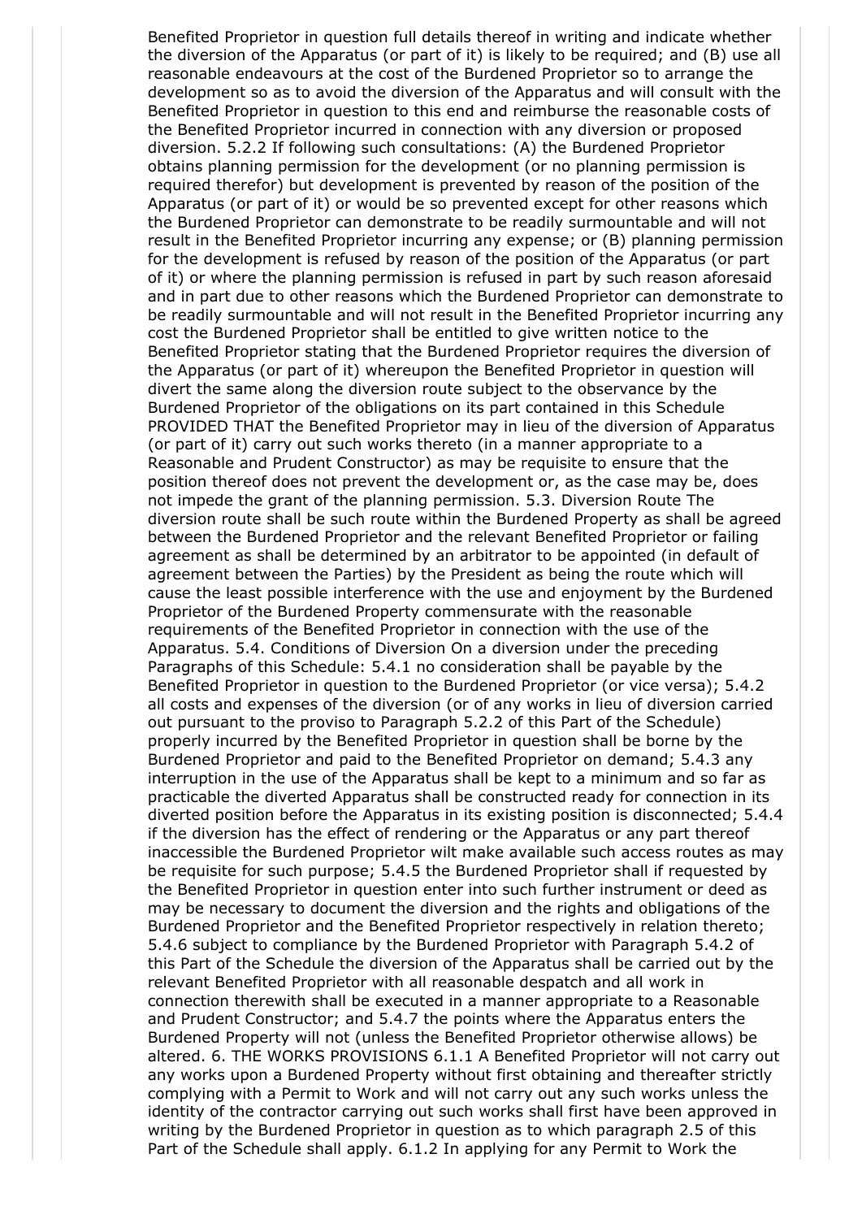Benefited Proprietor in question full details thereof in writing and indicate whether the diversion of the Apparatus (or part of it) is likely to be required; and (B) use all reasonable endeavours at the cost of the Burdened Proprietor so to arrange the development so as to avoid the diversion of the Apparatus and will consult with the Benefited Proprietor in question to this end and reimburse the reasonable costs of the Benefited Proprietor incurred in connection with any diversion or proposed diversion. 5.2.2 If following such consultations: (A) the Burdened Proprietor obtains planning permission for the development (or no planning permission is required therefor) but development is prevented by reason of the position of the Apparatus (or part of it) or would be so prevented except for other reasons which the Burdened Proprietor can demonstrate to be readily surmountable and will not result in the Benefited Proprietor incurring any expense; or (B) planning permission for the development is refused by reason of the position of the Apparatus (or part of it) or where the planning permission is refused in part by such reason aforesaid and in part due to other reasons which the Burdened Proprietor can demonstrate to be readily surmountable and will not result in the Benefited Proprietor incurring any cost the Burdened Proprietor shall be entitled to give written notice to the Benefited Proprietor stating that the Burdened Proprietor requires the diversion of the Apparatus (or part of it) whereupon the Benefited Proprietor in question will divert the same along the diversion route subject to the observance by the Burdened Proprietor of the obligations on its part contained in this Schedule PROVIDED THAT the Benefited Proprietor may in lieu of the diversion of Apparatus (or part of it) carry out such works thereto (in a manner appropriate to a Reasonable and Prudent Constructor) as may be requisite to ensure that the position thereof does not prevent the development or, as the case may be, does not impede the grant of the planning permission. 5.3. Diversion Route The diversion route shall be such route within the Burdened Property as shall be agreed between the Burdened Proprietor and the relevant Benefited Proprietor or failing agreement as shall be determined by an arbitrator to be appointed (in default of agreement between the Parties) by the President as being the route which will cause the least possible interference with the use and enjoyment by the Burdened Proprietor of the Burdened Property commensurate with the reasonable requirements of the Benefited Proprietor in connection with the use of the Apparatus. 5.4. Conditions of Diversion On a diversion under the preceding Paragraphs of this Schedule: 5.4.1 no consideration shall be payable by the Benefited Proprietor in question to the Burdened Proprietor (or vice versa); 5.4.2 all costs and expenses of the diversion (or of any works in lieu of diversion carried out pursuant to the proviso to Paragraph 5.2.2 of this Part of the Schedule) properly incurred by the Benefited Proprietor in question shall be borne by the Burdened Proprietor and paid to the Benefited Proprietor on demand; 5.4.3 any interruption in the use of the Apparatus shall be kept to a minimum and so far as practicable the diverted Apparatus shall be constructed ready for connection in its diverted position before the Apparatus in its existing position is disconnected; 5.4.4 if the diversion has the effect of rendering or the Apparatus or any part thereof inaccessible the Burdened Proprietor wilt make available such access routes as may be requisite for such purpose; 5.4.5 the Burdened Proprietor shall if requested by the Benefited Proprietor in question enter into such further instrument or deed as may be necessary to document the diversion and the rights and obligations of the Burdened Proprietor and the Benefited Proprietor respectively in relation thereto; 5.4.6 subject to compliance by the Burdened Proprietor with Paragraph 5.4.2 of this Part of the Schedule the diversion of the Apparatus shall be carried out by the relevant Benefited Proprietor with all reasonable despatch and all work in connection therewith shall be executed in a manner appropriate to a Reasonable and Prudent Constructor; and 5.4.7 the points where the Apparatus enters the Burdened Property will not (unless the Benefited Proprietor otherwise allows) be altered. 6. THE WORKS PROVISIONS 6.1.1 A Benefited Proprietor will not carry out any works upon a Burdened Property without first obtaining and thereafter strictly complying with a Permit to Work and will not carry out any such works unless the identity of the contractor carrying out such works shall first have been approved in writing by the Burdened Proprietor in question as to which paragraph 2.5 of this Part of the Schedule shall apply. 6.1.2 In applying for any Permit to Work the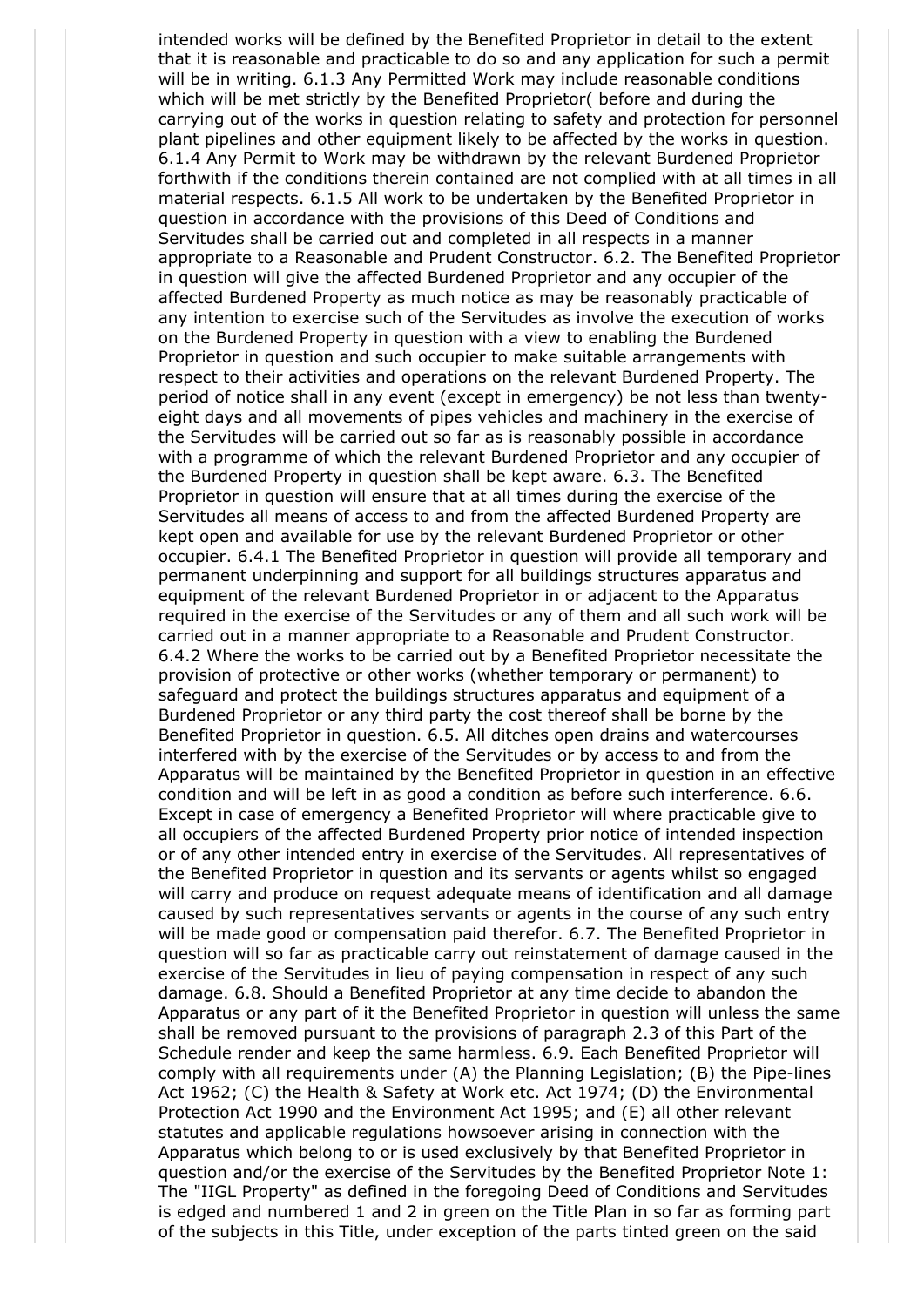intended works will be defined by the Benefited Proprietor in detail to the extent that it is reasonable and practicable to do so and any application for such a permit will be in writing. 6.1.3 Any Permitted Work may include reasonable conditions which will be met strictly by the Benefited Proprietor( before and during the carrying out of the works in question relating to safety and protection for personnel plant pipelines and other equipment likely to be affected by the works in question. 6.1.4 Any Permit to Work may be withdrawn by the relevant Burdened Proprietor forthwith if the conditions therein contained are not complied with at all times in all material respects. 6.1.5 All work to be undertaken by the Benefited Proprietor in question in accordance with the provisions of this Deed of Conditions and Servitudes shall be carried out and completed in all respects in a manner appropriate to a Reasonable and Prudent Constructor. 6.2. The Benefited Proprietor in question will give the affected Burdened Proprietor and any occupier of the affected Burdened Property as much notice as may be reasonably practicable of any intention to exercise such of the Servitudes as involve the execution of works on the Burdened Property in question with a view to enabling the Burdened Proprietor in question and such occupier to make suitable arrangements with respect to their activities and operations on the relevant Burdened Property. The period of notice shall in any event (except in emergency) be not less than twenty-eight days and all movements of pipes vehicles and machinery in the exercise of the Servitudes will be carried out so far as is reasonably possible in accordance with a programme of which the relevant Burdened Proprietor and any occupier of the Burdened Property in question shall be kept aware. 6.3. The Benefited Proprietor in question will ensure that at all times during the exercise of the Servitudes all means of access to and from the affected Burdened Property are kept open and available for use by the relevant Burdened Proprietor or other occupier. 6.4.1 The Benefited Proprietor in question will provide all temporary and permanent underpinning and support for all buildings structures apparatus and equipment of the relevant Burdened Proprietor in or adjacent to the Apparatus required in the exercise of the Servitudes or any of them and all such work will be carried out in a manner appropriate to a Reasonable and Prudent Constructor. 6.4.2 Where the works to be carried out by a Benefited Proprietor necessitate the provision of protective or other works (whether temporary or permanent) to safeguard and protect the buildings structures apparatus and equipment of a Burdened Proprietor or any third party the cost thereof shall be borne by the Benefited Proprietor in question. 6.5. All ditches open drains and watercourses interfered with by the exercise of the Servitudes or by access to and from the Apparatus will be maintained by the Benefited Proprietor in question in an effective condition and will be left in as good a condition as before such interference. 6.6. Except in case of emergency a Benefited Proprietor will where practicable give to all occupiers of the affected Burdened Property prior notice of intended inspection or of any other intended entry in exercise of the Servitudes. All representatives of the Benefited Proprietor in question and its servants or agents whilst so engaged will carry and produce on request adequate means of identification and all damage caused by such representatives servants or agents in the course of any such entry will be made good or compensation paid therefor. 6.7. The Benefited Proprietor in question will so far as practicable carry out reinstatement of damage caused in the exercise of the Servitudes in lieu of paying compensation in respect of any such damage. 6.8. Should a Benefited Proprietor at any time decide to abandon the Apparatus or any part of it the Benefited Proprietor in question will unless the same shall be removed pursuant to the provisions of paragraph 2.3 of this Part of the Schedule render and keep the same harmless. 6.9. Each Benefited Proprietor will comply with all requirements under (A) the Planning Legislation; (B) the Pipe-lines Act 1962; (C) the Health & Safety at Work etc. Act 1974; (D) the Environmental Protection Act 1990 and the Environment Act 1995; and (E) all other relevant statutes and applicable regulations howsoever arising in connection with the Apparatus which belong to or is used exclusively by that Benefited Proprietor in question and/or the exercise of the Servitudes by the Benefited Proprietor Note 1: The "IIGL Property" as defined in the foregoing Deed of Conditions and Servitudes is edged and numbered 1 and 2 in green on the Title Plan in so far as forming part of the subjects in this Title, under exception of the parts tinted green on the said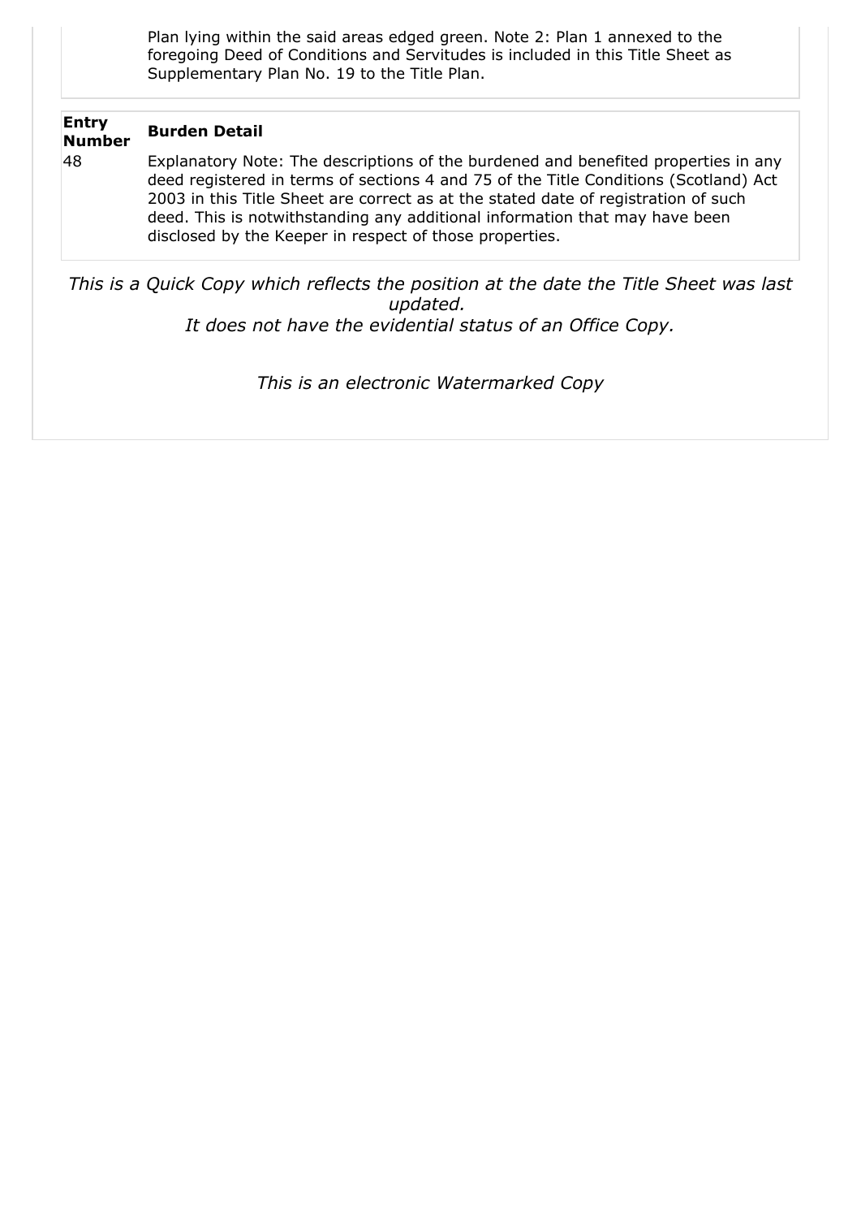Plan lying within the said areas edged green. Note 2: Plan 1 annexed to the foregoing Deed of Conditions and Servitudes is included in this Title Sheet as Supplementary Plan No. 19 to the Title Plan.

| Entry Number | Burden Detail |
|---|---|
| 48 | Explanatory Note: The descriptions of the burdened and benefited properties in any deed registered in terms of sections 4 and 75 of the Title Conditions (Scotland) Act 2003 in this Title Sheet are correct as at the stated date of registration of such deed. This is notwithstanding any additional information that may have been disclosed by the Keeper in respect of those properties. |

*This is a Quick Copy which reflects the position at the date the Title Sheet was last updated.*
*It does not have the evidential status of an Office Copy.*

*This is an electronic Watermarked Copy*